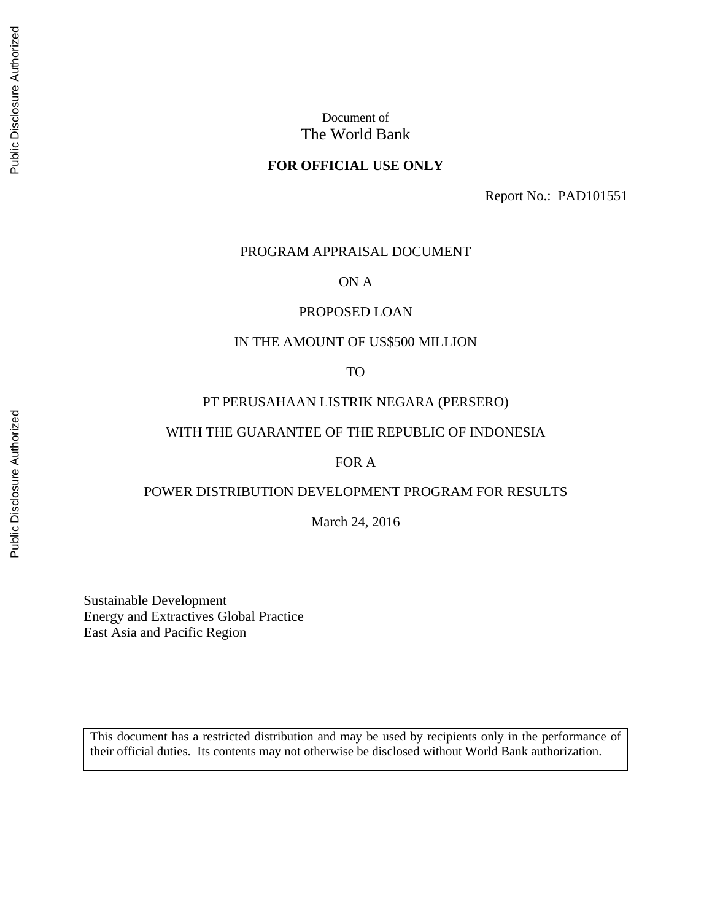Document of
The World Bank

**FOR OFFICIAL USE ONLY**

Report No.: PAD101551

PROGRAM APPRAISAL DOCUMENT

ON A

PROPOSED LOAN

IN THE AMOUNT OF US$500 MILLION

TO

PT PERUSAHAAN LISTRIK NEGARA (PERSERO)

WITH THE GUARANTEE OF THE REPUBLIC OF INDONESIA

FOR A

POWER DISTRIBUTION DEVELOPMENT PROGRAM FOR RESULTS

March 24, 2016

Sustainable Development
Energy and Extractives Global Practice
East Asia and Pacific Region

This document has a restricted distribution and may be used by recipients only in the performance of their official duties. Its contents may not otherwise be disclosed without World Bank authorization.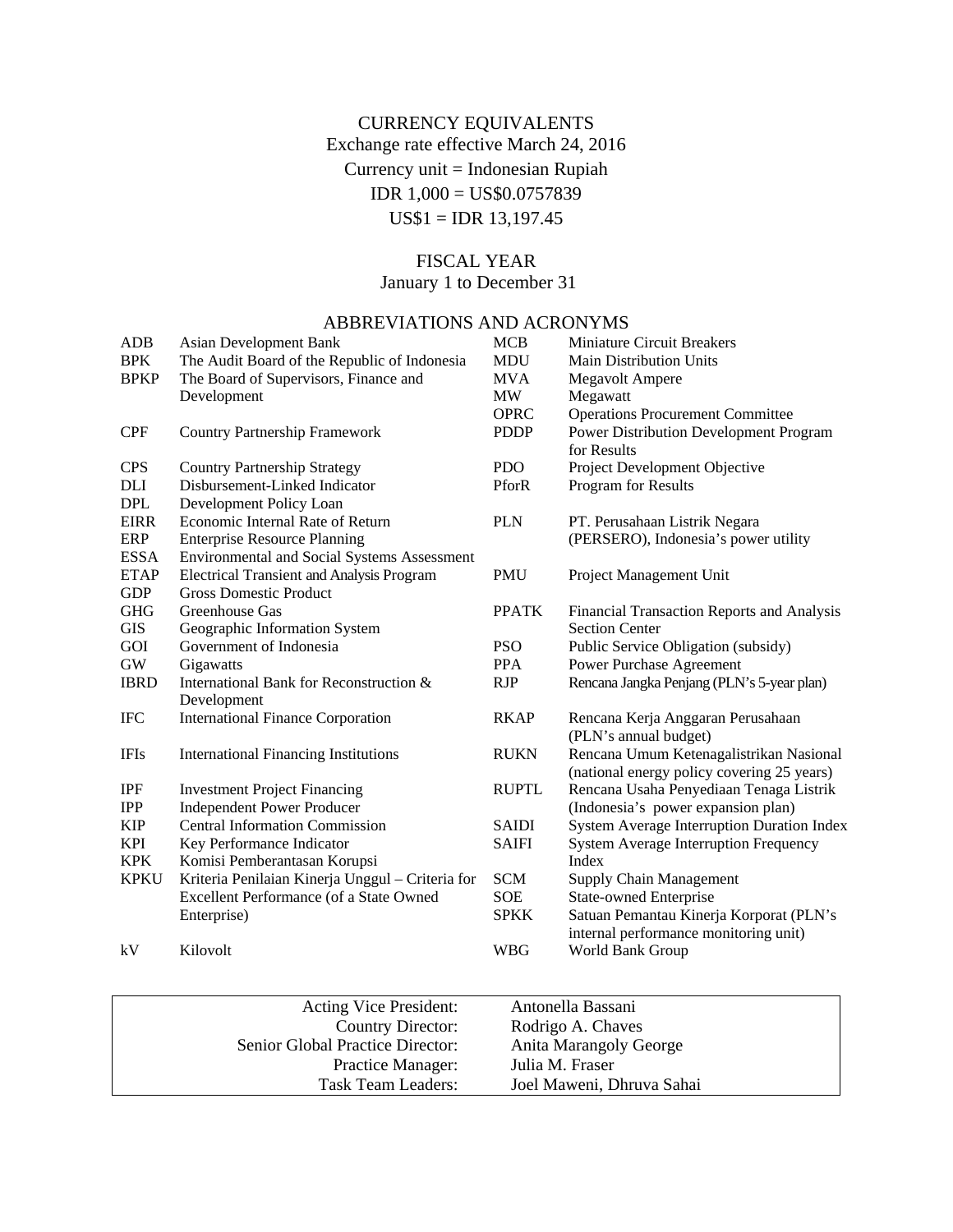# CURRENCY EQUIVALENTS

Exchange rate effective March 24, 2016

Currency unit = Indonesian Rupiah

IDR 1,000 = US$0.0757839

US$1 = IDR 13,197.45

# FISCAL YEAR

January 1 to December 31

# ABBREVIATIONS AND ACRONYMS

| | |
|---|---|
| ADB | Asian Development Bank |
| BPK | The Audit Board of the Republic of Indonesia |
| BPKP | The Board of Supervisors, Finance and Development |
| CPF | Country Partnership Framework |
| CPS | Country Partnership Strategy |
| DLI | Disbursement-Linked Indicator |
| DPL | Development Policy Loan |
| EIRR | Economic Internal Rate of Return |
| ERP | Enterprise Resource Planning |
| ESSA | Environmental and Social Systems Assessment |
| ETAP | Electrical Transient and Analysis Program |
| GDP | Gross Domestic Product |
| GHG | Greenhouse Gas |
| GIS | Geographic Information System |
| GOI | Government of Indonesia |
| GW | Gigawatts |
| IBRD | International Bank for Reconstruction & Development |
| IFC | International Finance Corporation |
| IFIs | International Financing Institutions |
| IPF | Investment Project Financing |
| IPP | Independent Power Producer |
| KIP | Central Information Commission |
| KPI | Key Performance Indicator |
| KPK | Komisi Pemberantasan Korupsi |
| KPKU | Kriteria Penilaian Kinerja Unggul – Criteria for Excellent Performance (of a State Owned Enterprise) |
| kV | Kilovolt |
| MCB | Miniature Circuit Breakers |
| MDU | Main Distribution Units |
| MVA | Megavolt Ampere |
| MW | Megawatt |
| OPRC | Operations Procurement Committee |
| PDDP | Power Distribution Development Program for Results |
| PDO | Project Development Objective |
| PforR | Program for Results |
| PLN | PT. Perusahaan Listrik Negara (PERSERO), Indonesia's power utility |
| PMU | Project Management Unit |
| PPATK | Financial Transaction Reports and Analysis Section Center |
| PSO | Public Service Obligation (subsidy) |
| PPA | Power Purchase Agreement |
| RJP | Rencana Jangka Penjang (PLN's 5-year plan) |
| RKAP | Rencana Kerja Anggaran Perusahaan (PLN's annual budget) |
| RUKN | Rencana Umum Ketenagalistrikan Nasional (national energy policy covering 25 years) |
| RUPTL | Rencana Usaha Penyediaan Tenaga Listrik (Indonesia's power expansion plan) |
| SAIDI | System Average Interruption Duration Index |
| SAIFI | System Average Interruption Frequency Index |
| SCM | Supply Chain Management |
| SOE | State-owned Enterprise |
| SPKK | Satuan Pemantau Kinerja Korporat (PLN's internal performance monitoring unit) |
| WBG | World Bank Group |

| | |
|---|---|
| Acting Vice President: | Antonella Bassani |
| Country Director: | Rodrigo A. Chaves |
| Senior Global Practice Director: | Anita Marangoly George |
| Practice Manager: | Julia M. Fraser |
| Task Team Leaders: | Joel Maweni, Dhruva Sahai |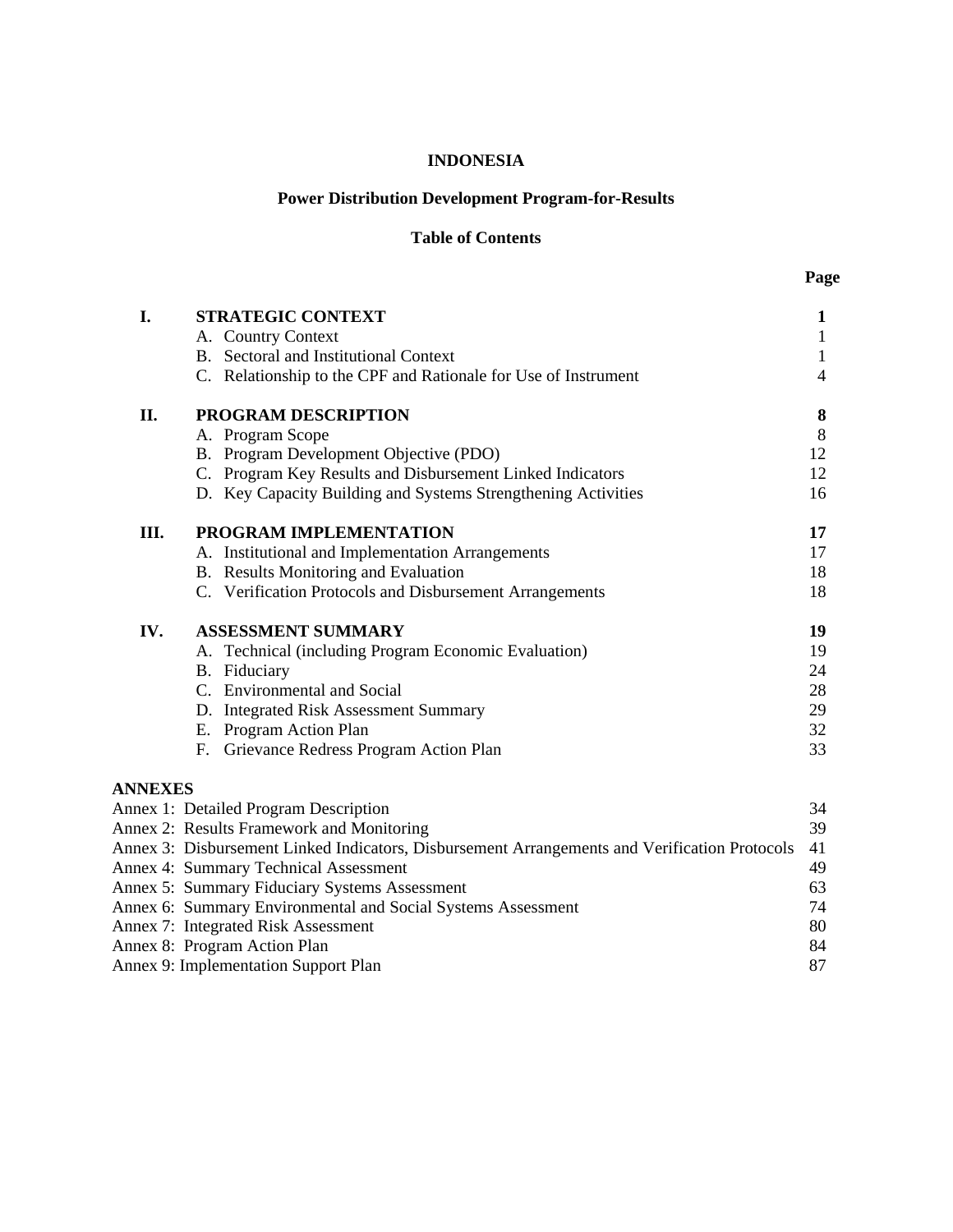**INDONESIA**

**Power Distribution Development Program-for-Results**

**Table of Contents**

| | | Page |
|---|---|---|
| **I.** | **STRATEGIC CONTEXT** | **1** |
| | A. Country Context | 1 |
| | B. Sectoral and Institutional Context | 1 |
| | C. Relationship to the CPF and Rationale for Use of Instrument | 4 |
| **II.** | **PROGRAM DESCRIPTION** | **8** |
| | A. Program Scope | 8 |
| | B. Program Development Objective (PDO) | 12 |
| | C. Program Key Results and Disbursement Linked Indicators | 12 |
| | D. Key Capacity Building and Systems Strengthening Activities | 16 |
| **III.** | **PROGRAM IMPLEMENTATION** | **17** |
| | A. Institutional and Implementation Arrangements | 17 |
| | B. Results Monitoring and Evaluation | 18 |
| | C. Verification Protocols and Disbursement Arrangements | 18 |
| **IV.** | **ASSESSMENT SUMMARY** | **19** |
| | A. Technical (including Program Economic Evaluation) | 19 |
| | B. Fiduciary | 24 |
| | C. Environmental and Social | 28 |
| | D. Integrated Risk Assessment Summary | 29 |
| | E. Program Action Plan | 32 |
| | F. Grievance Redress Program Action Plan | 33 |

**ANNEXES**

| | |
|---|---|
| Annex 1: Detailed Program Description | 34 |
| Annex 2: Results Framework and Monitoring | 39 |
| Annex 3: Disbursement Linked Indicators, Disbursement Arrangements and Verification Protocols | 41 |
| Annex 4: Summary Technical Assessment | 49 |
| Annex 5: Summary Fiduciary Systems Assessment | 63 |
| Annex 6: Summary Environmental and Social Systems Assessment | 74 |
| Annex 7: Integrated Risk Assessment | 80 |
| Annex 8: Program Action Plan | 84 |
| Annex 9: Implementation Support Plan | 87 |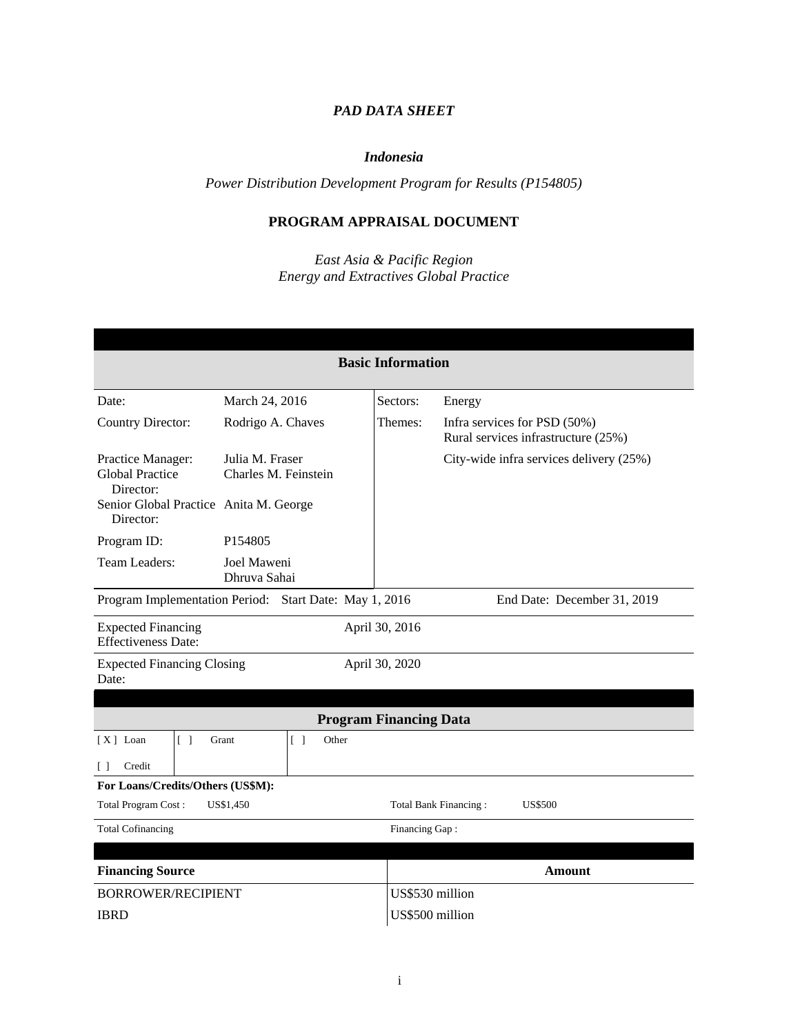## *PAD DATA SHEET*

### *Indonesia*

*Power Distribution Development Program for Results (P154805)*

### PROGRAM APPRAISAL DOCUMENT

*East Asia & Pacific Region*
*Energy and Extractives Global Practice*

| **Basic Information** | | | |
|---|---|---|---|
| Date: | March 24, 2016 | Sectors: | Energy |
| Country Director: | Rodrigo A. Chaves | Themes: | Infra services for PSD (50%)<br>Rural services infrastructure (25%) |
| Practice Manager:<br>Global Practice Director: | Julia M. Fraser<br>Charles M. Feinstein | | City-wide infra services delivery (25%) |
| Senior Global Practice Director: | Anita M. George | | |
| Program ID: | P154805 | | |
| Team Leaders: | Joel Maweni<br>Dhruva Sahai | | |
| Program Implementation Period: | Start Date: May 1, 2016 | | End Date: December 31, 2019 |
| Expected Financing Effectiveness Date: | | April 30, 2016 | |
| Expected Financing Closing Date: | | April 30, 2020 | |

| **Program Financing Data** | | |
|---|---|---|
| [ X ] Loan | [ ] Grant | [ ] Other |
| [ ] Credit | | |

**For Loans/Credits/Others (US$M):**

| | | | |
|---|---|---|---|
| Total Program Cost : | US$1,450 | Total Bank Financing : | US$500 |
| Total Cofinancing | | Financing Gap : | |

| **Financing Source** | **Amount** |
|---|---|
| BORROWER/RECIPIENT | US$530 million |
| IBRD | US$500 million |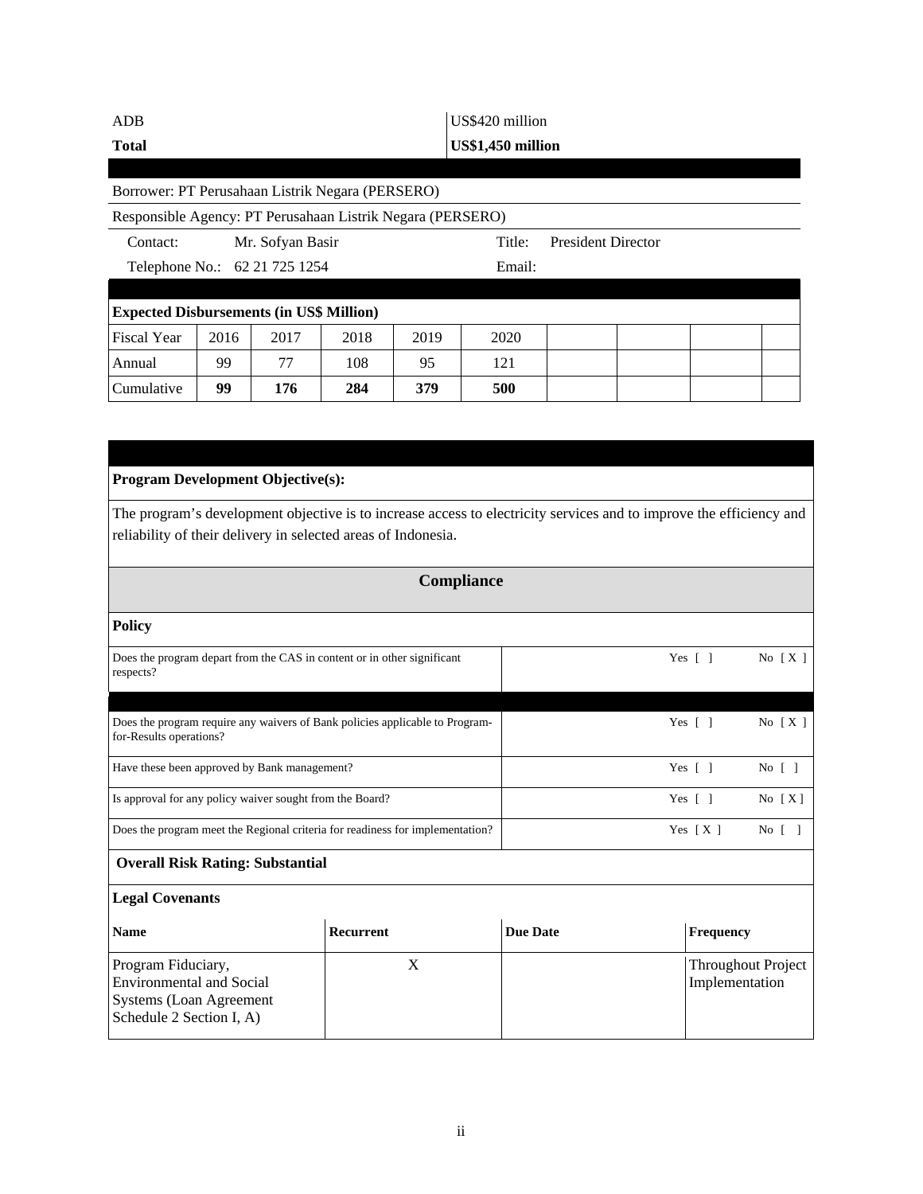| | |
|---|---|
| ADB | US$420 million |
| **Total** | **US$1,450 million** |

Borrower: PT Perusahaan Listrik Negara (PERSERO)

Responsible Agency: PT Perusahaan Listrik Negara (PERSERO)

| | | | |
|---|---|---|---|
| Contact: | Mr. Sofyan Basir | Title: | President Director |
| Telephone No.: | 62 21 725 1254 | Email: | |

**Expected Disbursements (in US$ Million)**

| Fiscal Year | 2016 | 2017 | 2018 | 2019 | 2020 | | | | |
|---|---|---|---|---|---|---|---|---|---|
| Annual | 99 | 77 | 108 | 95 | 121 | | | | |
| Cumulative | **99** | **176** | **284** | **379** | **500** | | | | |

**Program Development Objective(s):**

The program's development objective is to increase access to electricity services and to improve the efficiency and reliability of their delivery in selected areas of Indonesia.

## Compliance

**Policy**

| | | |
|---|---|---|
| Does the program depart from the CAS in content or in other significant respects? | Yes [ ] | No [ X ] |
| Does the program require any waivers of Bank policies applicable to Program-for-Results operations? | Yes [ ] | No [ X ] |
| Have these been approved by Bank management? | Yes [ ] | No [ ] |
| Is approval for any policy waiver sought from the Board? | Yes [ ] | No [ X ] |
| Does the program meet the Regional criteria for readiness for implementation? | Yes [ X ] | No [ ] |

**Overall Risk Rating: Substantial**

**Legal Covenants**

| Name | Recurrent | Due Date | Frequency |
|---|---|---|---|
| Program Fiduciary, Environmental and Social Systems (Loan Agreement Schedule 2 Section I, A) | X | | Throughout Project Implementation |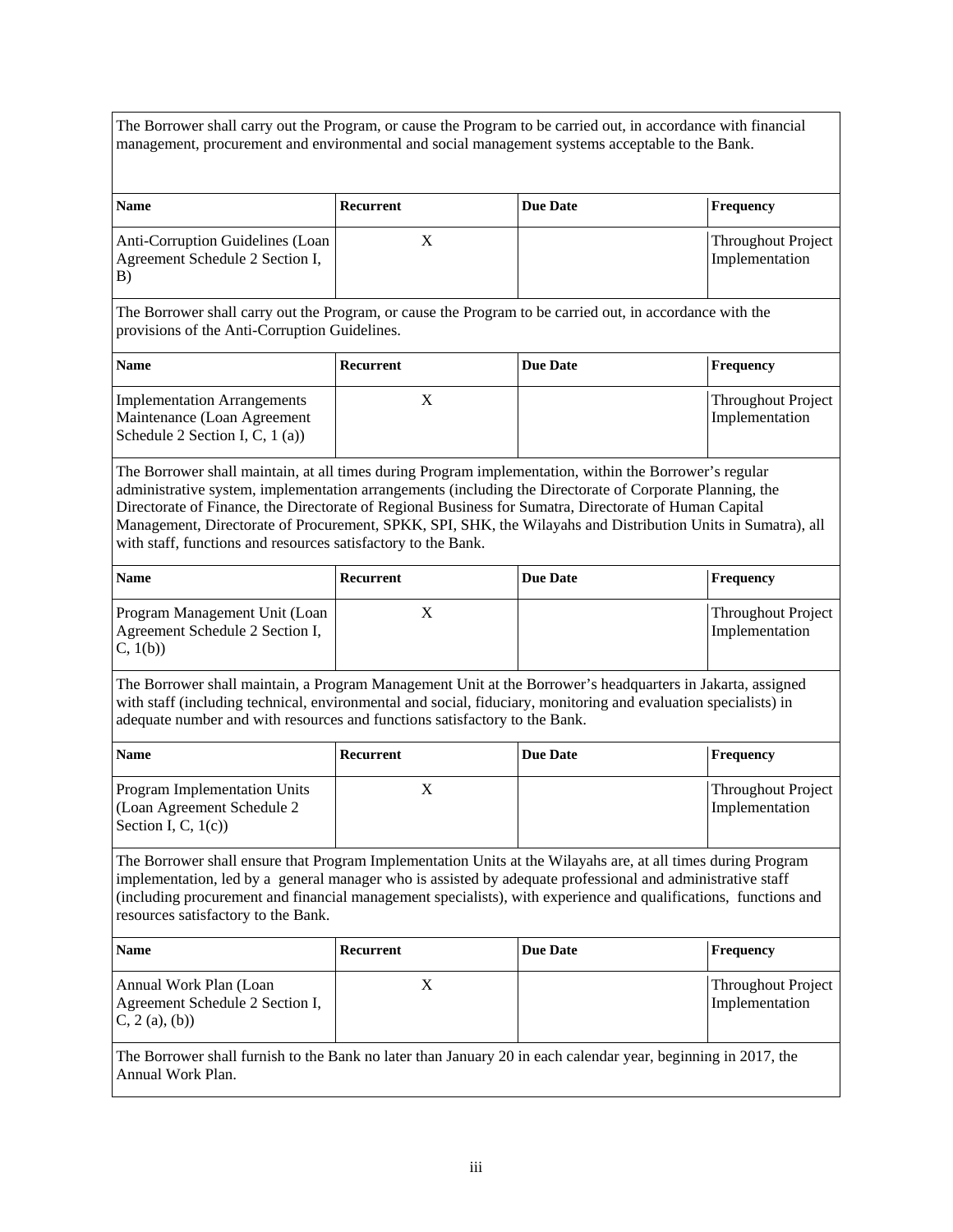The Borrower shall carry out the Program, or cause the Program to be carried out, in accordance with financial management, procurement and environmental and social management systems acceptable to the Bank.

| Name | Recurrent | Due Date | Frequency |
| --- | --- | --- | --- |
| Anti-Corruption Guidelines (Loan Agreement Schedule 2 Section I, B) | X | | Throughout Project Implementation |

The Borrower shall carry out the Program, or cause the Program to be carried out, in accordance with the provisions of the Anti-Corruption Guidelines.

| Name | Recurrent | Due Date | Frequency |
| --- | --- | --- | --- |
| Implementation Arrangements Maintenance (Loan Agreement Schedule 2 Section I, C, 1 (a)) | X | | Throughout Project Implementation |

The Borrower shall maintain, at all times during Program implementation, within the Borrower's regular administrative system, implementation arrangements (including the Directorate of Corporate Planning, the Directorate of Finance, the Directorate of Regional Business for Sumatra, Directorate of Human Capital Management, Directorate of Procurement, SPKK, SPI, SHK, the Wilayahs and Distribution Units in Sumatra), all with staff, functions and resources satisfactory to the Bank.

| Name | Recurrent | Due Date | Frequency |
| --- | --- | --- | --- |
| Program Management Unit (Loan Agreement Schedule 2 Section I, C, 1(b)) | X | | Throughout Project Implementation |

The Borrower shall maintain, a Program Management Unit at the Borrower's headquarters in Jakarta, assigned with staff (including technical, environmental and social, fiduciary, monitoring and evaluation specialists) in adequate number and with resources and functions satisfactory to the Bank.

| Name | Recurrent | Due Date | Frequency |
| --- | --- | --- | --- |
| Program Implementation Units (Loan Agreement Schedule 2 Section I, C, 1(c)) | X | | Throughout Project Implementation |

The Borrower shall ensure that Program Implementation Units at the Wilayahs are, at all times during Program implementation, led by a general manager who is assisted by adequate professional and administrative staff (including procurement and financial management specialists), with experience and qualifications, functions and resources satisfactory to the Bank.

| Name | Recurrent | Due Date | Frequency |
| --- | --- | --- | --- |
| Annual Work Plan (Loan Agreement Schedule 2 Section I, C, 2 (a), (b)) | X | | Throughout Project Implementation |

The Borrower shall furnish to the Bank no later than January 20 in each calendar year, beginning in 2017, the Annual Work Plan.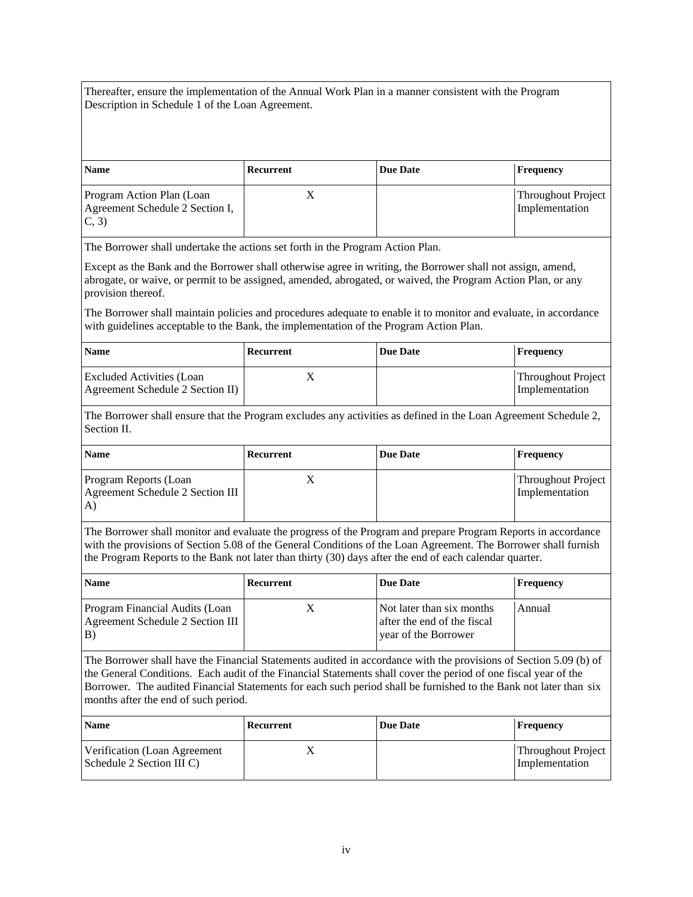Thereafter, ensure the implementation of the Annual Work Plan in a manner consistent with the Program Description in Schedule 1 of the Loan Agreement.

| Name | Recurrent | Due Date | Frequency |
|---|---|---|---|
| Program Action Plan (Loan Agreement Schedule 2 Section I, C, 3) | X | | Throughout Project Implementation |

The Borrower shall undertake the actions set forth in the Program Action Plan.

Except as the Bank and the Borrower shall otherwise agree in writing, the Borrower shall not assign, amend, abrogate, or waive, or permit to be assigned, amended, abrogated, or waived, the Program Action Plan, or any provision thereof.

The Borrower shall maintain policies and procedures adequate to enable it to monitor and evaluate, in accordance with guidelines acceptable to the Bank, the implementation of the Program Action Plan.

| Name | Recurrent | Due Date | Frequency |
|---|---|---|---|
| Excluded Activities (Loan Agreement Schedule 2 Section II) | X | | Throughout Project Implementation |

The Borrower shall ensure that the Program excludes any activities as defined in the Loan Agreement Schedule 2, Section II.

| Name | Recurrent | Due Date | Frequency |
|---|---|---|---|
| Program Reports (Loan Agreement Schedule 2 Section III A) | X | | Throughout Project Implementation |

The Borrower shall monitor and evaluate the progress of the Program and prepare Program Reports in accordance with the provisions of Section 5.08 of the General Conditions of the Loan Agreement. The Borrower shall furnish the Program Reports to the Bank not later than thirty (30) days after the end of each calendar quarter.

| Name | Recurrent | Due Date | Frequency |
|---|---|---|---|
| Program Financial Audits (Loan Agreement Schedule 2 Section III B) | X | Not later than six months after the end of the fiscal year of the Borrower | Annual |

The Borrower shall have the Financial Statements audited in accordance with the provisions of Section 5.09 (b) of the General Conditions. Each audit of the Financial Statements shall cover the period of one fiscal year of the Borrower. The audited Financial Statements for each such period shall be furnished to the Bank not later than six months after the end of such period.

| Name | Recurrent | Due Date | Frequency |
|---|---|---|---|
| Verification (Loan Agreement Schedule 2 Section III C) | X | | Throughout Project Implementation |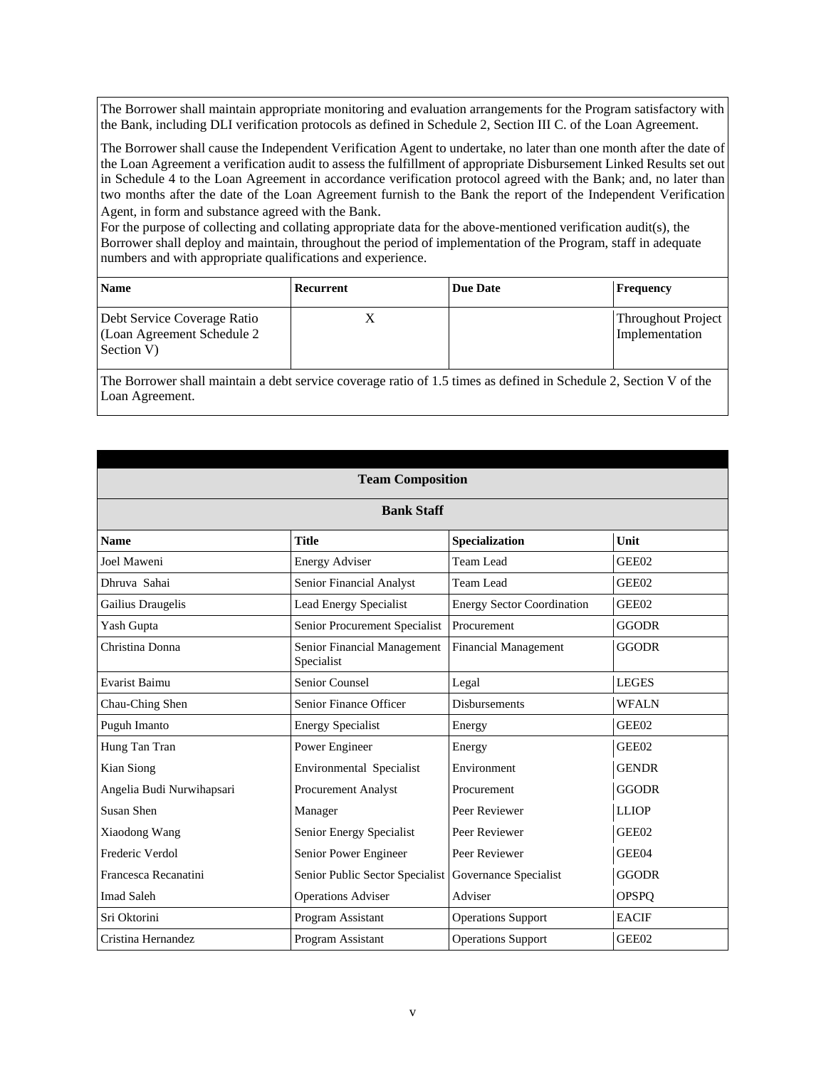The Borrower shall maintain appropriate monitoring and evaluation arrangements for the Program satisfactory with the Bank, including DLI verification protocols as defined in Schedule 2, Section III C. of the Loan Agreement.

The Borrower shall cause the Independent Verification Agent to undertake, no later than one month after the date of the Loan Agreement a verification audit to assess the fulfillment of appropriate Disbursement Linked Results set out in Schedule 4 to the Loan Agreement in accordance verification protocol agreed with the Bank; and, no later than two months after the date of the Loan Agreement furnish to the Bank the report of the Independent Verification Agent, in form and substance agreed with the Bank.
For the purpose of collecting and collating appropriate data for the above-mentioned verification audit(s), the Borrower shall deploy and maintain, throughout the period of implementation of the Program, staff in adequate numbers and with appropriate qualifications and experience.

| Name | Recurrent | Due Date | Frequency |
|---|---|---|---|
| Debt Service Coverage Ratio (Loan Agreement Schedule 2 Section V) | X | | Throughout Project Implementation |

The Borrower shall maintain a debt service coverage ratio of 1.5 times as defined in Schedule 2, Section V of the Loan Agreement.

## Team Composition

### Bank Staff

| Name | Title | Specialization | Unit |
|---|---|---|---|
| Joel Maweni | Energy Adviser | Team Lead | GEE02 |
| Dhruva Sahai | Senior Financial Analyst | Team Lead | GEE02 |
| Gailius Draugelis | Lead Energy Specialist | Energy Sector Coordination | GEE02 |
| Yash Gupta | Senior Procurement Specialist | Procurement | GGODR |
| Christina Donna | Senior Financial Management Specialist | Financial Management | GGODR |
| Evarist Baimu | Senior Counsel | Legal | LEGES |
| Chau-Ching Shen | Senior Finance Officer | Disbursements | WFALN |
| Puguh Imanto | Energy Specialist | Energy | GEE02 |
| Hung Tan Tran | Power Engineer | Energy | GEE02 |
| Kian Siong | Environmental Specialist | Environment | GENDR |
| Angelia Budi Nurwihapsari | Procurement Analyst | Procurement | GGODR |
| Susan Shen | Manager | Peer Reviewer | LLIOP |
| Xiaodong Wang | Senior Energy Specialist | Peer Reviewer | GEE02 |
| Frederic Verdol | Senior Power Engineer | Peer Reviewer | GEE04 |
| Francesca Recanatini | Senior Public Sector Specialist | Governance Specialist | GGODR |
| Imad Saleh | Operations Adviser | Adviser | OPSPQ |
| Sri Oktorini | Program Assistant | Operations Support | EACIF |
| Cristina Hernandez | Program Assistant | Operations Support | GEE02 |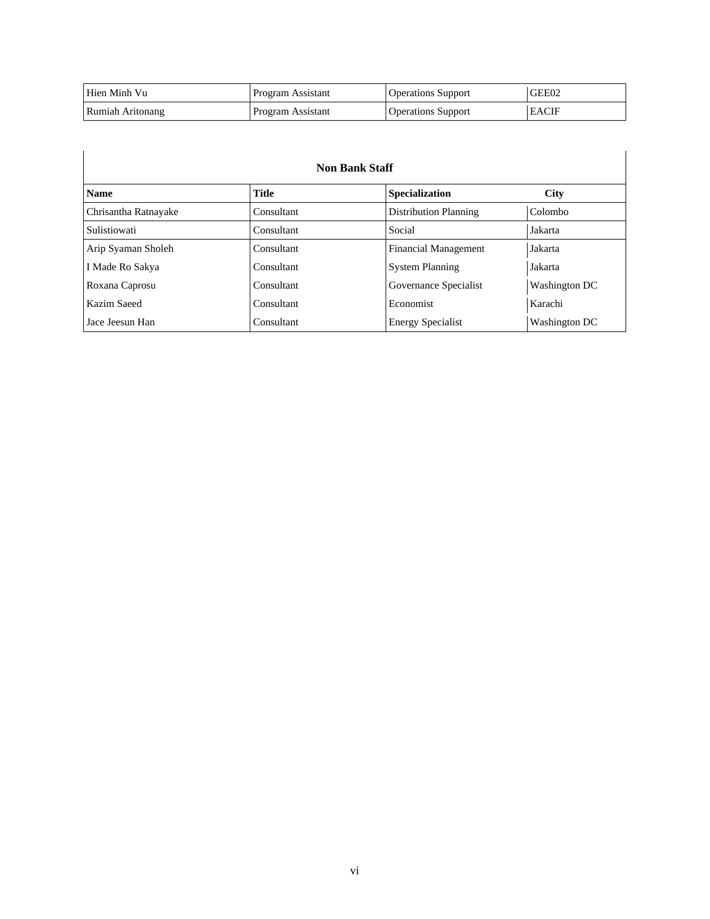| Hien Minh Vu | Program Assistant | Operations Support | GEE02 |
|---|---|---|---|
| Rumiah Aritonang | Program Assistant | Operations Support | EACIF |

**Non Bank Staff**

| Name | Title | Specialization | City |
|---|---|---|---|
| Chrisantha Ratnayake | Consultant | Distribution Planning | Colombo |
| Sulistiowati | Consultant | Social | Jakarta |
| Arip Syaman Sholeh | Consultant | Financial Management | Jakarta |
| I Made Ro Sakya | Consultant | System Planning | Jakarta |
| Roxana Caprosu | Consultant | Governance Specialist | Washington DC |
| Kazim Saeed | Consultant | Economist | Karachi |
| Jace Jeesun Han | Consultant | Energy Specialist | Washington DC |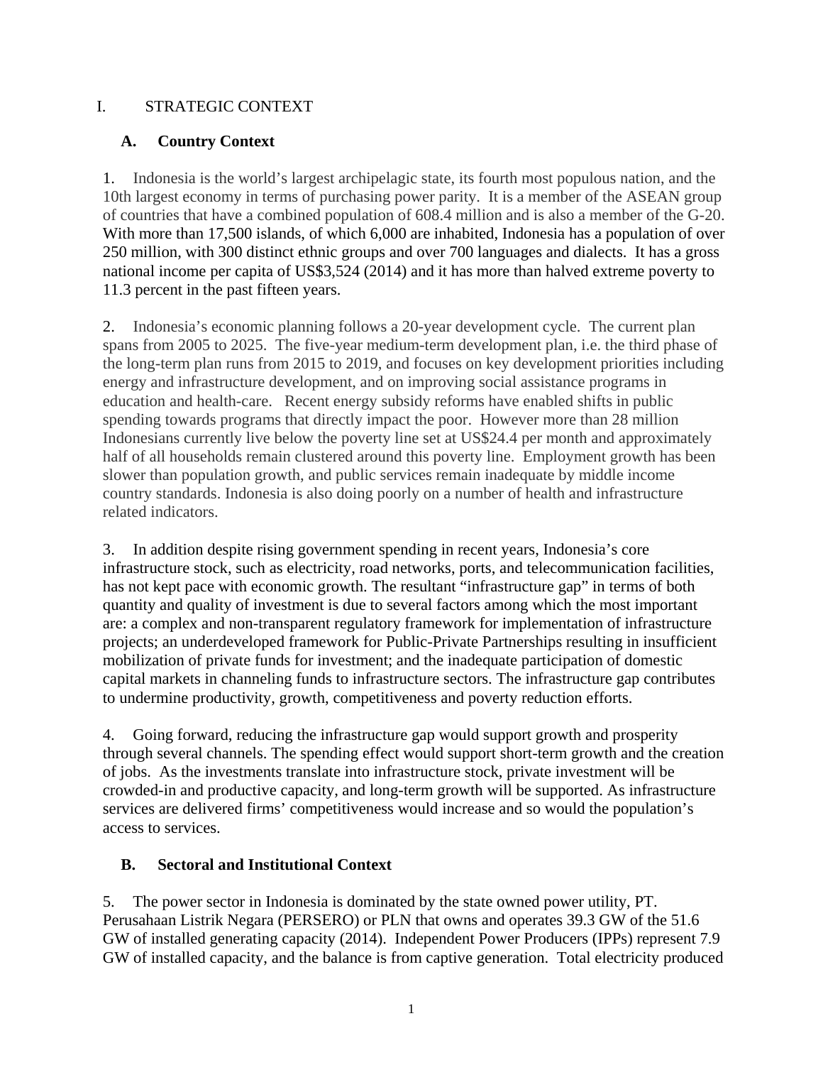# I. STRATEGIC CONTEXT

## A. Country Context

1. Indonesia is the world's largest archipelagic state, its fourth most populous nation, and the 10th largest economy in terms of purchasing power parity. It is a member of the ASEAN group of countries that have a combined population of 608.4 million and is also a member of the G-20. With more than 17,500 islands, of which 6,000 are inhabited, Indonesia has a population of over 250 million, with 300 distinct ethnic groups and over 700 languages and dialects. It has a gross national income per capita of US$3,524 (2014) and it has more than halved extreme poverty to 11.3 percent in the past fifteen years.

2. Indonesia's economic planning follows a 20-year development cycle. The current plan spans from 2005 to 2025. The five-year medium-term development plan, i.e. the third phase of the long-term plan runs from 2015 to 2019, and focuses on key development priorities including energy and infrastructure development, and on improving social assistance programs in education and health-care. Recent energy subsidy reforms have enabled shifts in public spending towards programs that directly impact the poor. However more than 28 million Indonesians currently live below the poverty line set at US$24.4 per month and approximately half of all households remain clustered around this poverty line. Employment growth has been slower than population growth, and public services remain inadequate by middle income country standards. Indonesia is also doing poorly on a number of health and infrastructure related indicators.

3. In addition despite rising government spending in recent years, Indonesia's core infrastructure stock, such as electricity, road networks, ports, and telecommunication facilities, has not kept pace with economic growth. The resultant "infrastructure gap" in terms of both quantity and quality of investment is due to several factors among which the most important are: a complex and non-transparent regulatory framework for implementation of infrastructure projects; an underdeveloped framework for Public-Private Partnerships resulting in insufficient mobilization of private funds for investment; and the inadequate participation of domestic capital markets in channeling funds to infrastructure sectors. The infrastructure gap contributes to undermine productivity, growth, competitiveness and poverty reduction efforts.

4. Going forward, reducing the infrastructure gap would support growth and prosperity through several channels. The spending effect would support short-term growth and the creation of jobs. As the investments translate into infrastructure stock, private investment will be crowded-in and productive capacity, and long-term growth will be supported. As infrastructure services are delivered firms' competitiveness would increase and so would the population's access to services.

## B. Sectoral and Institutional Context

5. The power sector in Indonesia is dominated by the state owned power utility, PT. Perusahaan Listrik Negara (PERSERO) or PLN that owns and operates 39.3 GW of the 51.6 GW of installed generating capacity (2014). Independent Power Producers (IPPs) represent 7.9 GW of installed capacity, and the balance is from captive generation. Total electricity produced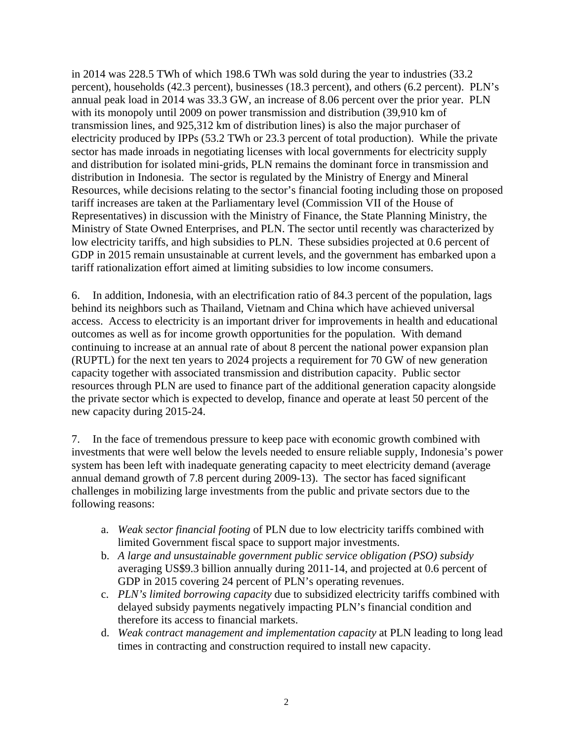in 2014 was 228.5 TWh of which 198.6 TWh was sold during the year to industries (33.2 percent), households (42.3 percent), businesses (18.3 percent), and others (6.2 percent). PLN's annual peak load in 2014 was 33.3 GW, an increase of 8.06 percent over the prior year. PLN with its monopoly until 2009 on power transmission and distribution (39,910 km of transmission lines, and 925,312 km of distribution lines) is also the major purchaser of electricity produced by IPPs (53.2 TWh or 23.3 percent of total production). While the private sector has made inroads in negotiating licenses with local governments for electricity supply and distribution for isolated mini-grids, PLN remains the dominant force in transmission and distribution in Indonesia. The sector is regulated by the Ministry of Energy and Mineral Resources, while decisions relating to the sector's financial footing including those on proposed tariff increases are taken at the Parliamentary level (Commission VII of the House of Representatives) in discussion with the Ministry of Finance, the State Planning Ministry, the Ministry of State Owned Enterprises, and PLN. The sector until recently was characterized by low electricity tariffs, and high subsidies to PLN. These subsidies projected at 0.6 percent of GDP in 2015 remain unsustainable at current levels, and the government has embarked upon a tariff rationalization effort aimed at limiting subsidies to low income consumers.

6. In addition, Indonesia, with an electrification ratio of 84.3 percent of the population, lags behind its neighbors such as Thailand, Vietnam and China which have achieved universal access. Access to electricity is an important driver for improvements in health and educational outcomes as well as for income growth opportunities for the population. With demand continuing to increase at an annual rate of about 8 percent the national power expansion plan (RUPTL) for the next ten years to 2024 projects a requirement for 70 GW of new generation capacity together with associated transmission and distribution capacity. Public sector resources through PLN are used to finance part of the additional generation capacity alongside the private sector which is expected to develop, finance and operate at least 50 percent of the new capacity during 2015-24.

7. In the face of tremendous pressure to keep pace with economic growth combined with investments that were well below the levels needed to ensure reliable supply, Indonesia's power system has been left with inadequate generating capacity to meet electricity demand (average annual demand growth of 7.8 percent during 2009-13). The sector has faced significant challenges in mobilizing large investments from the public and private sectors due to the following reasons:

a. *Weak sector financial footing* of PLN due to low electricity tariffs combined with limited Government fiscal space to support major investments.
b. *A large and unsustainable government public service obligation (PSO) subsidy* averaging US$9.3 billion annually during 2011-14, and projected at 0.6 percent of GDP in 2015 covering 24 percent of PLN's operating revenues.
c. *PLN's limited borrowing capacity* due to subsidized electricity tariffs combined with delayed subsidy payments negatively impacting PLN's financial condition and therefore its access to financial markets.
d. *Weak contract management and implementation capacity* at PLN leading to long lead times in contracting and construction required to install new capacity.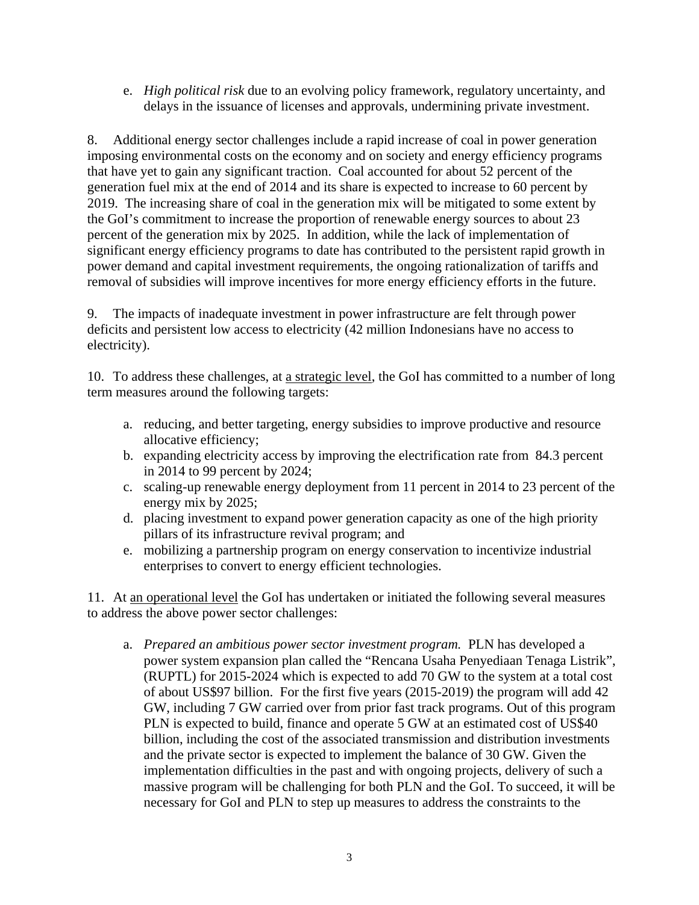e. *High political risk* due to an evolving policy framework, regulatory uncertainty, and delays in the issuance of licenses and approvals, undermining private investment.

8. Additional energy sector challenges include a rapid increase of coal in power generation imposing environmental costs on the economy and on society and energy efficiency programs that have yet to gain any significant traction. Coal accounted for about 52 percent of the generation fuel mix at the end of 2014 and its share is expected to increase to 60 percent by 2019. The increasing share of coal in the generation mix will be mitigated to some extent by the GoI's commitment to increase the proportion of renewable energy sources to about 23 percent of the generation mix by 2025. In addition, while the lack of implementation of significant energy efficiency programs to date has contributed to the persistent rapid growth in power demand and capital investment requirements, the ongoing rationalization of tariffs and removal of subsidies will improve incentives for more energy efficiency efforts in the future.

9. The impacts of inadequate investment in power infrastructure are felt through power deficits and persistent low access to electricity (42 million Indonesians have no access to electricity).

10. To address these challenges, at <u>a strategic level</u>, the GoI has committed to a number of long term measures around the following targets:

a. reducing, and better targeting, energy subsidies to improve productive and resource allocative efficiency;
b. expanding electricity access by improving the electrification rate from 84.3 percent in 2014 to 99 percent by 2024;
c. scaling-up renewable energy deployment from 11 percent in 2014 to 23 percent of the energy mix by 2025;
d. placing investment to expand power generation capacity as one of the high priority pillars of its infrastructure revival program; and
e. mobilizing a partnership program on energy conservation to incentivize industrial enterprises to convert to energy efficient technologies.

11. At <u>an operational level</u> the GoI has undertaken or initiated the following several measures to address the above power sector challenges:

a. *Prepared an ambitious power sector investment program.* PLN has developed a power system expansion plan called the "Rencana Usaha Penyediaan Tenaga Listrik", (RUPTL) for 2015-2024 which is expected to add 70 GW to the system at a total cost of about US$97 billion. For the first five years (2015-2019) the program will add 42 GW, including 7 GW carried over from prior fast track programs. Out of this program PLN is expected to build, finance and operate 5 GW at an estimated cost of US$40 billion, including the cost of the associated transmission and distribution investments and the private sector is expected to implement the balance of 30 GW. Given the implementation difficulties in the past and with ongoing projects, delivery of such a massive program will be challenging for both PLN and the GoI. To succeed, it will be necessary for GoI and PLN to step up measures to address the constraints to the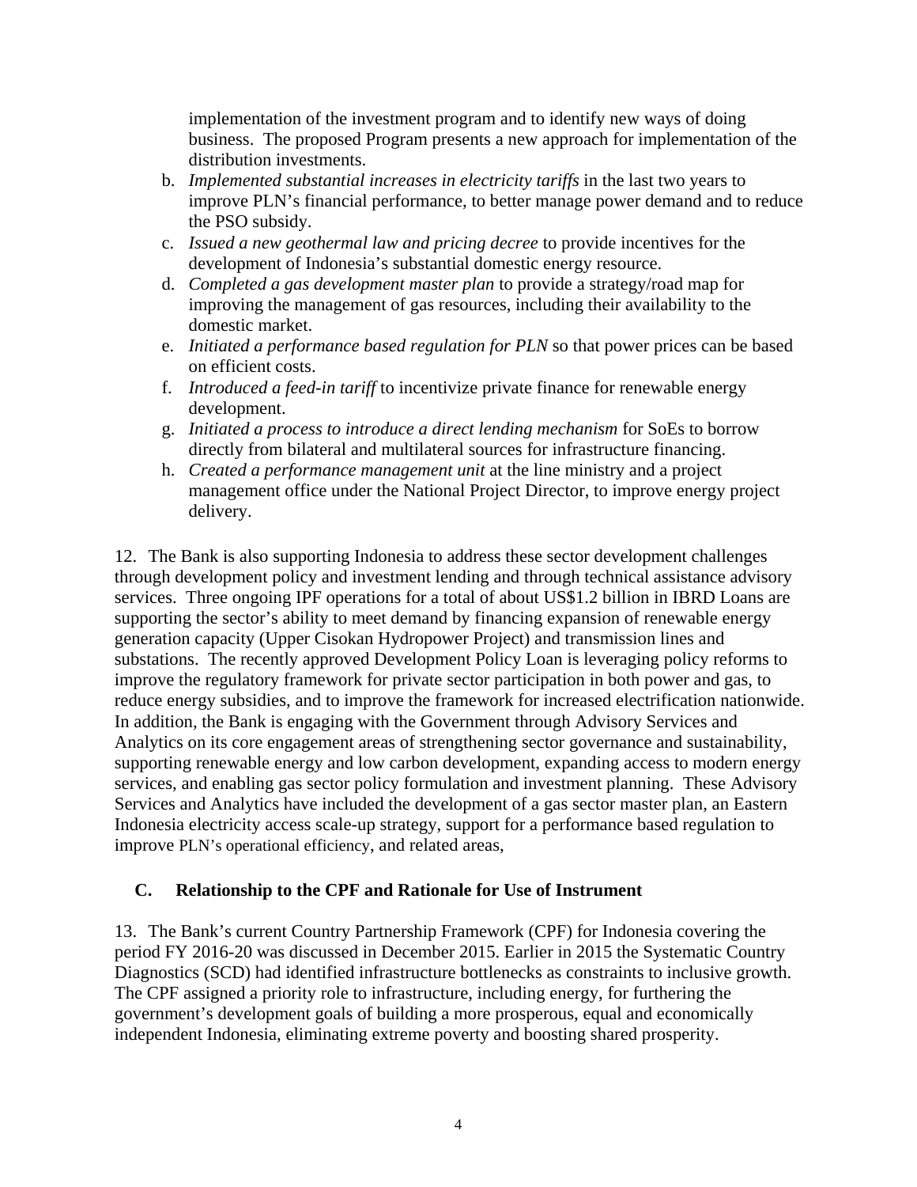implementation of the investment program and to identify new ways of doing business. The proposed Program presents a new approach for implementation of the distribution investments.

b. *Implemented substantial increases in electricity tariffs* in the last two years to improve PLN's financial performance, to better manage power demand and to reduce the PSO subsidy.
c. *Issued a new geothermal law and pricing decree* to provide incentives for the development of Indonesia's substantial domestic energy resource.
d. *Completed a gas development master plan* to provide a strategy/road map for improving the management of gas resources, including their availability to the domestic market.
e. *Initiated a performance based regulation for PLN* so that power prices can be based on efficient costs.
f. *Introduced a feed-in tariff* to incentivize private finance for renewable energy development.
g. *Initiated a process to introduce a direct lending mechanism* for SoEs to borrow directly from bilateral and multilateral sources for infrastructure financing.
h. *Created a performance management unit* at the line ministry and a project management office under the National Project Director, to improve energy project delivery.

12. The Bank is also supporting Indonesia to address these sector development challenges through development policy and investment lending and through technical assistance advisory services. Three ongoing IPF operations for a total of about US$1.2 billion in IBRD Loans are supporting the sector's ability to meet demand by financing expansion of renewable energy generation capacity (Upper Cisokan Hydropower Project) and transmission lines and substations. The recently approved Development Policy Loan is leveraging policy reforms to improve the regulatory framework for private sector participation in both power and gas, to reduce energy subsidies, and to improve the framework for increased electrification nationwide. In addition, the Bank is engaging with the Government through Advisory Services and Analytics on its core engagement areas of strengthening sector governance and sustainability, supporting renewable energy and low carbon development, expanding access to modern energy services, and enabling gas sector policy formulation and investment planning. These Advisory Services and Analytics have included the development of a gas sector master plan, an Eastern Indonesia electricity access scale-up strategy, support for a performance based regulation to improve PLN's operational efficiency, and related areas,

## C. Relationship to the CPF and Rationale for Use of Instrument

13. The Bank's current Country Partnership Framework (CPF) for Indonesia covering the period FY 2016-20 was discussed in December 2015. Earlier in 2015 the Systematic Country Diagnostics (SCD) had identified infrastructure bottlenecks as constraints to inclusive growth. The CPF assigned a priority role to infrastructure, including energy, for furthering the government's development goals of building a more prosperous, equal and economically independent Indonesia, eliminating extreme poverty and boosting shared prosperity.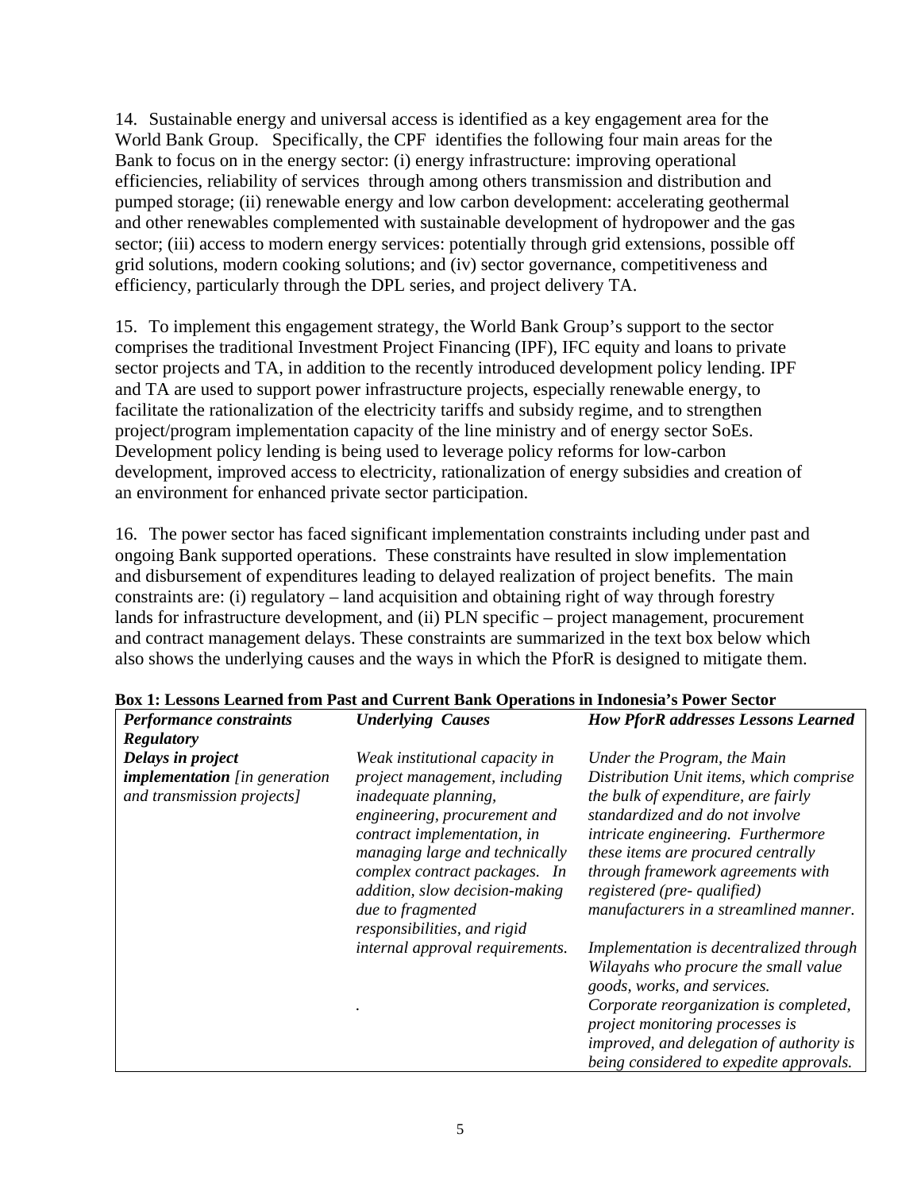14. Sustainable energy and universal access is identified as a key engagement area for the World Bank Group. Specifically, the CPF identifies the following four main areas for the Bank to focus on in the energy sector: (i) energy infrastructure: improving operational efficiencies, reliability of services through among others transmission and distribution and pumped storage; (ii) renewable energy and low carbon development: accelerating geothermal and other renewables complemented with sustainable development of hydropower and the gas sector; (iii) access to modern energy services: potentially through grid extensions, possible off grid solutions, modern cooking solutions; and (iv) sector governance, competitiveness and efficiency, particularly through the DPL series, and project delivery TA.

15. To implement this engagement strategy, the World Bank Group's support to the sector comprises the traditional Investment Project Financing (IPF), IFC equity and loans to private sector projects and TA, in addition to the recently introduced development policy lending. IPF and TA are used to support power infrastructure projects, especially renewable energy, to facilitate the rationalization of the electricity tariffs and subsidy regime, and to strengthen project/program implementation capacity of the line ministry and of energy sector SoEs. Development policy lending is being used to leverage policy reforms for low-carbon development, improved access to electricity, rationalization of energy subsidies and creation of an environment for enhanced private sector participation.

16. The power sector has faced significant implementation constraints including under past and ongoing Bank supported operations. These constraints have resulted in slow implementation and disbursement of expenditures leading to delayed realization of project benefits. The main constraints are: (i) regulatory – land acquisition and obtaining right of way through forestry lands for infrastructure development, and (ii) PLN specific – project management, procurement and contract management delays. These constraints are summarized in the text box below which also shows the underlying causes and the ways in which the PforR is designed to mitigate them.

**Box 1: Lessons Learned from Past and Current Bank Operations in Indonesia's Power Sector**

| *Performance constraints* | *Underlying Causes* | *How PforR addresses Lessons Learned* |
|---|---|---|
| ***Regulatory*** | | |
| ***Delays in project implementation*** *[in generation and transmission projects]* | *Weak institutional capacity in project management, including inadequate planning, engineering, procurement and contract implementation, in managing large and technically complex contract packages. In addition, slow decision-making due to fragmented responsibilities, and rigid internal approval requirements.* | *Under the Program, the Main Distribution Unit items, which comprise the bulk of expenditure, are fairly standardized and do not involve intricate engineering. Furthermore these items are procured centrally through framework agreements with registered (pre- qualified) manufacturers in a streamlined manner.* <br> *Implementation is decentralized through Wilayahs who procure the small value goods, works, and services.* <br> *Corporate reorganization is completed, project monitoring processes is improved, and delegation of authority is being considered to expedite approvals.* |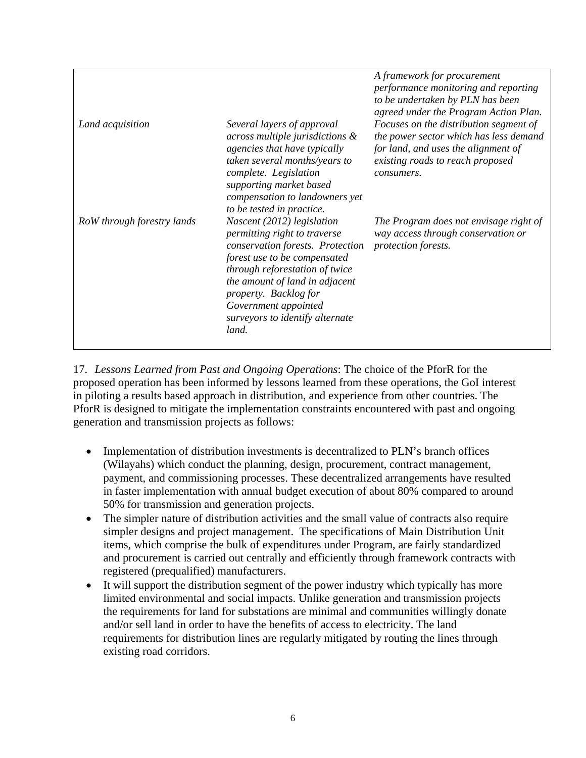| | | |
|---|---|---|
| | | *A framework for procurement performance monitoring and reporting to be undertaken by PLN has been agreed under the Program Action Plan.* |
| *Land acquisition* | *Several layers of approval across multiple jurisdictions & agencies that have typically taken several months/years to complete. Legislation supporting market based compensation to landowners yet to be tested in practice.* | *Focuses on the distribution segment of the power sector which has less demand for land, and uses the alignment of existing roads to reach proposed consumers.* |
| *RoW through forestry lands* | *Nascent (2012) legislation permitting right to traverse conservation forests. Protection forest use to be compensated through reforestation of twice the amount of land in adjacent property. Backlog for Government appointed surveyors to identify alternate land.* | *The Program does not envisage right of way access through conservation or protection forests.* |

17. *Lessons Learned from Past and Ongoing Operations*: The choice of the PforR for the proposed operation has been informed by lessons learned from these operations, the GoI interest in piloting a results based approach in distribution, and experience from other countries. The PforR is designed to mitigate the implementation constraints encountered with past and ongoing generation and transmission projects as follows:

- Implementation of distribution investments is decentralized to PLN's branch offices (Wilayahs) which conduct the planning, design, procurement, contract management, payment, and commissioning processes. These decentralized arrangements have resulted in faster implementation with annual budget execution of about 80% compared to around 50% for transmission and generation projects.
- The simpler nature of distribution activities and the small value of contracts also require simpler designs and project management. The specifications of Main Distribution Unit items, which comprise the bulk of expenditures under Program, are fairly standardized and procurement is carried out centrally and efficiently through framework contracts with registered (prequalified) manufacturers.
- It will support the distribution segment of the power industry which typically has more limited environmental and social impacts. Unlike generation and transmission projects the requirements for land for substations are minimal and communities willingly donate and/or sell land in order to have the benefits of access to electricity. The land requirements for distribution lines are regularly mitigated by routing the lines through existing road corridors.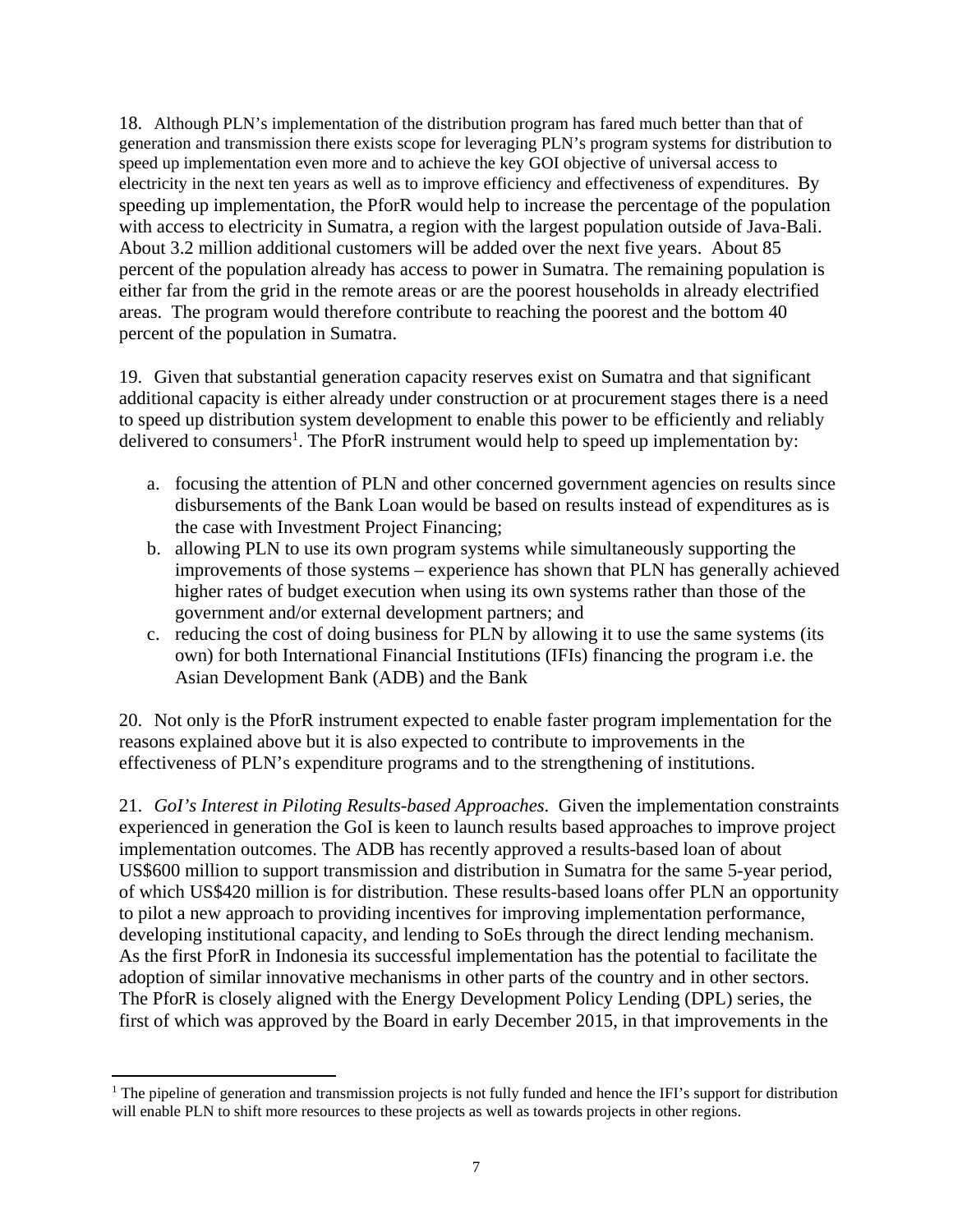18. Although PLN's implementation of the distribution program has fared much better than that of generation and transmission there exists scope for leveraging PLN's program systems for distribution to speed up implementation even more and to achieve the key GOI objective of universal access to electricity in the next ten years as well as to improve efficiency and effectiveness of expenditures. By speeding up implementation, the PforR would help to increase the percentage of the population with access to electricity in Sumatra, a region with the largest population outside of Java-Bali. About 3.2 million additional customers will be added over the next five years. About 85 percent of the population already has access to power in Sumatra. The remaining population is either far from the grid in the remote areas or are the poorest households in already electrified areas. The program would therefore contribute to reaching the poorest and the bottom 40 percent of the population in Sumatra.

19. Given that substantial generation capacity reserves exist on Sumatra and that significant additional capacity is either already under construction or at procurement stages there is a need to speed up distribution system development to enable this power to be efficiently and reliably delivered to consumers[1]. The PforR instrument would help to speed up implementation by:

a. focusing the attention of PLN and other concerned government agencies on results since disbursements of the Bank Loan would be based on results instead of expenditures as is the case with Investment Project Financing;
b. allowing PLN to use its own program systems while simultaneously supporting the improvements of those systems – experience has shown that PLN has generally achieved higher rates of budget execution when using its own systems rather than those of the government and/or external development partners; and
c. reducing the cost of doing business for PLN by allowing it to use the same systems (its own) for both International Financial Institutions (IFIs) financing the program i.e. the Asian Development Bank (ADB) and the Bank

20. Not only is the PforR instrument expected to enable faster program implementation for the reasons explained above but it is also expected to contribute to improvements in the effectiveness of PLN's expenditure programs and to the strengthening of institutions.

21. *GoI's Interest in Piloting Results-based Approaches.* Given the implementation constraints experienced in generation the GoI is keen to launch results based approaches to improve project implementation outcomes. The ADB has recently approved a results-based loan of about US$600 million to support transmission and distribution in Sumatra for the same 5-year period, of which US$420 million is for distribution. These results-based loans offer PLN an opportunity to pilot a new approach to providing incentives for improving implementation performance, developing institutional capacity, and lending to SoEs through the direct lending mechanism. As the first PforR in Indonesia its successful implementation has the potential to facilitate the adoption of similar innovative mechanisms in other parts of the country and in other sectors. The PforR is closely aligned with the Energy Development Policy Lending (DPL) series, the first of which was approved by the Board in early December 2015, in that improvements in the

[1] The pipeline of generation and transmission projects is not fully funded and hence the IFI's support for distribution will enable PLN to shift more resources to these projects as well as towards projects in other regions.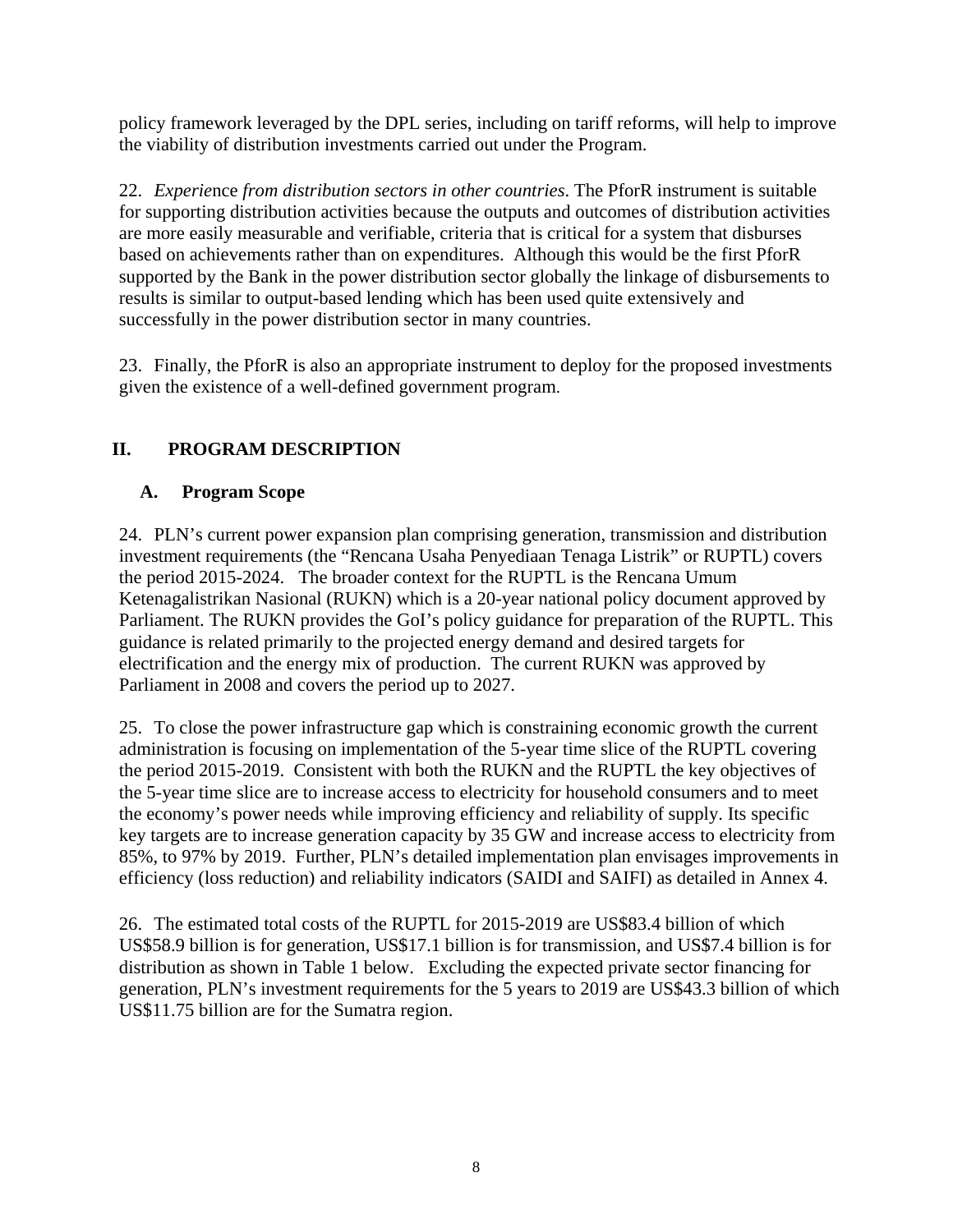policy framework leveraged by the DPL series, including on tariff reforms, will help to improve the viability of distribution investments carried out under the Program.

22. *Experience from distribution sectors in other countries*. The PforR instrument is suitable for supporting distribution activities because the outputs and outcomes of distribution activities are more easily measurable and verifiable, criteria that is critical for a system that disburses based on achievements rather than on expenditures. Although this would be the first PforR supported by the Bank in the power distribution sector globally the linkage of disbursements to results is similar to output-based lending which has been used quite extensively and successfully in the power distribution sector in many countries.

23. Finally, the PforR is also an appropriate instrument to deploy for the proposed investments given the existence of a well-defined government program.

## II. PROGRAM DESCRIPTION

### A. Program Scope

24. PLN's current power expansion plan comprising generation, transmission and distribution investment requirements (the "Rencana Usaha Penyediaan Tenaga Listrik" or RUPTL) covers the period 2015-2024. The broader context for the RUPTL is the Rencana Umum Ketenagalistrikan Nasional (RUKN) which is a 20-year national policy document approved by Parliament. The RUKN provides the GoI's policy guidance for preparation of the RUPTL. This guidance is related primarily to the projected energy demand and desired targets for electrification and the energy mix of production. The current RUKN was approved by Parliament in 2008 and covers the period up to 2027.

25. To close the power infrastructure gap which is constraining economic growth the current administration is focusing on implementation of the 5-year time slice of the RUPTL covering the period 2015-2019. Consistent with both the RUKN and the RUPTL the key objectives of the 5-year time slice are to increase access to electricity for household consumers and to meet the economy's power needs while improving efficiency and reliability of supply. Its specific key targets are to increase generation capacity by 35 GW and increase access to electricity from 85%, to 97% by 2019. Further, PLN's detailed implementation plan envisages improvements in efficiency (loss reduction) and reliability indicators (SAIDI and SAIFI) as detailed in Annex 4.

26. The estimated total costs of the RUPTL for 2015-2019 are US$83.4 billion of which US$58.9 billion is for generation, US$17.1 billion is for transmission, and US$7.4 billion is for distribution as shown in Table 1 below. Excluding the expected private sector financing for generation, PLN's investment requirements for the 5 years to 2019 are US$43.3 billion of which US$11.75 billion are for the Sumatra region.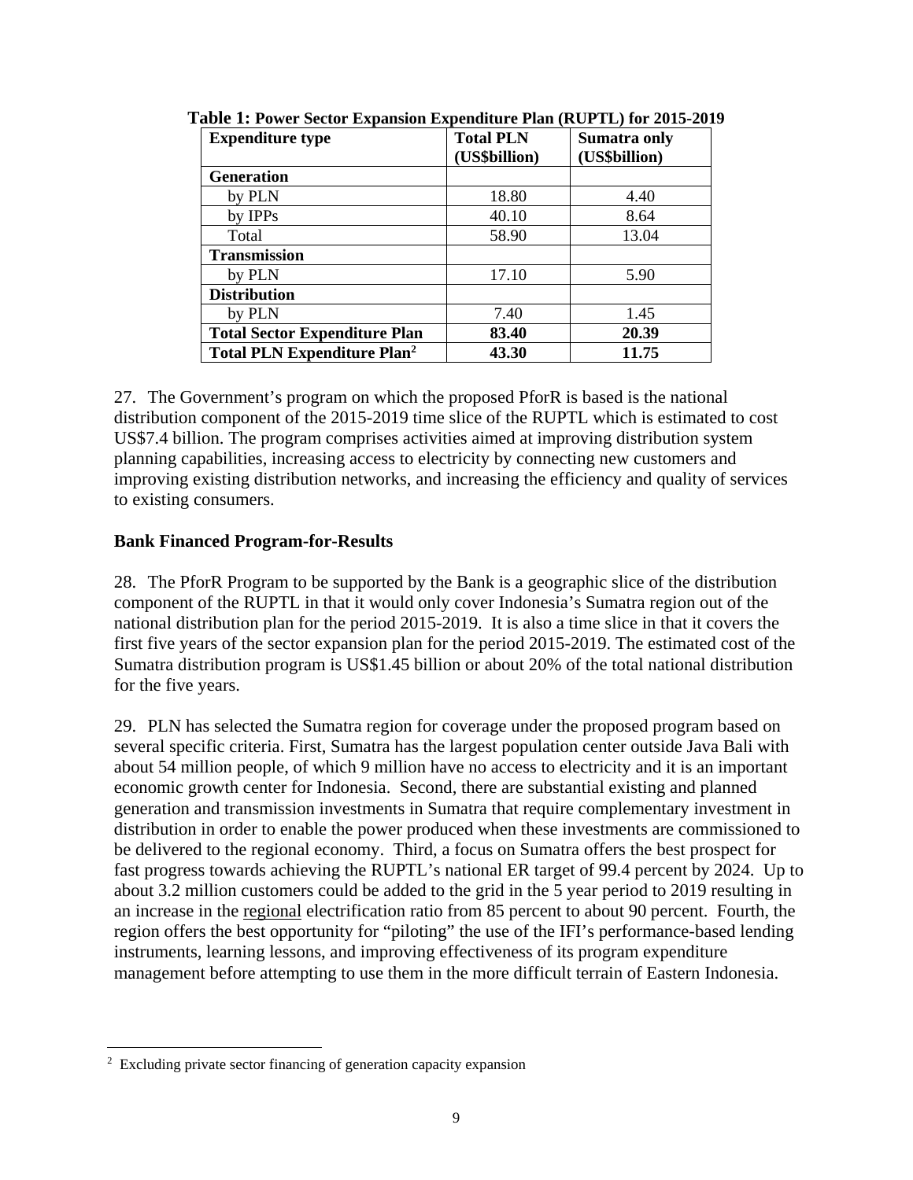**Table 1: Power Sector Expansion Expenditure Plan (RUPTL) for 2015-2019**

| Expenditure type | Total PLN (US$billion) | Sumatra only (US$billion) |
|---|---|---|
| **Generation** | | |
| by PLN | 18.80 | 4.40 |
| by IPPs | 40.10 | 8.64 |
| Total | 58.90 | 13.04 |
| **Transmission** | | |
| by PLN | 17.10 | 5.90 |
| **Distribution** | | |
| by PLN | 7.40 | 1.45 |
| **Total Sector Expenditure Plan** | **83.40** | **20.39** |
| **Total PLN Expenditure Plan[2]** | **43.30** | **11.75** |

27. The Government's program on which the proposed PforR is based is the national distribution component of the 2015-2019 time slice of the RUPTL which is estimated to cost US$7.4 billion. The program comprises activities aimed at improving distribution system planning capabilities, increasing access to electricity by connecting new customers and improving existing distribution networks, and increasing the efficiency and quality of services to existing consumers.

### Bank Financed Program-for-Results

28. The PforR Program to be supported by the Bank is a geographic slice of the distribution component of the RUPTL in that it would only cover Indonesia's Sumatra region out of the national distribution plan for the period 2015-2019. It is also a time slice in that it covers the first five years of the sector expansion plan for the period 2015-2019. The estimated cost of the Sumatra distribution program is US$1.45 billion or about 20% of the total national distribution for the five years.

29. PLN has selected the Sumatra region for coverage under the proposed program based on several specific criteria. First, Sumatra has the largest population center outside Java Bali with about 54 million people, of which 9 million have no access to electricity and it is an important economic growth center for Indonesia. Second, there are substantial existing and planned generation and transmission investments in Sumatra that require complementary investment in distribution in order to enable the power produced when these investments are commissioned to be delivered to the regional economy. Third, a focus on Sumatra offers the best prospect for fast progress towards achieving the RUPTL's national ER target of 99.4 percent by 2024. Up to about 3.2 million customers could be added to the grid in the 5 year period to 2019 resulting in an increase in the regional electrification ratio from 85 percent to about 90 percent. Fourth, the region offers the best opportunity for "piloting" the use of the IFI's performance-based lending instruments, learning lessons, and improving effectiveness of its program expenditure management before attempting to use them in the more difficult terrain of Eastern Indonesia.

[2] Excluding private sector financing of generation capacity expansion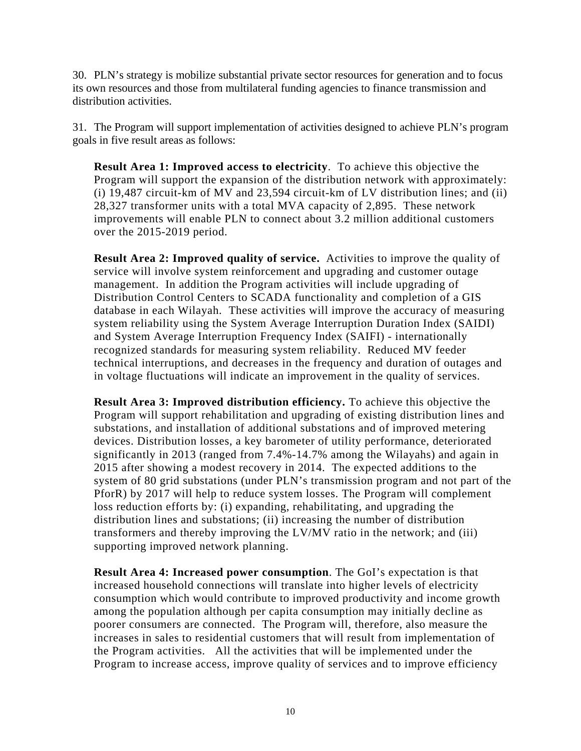30. PLN's strategy is mobilize substantial private sector resources for generation and to focus its own resources and those from multilateral funding agencies to finance transmission and distribution activities.

31. The Program will support implementation of activities designed to achieve PLN's program goals in five result areas as follows:

> **Result Area 1: Improved access to electricity**. To achieve this objective the Program will support the expansion of the distribution network with approximately: (i) 19,487 circuit-km of MV and 23,594 circuit-km of LV distribution lines; and (ii) 28,327 transformer units with a total MVA capacity of 2,895. These network improvements will enable PLN to connect about 3.2 million additional customers over the 2015-2019 period.
>
> **Result Area 2: Improved quality of service.** Activities to improve the quality of service will involve system reinforcement and upgrading and customer outage management. In addition the Program activities will include upgrading of Distribution Control Centers to SCADA functionality and completion of a GIS database in each Wilayah. These activities will improve the accuracy of measuring system reliability using the System Average Interruption Duration Index (SAIDI) and System Average Interruption Frequency Index (SAIFI) - internationally recognized standards for measuring system reliability. Reduced MV feeder technical interruptions, and decreases in the frequency and duration of outages and in voltage fluctuations will indicate an improvement in the quality of services.
>
> **Result Area 3: Improved distribution efficiency.** To achieve this objective the Program will support rehabilitation and upgrading of existing distribution lines and substations, and installation of additional substations and of improved metering devices. Distribution losses, a key barometer of utility performance, deteriorated significantly in 2013 (ranged from 7.4%-14.7% among the Wilayahs) and again in 2015 after showing a modest recovery in 2014. The expected additions to the system of 80 grid substations (under PLN's transmission program and not part of the PforR) by 2017 will help to reduce system losses. The Program will complement loss reduction efforts by: (i) expanding, rehabilitating, and upgrading the distribution lines and substations; (ii) increasing the number of distribution transformers and thereby improving the LV/MV ratio in the network; and (iii) supporting improved network planning.
>
> **Result Area 4: Increased power consumption**. The GoI's expectation is that increased household connections will translate into higher levels of electricity consumption which would contribute to improved productivity and income growth among the population although per capita consumption may initially decline as poorer consumers are connected. The Program will, therefore, also measure the increases in sales to residential customers that will result from implementation of the Program activities. All the activities that will be implemented under the Program to increase access, improve quality of services and to improve efficiency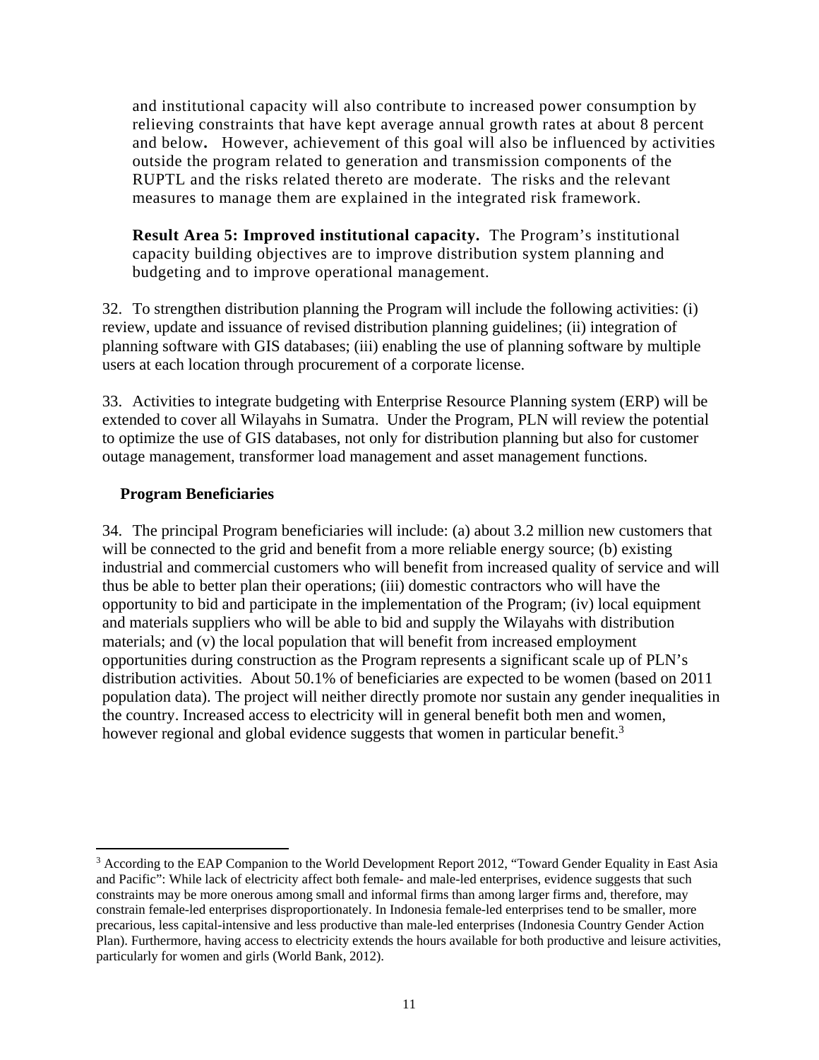and institutional capacity will also contribute to increased power consumption by relieving constraints that have kept average annual growth rates at about 8 percent and below**.** However, achievement of this goal will also be influenced by activities outside the program related to generation and transmission components of the RUPTL and the risks related thereto are moderate. The risks and the relevant measures to manage them are explained in the integrated risk framework.

**Result Area 5: Improved institutional capacity.** The Program's institutional capacity building objectives are to improve distribution system planning and budgeting and to improve operational management.

32. To strengthen distribution planning the Program will include the following activities: (i) review, update and issuance of revised distribution planning guidelines; (ii) integration of planning software with GIS databases; (iii) enabling the use of planning software by multiple users at each location through procurement of a corporate license.

33. Activities to integrate budgeting with Enterprise Resource Planning system (ERP) will be extended to cover all Wilayahs in Sumatra. Under the Program, PLN will review the potential to optimize the use of GIS databases, not only for distribution planning but also for customer outage management, transformer load management and asset management functions.

**Program Beneficiaries**

34. The principal Program beneficiaries will include: (a) about 3.2 million new customers that will be connected to the grid and benefit from a more reliable energy source; (b) existing industrial and commercial customers who will benefit from increased quality of service and will thus be able to better plan their operations; (iii) domestic contractors who will have the opportunity to bid and participate in the implementation of the Program; (iv) local equipment and materials suppliers who will be able to bid and supply the Wilayahs with distribution materials; and (v) the local population that will benefit from increased employment opportunities during construction as the Program represents a significant scale up of PLN's distribution activities. About 50.1% of beneficiaries are expected to be women (based on 2011 population data). The project will neither directly promote nor sustain any gender inequalities in the country. Increased access to electricity will in general benefit both men and women, however regional and global evidence suggests that women in particular benefit.[3]

[3] According to the EAP Companion to the World Development Report 2012, "Toward Gender Equality in East Asia and Pacific": While lack of electricity affect both female- and male-led enterprises, evidence suggests that such constraints may be more onerous among small and informal firms than among larger firms and, therefore, may constrain female-led enterprises disproportionately. In Indonesia female-led enterprises tend to be smaller, more precarious, less capital-intensive and less productive than male-led enterprises (Indonesia Country Gender Action Plan). Furthermore, having access to electricity extends the hours available for both productive and leisure activities, particularly for women and girls (World Bank, 2012).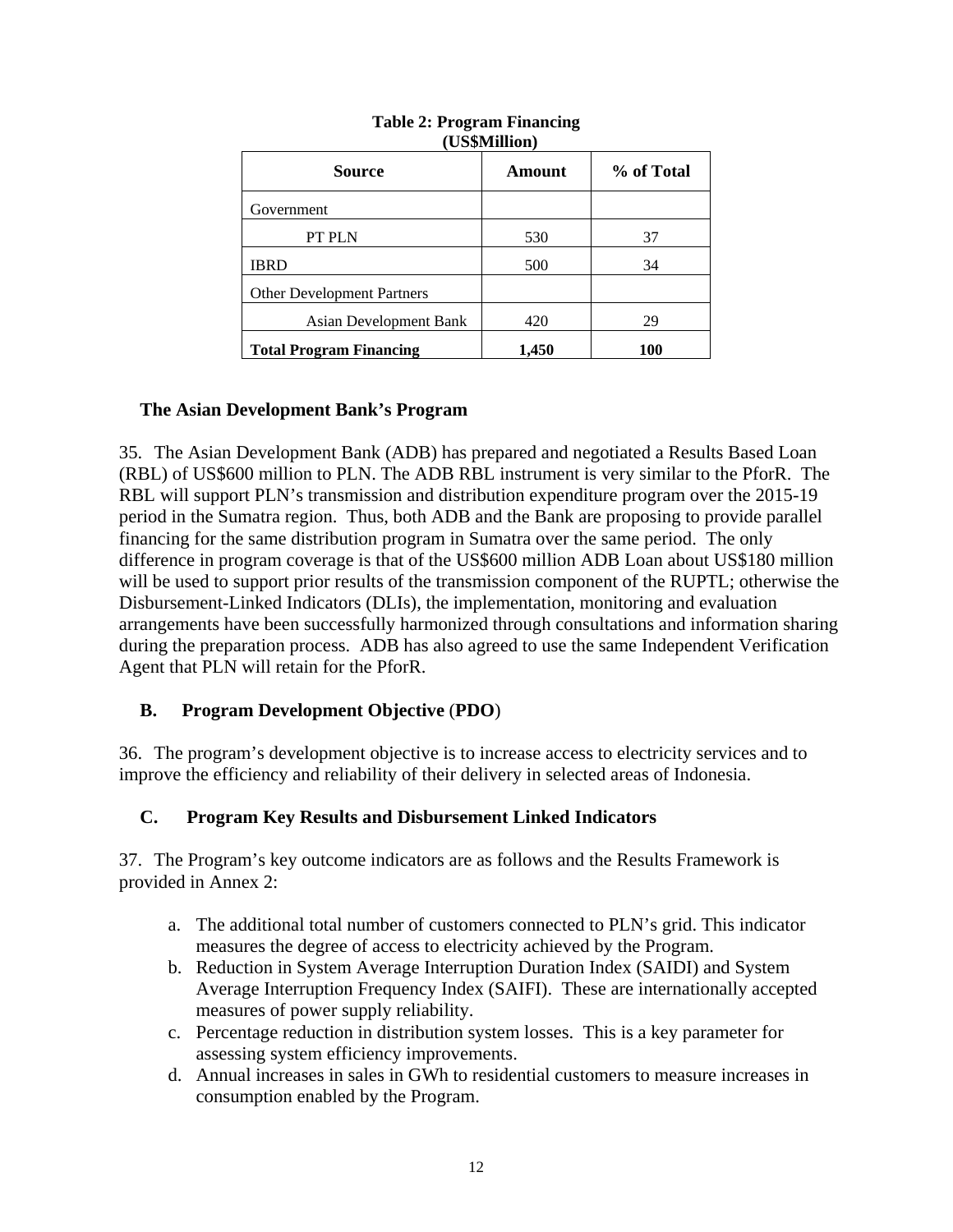**Table 2: Program Financing**
**(US$Million)**

| Source | Amount | % of Total |
|---|---|---|
| Government | | |
| PT PLN | 530 | 37 |
| IBRD | 500 | 34 |
| Other Development Partners | | |
| Asian Development Bank | 420 | 29 |
| **Total Program Financing** | **1,450** | **100** |

### The Asian Development Bank's Program

35. The Asian Development Bank (ADB) has prepared and negotiated a Results Based Loan (RBL) of US$600 million to PLN. The ADB RBL instrument is very similar to the PforR. The RBL will support PLN's transmission and distribution expenditure program over the 2015-19 period in the Sumatra region. Thus, both ADB and the Bank are proposing to provide parallel financing for the same distribution program in Sumatra over the same period. The only difference in program coverage is that of the US$600 million ADB Loan about US$180 million will be used to support prior results of the transmission component of the RUPTL; otherwise the Disbursement-Linked Indicators (DLIs), the implementation, monitoring and evaluation arrangements have been successfully harmonized through consultations and information sharing during the preparation process. ADB has also agreed to use the same Independent Verification Agent that PLN will retain for the PforR.

## B. Program Development Objective (PDO)

36. The program's development objective is to increase access to electricity services and to improve the efficiency and reliability of their delivery in selected areas of Indonesia.

## C. Program Key Results and Disbursement Linked Indicators

37. The Program's key outcome indicators are as follows and the Results Framework is provided in Annex 2:

a. The additional total number of customers connected to PLN's grid. This indicator measures the degree of access to electricity achieved by the Program.
b. Reduction in System Average Interruption Duration Index (SAIDI) and System Average Interruption Frequency Index (SAIFI). These are internationally accepted measures of power supply reliability.
c. Percentage reduction in distribution system losses. This is a key parameter for assessing system efficiency improvements.
d. Annual increases in sales in GWh to residential customers to measure increases in consumption enabled by the Program.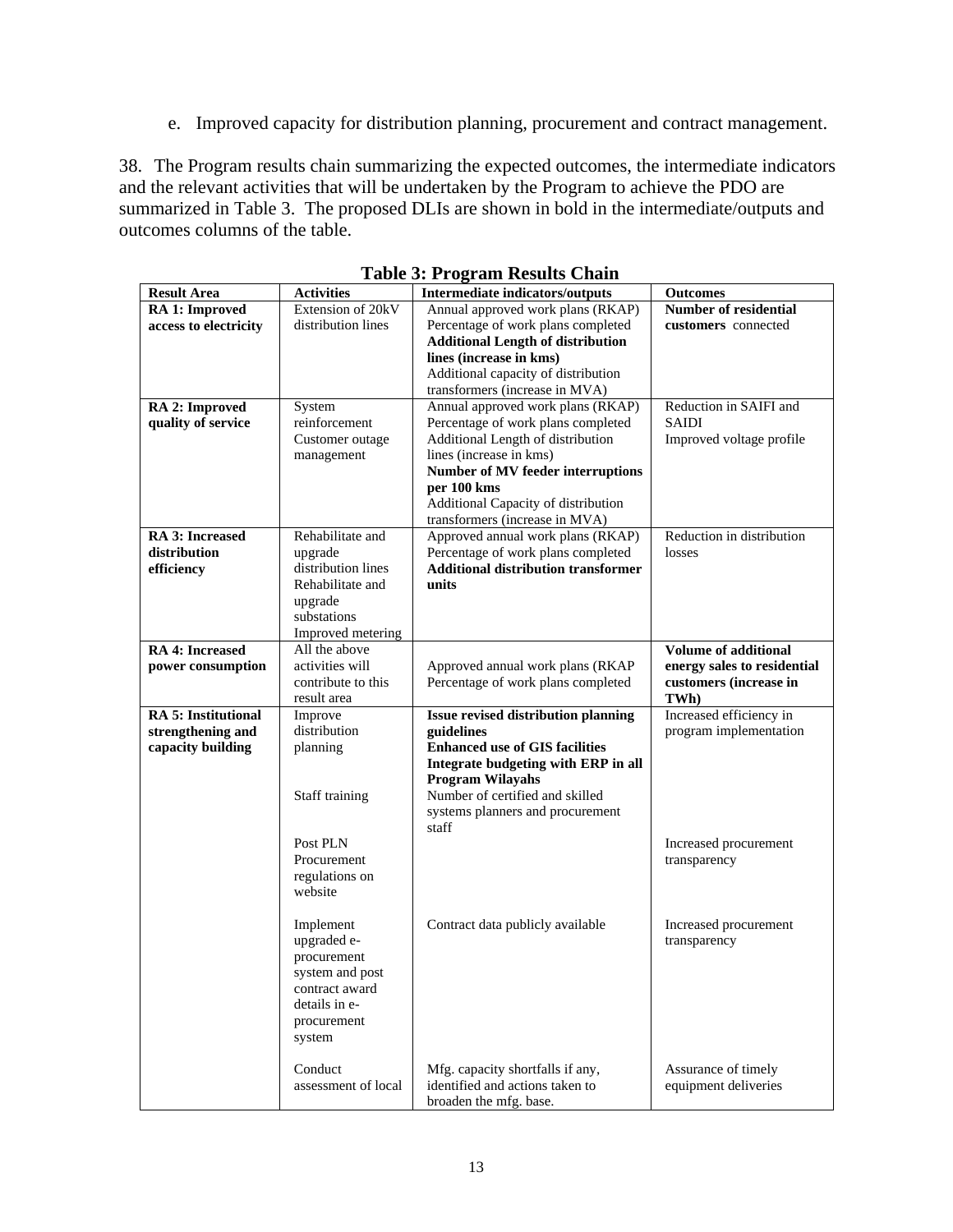e. Improved capacity for distribution planning, procurement and contract management.

38. The Program results chain summarizing the expected outcomes, the intermediate indicators and the relevant activities that will be undertaken by the Program to achieve the PDO are summarized in Table 3. The proposed DLIs are shown in bold in the intermediate/outputs and outcomes columns of the table.

**Table 3: Program Results Chain**

| Result Area | Activities | Intermediate indicators/outputs | Outcomes |
|---|---|---|---|
| **RA 1: Improved access to electricity** | Extension of 20kV distribution lines | Annual approved work plans (RKAP)<br>Percentage of work plans completed<br>**Additional Length of distribution lines (increase in kms)**<br>Additional capacity of distribution transformers (increase in MVA) | **Number of residential customers** connected |
| **RA 2: Improved quality of service** | System reinforcement<br>Customer outage management | Annual approved work plans (RKAP)<br>Percentage of work plans completed<br>Additional Length of distribution lines (increase in kms)<br>**Number of MV feeder interruptions per 100 kms**<br>Additional Capacity of distribution transformers (increase in MVA) | Reduction in SAIFI and SAIDI<br>Improved voltage profile |
| **RA 3: Increased distribution efficiency** | Rehabilitate and upgrade distribution lines<br>Rehabilitate and upgrade substations<br>Improved metering | Approved annual work plans (RKAP)<br>Percentage of work plans completed<br>**Additional distribution transformer units** | Reduction in distribution losses |
| **RA 4: Increased power consumption** | All the above activities will contribute to this result area | Approved annual work plans (RKAP<br>Percentage of work plans completed | **Volume of additional energy sales to residential customers (increase in TWh)** |
| **RA 5: Institutional strengthening and capacity building** | Improve distribution planning | **Issue revised distribution planning guidelines**<br>**Enhanced use of GIS facilities**<br>**Integrate budgeting with ERP in all Program Wilayahs** | Increased efficiency in program implementation |
| | Staff training | Number of certified and skilled systems planners and procurement staff | |
| | Post PLN Procurement regulations on website | | Increased procurement transparency |
| | Implement upgraded e-procurement system and post contract award details in e-procurement system | Contract data publicly available | Increased procurement transparency |
| | Conduct assessment of local | Mfg. capacity shortfalls if any, identified and actions taken to broaden the mfg. base. | Assurance of timely equipment deliveries |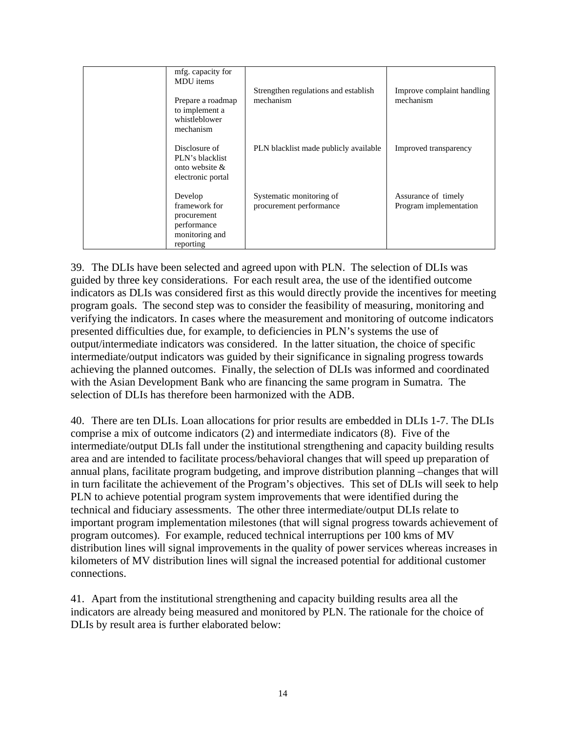| | | | |
|---|---|---|---|
| | mfg. capacity for MDU items<br><br>Prepare a roadmap to implement a whistleblower mechanism | Strengthen regulations and establish mechanism | Improve complaint handling mechanism |
| | Disclosure of PLN's blacklist onto website & electronic portal | PLN blacklist made publicly available | Improved transparency |
| | Develop framework for procurement performance monitoring and reporting | Systematic monitoring of procurement performance | Assurance of timely Program implementation |

39. The DLIs have been selected and agreed upon with PLN. The selection of DLIs was guided by three key considerations. For each result area, the use of the identified outcome indicators as DLIs was considered first as this would directly provide the incentives for meeting program goals. The second step was to consider the feasibility of measuring, monitoring and verifying the indicators. In cases where the measurement and monitoring of outcome indicators presented difficulties due, for example, to deficiencies in PLN's systems the use of output/intermediate indicators was considered. In the latter situation, the choice of specific intermediate/output indicators was guided by their significance in signaling progress towards achieving the planned outcomes. Finally, the selection of DLIs was informed and coordinated with the Asian Development Bank who are financing the same program in Sumatra. The selection of DLIs has therefore been harmonized with the ADB.

40. There are ten DLIs. Loan allocations for prior results are embedded in DLIs 1-7. The DLIs comprise a mix of outcome indicators (2) and intermediate indicators (8). Five of the intermediate/output DLIs fall under the institutional strengthening and capacity building results area and are intended to facilitate process/behavioral changes that will speed up preparation of annual plans, facilitate program budgeting, and improve distribution planning –changes that will in turn facilitate the achievement of the Program's objectives. This set of DLIs will seek to help PLN to achieve potential program system improvements that were identified during the technical and fiduciary assessments. The other three intermediate/output DLIs relate to important program implementation milestones (that will signal progress towards achievement of program outcomes). For example, reduced technical interruptions per 100 kms of MV distribution lines will signal improvements in the quality of power services whereas increases in kilometers of MV distribution lines will signal the increased potential for additional customer connections.

41. Apart from the institutional strengthening and capacity building results area all the indicators are already being measured and monitored by PLN. The rationale for the choice of DLIs by result area is further elaborated below: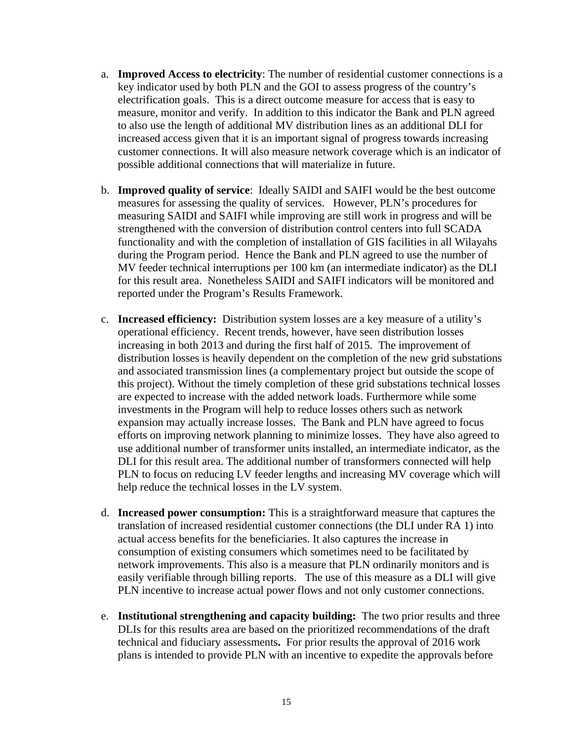a. **Improved Access to electricity**: The number of residential customer connections is a key indicator used by both PLN and the GOI to assess progress of the country's electrification goals. This is a direct outcome measure for access that is easy to measure, monitor and verify. In addition to this indicator the Bank and PLN agreed to also use the length of additional MV distribution lines as an additional DLI for increased access given that it is an important signal of progress towards increasing customer connections. It will also measure network coverage which is an indicator of possible additional connections that will materialize in future.

b. **Improved quality of service**: Ideally SAIDI and SAIFI would be the best outcome measures for assessing the quality of services. However, PLN's procedures for measuring SAIDI and SAIFI while improving are still work in progress and will be strengthened with the conversion of distribution control centers into full SCADA functionality and with the completion of installation of GIS facilities in all Wilayahs during the Program period. Hence the Bank and PLN agreed to use the number of MV feeder technical interruptions per 100 km (an intermediate indicator) as the DLI for this result area. Nonetheless SAIDI and SAIFI indicators will be monitored and reported under the Program's Results Framework.

c. **Increased efficiency:** Distribution system losses are a key measure of a utility's operational efficiency. Recent trends, however, have seen distribution losses increasing in both 2013 and during the first half of 2015. The improvement of distribution losses is heavily dependent on the completion of the new grid substations and associated transmission lines (a complementary project but outside the scope of this project). Without the timely completion of these grid substations technical losses are expected to increase with the added network loads. Furthermore while some investments in the Program will help to reduce losses others such as network expansion may actually increase losses. The Bank and PLN have agreed to focus efforts on improving network planning to minimize losses. They have also agreed to use additional number of transformer units installed, an intermediate indicator, as the DLI for this result area. The additional number of transformers connected will help PLN to focus on reducing LV feeder lengths and increasing MV coverage which will help reduce the technical losses in the LV system.

d. **Increased power consumption:** This is a straightforward measure that captures the translation of increased residential customer connections (the DLI under RA 1) into actual access benefits for the beneficiaries. It also captures the increase in consumption of existing consumers which sometimes need to be facilitated by network improvements. This also is a measure that PLN ordinarily monitors and is easily verifiable through billing reports. The use of this measure as a DLI will give PLN incentive to increase actual power flows and not only customer connections.

e. **Institutional strengthening and capacity building:** The two prior results and three DLIs for this results area are based on the prioritized recommendations of the draft technical and fiduciary assessments**.** For prior results the approval of 2016 work plans is intended to provide PLN with an incentive to expedite the approvals before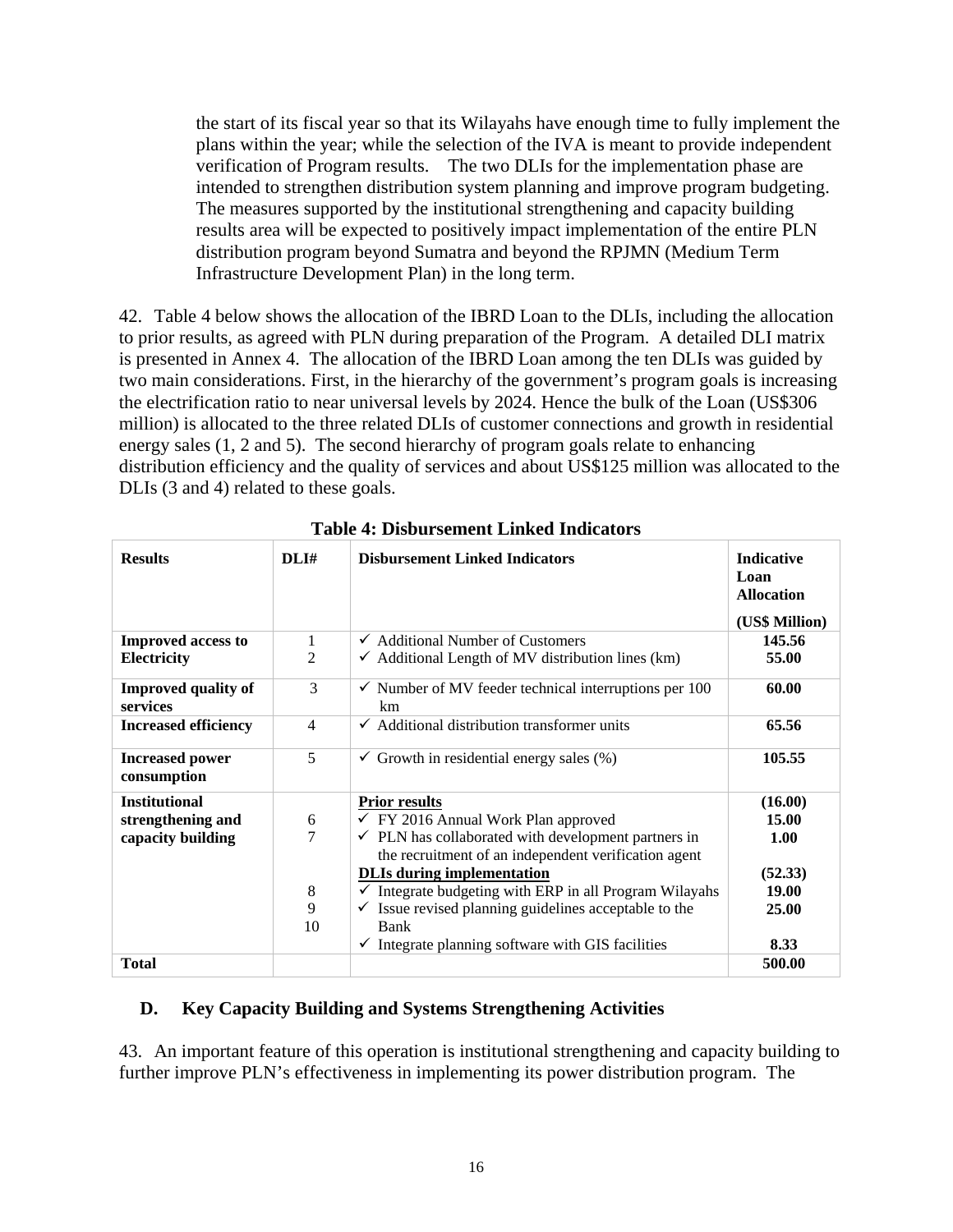the start of its fiscal year so that its Wilayahs have enough time to fully implement the plans within the year; while the selection of the IVA is meant to provide independent verification of Program results. The two DLIs for the implementation phase are intended to strengthen distribution system planning and improve program budgeting. The measures supported by the institutional strengthening and capacity building results area will be expected to positively impact implementation of the entire PLN distribution program beyond Sumatra and beyond the RPJMN (Medium Term Infrastructure Development Plan) in the long term.

42. Table 4 below shows the allocation of the IBRD Loan to the DLIs, including the allocation to prior results, as agreed with PLN during preparation of the Program. A detailed DLI matrix is presented in Annex 4. The allocation of the IBRD Loan among the ten DLIs was guided by two main considerations. First, in the hierarchy of the government's program goals is increasing the electrification ratio to near universal levels by 2024. Hence the bulk of the Loan (US$306 million) is allocated to the three related DLIs of customer connections and growth in residential energy sales (1, 2 and 5). The second hierarchy of program goals relate to enhancing distribution efficiency and the quality of services and about US$125 million was allocated to the DLIs (3 and 4) related to these goals.

**Table 4: Disbursement Linked Indicators**

| Results | DLI# | Disbursement Linked Indicators | Indicative Loan Allocation (US$ Million) |
|---|---|---|---|
| **Improved access to Electricity** | 1 | ✓ Additional Number of Customers | **145.56** |
| | 2 | ✓ Additional Length of MV distribution lines (km) | **55.00** |
| **Improved quality of services** | 3 | ✓ Number of MV feeder technical interruptions per 100 km | **60.00** |
| **Increased efficiency** | 4 | ✓ Additional distribution transformer units | **65.56** |
| **Increased power consumption** | 5 | ✓ Growth in residential energy sales (%) | **105.55** |
| **Institutional strengthening and capacity building** | | <u>**Prior results**</u> | **(16.00)** |
| | 6 | ✓ FY 2016 Annual Work Plan approved | **15.00** |
| | 7 | ✓ PLN has collaborated with development partners in the recruitment of an independent verification agent | **1.00** |
| | | <u>**DLIs during implementation**</u> | **(52.33)** |
| | 8 | ✓ Integrate budgeting with ERP in all Program Wilayahs | **19.00** |
| | 9 | ✓ Issue revised planning guidelines acceptable to the Bank | **25.00** |
| | 10 | ✓ Integrate planning software with GIS facilities | **8.33** |
| **Total** | | | **500.00** |

## D. Key Capacity Building and Systems Strengthening Activities

43. An important feature of this operation is institutional strengthening and capacity building to further improve PLN's effectiveness in implementing its power distribution program. The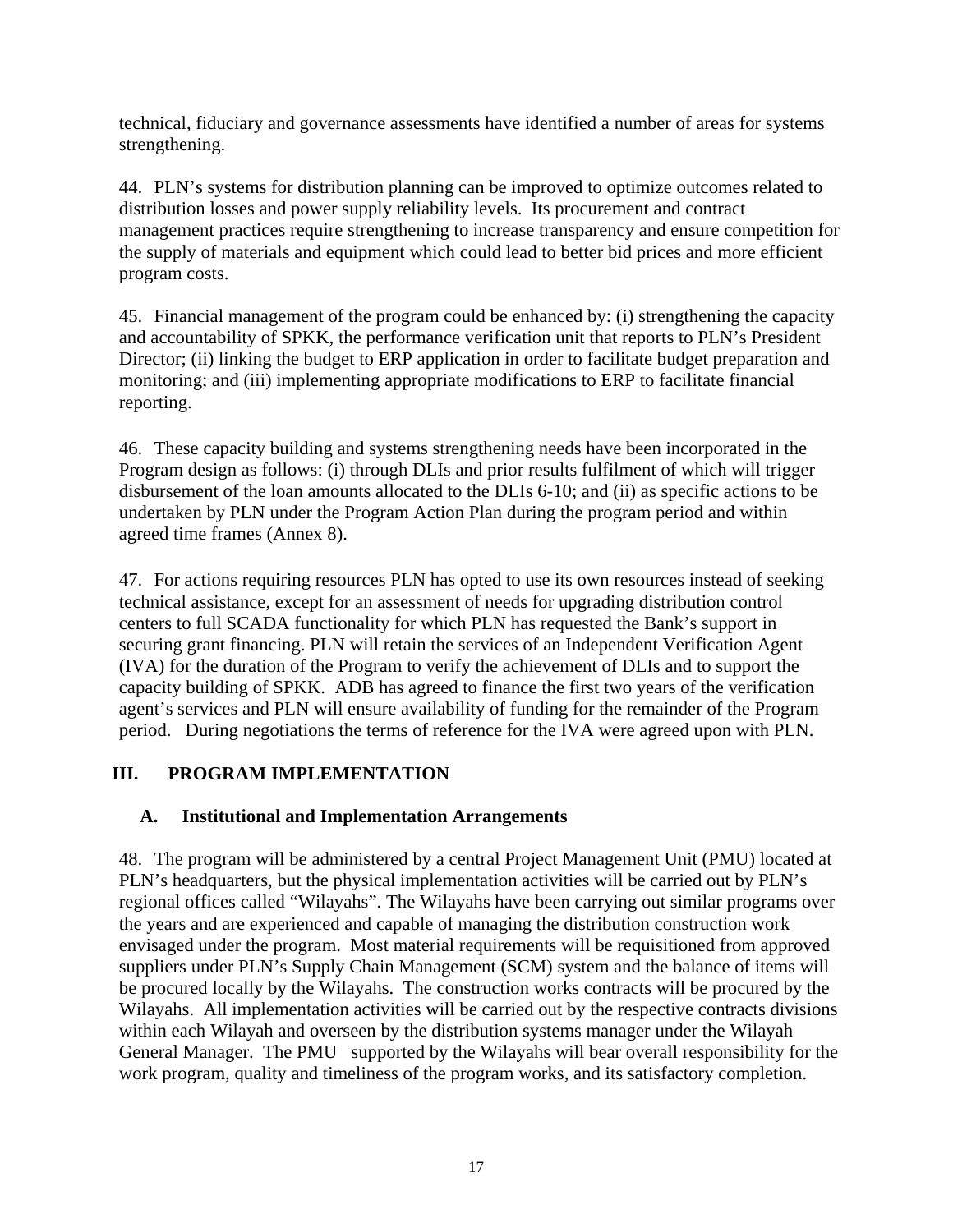technical, fiduciary and governance assessments have identified a number of areas for systems strengthening.

44. PLN's systems for distribution planning can be improved to optimize outcomes related to distribution losses and power supply reliability levels. Its procurement and contract management practices require strengthening to increase transparency and ensure competition for the supply of materials and equipment which could lead to better bid prices and more efficient program costs.

45. Financial management of the program could be enhanced by: (i) strengthening the capacity and accountability of SPKK, the performance verification unit that reports to PLN's President Director; (ii) linking the budget to ERP application in order to facilitate budget preparation and monitoring; and (iii) implementing appropriate modifications to ERP to facilitate financial reporting.

46. These capacity building and systems strengthening needs have been incorporated in the Program design as follows: (i) through DLIs and prior results fulfilment of which will trigger disbursement of the loan amounts allocated to the DLIs 6-10; and (ii) as specific actions to be undertaken by PLN under the Program Action Plan during the program period and within agreed time frames (Annex 8).

47. For actions requiring resources PLN has opted to use its own resources instead of seeking technical assistance, except for an assessment of needs for upgrading distribution control centers to full SCADA functionality for which PLN has requested the Bank's support in securing grant financing. PLN will retain the services of an Independent Verification Agent (IVA) for the duration of the Program to verify the achievement of DLIs and to support the capacity building of SPKK. ADB has agreed to finance the first two years of the verification agent's services and PLN will ensure availability of funding for the remainder of the Program period. During negotiations the terms of reference for the IVA were agreed upon with PLN.

# III. PROGRAM IMPLEMENTATION

## A. Institutional and Implementation Arrangements

48. The program will be administered by a central Project Management Unit (PMU) located at PLN's headquarters, but the physical implementation activities will be carried out by PLN's regional offices called "Wilayahs". The Wilayahs have been carrying out similar programs over the years and are experienced and capable of managing the distribution construction work envisaged under the program. Most material requirements will be requisitioned from approved suppliers under PLN's Supply Chain Management (SCM) system and the balance of items will be procured locally by the Wilayahs. The construction works contracts will be procured by the Wilayahs. All implementation activities will be carried out by the respective contracts divisions within each Wilayah and overseen by the distribution systems manager under the Wilayah General Manager. The PMU supported by the Wilayahs will bear overall responsibility for the work program, quality and timeliness of the program works, and its satisfactory completion.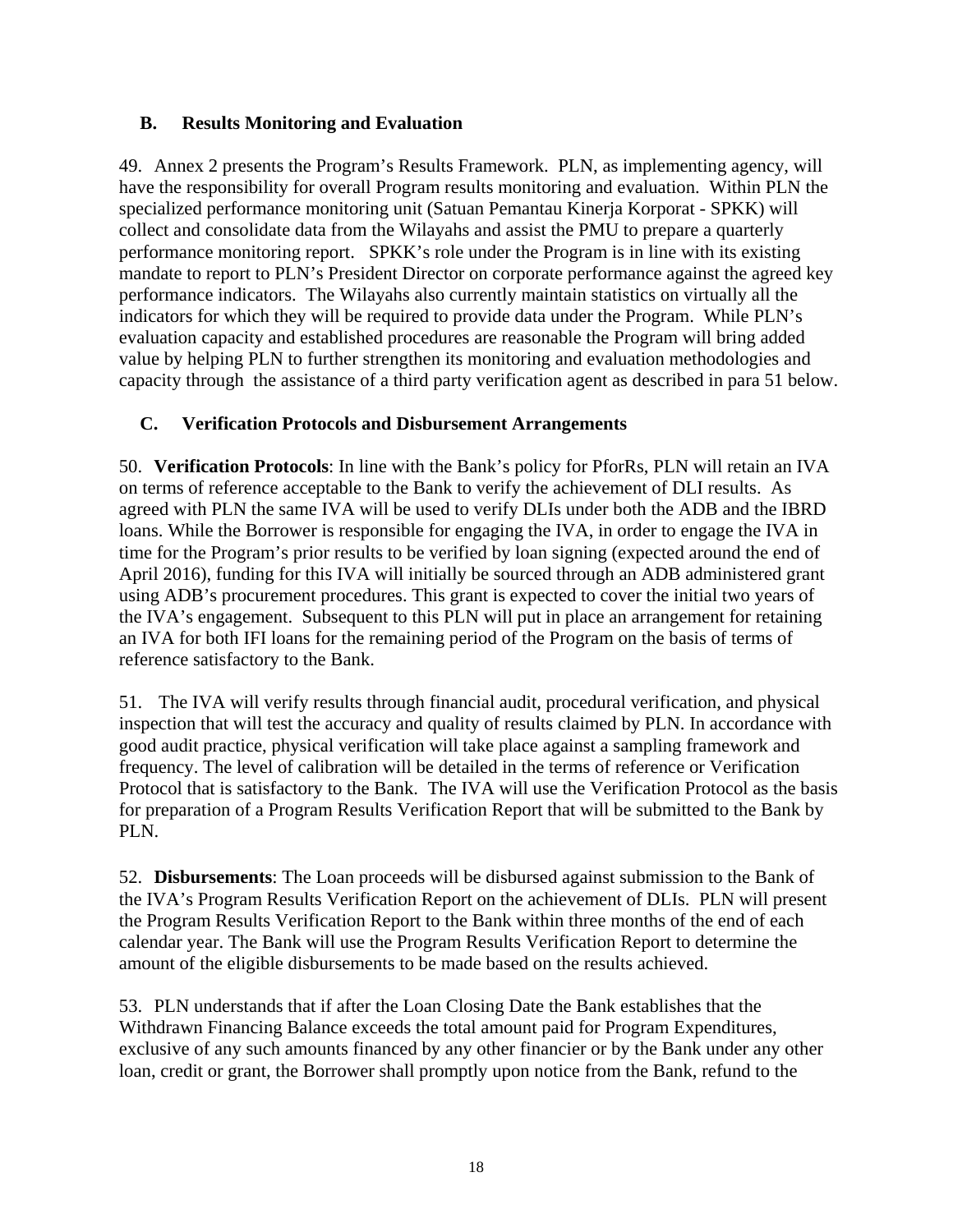### B. Results Monitoring and Evaluation

49. Annex 2 presents the Program's Results Framework. PLN, as implementing agency, will have the responsibility for overall Program results monitoring and evaluation. Within PLN the specialized performance monitoring unit (Satuan Pemantau Kinerja Korporat - SPKK) will collect and consolidate data from the Wilayahs and assist the PMU to prepare a quarterly performance monitoring report. SPKK's role under the Program is in line with its existing mandate to report to PLN's President Director on corporate performance against the agreed key performance indicators. The Wilayahs also currently maintain statistics on virtually all the indicators for which they will be required to provide data under the Program. While PLN's evaluation capacity and established procedures are reasonable the Program will bring added value by helping PLN to further strengthen its monitoring and evaluation methodologies and capacity through the assistance of a third party verification agent as described in para 51 below.

### C. Verification Protocols and Disbursement Arrangements

50. **Verification Protocols**: In line with the Bank's policy for PforRs, PLN will retain an IVA on terms of reference acceptable to the Bank to verify the achievement of DLI results. As agreed with PLN the same IVA will be used to verify DLIs under both the ADB and the IBRD loans. While the Borrower is responsible for engaging the IVA, in order to engage the IVA in time for the Program's prior results to be verified by loan signing (expected around the end of April 2016), funding for this IVA will initially be sourced through an ADB administered grant using ADB's procurement procedures. This grant is expected to cover the initial two years of the IVA's engagement. Subsequent to this PLN will put in place an arrangement for retaining an IVA for both IFI loans for the remaining period of the Program on the basis of terms of reference satisfactory to the Bank.

51. The IVA will verify results through financial audit, procedural verification, and physical inspection that will test the accuracy and quality of results claimed by PLN. In accordance with good audit practice, physical verification will take place against a sampling framework and frequency. The level of calibration will be detailed in the terms of reference or Verification Protocol that is satisfactory to the Bank. The IVA will use the Verification Protocol as the basis for preparation of a Program Results Verification Report that will be submitted to the Bank by PLN.

52. **Disbursements**: The Loan proceeds will be disbursed against submission to the Bank of the IVA's Program Results Verification Report on the achievement of DLIs. PLN will present the Program Results Verification Report to the Bank within three months of the end of each calendar year. The Bank will use the Program Results Verification Report to determine the amount of the eligible disbursements to be made based on the results achieved.

53. PLN understands that if after the Loan Closing Date the Bank establishes that the Withdrawn Financing Balance exceeds the total amount paid for Program Expenditures, exclusive of any such amounts financed by any other financier or by the Bank under any other loan, credit or grant, the Borrower shall promptly upon notice from the Bank, refund to the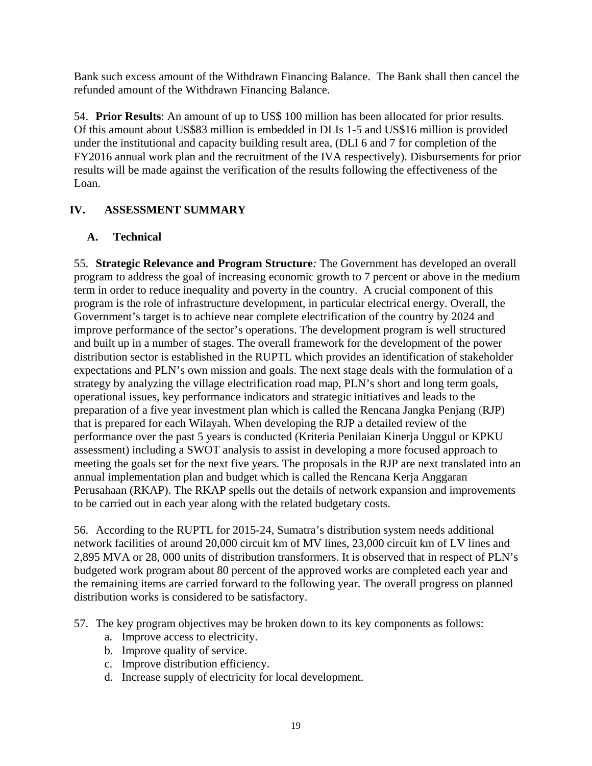Bank such excess amount of the Withdrawn Financing Balance. The Bank shall then cancel the refunded amount of the Withdrawn Financing Balance.

54. **Prior Results**: An amount of up to US$ 100 million has been allocated for prior results. Of this amount about US$83 million is embedded in DLIs 1-5 and US$16 million is provided under the institutional and capacity building result area, (DLI 6 and 7 for completion of the FY2016 annual work plan and the recruitment of the IVA respectively). Disbursements for prior results will be made against the verification of the results following the effectiveness of the Loan.

## IV. ASSESSMENT SUMMARY

### A. Technical

55. **Strategic Relevance and Program Structure***:* The Government has developed an overall program to address the goal of increasing economic growth to 7 percent or above in the medium term in order to reduce inequality and poverty in the country. A crucial component of this program is the role of infrastructure development, in particular electrical energy. Overall, the Government's target is to achieve near complete electrification of the country by 2024 and improve performance of the sector's operations. The development program is well structured and built up in a number of stages. The overall framework for the development of the power distribution sector is established in the RUPTL which provides an identification of stakeholder expectations and PLN's own mission and goals. The next stage deals with the formulation of a strategy by analyzing the village electrification road map, PLN's short and long term goals, operational issues, key performance indicators and strategic initiatives and leads to the preparation of a five year investment plan which is called the Rencana Jangka Penjang (RJP) that is prepared for each Wilayah. When developing the RJP a detailed review of the performance over the past 5 years is conducted (Kriteria Penilaian Kinerja Unggul or KPKU assessment) including a SWOT analysis to assist in developing a more focused approach to meeting the goals set for the next five years. The proposals in the RJP are next translated into an annual implementation plan and budget which is called the Rencana Kerja Anggaran Perusahaan (RKAP). The RKAP spells out the details of network expansion and improvements to be carried out in each year along with the related budgetary costs.

56. According to the RUPTL for 2015-24, Sumatra's distribution system needs additional network facilities of around 20,000 circuit km of MV lines, 23,000 circuit km of LV lines and 2,895 MVA or 28, 000 units of distribution transformers. It is observed that in respect of PLN's budgeted work program about 80 percent of the approved works are completed each year and the remaining items are carried forward to the following year. The overall progress on planned distribution works is considered to be satisfactory.

57. The key program objectives may be broken down to its key components as follows:

a. Improve access to electricity.
b. Improve quality of service.
c. Improve distribution efficiency.
d. Increase supply of electricity for local development.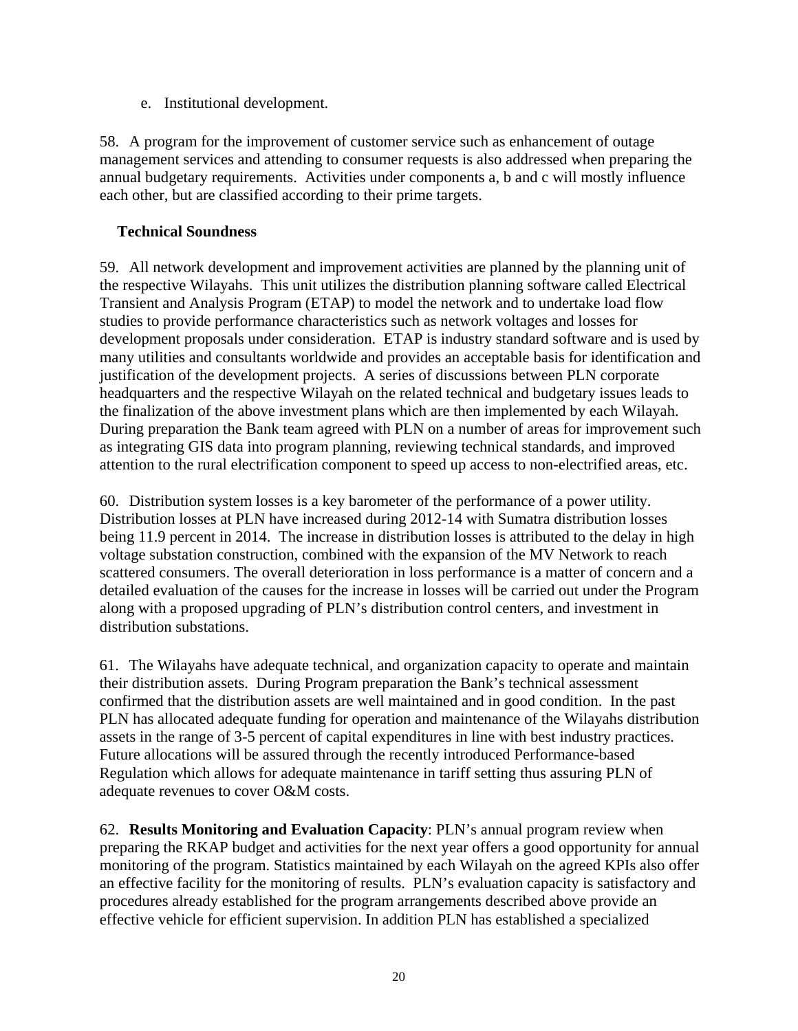e. Institutional development.

58. A program for the improvement of customer service such as enhancement of outage management services and attending to consumer requests is also addressed when preparing the annual budgetary requirements. Activities under components a, b and c will mostly influence each other, but are classified according to their prime targets.

**Technical Soundness**

59. All network development and improvement activities are planned by the planning unit of the respective Wilayahs. This unit utilizes the distribution planning software called Electrical Transient and Analysis Program (ETAP) to model the network and to undertake load flow studies to provide performance characteristics such as network voltages and losses for development proposals under consideration. ETAP is industry standard software and is used by many utilities and consultants worldwide and provides an acceptable basis for identification and justification of the development projects. A series of discussions between PLN corporate headquarters and the respective Wilayah on the related technical and budgetary issues leads to the finalization of the above investment plans which are then implemented by each Wilayah. During preparation the Bank team agreed with PLN on a number of areas for improvement such as integrating GIS data into program planning, reviewing technical standards, and improved attention to the rural electrification component to speed up access to non-electrified areas, etc.

60. Distribution system losses is a key barometer of the performance of a power utility. Distribution losses at PLN have increased during 2012-14 with Sumatra distribution losses being 11.9 percent in 2014. The increase in distribution losses is attributed to the delay in high voltage substation construction, combined with the expansion of the MV Network to reach scattered consumers. The overall deterioration in loss performance is a matter of concern and a detailed evaluation of the causes for the increase in losses will be carried out under the Program along with a proposed upgrading of PLN's distribution control centers, and investment in distribution substations.

61. The Wilayahs have adequate technical, and organization capacity to operate and maintain their distribution assets. During Program preparation the Bank's technical assessment confirmed that the distribution assets are well maintained and in good condition. In the past PLN has allocated adequate funding for operation and maintenance of the Wilayahs distribution assets in the range of 3-5 percent of capital expenditures in line with best industry practices. Future allocations will be assured through the recently introduced Performance-based Regulation which allows for adequate maintenance in tariff setting thus assuring PLN of adequate revenues to cover O&M costs.

62. **Results Monitoring and Evaluation Capacity**: PLN's annual program review when preparing the RKAP budget and activities for the next year offers a good opportunity for annual monitoring of the program. Statistics maintained by each Wilayah on the agreed KPIs also offer an effective facility for the monitoring of results. PLN's evaluation capacity is satisfactory and procedures already established for the program arrangements described above provide an effective vehicle for efficient supervision. In addition PLN has established a specialized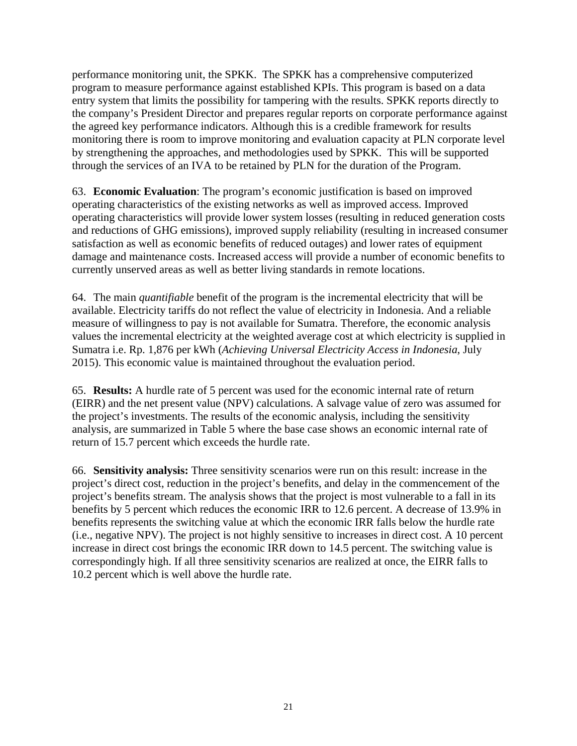performance monitoring unit, the SPKK. The SPKK has a comprehensive computerized program to measure performance against established KPIs. This program is based on a data entry system that limits the possibility for tampering with the results. SPKK reports directly to the company's President Director and prepares regular reports on corporate performance against the agreed key performance indicators. Although this is a credible framework for results monitoring there is room to improve monitoring and evaluation capacity at PLN corporate level by strengthening the approaches, and methodologies used by SPKK. This will be supported through the services of an IVA to be retained by PLN for the duration of the Program.

63. **Economic Evaluation**: The program's economic justification is based on improved operating characteristics of the existing networks as well as improved access. Improved operating characteristics will provide lower system losses (resulting in reduced generation costs and reductions of GHG emissions), improved supply reliability (resulting in increased consumer satisfaction as well as economic benefits of reduced outages) and lower rates of equipment damage and maintenance costs. Increased access will provide a number of economic benefits to currently unserved areas as well as better living standards in remote locations.

64. The main *quantifiable* benefit of the program is the incremental electricity that will be available. Electricity tariffs do not reflect the value of electricity in Indonesia. And a reliable measure of willingness to pay is not available for Sumatra. Therefore, the economic analysis values the incremental electricity at the weighted average cost at which electricity is supplied in Sumatra i.e. Rp. 1,876 per kWh (*Achieving Universal Electricity Access in Indonesia*, July 2015). This economic value is maintained throughout the evaluation period.

65. **Results:** A hurdle rate of 5 percent was used for the economic internal rate of return (EIRR) and the net present value (NPV) calculations. A salvage value of zero was assumed for the project's investments. The results of the economic analysis, including the sensitivity analysis, are summarized in Table 5 where the base case shows an economic internal rate of return of 15.7 percent which exceeds the hurdle rate.

66. **Sensitivity analysis:** Three sensitivity scenarios were run on this result: increase in the project's direct cost, reduction in the project's benefits, and delay in the commencement of the project's benefits stream. The analysis shows that the project is most vulnerable to a fall in its benefits by 5 percent which reduces the economic IRR to 12.6 percent. A decrease of 13.9% in benefits represents the switching value at which the economic IRR falls below the hurdle rate (i.e., negative NPV). The project is not highly sensitive to increases in direct cost. A 10 percent increase in direct cost brings the economic IRR down to 14.5 percent. The switching value is correspondingly high. If all three sensitivity scenarios are realized at once, the EIRR falls to 10.2 percent which is well above the hurdle rate.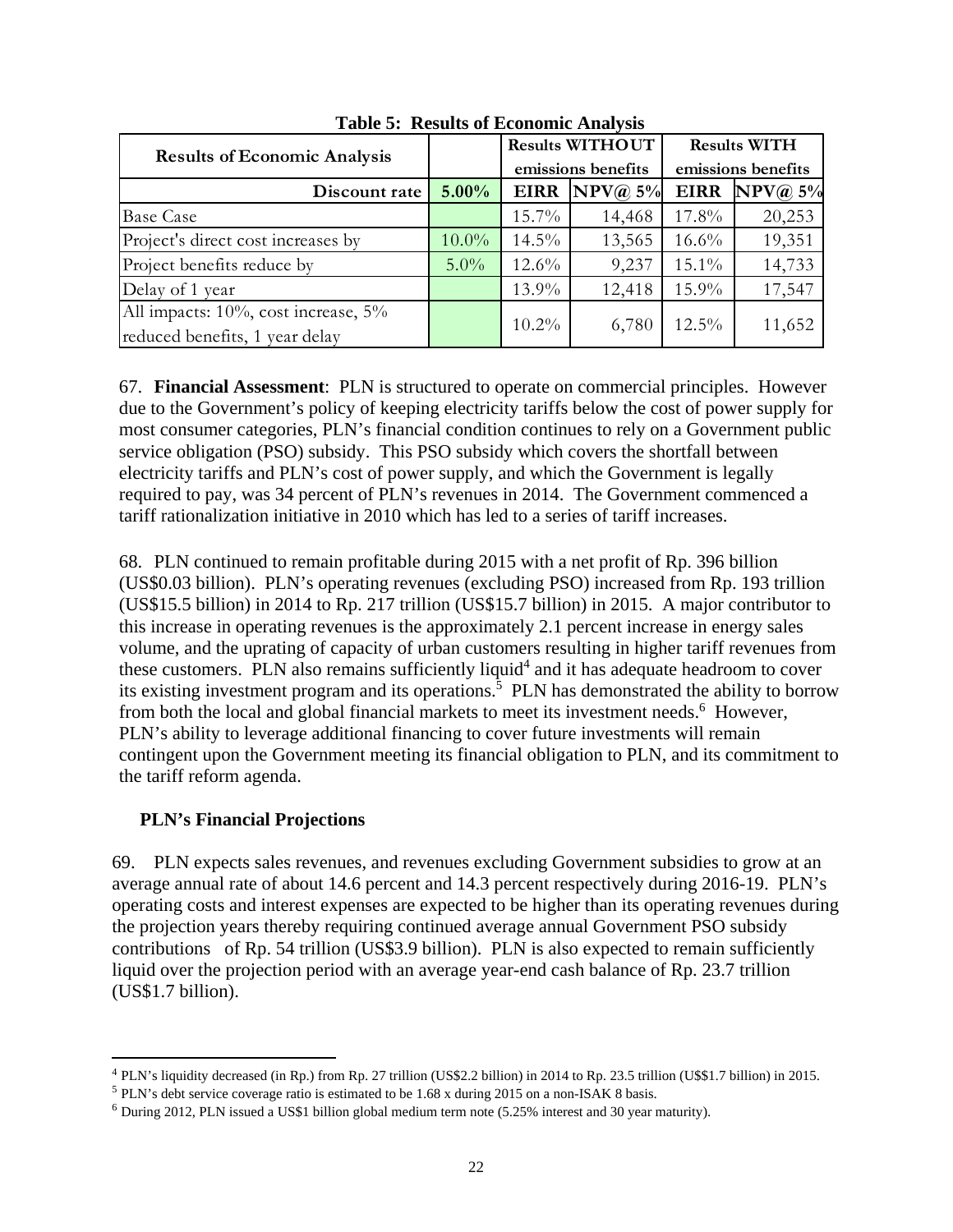**Table 5: Results of Economic Analysis**

| Results of Economic Analysis | | Results WITHOUT emissions benefits | | Results WITH emissions benefits | |
|---|---|---|---|---|---|
| **Discount rate** | **5.00%** | **EIRR** | **NPV@ 5%** | **EIRR** | **NPV@ 5%** |
| Base Case | | 15.7% | 14,468 | 17.8% | 20,253 |
| Project's direct cost increases by | 10.0% | 14.5% | 13,565 | 16.6% | 19,351 |
| Project benefits reduce by | 5.0% | 12.6% | 9,237 | 15.1% | 14,733 |
| Delay of 1 year | | 13.9% | 12,418 | 15.9% | 17,547 |
| All impacts: 10%, cost increase, 5% reduced benefits, 1 year delay | | 10.2% | 6,780 | 12.5% | 11,652 |

67. **Financial Assessment**: PLN is structured to operate on commercial principles. However due to the Government's policy of keeping electricity tariffs below the cost of power supply for most consumer categories, PLN's financial condition continues to rely on a Government public service obligation (PSO) subsidy. This PSO subsidy which covers the shortfall between electricity tariffs and PLN's cost of power supply, and which the Government is legally required to pay, was 34 percent of PLN's revenues in 2014. The Government commenced a tariff rationalization initiative in 2010 which has led to a series of tariff increases.

68. PLN continued to remain profitable during 2015 with a net profit of Rp. 396 billion (US$0.03 billion). PLN's operating revenues (excluding PSO) increased from Rp. 193 trillion (US$15.5 billion) in 2014 to Rp. 217 trillion (US$15.7 billion) in 2015. A major contributor to this increase in operating revenues is the approximately 2.1 percent increase in energy sales volume, and the uprating of capacity of urban customers resulting in higher tariff revenues from these customers. PLN also remains sufficiently liquid[4] and it has adequate headroom to cover its existing investment program and its operations.[5] PLN has demonstrated the ability to borrow from both the local and global financial markets to meet its investment needs.[6] However, PLN's ability to leverage additional financing to cover future investments will remain contingent upon the Government meeting its financial obligation to PLN, and its commitment to the tariff reform agenda.

### PLN's Financial Projections

69. PLN expects sales revenues, and revenues excluding Government subsidies to grow at an average annual rate of about 14.6 percent and 14.3 percent respectively during 2016-19. PLN's operating costs and interest expenses are expected to be higher than its operating revenues during the projection years thereby requiring continued average annual Government PSO subsidy contributions of Rp. 54 trillion (US$3.9 billion). PLN is also expected to remain sufficiently liquid over the projection period with an average year-end cash balance of Rp. 23.7 trillion (US$1.7 billion).

---

[4] PLN's liquidity decreased (in Rp.) from Rp. 27 trillion (US$2.2 billion) in 2014 to Rp. 23.5 trillion (U$$1.7 billion) in 2015.

[5] PLN's debt service coverage ratio is estimated to be 1.68 x during 2015 on a non-ISAK 8 basis.

[6] During 2012, PLN issued a US$1 billion global medium term note (5.25% interest and 30 year maturity).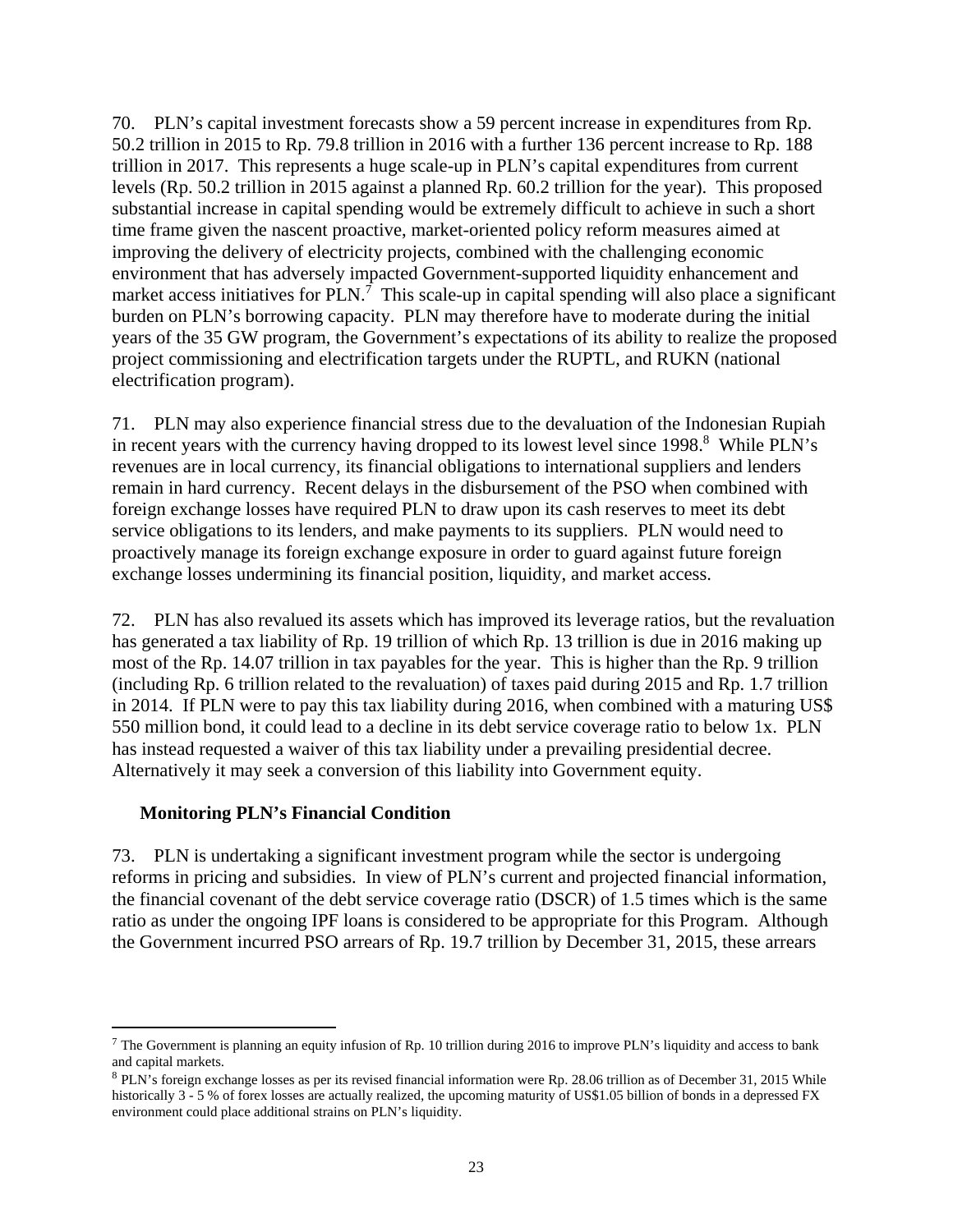70. PLN's capital investment forecasts show a 59 percent increase in expenditures from Rp. 50.2 trillion in 2015 to Rp. 79.8 trillion in 2016 with a further 136 percent increase to Rp. 188 trillion in 2017. This represents a huge scale-up in PLN's capital expenditures from current levels (Rp. 50.2 trillion in 2015 against a planned Rp. 60.2 trillion for the year). This proposed substantial increase in capital spending would be extremely difficult to achieve in such a short time frame given the nascent proactive, market-oriented policy reform measures aimed at improving the delivery of electricity projects, combined with the challenging economic environment that has adversely impacted Government-supported liquidity enhancement and market access initiatives for PLN.[7] This scale-up in capital spending will also place a significant burden on PLN's borrowing capacity. PLN may therefore have to moderate during the initial years of the 35 GW program, the Government's expectations of its ability to realize the proposed project commissioning and electrification targets under the RUPTL, and RUKN (national electrification program).

71. PLN may also experience financial stress due to the devaluation of the Indonesian Rupiah in recent years with the currency having dropped to its lowest level since 1998.[8] While PLN's revenues are in local currency, its financial obligations to international suppliers and lenders remain in hard currency. Recent delays in the disbursement of the PSO when combined with foreign exchange losses have required PLN to draw upon its cash reserves to meet its debt service obligations to its lenders, and make payments to its suppliers. PLN would need to proactively manage its foreign exchange exposure in order to guard against future foreign exchange losses undermining its financial position, liquidity, and market access.

72. PLN has also revalued its assets which has improved its leverage ratios, but the revaluation has generated a tax liability of Rp. 19 trillion of which Rp. 13 trillion is due in 2016 making up most of the Rp. 14.07 trillion in tax payables for the year. This is higher than the Rp. 9 trillion (including Rp. 6 trillion related to the revaluation) of taxes paid during 2015 and Rp. 1.7 trillion in 2014. If PLN were to pay this tax liability during 2016, when combined with a maturing US$ 550 million bond, it could lead to a decline in its debt service coverage ratio to below 1x. PLN has instead requested a waiver of this tax liability under a prevailing presidential decree. Alternatively it may seek a conversion of this liability into Government equity.

**Monitoring PLN's Financial Condition**

73. PLN is undertaking a significant investment program while the sector is undergoing reforms in pricing and subsidies. In view of PLN's current and projected financial information, the financial covenant of the debt service coverage ratio (DSCR) of 1.5 times which is the same ratio as under the ongoing IPF loans is considered to be appropriate for this Program. Although the Government incurred PSO arrears of Rp. 19.7 trillion by December 31, 2015, these arrears

---

[7] The Government is planning an equity infusion of Rp. 10 trillion during 2016 to improve PLN's liquidity and access to bank and capital markets.

[8] PLN's foreign exchange losses as per its revised financial information were Rp. 28.06 trillion as of December 31, 2015 While historically 3 - 5 % of forex losses are actually realized, the upcoming maturity of US$1.05 billion of bonds in a depressed FX environment could place additional strains on PLN's liquidity.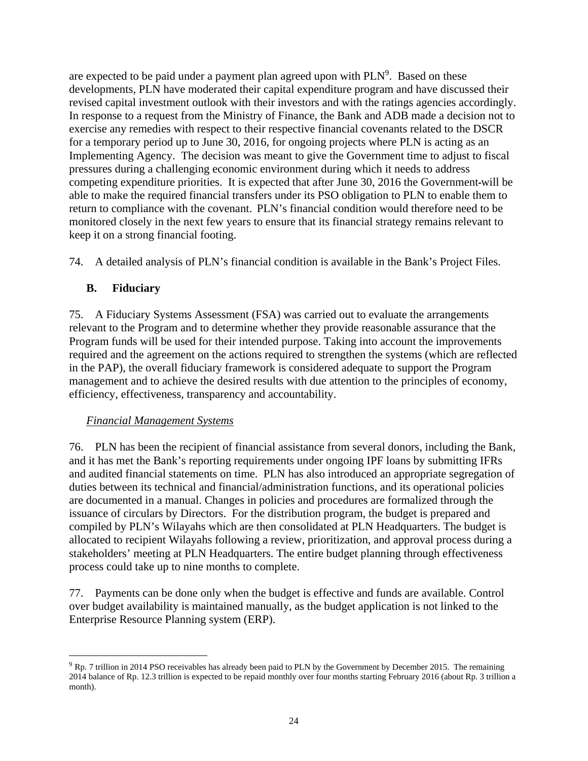are expected to be paid under a payment plan agreed upon with PLN[9]. Based on these developments, PLN have moderated their capital expenditure program and have discussed their revised capital investment outlook with their investors and with the ratings agencies accordingly. In response to a request from the Ministry of Finance, the Bank and ADB made a decision not to exercise any remedies with respect to their respective financial covenants related to the DSCR for a temporary period up to June 30, 2016, for ongoing projects where PLN is acting as an Implementing Agency. The decision was meant to give the Government time to adjust to fiscal pressures during a challenging economic environment during which it needs to address competing expenditure priorities. It is expected that after June 30, 2016 the Government will be able to make the required financial transfers under its PSO obligation to PLN to enable them to return to compliance with the covenant. PLN's financial condition would therefore need to be monitored closely in the next few years to ensure that its financial strategy remains relevant to keep it on a strong financial footing.

74. A detailed analysis of PLN's financial condition is available in the Bank's Project Files.

## B. Fiduciary

75. A Fiduciary Systems Assessment (FSA) was carried out to evaluate the arrangements relevant to the Program and to determine whether they provide reasonable assurance that the Program funds will be used for their intended purpose. Taking into account the improvements required and the agreement on the actions required to strengthen the systems (which are reflected in the PAP), the overall fiduciary framework is considered adequate to support the Program management and to achieve the desired results with due attention to the principles of economy, efficiency, effectiveness, transparency and accountability.

*Financial Management Systems*

76. PLN has been the recipient of financial assistance from several donors, including the Bank, and it has met the Bank's reporting requirements under ongoing IPF loans by submitting IFRs and audited financial statements on time. PLN has also introduced an appropriate segregation of duties between its technical and financial/administration functions, and its operational policies are documented in a manual. Changes in policies and procedures are formalized through the issuance of circulars by Directors. For the distribution program, the budget is prepared and compiled by PLN's Wilayahs which are then consolidated at PLN Headquarters. The budget is allocated to recipient Wilayahs following a review, prioritization, and approval process during a stakeholders' meeting at PLN Headquarters. The entire budget planning through effectiveness process could take up to nine months to complete.

77. Payments can be done only when the budget is effective and funds are available. Control over budget availability is maintained manually, as the budget application is not linked to the Enterprise Resource Planning system (ERP).

---

[9] Rp. 7 trillion in 2014 PSO receivables has already been paid to PLN by the Government by December 2015. The remaining 2014 balance of Rp. 12.3 trillion is expected to be repaid monthly over four months starting February 2016 (about Rp. 3 trillion a month).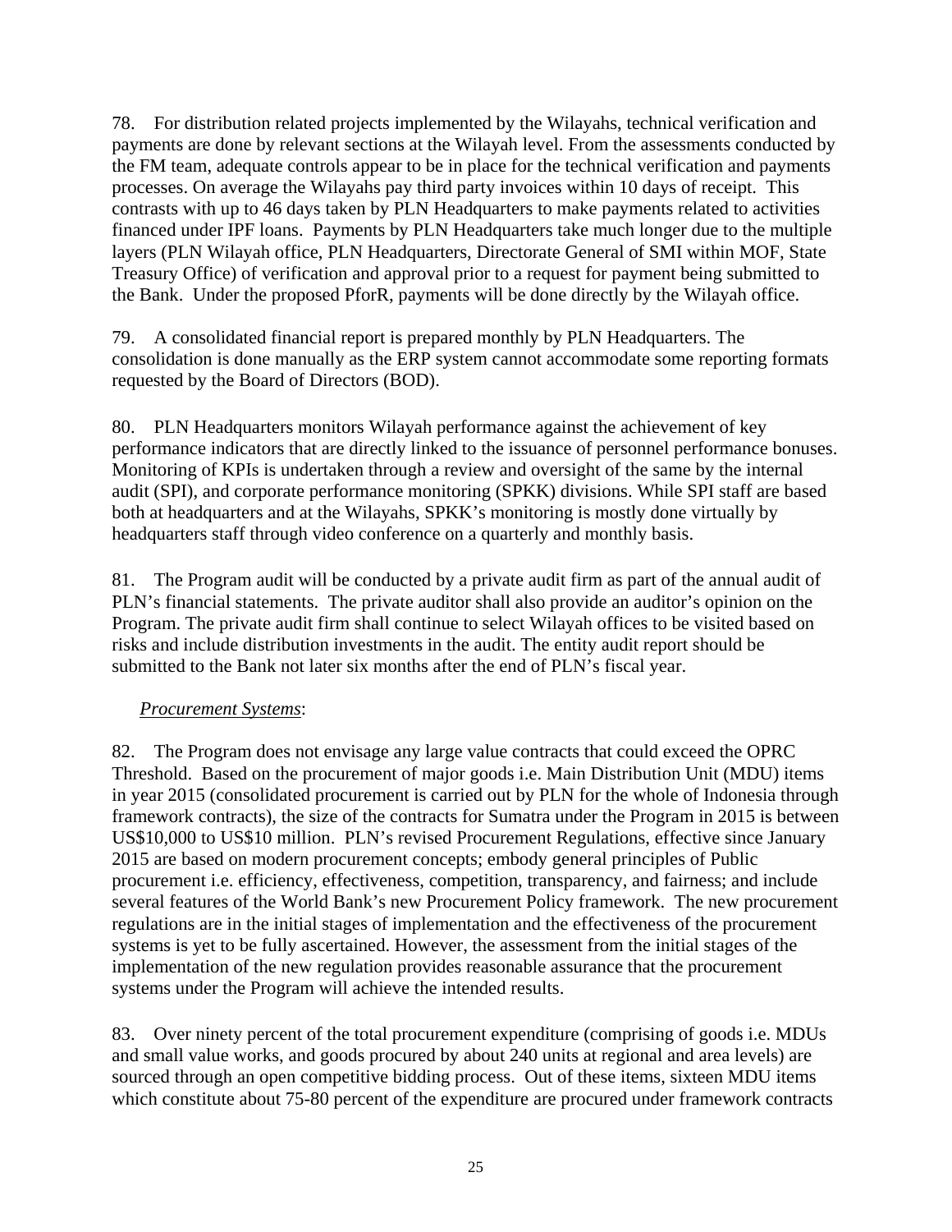78. For distribution related projects implemented by the Wilayahs, technical verification and payments are done by relevant sections at the Wilayah level. From the assessments conducted by the FM team, adequate controls appear to be in place for the technical verification and payments processes. On average the Wilayahs pay third party invoices within 10 days of receipt. This contrasts with up to 46 days taken by PLN Headquarters to make payments related to activities financed under IPF loans. Payments by PLN Headquarters take much longer due to the multiple layers (PLN Wilayah office, PLN Headquarters, Directorate General of SMI within MOF, State Treasury Office) of verification and approval prior to a request for payment being submitted to the Bank. Under the proposed PforR, payments will be done directly by the Wilayah office.

79. A consolidated financial report is prepared monthly by PLN Headquarters. The consolidation is done manually as the ERP system cannot accommodate some reporting formats requested by the Board of Directors (BOD).

80. PLN Headquarters monitors Wilayah performance against the achievement of key performance indicators that are directly linked to the issuance of personnel performance bonuses. Monitoring of KPIs is undertaken through a review and oversight of the same by the internal audit (SPI), and corporate performance monitoring (SPKK) divisions. While SPI staff are based both at headquarters and at the Wilayahs, SPKK's monitoring is mostly done virtually by headquarters staff through video conference on a quarterly and monthly basis.

81. The Program audit will be conducted by a private audit firm as part of the annual audit of PLN's financial statements. The private auditor shall also provide an auditor's opinion on the Program. The private audit firm shall continue to select Wilayah offices to be visited based on risks and include distribution investments in the audit. The entity audit report should be submitted to the Bank not later six months after the end of PLN's fiscal year.

*Procurement Systems*:

82. The Program does not envisage any large value contracts that could exceed the OPRC Threshold. Based on the procurement of major goods i.e. Main Distribution Unit (MDU) items in year 2015 (consolidated procurement is carried out by PLN for the whole of Indonesia through framework contracts), the size of the contracts for Sumatra under the Program in 2015 is between US$10,000 to US$10 million. PLN's revised Procurement Regulations, effective since January 2015 are based on modern procurement concepts; embody general principles of Public procurement i.e. efficiency, effectiveness, competition, transparency, and fairness; and include several features of the World Bank's new Procurement Policy framework. The new procurement regulations are in the initial stages of implementation and the effectiveness of the procurement systems is yet to be fully ascertained. However, the assessment from the initial stages of the implementation of the new regulation provides reasonable assurance that the procurement systems under the Program will achieve the intended results.

83. Over ninety percent of the total procurement expenditure (comprising of goods i.e. MDUs and small value works, and goods procured by about 240 units at regional and area levels) are sourced through an open competitive bidding process. Out of these items, sixteen MDU items which constitute about 75-80 percent of the expenditure are procured under framework contracts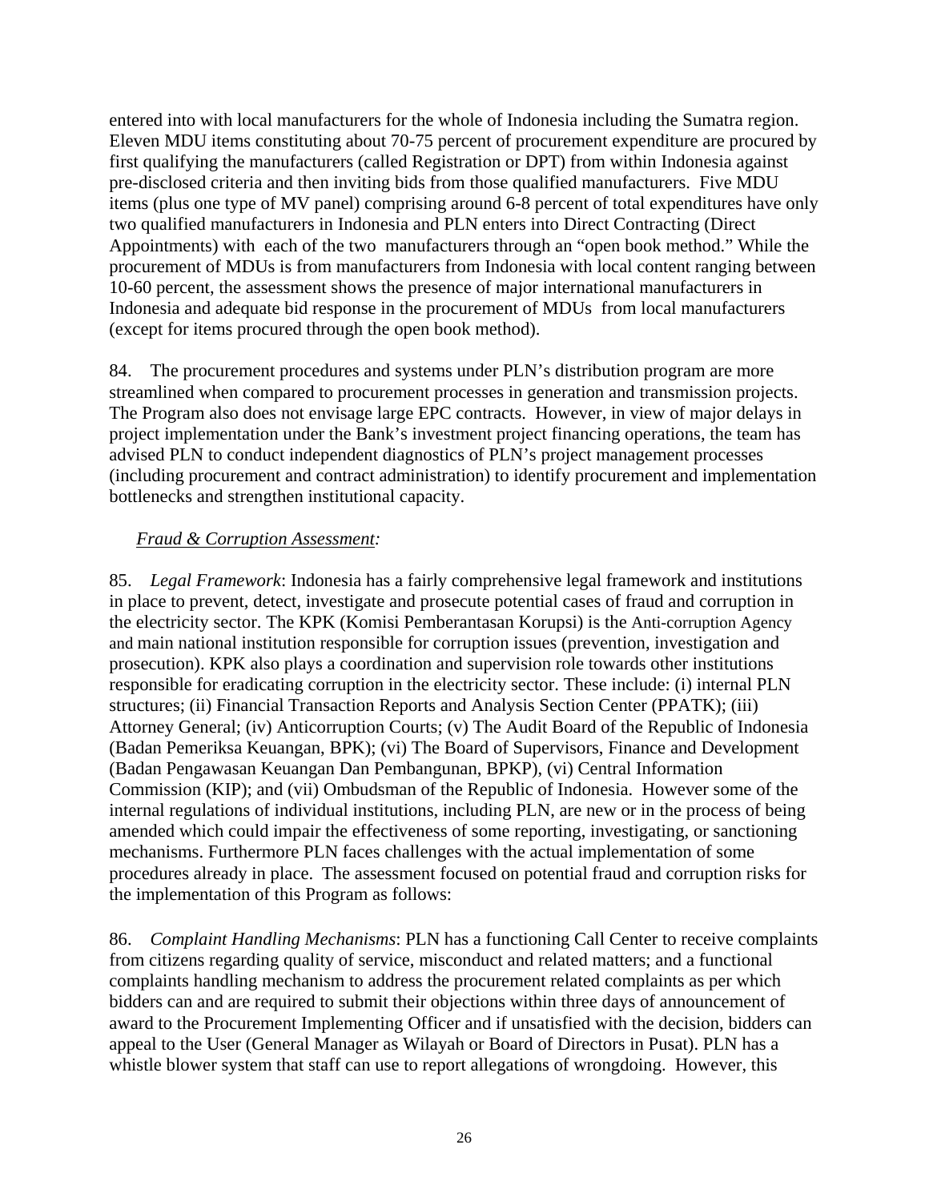entered into with local manufacturers for the whole of Indonesia including the Sumatra region. Eleven MDU items constituting about 70-75 percent of procurement expenditure are procured by first qualifying the manufacturers (called Registration or DPT) from within Indonesia against pre-disclosed criteria and then inviting bids from those qualified manufacturers. Five MDU items (plus one type of MV panel) comprising around 6-8 percent of total expenditures have only two qualified manufacturers in Indonesia and PLN enters into Direct Contracting (Direct Appointments) with each of the two manufacturers through an "open book method." While the procurement of MDUs is from manufacturers from Indonesia with local content ranging between 10-60 percent, the assessment shows the presence of major international manufacturers in Indonesia and adequate bid response in the procurement of MDUs from local manufacturers (except for items procured through the open book method).

84. The procurement procedures and systems under PLN's distribution program are more streamlined when compared to procurement processes in generation and transmission projects. The Program also does not envisage large EPC contracts. However, in view of major delays in project implementation under the Bank's investment project financing operations, the team has advised PLN to conduct independent diagnostics of PLN's project management processes (including procurement and contract administration) to identify procurement and implementation bottlenecks and strengthen institutional capacity.

*Fraud & Corruption Assessment:*

85. *Legal Framework*: Indonesia has a fairly comprehensive legal framework and institutions in place to prevent, detect, investigate and prosecute potential cases of fraud and corruption in the electricity sector. The KPK (Komisi Pemberantasan Korupsi) is the Anti-corruption Agency and main national institution responsible for corruption issues (prevention, investigation and prosecution). KPK also plays a coordination and supervision role towards other institutions responsible for eradicating corruption in the electricity sector. These include: (i) internal PLN structures; (ii) Financial Transaction Reports and Analysis Section Center (PPATK); (iii) Attorney General; (iv) Anticorruption Courts; (v) The Audit Board of the Republic of Indonesia (Badan Pemeriksa Keuangan, BPK); (vi) The Board of Supervisors, Finance and Development (Badan Pengawasan Keuangan Dan Pembangunan, BPKP), (vi) Central Information Commission (KIP); and (vii) Ombudsman of the Republic of Indonesia. However some of the internal regulations of individual institutions, including PLN, are new or in the process of being amended which could impair the effectiveness of some reporting, investigating, or sanctioning mechanisms. Furthermore PLN faces challenges with the actual implementation of some procedures already in place. The assessment focused on potential fraud and corruption risks for the implementation of this Program as follows:

86. *Complaint Handling Mechanisms*: PLN has a functioning Call Center to receive complaints from citizens regarding quality of service, misconduct and related matters; and a functional complaints handling mechanism to address the procurement related complaints as per which bidders can and are required to submit their objections within three days of announcement of award to the Procurement Implementing Officer and if unsatisfied with the decision, bidders can appeal to the User (General Manager as Wilayah or Board of Directors in Pusat). PLN has a whistle blower system that staff can use to report allegations of wrongdoing. However, this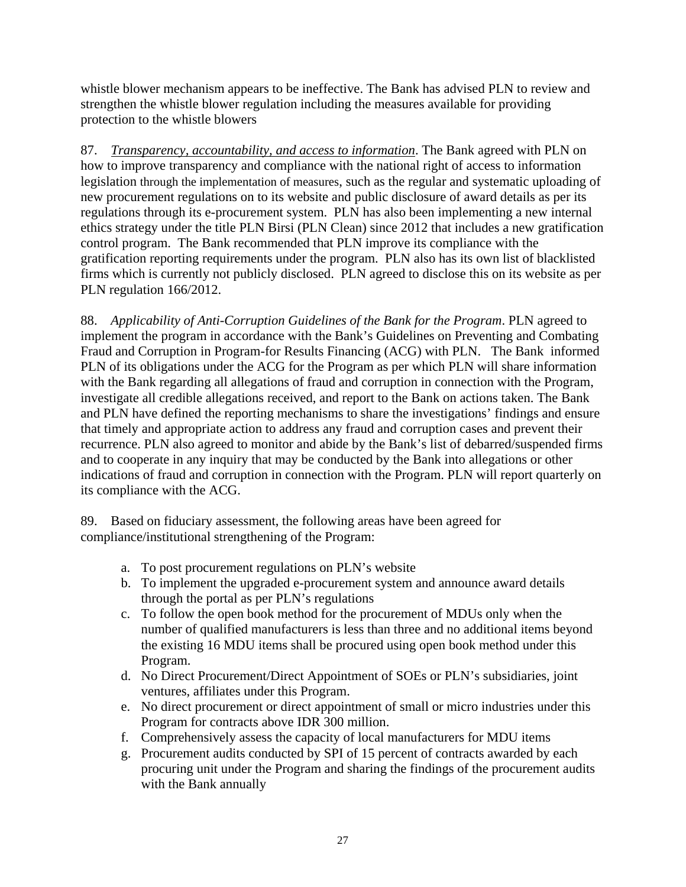whistle blower mechanism appears to be ineffective. The Bank has advised PLN to review and strengthen the whistle blower regulation including the measures available for providing protection to the whistle blowers

87. *Transparency, accountability, and access to information*. The Bank agreed with PLN on how to improve transparency and compliance with the national right of access to information legislation through the implementation of measures, such as the regular and systematic uploading of new procurement regulations on to its website and public disclosure of award details as per its regulations through its e-procurement system. PLN has also been implementing a new internal ethics strategy under the title PLN Birsi (PLN Clean) since 2012 that includes a new gratification control program. The Bank recommended that PLN improve its compliance with the gratification reporting requirements under the program. PLN also has its own list of blacklisted firms which is currently not publicly disclosed. PLN agreed to disclose this on its website as per PLN regulation 166/2012.

88. *Applicability of Anti-Corruption Guidelines of the Bank for the Program*. PLN agreed to implement the program in accordance with the Bank's Guidelines on Preventing and Combating Fraud and Corruption in Program-for Results Financing (ACG) with PLN. The Bank informed PLN of its obligations under the ACG for the Program as per which PLN will share information with the Bank regarding all allegations of fraud and corruption in connection with the Program, investigate all credible allegations received, and report to the Bank on actions taken. The Bank and PLN have defined the reporting mechanisms to share the investigations' findings and ensure that timely and appropriate action to address any fraud and corruption cases and prevent their recurrence. PLN also agreed to monitor and abide by the Bank's list of debarred/suspended firms and to cooperate in any inquiry that may be conducted by the Bank into allegations or other indications of fraud and corruption in connection with the Program. PLN will report quarterly on its compliance with the ACG.

89. Based on fiduciary assessment, the following areas have been agreed for compliance/institutional strengthening of the Program:

a. To post procurement regulations on PLN's website
b. To implement the upgraded e-procurement system and announce award details through the portal as per PLN's regulations
c. To follow the open book method for the procurement of MDUs only when the number of qualified manufacturers is less than three and no additional items beyond the existing 16 MDU items shall be procured using open book method under this Program.
d. No Direct Procurement/Direct Appointment of SOEs or PLN's subsidiaries, joint ventures, affiliates under this Program.
e. No direct procurement or direct appointment of small or micro industries under this Program for contracts above IDR 300 million.
f. Comprehensively assess the capacity of local manufacturers for MDU items
g. Procurement audits conducted by SPI of 15 percent of contracts awarded by each procuring unit under the Program and sharing the findings of the procurement audits with the Bank annually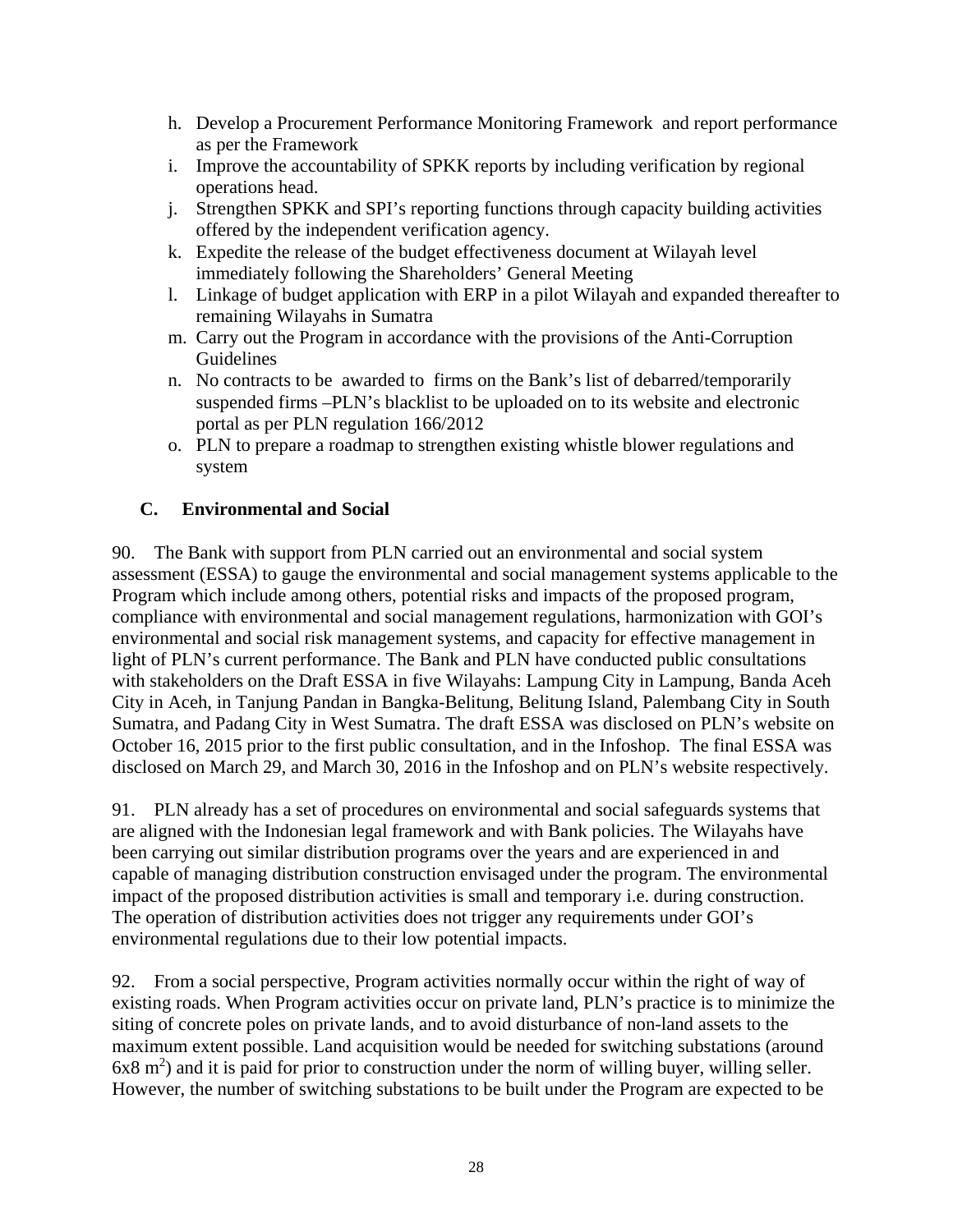h. Develop a Procurement Performance Monitoring Framework and report performance as per the Framework
i. Improve the accountability of SPKK reports by including verification by regional operations head.
j. Strengthen SPKK and SPI's reporting functions through capacity building activities offered by the independent verification agency.
k. Expedite the release of the budget effectiveness document at Wilayah level immediately following the Shareholders' General Meeting
l. Linkage of budget application with ERP in a pilot Wilayah and expanded thereafter to remaining Wilayahs in Sumatra
m. Carry out the Program in accordance with the provisions of the Anti-Corruption Guidelines
n. No contracts to be awarded to firms on the Bank's list of debarred/temporarily suspended firms –PLN's blacklist to be uploaded on to its website and electronic portal as per PLN regulation 166/2012
o. PLN to prepare a roadmap to strengthen existing whistle blower regulations and system

### C. Environmental and Social

90. The Bank with support from PLN carried out an environmental and social system assessment (ESSA) to gauge the environmental and social management systems applicable to the Program which include among others, potential risks and impacts of the proposed program, compliance with environmental and social management regulations, harmonization with GOI's environmental and social risk management systems, and capacity for effective management in light of PLN's current performance. The Bank and PLN have conducted public consultations with stakeholders on the Draft ESSA in five Wilayahs: Lampung City in Lampung, Banda Aceh City in Aceh, in Tanjung Pandan in Bangka-Belitung, Belitung Island, Palembang City in South Sumatra, and Padang City in West Sumatra. The draft ESSA was disclosed on PLN's website on October 16, 2015 prior to the first public consultation, and in the Infoshop. The final ESSA was disclosed on March 29, and March 30, 2016 in the Infoshop and on PLN's website respectively.

91. PLN already has a set of procedures on environmental and social safeguards systems that are aligned with the Indonesian legal framework and with Bank policies. The Wilayahs have been carrying out similar distribution programs over the years and are experienced in and capable of managing distribution construction envisaged under the program. The environmental impact of the proposed distribution activities is small and temporary i.e. during construction. The operation of distribution activities does not trigger any requirements under GOI's environmental regulations due to their low potential impacts.

92. From a social perspective, Program activities normally occur within the right of way of existing roads. When Program activities occur on private land, PLN's practice is to minimize the siting of concrete poles on private lands, and to avoid disturbance of non-land assets to the maximum extent possible. Land acquisition would be needed for switching substations (around 6x8 $m^2$) and it is paid for prior to construction under the norm of willing buyer, willing seller. However, the number of switching substations to be built under the Program are expected to be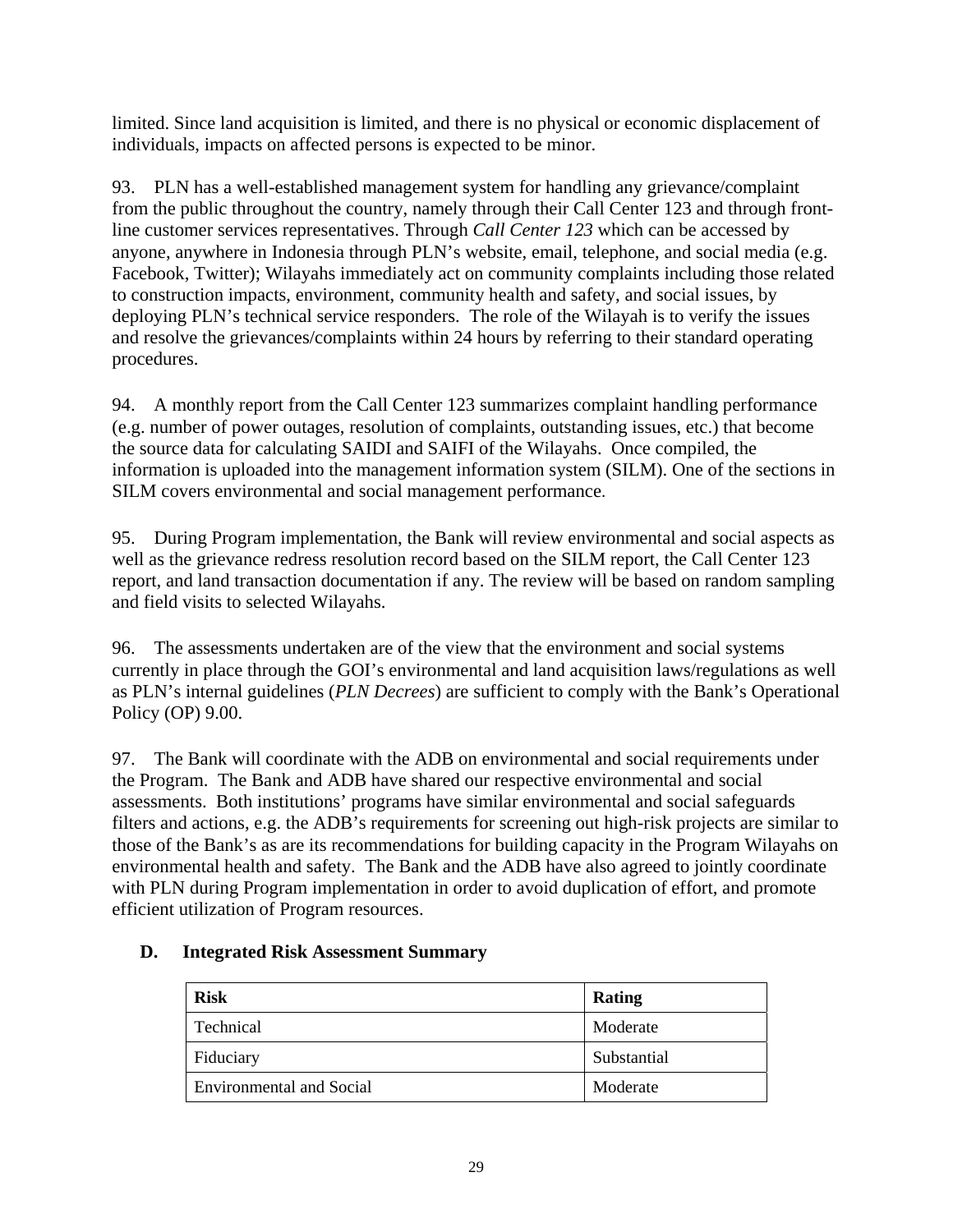limited. Since land acquisition is limited, and there is no physical or economic displacement of individuals, impacts on affected persons is expected to be minor.

93. PLN has a well-established management system for handling any grievance/complaint from the public throughout the country, namely through their Call Center 123 and through front-line customer services representatives. Through *Call Center 123* which can be accessed by anyone, anywhere in Indonesia through PLN's website, email, telephone, and social media (e.g. Facebook, Twitter); Wilayahs immediately act on community complaints including those related to construction impacts, environment, community health and safety, and social issues, by deploying PLN's technical service responders. The role of the Wilayah is to verify the issues and resolve the grievances/complaints within 24 hours by referring to their standard operating procedures.

94. A monthly report from the Call Center 123 summarizes complaint handling performance (e.g. number of power outages, resolution of complaints, outstanding issues, etc.) that become the source data for calculating SAIDI and SAIFI of the Wilayahs. Once compiled, the information is uploaded into the management information system (SILM). One of the sections in SILM covers environmental and social management performance.

95. During Program implementation, the Bank will review environmental and social aspects as well as the grievance redress resolution record based on the SILM report, the Call Center 123 report, and land transaction documentation if any. The review will be based on random sampling and field visits to selected Wilayahs.

96. The assessments undertaken are of the view that the environment and social systems currently in place through the GOI's environmental and land acquisition laws/regulations as well as PLN's internal guidelines (*PLN Decrees*) are sufficient to comply with the Bank's Operational Policy (OP) 9.00.

97. The Bank will coordinate with the ADB on environmental and social requirements under the Program. The Bank and ADB have shared our respective environmental and social assessments. Both institutions' programs have similar environmental and social safeguards filters and actions, e.g. the ADB's requirements for screening out high-risk projects are similar to those of the Bank's as are its recommendations for building capacity in the Program Wilayahs on environmental health and safety. The Bank and the ADB have also agreed to jointly coordinate with PLN during Program implementation in order to avoid duplication of effort, and promote efficient utilization of Program resources.

## D. Integrated Risk Assessment Summary

| **Risk** | **Rating** |
|---|---|
| Technical | Moderate |
| Fiduciary | Substantial |
| Environmental and Social | Moderate |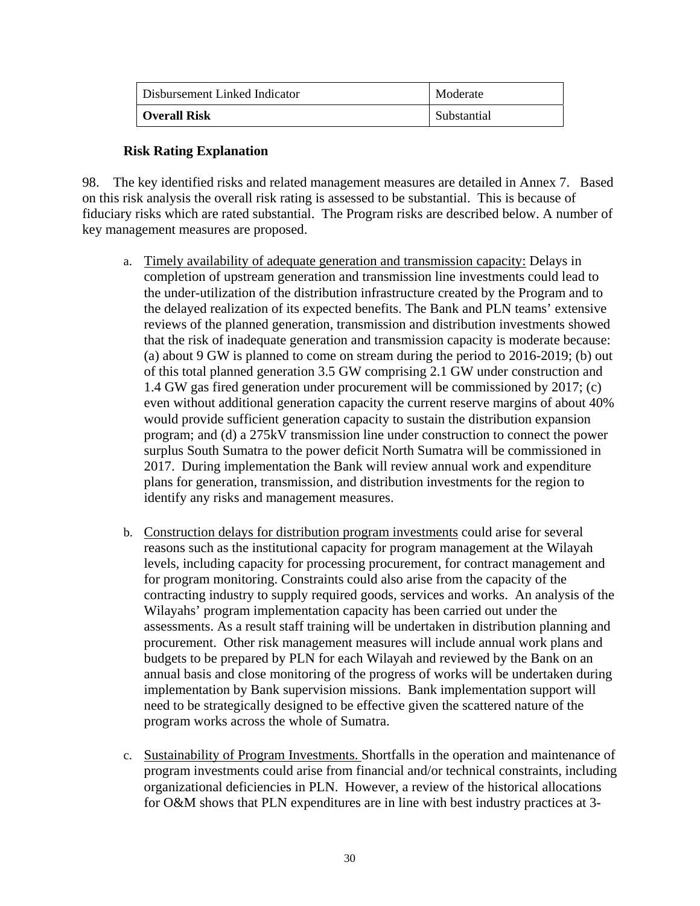| Disbursement Linked Indicator | Moderate |
|---|---|
| **Overall Risk** | Substantial |

### Risk Rating Explanation

98. The key identified risks and related management measures are detailed in Annex 7. Based on this risk analysis the overall risk rating is assessed to be substantial. This is because of fiduciary risks which are rated substantial. The Program risks are described below. A number of key management measures are proposed.

a. Timely availability of adequate generation and transmission capacity: Delays in completion of upstream generation and transmission line investments could lead to the under-utilization of the distribution infrastructure created by the Program and to the delayed realization of its expected benefits. The Bank and PLN teams' extensive reviews of the planned generation, transmission and distribution investments showed that the risk of inadequate generation and transmission capacity is moderate because: (a) about 9 GW is planned to come on stream during the period to 2016-2019; (b) out of this total planned generation 3.5 GW comprising 2.1 GW under construction and 1.4 GW gas fired generation under procurement will be commissioned by 2017; (c) even without additional generation capacity the current reserve margins of about 40% would provide sufficient generation capacity to sustain the distribution expansion program; and (d) a 275kV transmission line under construction to connect the power surplus South Sumatra to the power deficit North Sumatra will be commissioned in 2017. During implementation the Bank will review annual work and expenditure plans for generation, transmission, and distribution investments for the region to identify any risks and management measures.

b. Construction delays for distribution program investments could arise for several reasons such as the institutional capacity for program management at the Wilayah levels, including capacity for processing procurement, for contract management and for program monitoring. Constraints could also arise from the capacity of the contracting industry to supply required goods, services and works. An analysis of the Wilayahs' program implementation capacity has been carried out under the assessments. As a result staff training will be undertaken in distribution planning and procurement. Other risk management measures will include annual work plans and budgets to be prepared by PLN for each Wilayah and reviewed by the Bank on an annual basis and close monitoring of the progress of works will be undertaken during implementation by Bank supervision missions. Bank implementation support will need to be strategically designed to be effective given the scattered nature of the program works across the whole of Sumatra.

c. Sustainability of Program Investments. Shortfalls in the operation and maintenance of program investments could arise from financial and/or technical constraints, including organizational deficiencies in PLN. However, a review of the historical allocations for O&M shows that PLN expenditures are in line with best industry practices at 3-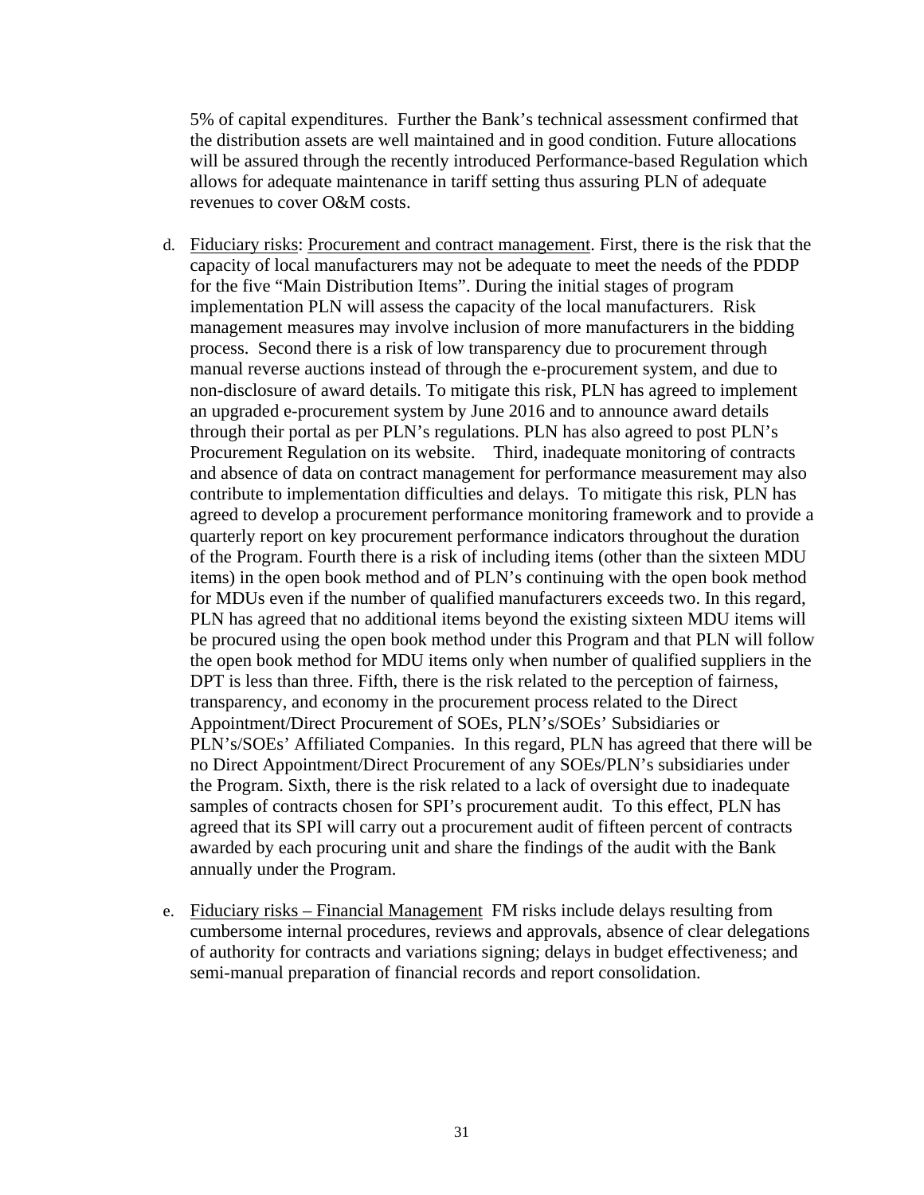5% of capital expenditures. Further the Bank's technical assessment confirmed that the distribution assets are well maintained and in good condition. Future allocations will be assured through the recently introduced Performance-based Regulation which allows for adequate maintenance in tariff setting thus assuring PLN of adequate revenues to cover O&M costs.

d. <u>Fiduciary risks</u>: <u>Procurement and contract management</u>. First, there is the risk that the capacity of local manufacturers may not be adequate to meet the needs of the PDDP for the five "Main Distribution Items". During the initial stages of program implementation PLN will assess the capacity of the local manufacturers. Risk management measures may involve inclusion of more manufacturers in the bidding process. Second there is a risk of low transparency due to procurement through manual reverse auctions instead of through the e-procurement system, and due to non-disclosure of award details. To mitigate this risk, PLN has agreed to implement an upgraded e-procurement system by June 2016 and to announce award details through their portal as per PLN's regulations. PLN has also agreed to post PLN's Procurement Regulation on its website. Third, inadequate monitoring of contracts and absence of data on contract management for performance measurement may also contribute to implementation difficulties and delays. To mitigate this risk, PLN has agreed to develop a procurement performance monitoring framework and to provide a quarterly report on key procurement performance indicators throughout the duration of the Program. Fourth there is a risk of including items (other than the sixteen MDU items) in the open book method and of PLN's continuing with the open book method for MDUs even if the number of qualified manufacturers exceeds two. In this regard, PLN has agreed that no additional items beyond the existing sixteen MDU items will be procured using the open book method under this Program and that PLN will follow the open book method for MDU items only when number of qualified suppliers in the DPT is less than three. Fifth, there is the risk related to the perception of fairness, transparency, and economy in the procurement process related to the Direct Appointment/Direct Procurement of SOEs, PLN's/SOEs' Subsidiaries or PLN's/SOEs' Affiliated Companies. In this regard, PLN has agreed that there will be no Direct Appointment/Direct Procurement of any SOEs/PLN's subsidiaries under the Program. Sixth, there is the risk related to a lack of oversight due to inadequate samples of contracts chosen for SPI's procurement audit. To this effect, PLN has agreed that its SPI will carry out a procurement audit of fifteen percent of contracts awarded by each procuring unit and share the findings of the audit with the Bank annually under the Program.

e. <u>Fiduciary risks – Financial Management</u> FM risks include delays resulting from cumbersome internal procedures, reviews and approvals, absence of clear delegations of authority for contracts and variations signing; delays in budget effectiveness; and semi-manual preparation of financial records and report consolidation.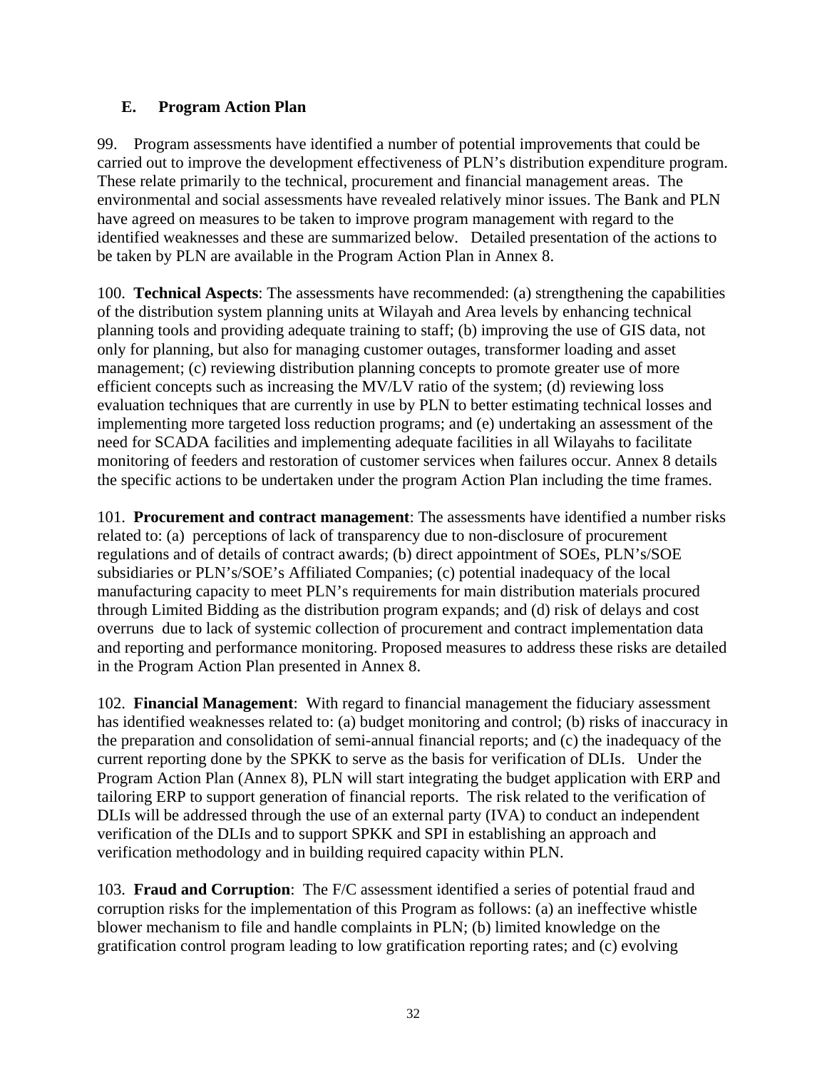## E. Program Action Plan

99. Program assessments have identified a number of potential improvements that could be carried out to improve the development effectiveness of PLN's distribution expenditure program. These relate primarily to the technical, procurement and financial management areas. The environmental and social assessments have revealed relatively minor issues. The Bank and PLN have agreed on measures to be taken to improve program management with regard to the identified weaknesses and these are summarized below. Detailed presentation of the actions to be taken by PLN are available in the Program Action Plan in Annex 8.

100. **Technical Aspects**: The assessments have recommended: (a) strengthening the capabilities of the distribution system planning units at Wilayah and Area levels by enhancing technical planning tools and providing adequate training to staff; (b) improving the use of GIS data, not only for planning, but also for managing customer outages, transformer loading and asset management; (c) reviewing distribution planning concepts to promote greater use of more efficient concepts such as increasing the MV/LV ratio of the system; (d) reviewing loss evaluation techniques that are currently in use by PLN to better estimating technical losses and implementing more targeted loss reduction programs; and (e) undertaking an assessment of the need for SCADA facilities and implementing adequate facilities in all Wilayahs to facilitate monitoring of feeders and restoration of customer services when failures occur. Annex 8 details the specific actions to be undertaken under the program Action Plan including the time frames.

101. **Procurement and contract management**: The assessments have identified a number risks related to: (a) perceptions of lack of transparency due to non-disclosure of procurement regulations and of details of contract awards; (b) direct appointment of SOEs, PLN's/SOE subsidiaries or PLN's/SOE's Affiliated Companies; (c) potential inadequacy of the local manufacturing capacity to meet PLN's requirements for main distribution materials procured through Limited Bidding as the distribution program expands; and (d) risk of delays and cost overruns due to lack of systemic collection of procurement and contract implementation data and reporting and performance monitoring. Proposed measures to address these risks are detailed in the Program Action Plan presented in Annex 8.

102. **Financial Management**: With regard to financial management the fiduciary assessment has identified weaknesses related to: (a) budget monitoring and control; (b) risks of inaccuracy in the preparation and consolidation of semi-annual financial reports; and (c) the inadequacy of the current reporting done by the SPKK to serve as the basis for verification of DLIs. Under the Program Action Plan (Annex 8), PLN will start integrating the budget application with ERP and tailoring ERP to support generation of financial reports. The risk related to the verification of DLIs will be addressed through the use of an external party (IVA) to conduct an independent verification of the DLIs and to support SPKK and SPI in establishing an approach and verification methodology and in building required capacity within PLN.

103. **Fraud and Corruption**: The F/C assessment identified a series of potential fraud and corruption risks for the implementation of this Program as follows: (a) an ineffective whistle blower mechanism to file and handle complaints in PLN; (b) limited knowledge on the gratification control program leading to low gratification reporting rates; and (c) evolving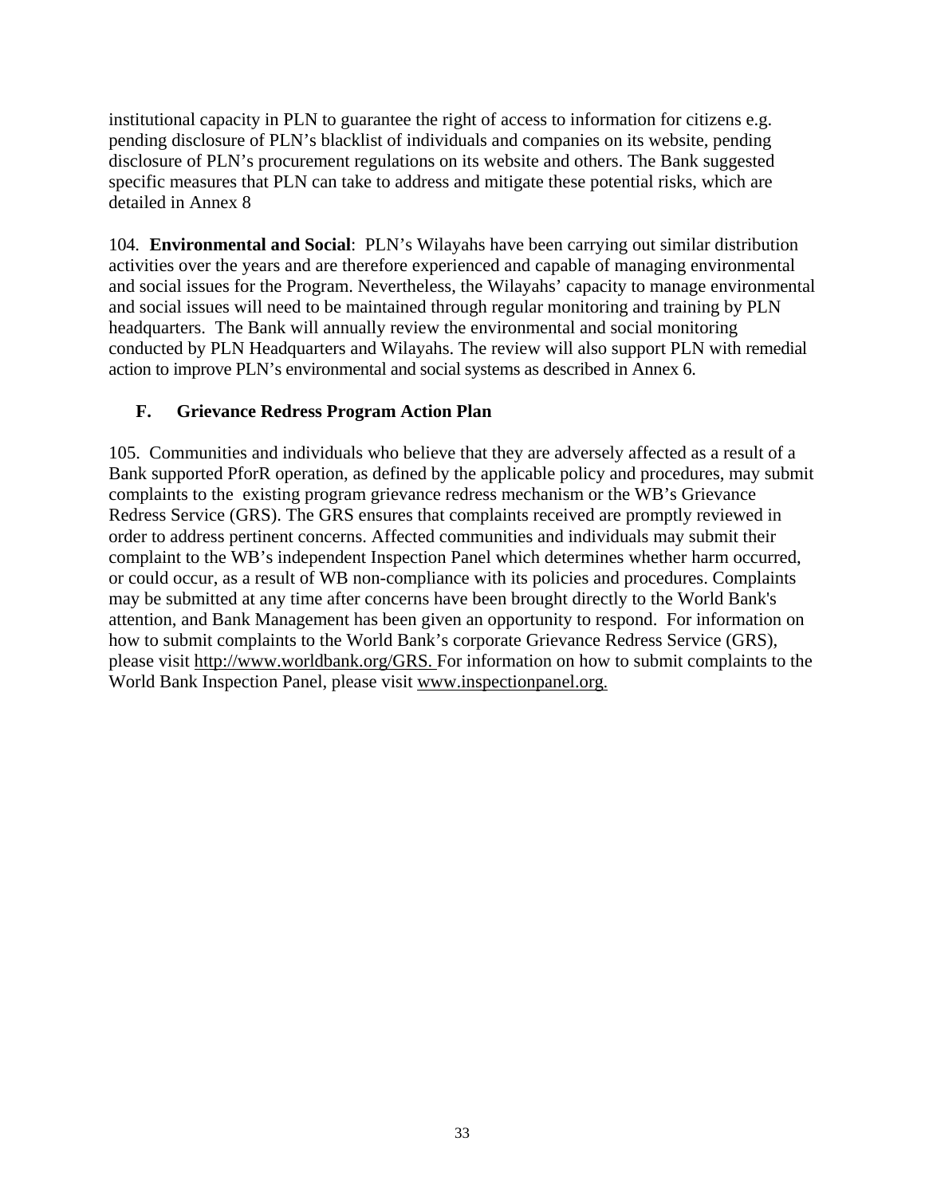institutional capacity in PLN to guarantee the right of access to information for citizens e.g. pending disclosure of PLN's blacklist of individuals and companies on its website, pending disclosure of PLN's procurement regulations on its website and others. The Bank suggested specific measures that PLN can take to address and mitigate these potential risks, which are detailed in Annex 8

104. **Environmental and Social**: PLN's Wilayahs have been carrying out similar distribution activities over the years and are therefore experienced and capable of managing environmental and social issues for the Program. Nevertheless, the Wilayahs' capacity to manage environmental and social issues will need to be maintained through regular monitoring and training by PLN headquarters. The Bank will annually review the environmental and social monitoring conducted by PLN Headquarters and Wilayahs. The review will also support PLN with remedial action to improve PLN's environmental and social systems as described in Annex 6.

## F. Grievance Redress Program Action Plan

105. Communities and individuals who believe that they are adversely affected as a result of a Bank supported PforR operation, as defined by the applicable policy and procedures, may submit complaints to the existing program grievance redress mechanism or the WB's Grievance Redress Service (GRS). The GRS ensures that complaints received are promptly reviewed in order to address pertinent concerns. Affected communities and individuals may submit their complaint to the WB's independent Inspection Panel which determines whether harm occurred, or could occur, as a result of WB non-compliance with its policies and procedures. Complaints may be submitted at any time after concerns have been brought directly to the World Bank's attention, and Bank Management has been given an opportunity to respond. For information on how to submit complaints to the World Bank's corporate Grievance Redress Service (GRS), please visit http://www.worldbank.org/GRS. For information on how to submit complaints to the World Bank Inspection Panel, please visit www.inspectionpanel.org.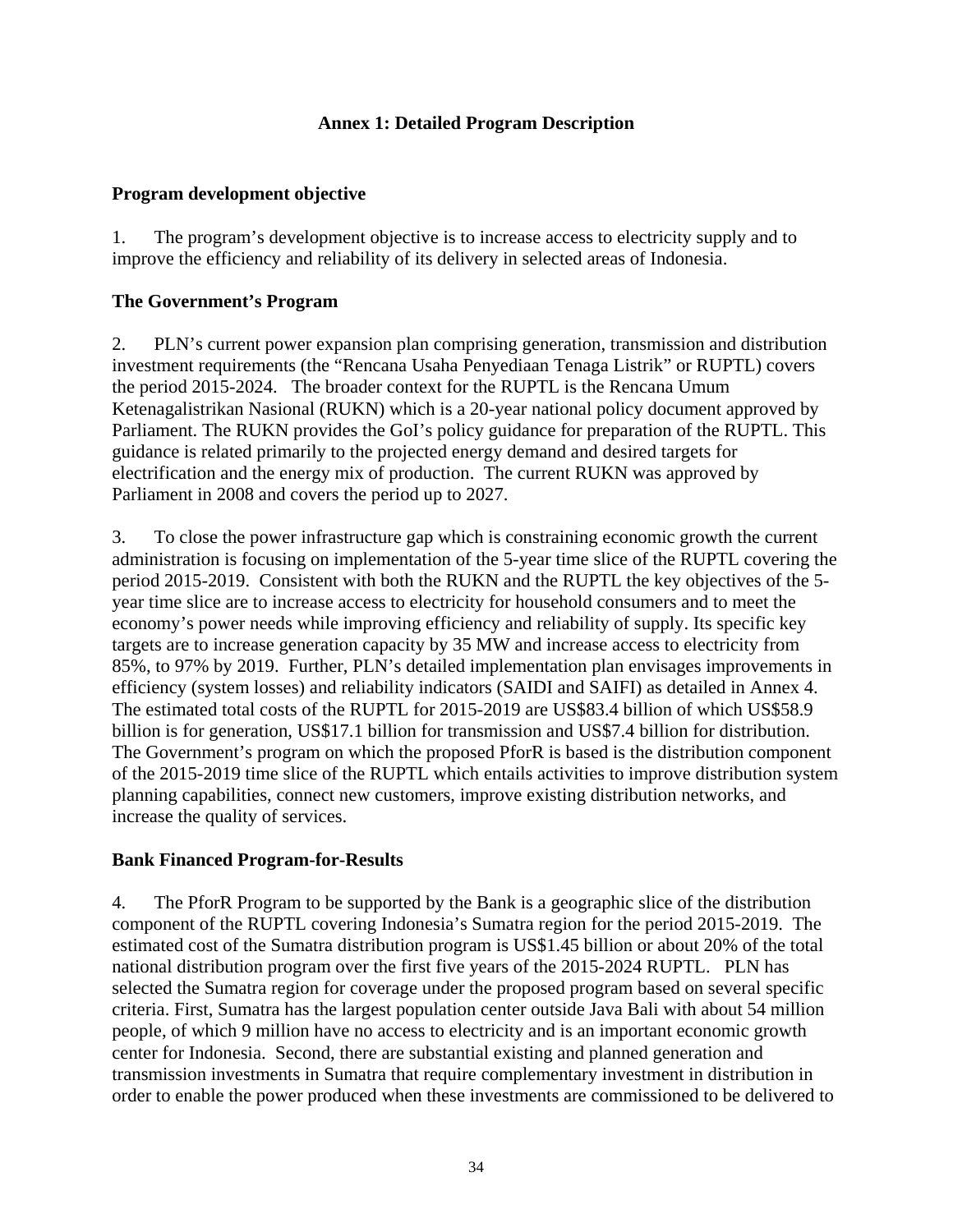# Annex 1: Detailed Program Description

## Program development objective

1. The program's development objective is to increase access to electricity supply and to improve the efficiency and reliability of its delivery in selected areas of Indonesia.

## The Government's Program

2. PLN's current power expansion plan comprising generation, transmission and distribution investment requirements (the "Rencana Usaha Penyediaan Tenaga Listrik" or RUPTL) covers the period 2015-2024. The broader context for the RUPTL is the Rencana Umum Ketenagalistrikan Nasional (RUKN) which is a 20-year national policy document approved by Parliament. The RUKN provides the GoI's policy guidance for preparation of the RUPTL. This guidance is related primarily to the projected energy demand and desired targets for electrification and the energy mix of production. The current RUKN was approved by Parliament in 2008 and covers the period up to 2027.

3. To close the power infrastructure gap which is constraining economic growth the current administration is focusing on implementation of the 5-year time slice of the RUPTL covering the period 2015-2019. Consistent with both the RUKN and the RUPTL the key objectives of the 5-year time slice are to increase access to electricity for household consumers and to meet the economy's power needs while improving efficiency and reliability of supply. Its specific key targets are to increase generation capacity by 35 MW and increase access to electricity from 85%, to 97% by 2019. Further, PLN's detailed implementation plan envisages improvements in efficiency (system losses) and reliability indicators (SAIDI and SAIFI) as detailed in Annex 4. The estimated total costs of the RUPTL for 2015-2019 are US$83.4 billion of which US$58.9 billion is for generation, US$17.1 billion for transmission and US$7.4 billion for distribution. The Government's program on which the proposed PforR is based is the distribution component of the 2015-2019 time slice of the RUPTL which entails activities to improve distribution system planning capabilities, connect new customers, improve existing distribution networks, and increase the quality of services.

## Bank Financed Program-for-Results

4. The PforR Program to be supported by the Bank is a geographic slice of the distribution component of the RUPTL covering Indonesia's Sumatra region for the period 2015-2019. The estimated cost of the Sumatra distribution program is US$1.45 billion or about 20% of the total national distribution program over the first five years of the 2015-2024 RUPTL. PLN has selected the Sumatra region for coverage under the proposed program based on several specific criteria. First, Sumatra has the largest population center outside Java Bali with about 54 million people, of which 9 million have no access to electricity and is an important economic growth center for Indonesia. Second, there are substantial existing and planned generation and transmission investments in Sumatra that require complementary investment in distribution in order to enable the power produced when these investments are commissioned to be delivered to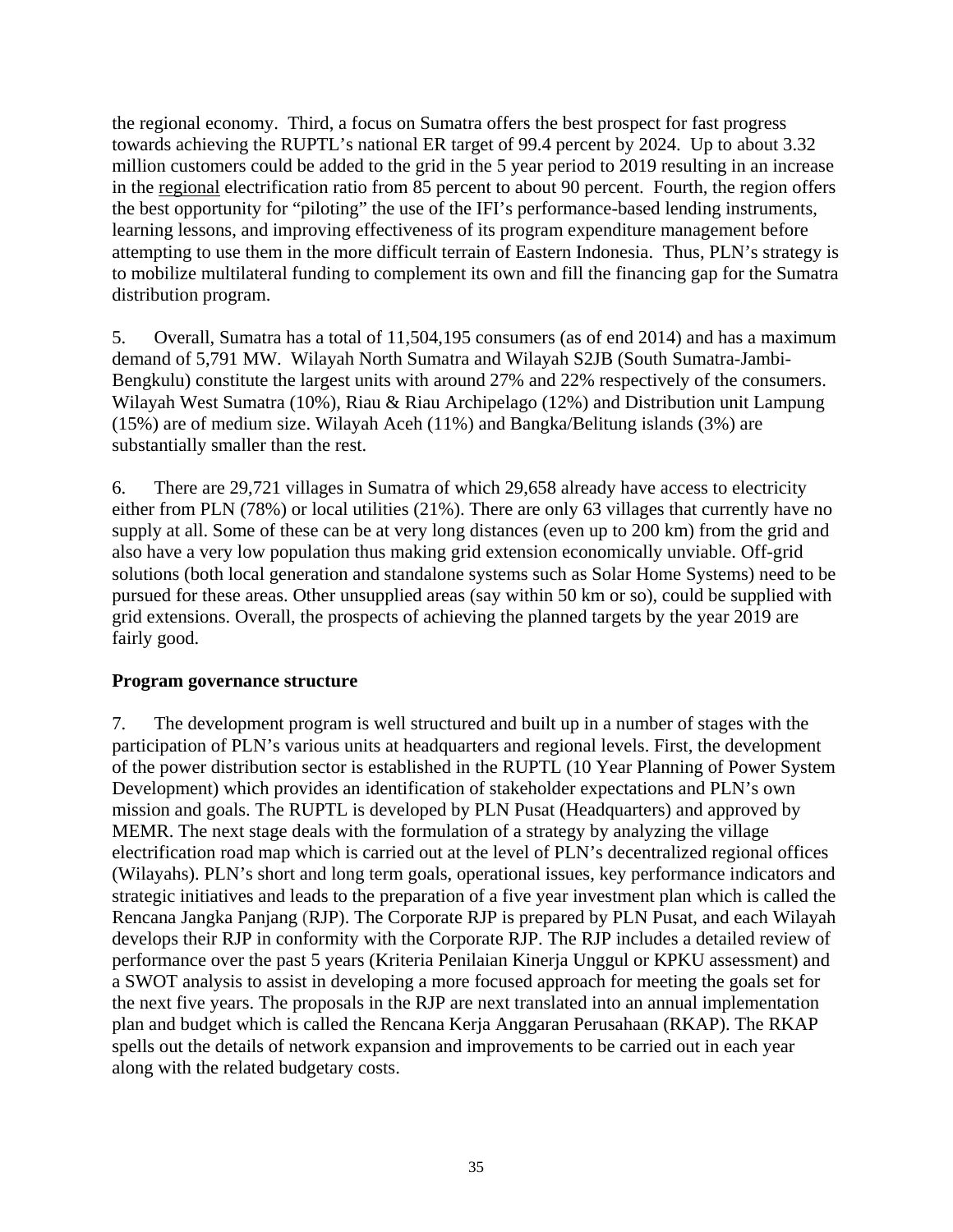the regional economy. Third, a focus on Sumatra offers the best prospect for fast progress towards achieving the RUPTL's national ER target of 99.4 percent by 2024. Up to about 3.32 million customers could be added to the grid in the 5 year period to 2019 resulting in an increase in the regional electrification ratio from 85 percent to about 90 percent. Fourth, the region offers the best opportunity for "piloting" the use of the IFI's performance-based lending instruments, learning lessons, and improving effectiveness of its program expenditure management before attempting to use them in the more difficult terrain of Eastern Indonesia. Thus, PLN's strategy is to mobilize multilateral funding to complement its own and fill the financing gap for the Sumatra distribution program.

5. Overall, Sumatra has a total of 11,504,195 consumers (as of end 2014) and has a maximum demand of 5,791 MW. Wilayah North Sumatra and Wilayah S2JB (South Sumatra-Jambi-Bengkulu) constitute the largest units with around 27% and 22% respectively of the consumers. Wilayah West Sumatra (10%), Riau & Riau Archipelago (12%) and Distribution unit Lampung (15%) are of medium size. Wilayah Aceh (11%) and Bangka/Belitung islands (3%) are substantially smaller than the rest.

6. There are 29,721 villages in Sumatra of which 29,658 already have access to electricity either from PLN (78%) or local utilities (21%). There are only 63 villages that currently have no supply at all. Some of these can be at very long distances (even up to 200 km) from the grid and also have a very low population thus making grid extension economically unviable. Off-grid solutions (both local generation and standalone systems such as Solar Home Systems) need to be pursued for these areas. Other unsupplied areas (say within 50 km or so), could be supplied with grid extensions. Overall, the prospects of achieving the planned targets by the year 2019 are fairly good.

**Program governance structure**

7. The development program is well structured and built up in a number of stages with the participation of PLN's various units at headquarters and regional levels. First, the development of the power distribution sector is established in the RUPTL (10 Year Planning of Power System Development) which provides an identification of stakeholder expectations and PLN's own mission and goals. The RUPTL is developed by PLN Pusat (Headquarters) and approved by MEMR. The next stage deals with the formulation of a strategy by analyzing the village electrification road map which is carried out at the level of PLN's decentralized regional offices (Wilayahs). PLN's short and long term goals, operational issues, key performance indicators and strategic initiatives and leads to the preparation of a five year investment plan which is called the Rencana Jangka Panjang (RJP). The Corporate RJP is prepared by PLN Pusat, and each Wilayah develops their RJP in conformity with the Corporate RJP. The RJP includes a detailed review of performance over the past 5 years (Kriteria Penilaian Kinerja Unggul or KPKU assessment) and a SWOT analysis to assist in developing a more focused approach for meeting the goals set for the next five years. The proposals in the RJP are next translated into an annual implementation plan and budget which is called the Rencana Kerja Anggaran Perusahaan (RKAP). The RKAP spells out the details of network expansion and improvements to be carried out in each year along with the related budgetary costs.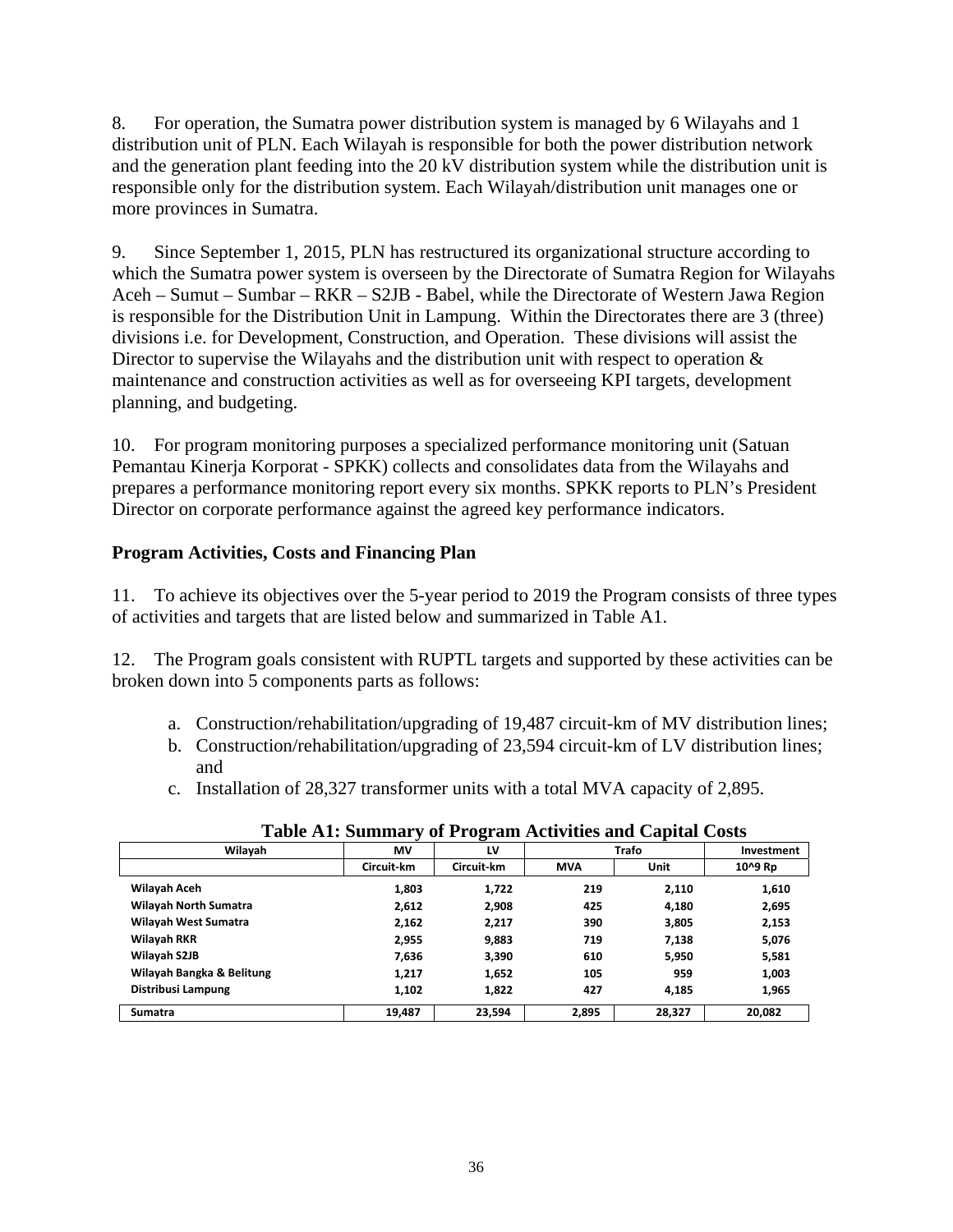8. For operation, the Sumatra power distribution system is managed by 6 Wilayahs and 1 distribution unit of PLN. Each Wilayah is responsible for both the power distribution network and the generation plant feeding into the 20 kV distribution system while the distribution unit is responsible only for the distribution system. Each Wilayah/distribution unit manages one or more provinces in Sumatra.

9. Since September 1, 2015, PLN has restructured its organizational structure according to which the Sumatra power system is overseen by the Directorate of Sumatra Region for Wilayahs Aceh – Sumut – Sumbar – RKR – S2JB - Babel, while the Directorate of Western Jawa Region is responsible for the Distribution Unit in Lampung. Within the Directorates there are 3 (three) divisions i.e. for Development, Construction, and Operation. These divisions will assist the Director to supervise the Wilayahs and the distribution unit with respect to operation & maintenance and construction activities as well as for overseeing KPI targets, development planning, and budgeting.

10. For program monitoring purposes a specialized performance monitoring unit (Satuan Pemantau Kinerja Korporat - SPKK) collects and consolidates data from the Wilayahs and prepares a performance monitoring report every six months. SPKK reports to PLN's President Director on corporate performance against the agreed key performance indicators.

**Program Activities, Costs and Financing Plan**

11. To achieve its objectives over the 5-year period to 2019 the Program consists of three types of activities and targets that are listed below and summarized in Table A1.

12. The Program goals consistent with RUPTL targets and supported by these activities can be broken down into 5 components parts as follows:

a. Construction/rehabilitation/upgrading of 19,487 circuit-km of MV distribution lines;
b. Construction/rehabilitation/upgrading of 23,594 circuit-km of LV distribution lines; and
c. Installation of 28,327 transformer units with a total MVA capacity of 2,895.

**Table A1: Summary of Program Activities and Capital Costs**

| Wilayah | MV | LV | Trafo | | Investment |
|---|---|---|---|---|---|
| | Circuit-km | Circuit-km | MVA | Unit | 10^9 Rp |
| Wilayah Aceh | 1,803 | 1,722 | 219 | 2,110 | 1,610 |
| Wilayah North Sumatra | 2,612 | 2,908 | 425 | 4,180 | 2,695 |
| Wilayah West Sumatra | 2,162 | 2,217 | 390 | 3,805 | 2,153 |
| Wilayah RKR | 2,955 | 9,883 | 719 | 7,138 | 5,076 |
| Wilayah S2JB | 7,636 | 3,390 | 610 | 5,950 | 5,581 |
| Wilayah Bangka & Belitung | 1,217 | 1,652 | 105 | 959 | 1,003 |
| Distribusi Lampung | 1,102 | 1,822 | 427 | 4,185 | 1,965 |
| Sumatra | 19,487 | 23,594 | 2,895 | 28,327 | 20,082 |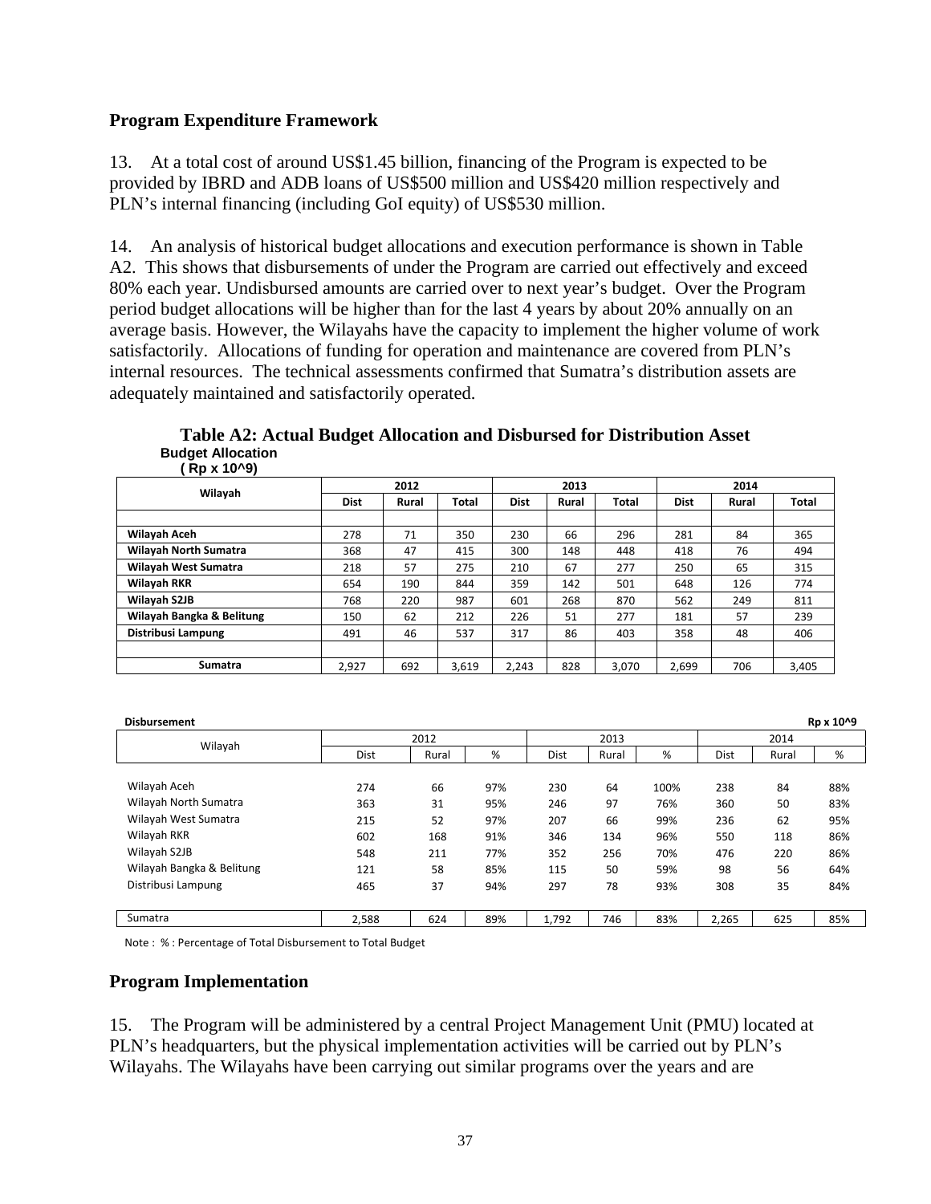## Program Expenditure Framework

13. At a total cost of around US$1.45 billion, financing of the Program is expected to be provided by IBRD and ADB loans of US$500 million and US$420 million respectively and PLN's internal financing (including GoI equity) of US$530 million.

14. An analysis of historical budget allocations and execution performance is shown in Table A2. This shows that disbursements of under the Program are carried out effectively and exceed 80% each year. Undisbursed amounts are carried over to next year's budget. Over the Program period budget allocations will be higher than for the last 4 years by about 20% annually on an average basis. However, the Wilayahs have the capacity to implement the higher volume of work satisfactorily. Allocations of funding for operation and maintenance are covered from PLN's internal resources. The technical assessments confirmed that Sumatra's distribution assets are adequately maintained and satisfactorily operated.

**Table A2: Actual Budget Allocation and Disbursed for Distribution Asset**

**Budget Allocation**
**( Rp x 10^9)**

| Wilayah | 2012 | | | 2013 | | | 2014 | | |
|---|---|---|---|---|---|---|---|---|---|
| | Dist | Rural | Total | Dist | Rural | Total | Dist | Rural | Total |
| Wilayah Aceh | 278 | 71 | 350 | 230 | 66 | 296 | 281 | 84 | 365 |
| Wilayah North Sumatra | 368 | 47 | 415 | 300 | 148 | 448 | 418 | 76 | 494 |
| Wilayah West Sumatra | 218 | 57 | 275 | 210 | 67 | 277 | 250 | 65 | 315 |
| Wilayah RKR | 654 | 190 | 844 | 359 | 142 | 501 | 648 | 126 | 774 |
| Wilayah S2JB | 768 | 220 | 987 | 601 | 268 | 870 | 562 | 249 | 811 |
| Wilayah Bangka & Belitung | 150 | 62 | 212 | 226 | 51 | 277 | 181 | 57 | 239 |
| Distribusi Lampung | 491 | 46 | 537 | 317 | 86 | 403 | 358 | 48 | 406 |
| **Sumatra** | 2,927 | 692 | 3,619 | 2,243 | 828 | 3,070 | 2,699 | 706 | 3,405 |

**Disbursement** — Rp x 10^9

| Wilayah | 2012 | | | 2013 | | | 2014 | | |
|---|---|---|---|---|---|---|---|---|---|
| | Dist | Rural | % | Dist | Rural | % | Dist | Rural | % |
| Wilayah Aceh | 274 | 66 | 97% | 230 | 64 | 100% | 238 | 84 | 88% |
| Wilayah North Sumatra | 363 | 31 | 95% | 246 | 97 | 76% | 360 | 50 | 83% |
| Wilayah West Sumatra | 215 | 52 | 97% | 207 | 66 | 99% | 236 | 62 | 95% |
| Wilayah RKR | 602 | 168 | 91% | 346 | 134 | 96% | 550 | 118 | 86% |
| Wilayah S2JB | 548 | 211 | 77% | 352 | 256 | 70% | 476 | 220 | 86% |
| Wilayah Bangka & Belitung | 121 | 58 | 85% | 115 | 50 | 59% | 98 | 56 | 64% |
| Distribusi Lampung | 465 | 37 | 94% | 297 | 78 | 93% | 308 | 35 | 84% |
| Sumatra | 2,588 | 624 | 89% | 1,792 | 746 | 83% | 2,265 | 625 | 85% |

Note : % : Percentage of Total Disbursement to Total Budget

## Program Implementation

15. The Program will be administered by a central Project Management Unit (PMU) located at PLN's headquarters, but the physical implementation activities will be carried out by PLN's Wilayahs. The Wilayahs have been carrying out similar programs over the years and are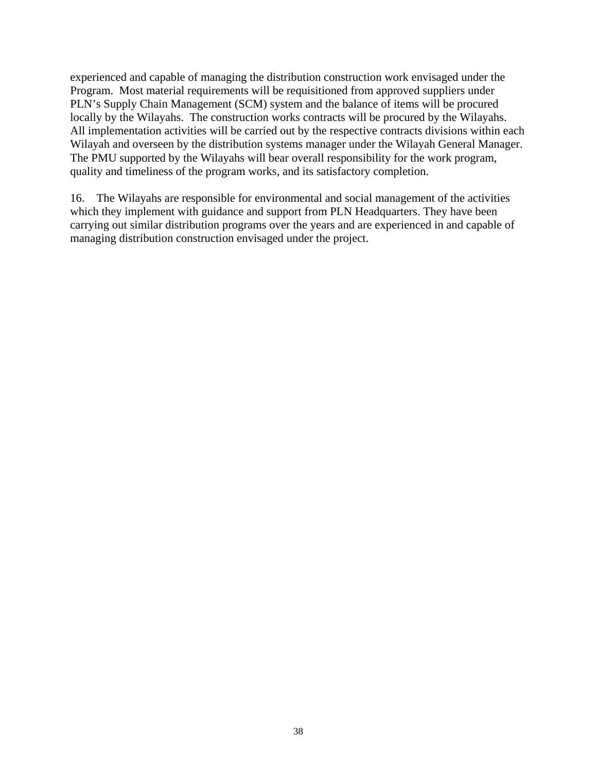experienced and capable of managing the distribution construction work envisaged under the Program. Most material requirements will be requisitioned from approved suppliers under PLN's Supply Chain Management (SCM) system and the balance of items will be procured locally by the Wilayahs. The construction works contracts will be procured by the Wilayahs. All implementation activities will be carried out by the respective contracts divisions within each Wilayah and overseen by the distribution systems manager under the Wilayah General Manager. The PMU supported by the Wilayahs will bear overall responsibility for the work program, quality and timeliness of the program works, and its satisfactory completion.

16. The Wilayahs are responsible for environmental and social management of the activities which they implement with guidance and support from PLN Headquarters. They have been carrying out similar distribution programs over the years and are experienced in and capable of managing distribution construction envisaged under the project.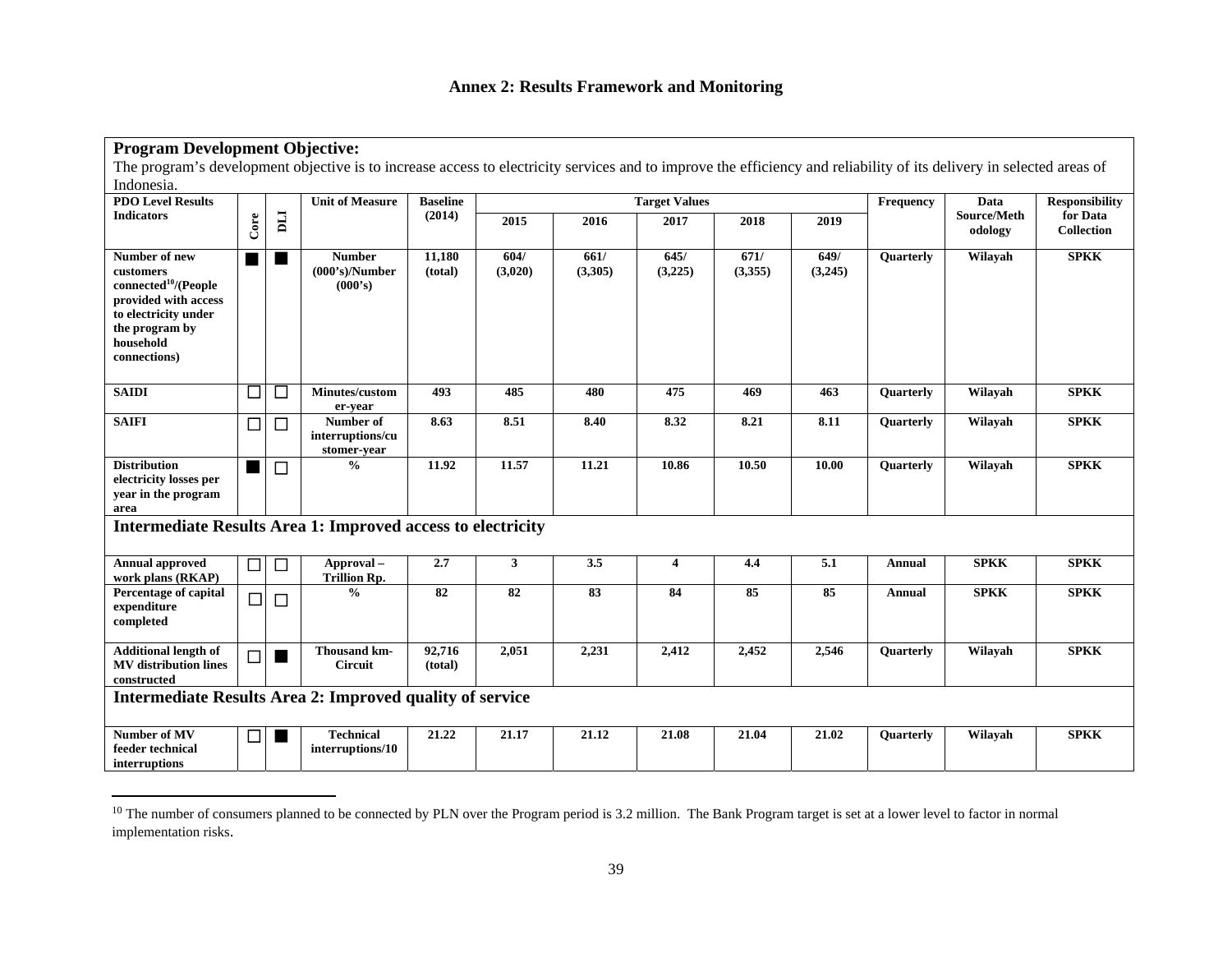## Annex 2: Results Framework and Monitoring

**Program Development Objective:**

The program's development objective is to increase access to electricity services and to improve the efficiency and reliability of its delivery in selected areas of Indonesia.

| PDO Level Results Indicators | Core | DLI | Unit of Measure | Baseline (2014) | Target Values | | | | | Frequency | Data Source/Methodology | Responsibility for Data Collection |
|---|---|---|---|---|---|---|---|---|---|---|---|---|
| | | | | | 2015 | 2016 | 2017 | 2018 | 2019 | | | |
| **Number of new customers connected[10]/(People provided with access to electricity under the program by household connections)** | ■ | ■ | Number (000's)/Number (000's) | 11,180 (total) | 604/ (3,020) | 661/ (3,305) | 645/ (3,225) | 671/ (3,355) | 649/ (3,245) | Quarterly | Wilayah | SPKK |
| **SAIDI** | ☐ | ☐ | Minutes/customer-year | 493 | 485 | 480 | 475 | 469 | 463 | Quarterly | Wilayah | SPKK |
| **SAIFI** | ☐ | ☐ | Number of interruptions/customer-year | 8.63 | 8.51 | 8.40 | 8.32 | 8.21 | 8.11 | Quarterly | Wilayah | SPKK |
| **Distribution electricity losses per year in the program area** | ■ | ☐ | % | 11.92 | 11.57 | 11.21 | 10.86 | 10.50 | 10.00 | Quarterly | Wilayah | SPKK |
| **Intermediate Results Area 1: Improved access to electricity** | | | | | | | | | | | | |
| **Annual approved work plans (RKAP)** | ☐ | ☐ | Approval – Trillion Rp. | 2.7 | 3 | 3.5 | 4 | 4.4 | 5.1 | Annual | SPKK | SPKK |
| **Percentage of capital expenditure completed** | ☐ | ☐ | % | 82 | 82 | 83 | 84 | 85 | 85 | Annual | SPKK | SPKK |
| **Additional length of MV distribution lines constructed** | ☐ | ■ | Thousand km-Circuit | 92,716 (total) | 2,051 | 2,231 | 2,412 | 2,452 | 2,546 | Quarterly | Wilayah | SPKK |
| **Intermediate Results Area 2: Improved quality of service** | | | | | | | | | | | | |
| **Number of MV feeder technical interruptions** | ☐ | ■ | Technical interruptions/10 | 21.22 | 21.17 | 21.12 | 21.08 | 21.04 | 21.02 | Quarterly | Wilayah | SPKK |

[10] The number of consumers planned to be connected by PLN over the Program period is 3.2 million. The Bank Program target is set at a lower level to factor in normal implementation risks.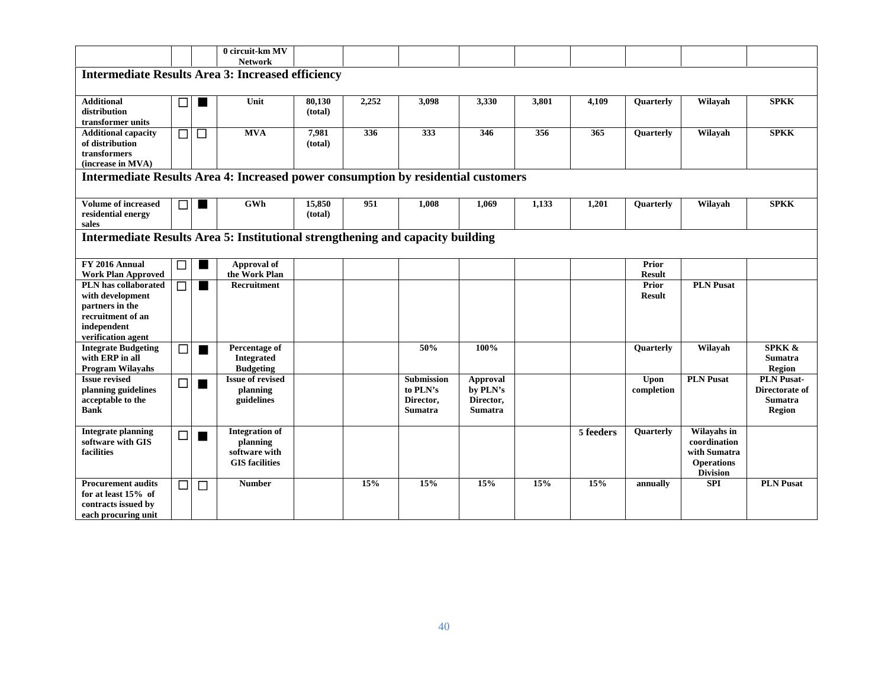| | | | 0 circuit-km MV Network | | | | | | | | | |
|---|---|---|---|---|---|---|---|---|---|---|---|---|
| **Intermediate Results Area 3: Increased efficiency** | | | | | | | | | | | | |
| **Additional distribution transformer units** | ☐ | ■ | **Unit** | **80,130 (total)** | **2,252** | **3,098** | **3,330** | **3,801** | **4,109** | **Quarterly** | **Wilayah** | **SPKK** |
| **Additional capacity of distribution transformers (increase in MVA)** | ☐ | ☐ | **MVA** | **7,981 (total)** | **336** | **333** | **346** | **356** | **365** | **Quarterly** | **Wilayah** | **SPKK** |
| **Intermediate Results Area 4: Increased power consumption by residential customers** | | | | | | | | | | | | |
| **Volume of increased residential energy sales** | ☐ | ■ | **GWh** | **15,850 (total)** | **951** | **1,008** | **1,069** | **1,133** | **1,201** | **Quarterly** | **Wilayah** | **SPKK** |
| **Intermediate Results Area 5: Institutional strengthening and capacity building** | | | | | | | | | | | | |
| **FY 2016 Annual Work Plan Approved** | ☐ | ■ | **Approval of the Work Plan** | | | | | | | **Prior Result** | | |
| **PLN has collaborated with development partners in the recruitment of an independent verification agent** | ☐ | ■ | **Recruitment** | | | | | | | **Prior Result** | **PLN Pusat** | |
| **Integrate Budgeting with ERP in all Program Wilayahs** | ☐ | ■ | **Percentage of Integrated Budgeting** | | | **50%** | **100%** | | | **Quarterly** | **Wilayah** | **SPKK & Sumatra Region** |
| **Issue revised planning guidelines acceptable to the Bank** | ☐ | ■ | **Issue of revised planning guidelines** | | | **Submission to PLN's Director, Sumatra** | **Approval by PLN's Director, Sumatra** | | | **Upon completion** | **PLN Pusat** | **PLN Pusat-Directorate of Sumatra Region** |
| **Integrate planning software with GIS facilities** | ☐ | ■ | **Integration of planning software with GIS facilities** | | | | | | **5 feeders** | **Quarterly** | **Wilayahs in coordination with Sumatra Operations Division** | |
| **Procurement audits for at least 15% of contracts issued by each procuring unit** | ☐ | ☐ | **Number** | | **15%** | **15%** | **15%** | **15%** | **15%** | **annually** | **SPI** | **PLN Pusat** |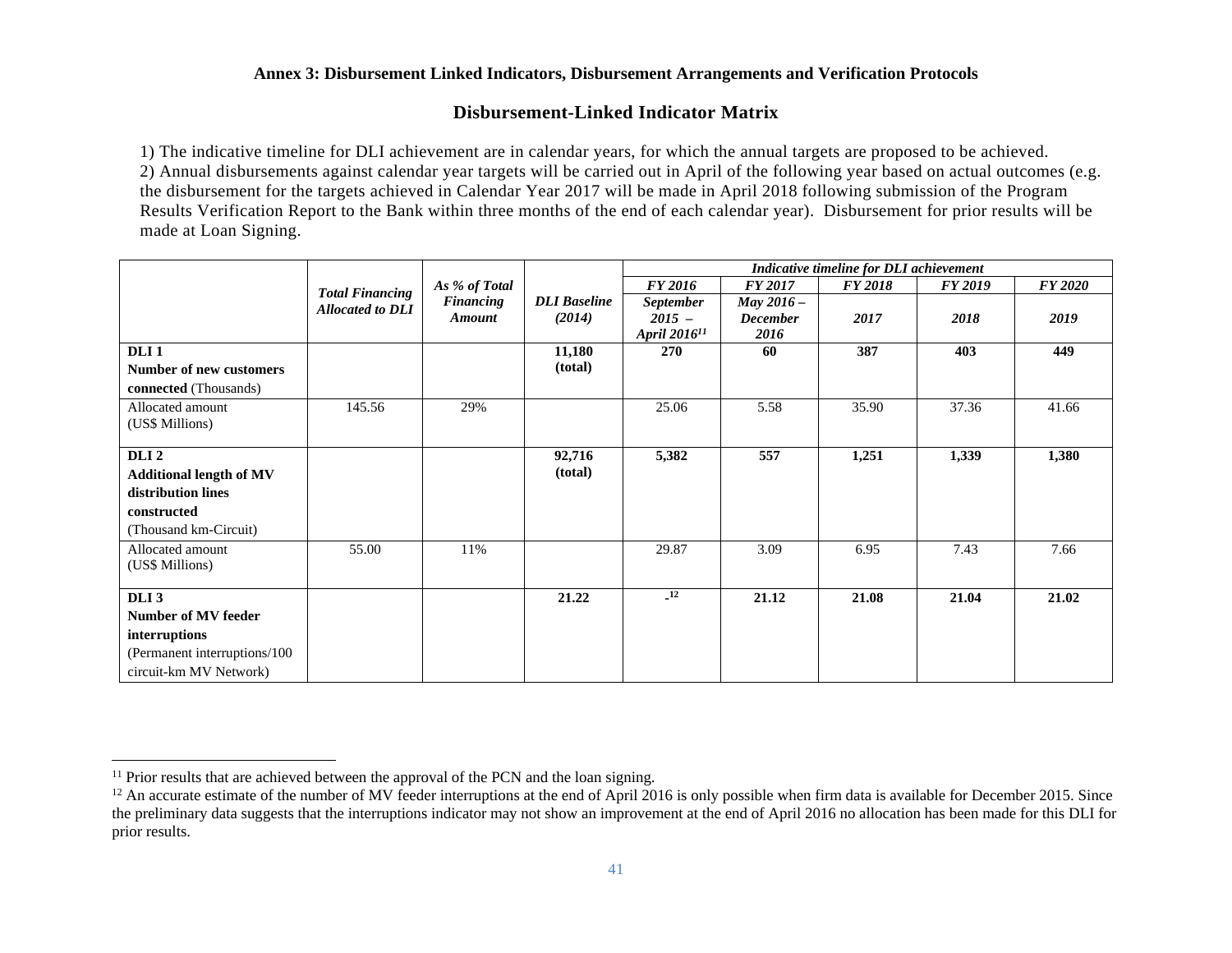### Annex 3: Disbursement Linked Indicators, Disbursement Arrangements and Verification Protocols

## Disbursement-Linked Indicator Matrix

1) The indicative timeline for DLI achievement are in calendar years, for which the annual targets are proposed to be achieved.
2) Annual disbursements against calendar year targets will be carried out in April of the following year based on actual outcomes (e.g. the disbursement for the targets achieved in Calendar Year 2017 will be made in April 2018 following submission of the Program Results Verification Report to the Bank within three months of the end of each calendar year). Disbursement for prior results will be made at Loan Signing.

| | *Total Financing Allocated to DLI* | *As % of Total Financing Amount* | *DLI Baseline (2014)* | *Indicative timeline for DLI achievement* | | | | |
|---|---|---|---|---|---|---|---|---|
| | | | | *FY 2016* | *FY 2017* | *FY 2018* | *FY 2019* | *FY 2020* |
| | | | | *September 2015 – April 2016*[11] | *May 2016 – December 2016* | *2017* | *2018* | *2019* |
| **DLI 1** **Number of new customers connected** (Thousands) | | | **11,180 (total)** | **270** | **60** | **387** | **403** | **449** |
| Allocated amount (US$ Millions) | 145.56 | 29% | | 25.06 | 5.58 | 35.90 | 37.36 | 41.66 |
| **DLI 2** **Additional length of MV distribution lines constructed** (Thousand km-Circuit) | | | **92,716 (total)** | **5,382** | **557** | **1,251** | **1,339** | **1,380** |
| Allocated amount (US$ Millions) | 55.00 | 11% | | 29.87 | 3.09 | 6.95 | 7.43 | 7.66 |
| **DLI 3** **Number of MV feeder interruptions** (Permanent interruptions/100 circuit-km MV Network) | | | **21.22** | **-**[12] | **21.12** | **21.08** | **21.04** | **21.02** |

[11] Prior results that are achieved between the approval of the PCN and the loan signing.

[12] An accurate estimate of the number of MV feeder interruptions at the end of April 2016 is only possible when firm data is available for December 2015. Since the preliminary data suggests that the interruptions indicator may not show an improvement at the end of April 2016 no allocation has been made for this DLI for prior results.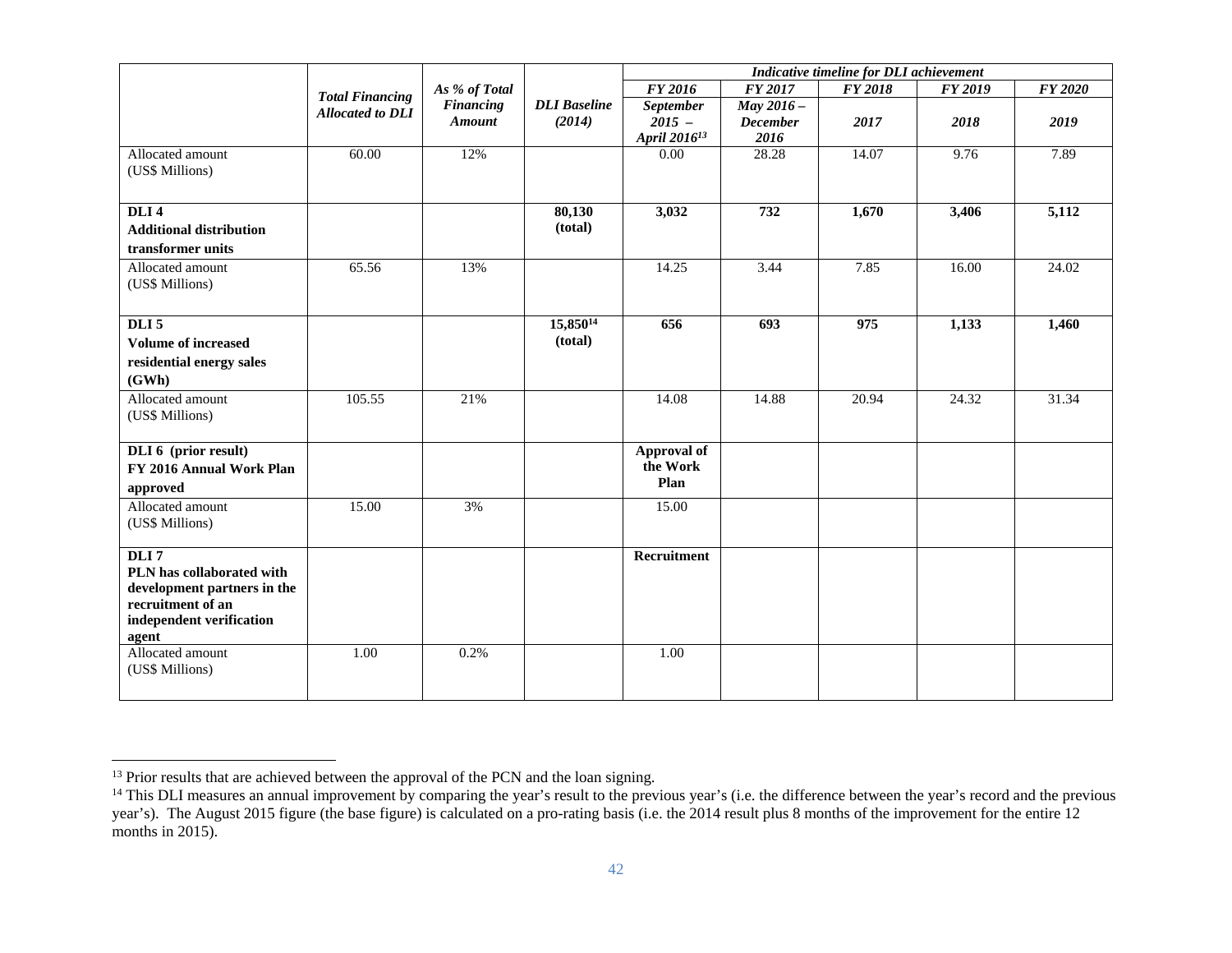| | Total Financing Allocated to DLI | As % of Total Financing Amount | DLI Baseline (2014) | *Indicative timeline for DLI achievement* | | | | |
|---|---|---|---|---|---|---|---|---|
| | | | | *FY 2016* | *FY 2017* | *FY 2018* | *FY 2019* | *FY 2020* |
| | | | | *September 2015 – April 2016*[13] | *May 2016 – December 2016* | *2017* | *2018* | *2019* |
| Allocated amount (US$ Millions) | 60.00 | 12% | | 0.00 | 28.28 | 14.07 | 9.76 | 7.89 |
| **DLI 4** **Additional distribution transformer units** | | | **80,130 (total)** | **3,032** | **732** | **1,670** | **3,406** | **5,112** |
| Allocated amount (US$ Millions) | 65.56 | 13% | | 14.25 | 3.44 | 7.85 | 16.00 | 24.02 |
| **DLI 5** **Volume of increased residential energy sales (GWh)** | | | **15,850[14] (total)** | **656** | **693** | **975** | **1,133** | **1,460** |
| Allocated amount (US$ Millions) | 105.55 | 21% | | 14.08 | 14.88 | 20.94 | 24.32 | 31.34 |
| **DLI 6 (prior result)** **FY 2016 Annual Work Plan approved** | | | | **Approval of the Work Plan** | | | | |
| Allocated amount (US$ Millions) | 15.00 | 3% | | 15.00 | | | | |
| **DLI 7** **PLN has collaborated with development partners in the recruitment of an independent verification agent** | | | | **Recruitment** | | | | |
| Allocated amount (US$ Millions) | 1.00 | 0.2% | | 1.00 | | | | |

[13] Prior results that are achieved between the approval of the PCN and the loan signing.

[14] This DLI measures an annual improvement by comparing the year's result to the previous year's (i.e. the difference between the year's record and the previous year's). The August 2015 figure (the base figure) is calculated on a pro-rating basis (i.e. the 2014 result plus 8 months of the improvement for the entire 12 months in 2015).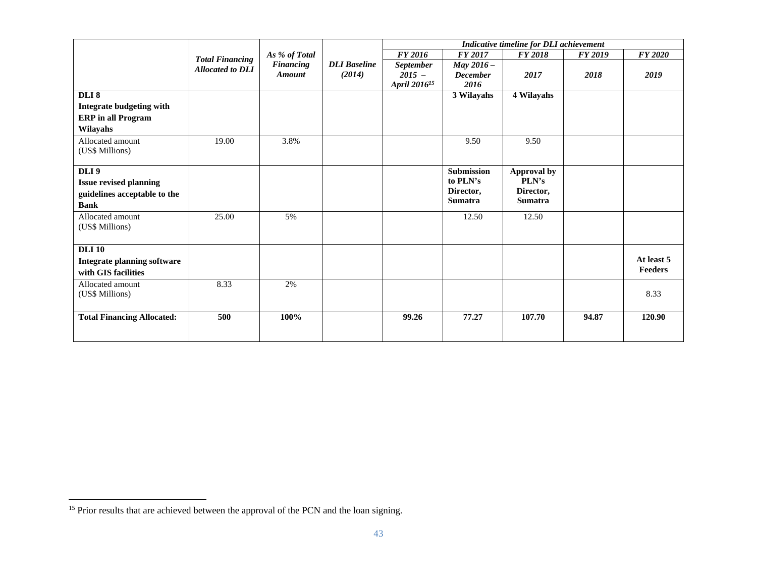| | *Total Financing Allocated to DLI* | *As % of Total Financing Amount* | *DLI Baseline (2014)* | *Indicative timeline for DLI achievement* | | | | |
|---|---|---|---|---|---|---|---|---|
| | | | | *FY 2016* | *FY 2017* | *FY 2018* | *FY 2019* | *FY 2020* |
| | | | | *September 2015 – April 2016*[15] | *May 2016 – December 2016* | *2017* | *2018* | *2019* |
| **DLI 8** **Integrate budgeting with ERP in all Program Wilayahs** | | | | | **3 Wilayahs** | **4 Wilayahs** | | |
| Allocated amount (US$ Millions) | 19.00 | 3.8% | | | 9.50 | 9.50 | | |
| **DLI 9** **Issue revised planning guidelines acceptable to the Bank** | | | | | **Submission to PLN's Director, Sumatra** | **Approval by PLN's Director, Sumatra** | | |
| Allocated amount (US$ Millions) | 25.00 | 5% | | | 12.50 | 12.50 | | |
| **DLI 10** **Integrate planning software with GIS facilities** | | | | | | | | **At least 5 Feeders** |
| Allocated amount (US$ Millions) | 8.33 | 2% | | | | | | 8.33 |
| **Total Financing Allocated:** | **500** | **100%** | | **99.26** | **77.27** | **107.70** | **94.87** | **120.90** |

[15] Prior results that are achieved between the approval of the PCN and the loan signing.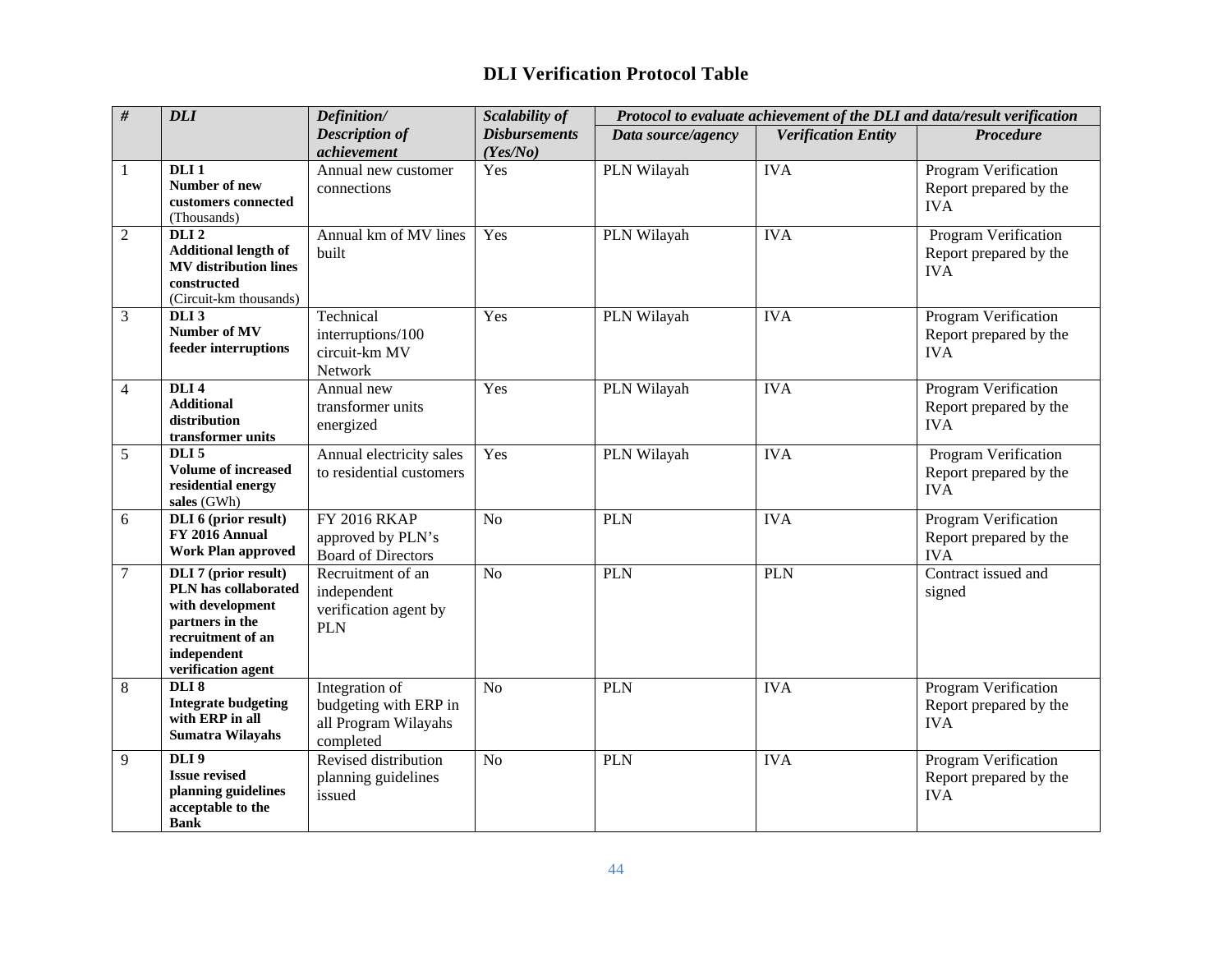## DLI Verification Protocol Table

| *#* | *DLI* | *Definition/ Description of achievement* | *Scalability of Disbursements (Yes/No)* | *Protocol to evaluate achievement of the DLI and data/result verification* | | |
|---|---|---|---|---|---|---|
| | | | | *Data source/agency* | *Verification Entity* | *Procedure* |
| 1 | **DLI 1** **Number of new customers connected** (Thousands) | Annual new customer connections | Yes | PLN Wilayah | IVA | Program Verification Report prepared by the IVA |
| 2 | **DLI 2** **Additional length of MV distribution lines constructed** (Circuit-km thousands) | Annual km of MV lines built | Yes | PLN Wilayah | IVA | Program Verification Report prepared by the IVA |
| 3 | **DLI 3** **Number of MV feeder interruptions** | Technical interruptions/100 circuit-km MV Network | Yes | PLN Wilayah | IVA | Program Verification Report prepared by the IVA |
| 4 | **DLI 4** **Additional distribution transformer units** | Annual new transformer units energized | Yes | PLN Wilayah | IVA | Program Verification Report prepared by the IVA |
| 5 | **DLI 5** **Volume of increased residential energy sales** (GWh) | Annual electricity sales to residential customers | Yes | PLN Wilayah | IVA | Program Verification Report prepared by the IVA |
| 6 | **DLI 6 (prior result)** **FY 2016 Annual Work Plan approved** | FY 2016 RKAP approved by PLN's Board of Directors | No | PLN | IVA | Program Verification Report prepared by the IVA |
| 7 | **DLI 7 (prior result)** **PLN has collaborated with development partners in the recruitment of an independent verification agent** | Recruitment of an independent verification agent by PLN | No | PLN | PLN | Contract issued and signed |
| 8 | **DLI 8** **Integrate budgeting with ERP in all Sumatra Wilayahs** | Integration of budgeting with ERP in all Program Wilayahs completed | No | PLN | IVA | Program Verification Report prepared by the IVA |
| 9 | **DLI 9** **Issue revised planning guidelines acceptable to the Bank** | Revised distribution planning guidelines issued | No | PLN | IVA | Program Verification Report prepared by the IVA |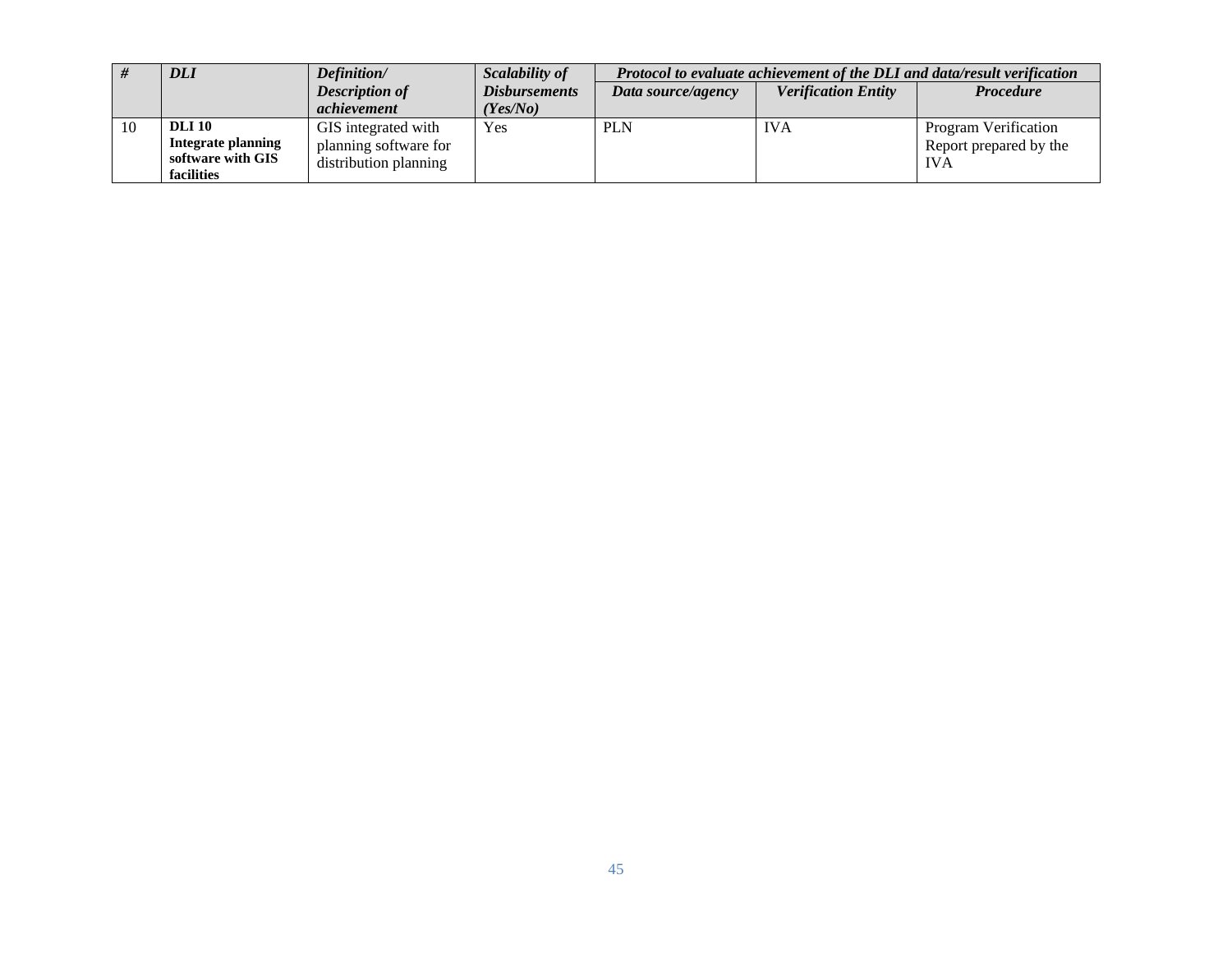| # | DLI | Definition/ Description of achievement | Scalability of Disbursements (Yes/No) | Protocol to evaluate achievement of the DLI and data/result verification | | |
|---|---|---|---|---|---|---|
| | | | | Data source/agency | Verification Entity | Procedure |
| 10 | **DLI 10 Integrate planning software with GIS facilities** | GIS integrated with planning software for distribution planning | Yes | PLN | IVA | Program Verification Report prepared by the IVA |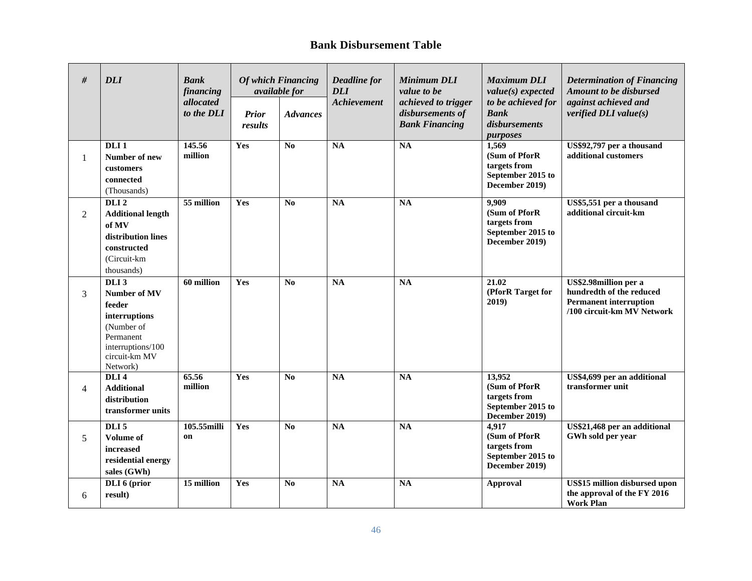## Bank Disbursement Table

| # | DLI | Bank financing allocated to the DLI | Of which Financing available for | | Deadline for DLI Achievement | Minimum DLI value to be achieved to trigger disbursements of Bank Financing | Maximum DLI value(s) expected to be achieved for Bank disbursements purposes | Determination of Financing Amount to be disbursed against achieved and verified DLI value(s) |
|---|---|---|---|---|---|---|---|---|
| | | | Prior results | Advances | | | | |
| 1 | **DLI 1 Number of new customers connected** (Thousands) | **145.56 million** | **Yes** | **No** | **NA** | **NA** | **1,569 (Sum of PforR targets from September 2015 to December 2019)** | **US$92,797 per a thousand additional customers** |
| 2 | **DLI 2 Additional length of MV distribution lines constructed** (Circuit-km thousands) | **55 million** | **Yes** | **No** | **NA** | **NA** | **9,909 (Sum of PforR targets from September 2015 to December 2019)** | **US$5,551 per a thousand additional circuit-km** |
| 3 | **DLI 3 Number of MV feeder interruptions** (Number of Permanent interruptions/100 circuit-km MV Network) | **60 million** | **Yes** | **No** | **NA** | **NA** | **21.02 (PforR Target for 2019)** | **US$2.98million per a hundredth of the reduced Permanent interruption /100 circuit-km MV Network** |
| 4 | **DLI 4 Additional distribution transformer units** | **65.56 million** | **Yes** | **No** | **NA** | **NA** | **13,952 (Sum of PforR targets from September 2015 to December 2019)** | **US$4,699 per an additional transformer unit** |
| 5 | **DLI 5 Volume of increased residential energy sales (GWh)** | **105.55million** | **Yes** | **No** | **NA** | **NA** | **4,917 (Sum of PforR targets from September 2015 to December 2019)** | **US$21,468 per an additional GWh sold per year** |
| 6 | **DLI 6 (prior result)** | **15 million** | **Yes** | **No** | **NA** | **NA** | **Approval** | **US$15 million disbursed upon the approval of the FY 2016 Work Plan** |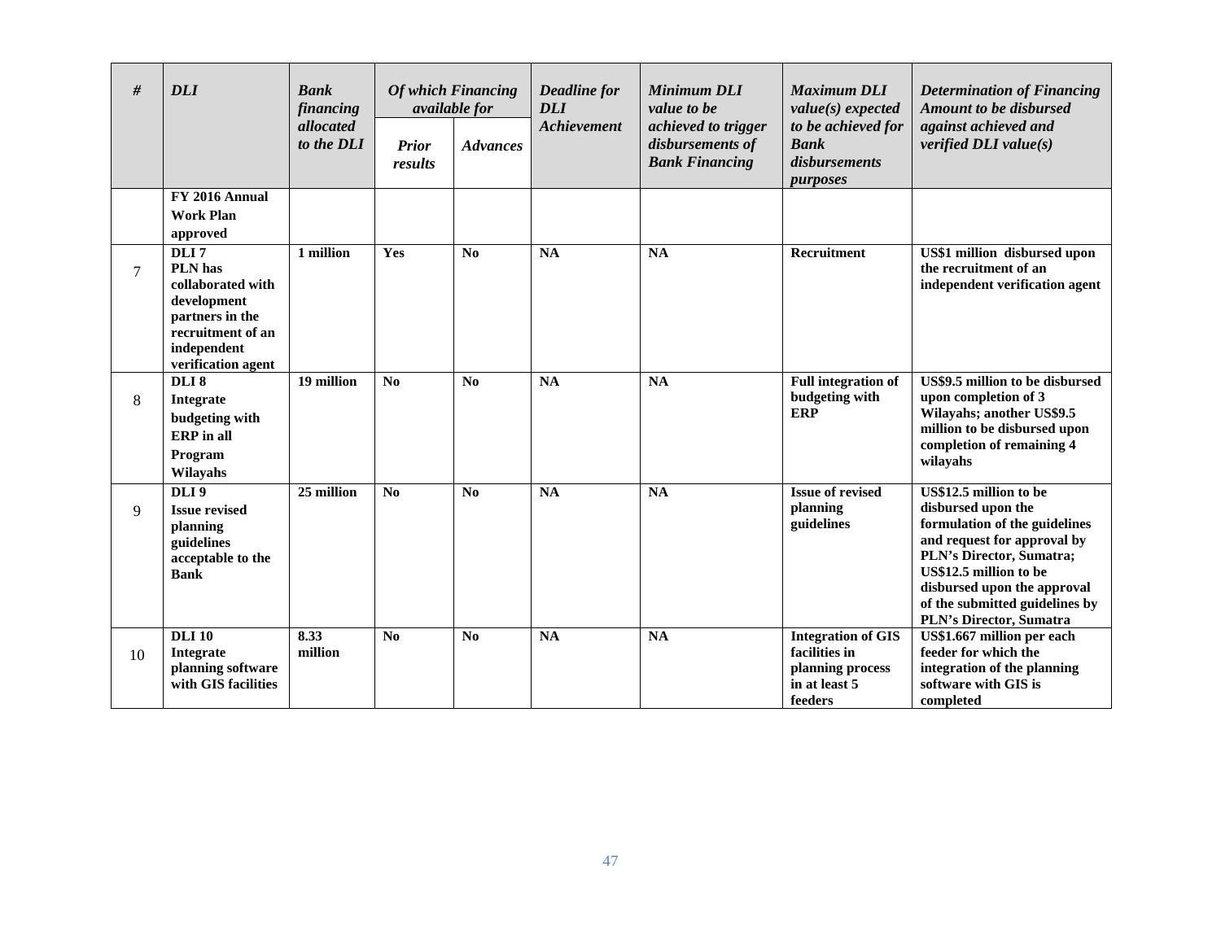| # | DLI | Bank financing allocated to the DLI | Of which Financing available for | | Deadline for DLI Achievement | Minimum DLI value to be achieved to trigger disbursements of Bank Financing | Maximum DLI value(s) expected to be achieved for Bank disbursements purposes | Determination of Financing Amount to be disbursed against achieved and verified DLI value(s) |
|---|---|---|---|---|---|---|---|---|
| | | | Prior results | Advances | | | | |
| | **FY 2016 Annual Work Plan approved** | | | | | | | |
| 7 | **DLI 7 PLN has collaborated with development partners in the recruitment of an independent verification agent** | **1 million** | **Yes** | **No** | **NA** | **NA** | **Recruitment** | **US$1 million disbursed upon the recruitment of an independent verification agent** |
| 8 | **DLI 8 Integrate budgeting with ERP in all Program Wilayahs** | **19 million** | **No** | **No** | **NA** | **NA** | **Full integration of budgeting with ERP** | **US$9.5 million to be disbursed upon completion of 3 Wilayahs; another US$9.5 million to be disbursed upon completion of remaining 4 wilayahs** |
| 9 | **DLI 9 Issue revised planning guidelines acceptable to the Bank** | **25 million** | **No** | **No** | **NA** | **NA** | **Issue of revised planning guidelines** | **US$12.5 million to be disbursed upon the formulation of the guidelines and request for approval by PLN's Director, Sumatra; US$12.5 million to be disbursed upon the approval of the submitted guidelines by PLN's Director, Sumatra** |
| 10 | **DLI 10 Integrate planning software with GIS facilities** | **8.33 million** | **No** | **No** | **NA** | **NA** | **Integration of GIS facilities in planning process in at least 5 feeders** | **US$1.667 million per each feeder for which the integration of the planning software with GIS is completed** |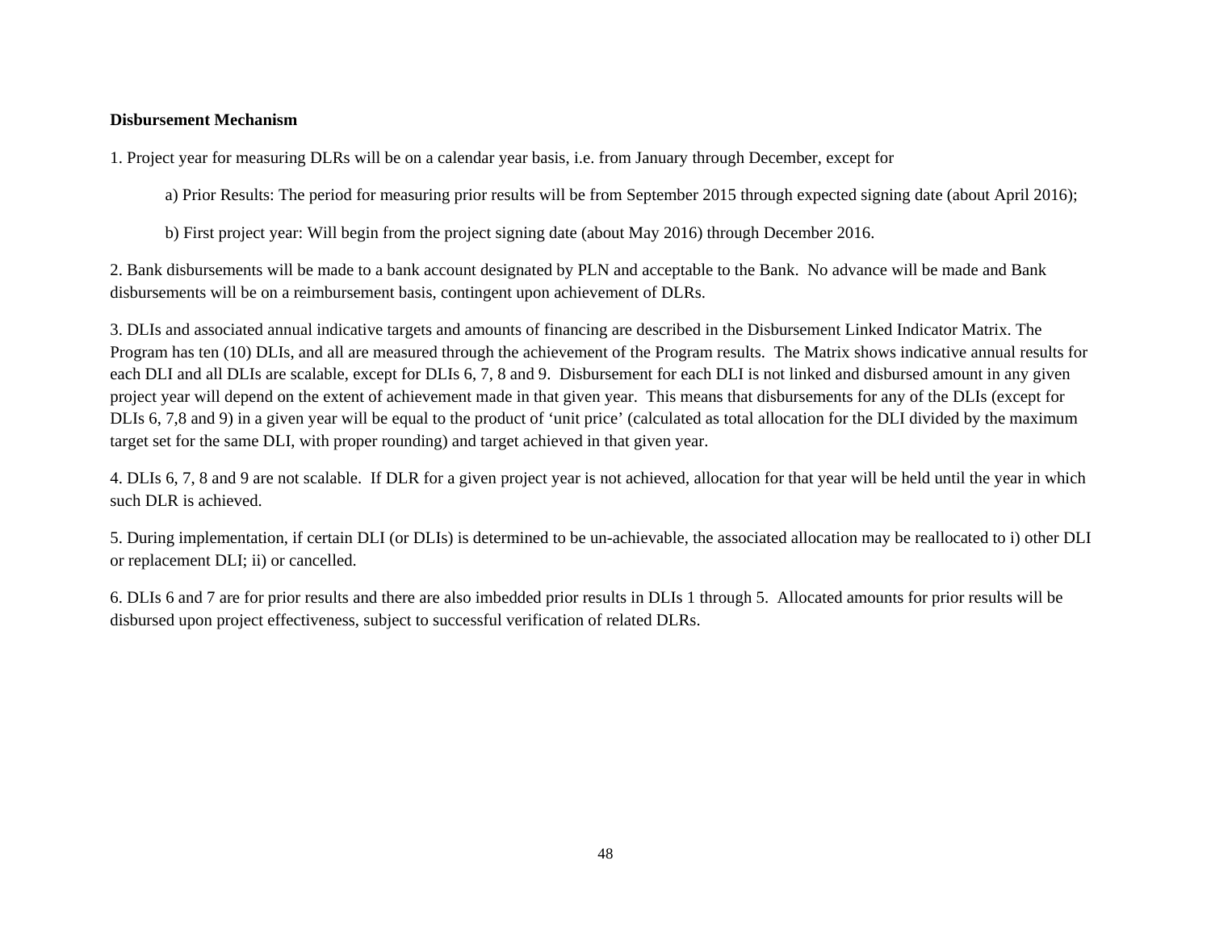**Disbursement Mechanism**

1. Project year for measuring DLRs will be on a calendar year basis, i.e. from January through December, except for

   a) Prior Results: The period for measuring prior results will be from September 2015 through expected signing date (about April 2016);

   b) First project year: Will begin from the project signing date (about May 2016) through December 2016.

2. Bank disbursements will be made to a bank account designated by PLN and acceptable to the Bank. No advance will be made and Bank disbursements will be on a reimbursement basis, contingent upon achievement of DLRs.

3. DLIs and associated annual indicative targets and amounts of financing are described in the Disbursement Linked Indicator Matrix. The Program has ten (10) DLIs, and all are measured through the achievement of the Program results. The Matrix shows indicative annual results for each DLI and all DLIs are scalable, except for DLIs 6, 7, 8 and 9. Disbursement for each DLI is not linked and disbursed amount in any given project year will depend on the extent of achievement made in that given year. This means that disbursements for any of the DLIs (except for DLIs 6, 7,8 and 9) in a given year will be equal to the product of 'unit price' (calculated as total allocation for the DLI divided by the maximum target set for the same DLI, with proper rounding) and target achieved in that given year.

4. DLIs 6, 7, 8 and 9 are not scalable. If DLR for a given project year is not achieved, allocation for that year will be held until the year in which such DLR is achieved.

5. During implementation, if certain DLI (or DLIs) is determined to be un-achievable, the associated allocation may be reallocated to i) other DLI or replacement DLI; ii) or cancelled.

6. DLIs 6 and 7 are for prior results and there are also imbedded prior results in DLIs 1 through 5. Allocated amounts for prior results will be disbursed upon project effectiveness, subject to successful verification of related DLRs.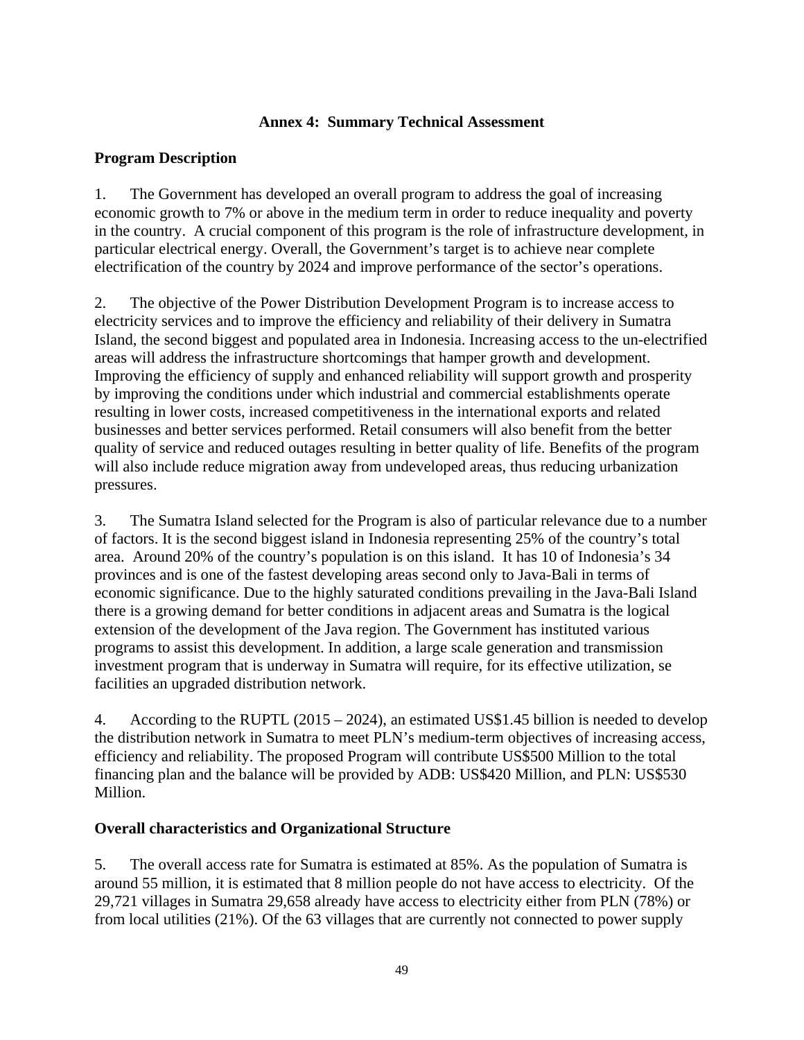## Annex 4: Summary Technical Assessment

### Program Description

1. The Government has developed an overall program to address the goal of increasing economic growth to 7% or above in the medium term in order to reduce inequality and poverty in the country. A crucial component of this program is the role of infrastructure development, in particular electrical energy. Overall, the Government's target is to achieve near complete electrification of the country by 2024 and improve performance of the sector's operations.

2. The objective of the Power Distribution Development Program is to increase access to electricity services and to improve the efficiency and reliability of their delivery in Sumatra Island, the second biggest and populated area in Indonesia. Increasing access to the un-electrified areas will address the infrastructure shortcomings that hamper growth and development. Improving the efficiency of supply and enhanced reliability will support growth and prosperity by improving the conditions under which industrial and commercial establishments operate resulting in lower costs, increased competitiveness in the international exports and related businesses and better services performed. Retail consumers will also benefit from the better quality of service and reduced outages resulting in better quality of life. Benefits of the program will also include reduce migration away from undeveloped areas, thus reducing urbanization pressures.

3. The Sumatra Island selected for the Program is also of particular relevance due to a number of factors. It is the second biggest island in Indonesia representing 25% of the country's total area. Around 20% of the country's population is on this island. It has 10 of Indonesia's 34 provinces and is one of the fastest developing areas second only to Java-Bali in terms of economic significance. Due to the highly saturated conditions prevailing in the Java-Bali Island there is a growing demand for better conditions in adjacent areas and Sumatra is the logical extension of the development of the Java region. The Government has instituted various programs to assist this development. In addition, a large scale generation and transmission investment program that is underway in Sumatra will require, for its effective utilization, se facilities an upgraded distribution network.

4. According to the RUPTL (2015 – 2024), an estimated US$1.45 billion is needed to develop the distribution network in Sumatra to meet PLN's medium-term objectives of increasing access, efficiency and reliability. The proposed Program will contribute US$500 Million to the total financing plan and the balance will be provided by ADB: US$420 Million, and PLN: US$530 Million.

### Overall characteristics and Organizational Structure

5. The overall access rate for Sumatra is estimated at 85%. As the population of Sumatra is around 55 million, it is estimated that 8 million people do not have access to electricity. Of the 29,721 villages in Sumatra 29,658 already have access to electricity either from PLN (78%) or from local utilities (21%). Of the 63 villages that are currently not connected to power supply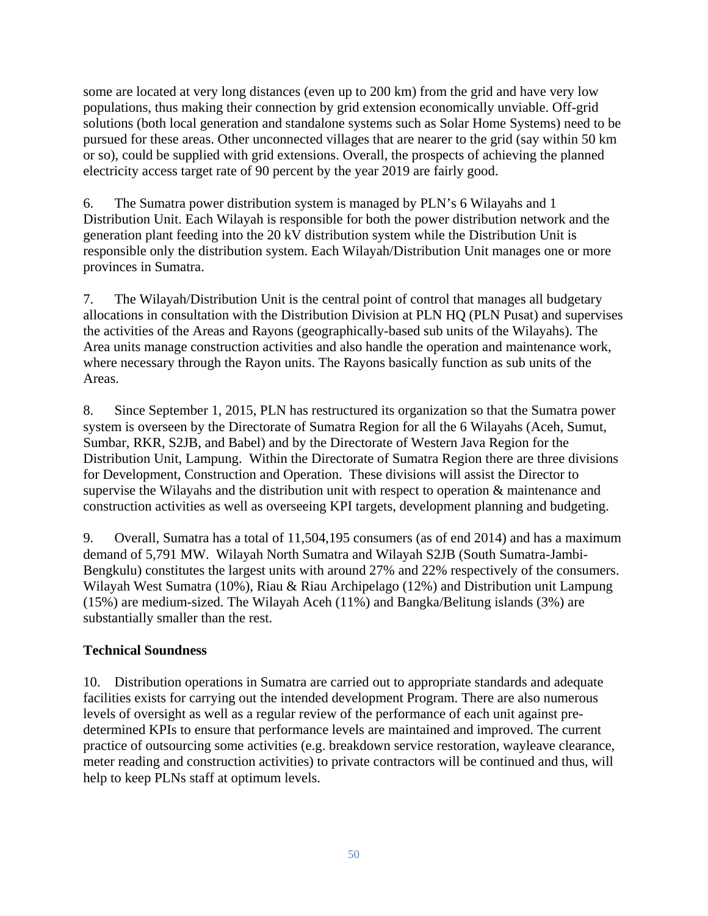some are located at very long distances (even up to 200 km) from the grid and have very low populations, thus making their connection by grid extension economically unviable. Off-grid solutions (both local generation and standalone systems such as Solar Home Systems) need to be pursued for these areas. Other unconnected villages that are nearer to the grid (say within 50 km or so), could be supplied with grid extensions. Overall, the prospects of achieving the planned electricity access target rate of 90 percent by the year 2019 are fairly good.

6. The Sumatra power distribution system is managed by PLN's 6 Wilayahs and 1 Distribution Unit. Each Wilayah is responsible for both the power distribution network and the generation plant feeding into the 20 kV distribution system while the Distribution Unit is responsible only the distribution system. Each Wilayah/Distribution Unit manages one or more provinces in Sumatra.

7. The Wilayah/Distribution Unit is the central point of control that manages all budgetary allocations in consultation with the Distribution Division at PLN HQ (PLN Pusat) and supervises the activities of the Areas and Rayons (geographically-based sub units of the Wilayahs). The Area units manage construction activities and also handle the operation and maintenance work, where necessary through the Rayon units. The Rayons basically function as sub units of the Areas.

8. Since September 1, 2015, PLN has restructured its organization so that the Sumatra power system is overseen by the Directorate of Sumatra Region for all the 6 Wilayahs (Aceh, Sumut, Sumbar, RKR, S2JB, and Babel) and by the Directorate of Western Java Region for the Distribution Unit, Lampung. Within the Directorate of Sumatra Region there are three divisions for Development, Construction and Operation. These divisions will assist the Director to supervise the Wilayahs and the distribution unit with respect to operation & maintenance and construction activities as well as overseeing KPI targets, development planning and budgeting.

9. Overall, Sumatra has a total of 11,504,195 consumers (as of end 2014) and has a maximum demand of 5,791 MW. Wilayah North Sumatra and Wilayah S2JB (South Sumatra-Jambi-Bengkulu) constitutes the largest units with around 27% and 22% respectively of the consumers. Wilayah West Sumatra (10%), Riau & Riau Archipelago (12%) and Distribution unit Lampung (15%) are medium-sized. The Wilayah Aceh (11%) and Bangka/Belitung islands (3%) are substantially smaller than the rest.

**Technical Soundness**

10. Distribution operations in Sumatra are carried out to appropriate standards and adequate facilities exists for carrying out the intended development Program. There are also numerous levels of oversight as well as a regular review of the performance of each unit against pre-determined KPIs to ensure that performance levels are maintained and improved. The current practice of outsourcing some activities (e.g. breakdown service restoration, wayleave clearance, meter reading and construction activities) to private contractors will be continued and thus, will help to keep PLNs staff at optimum levels.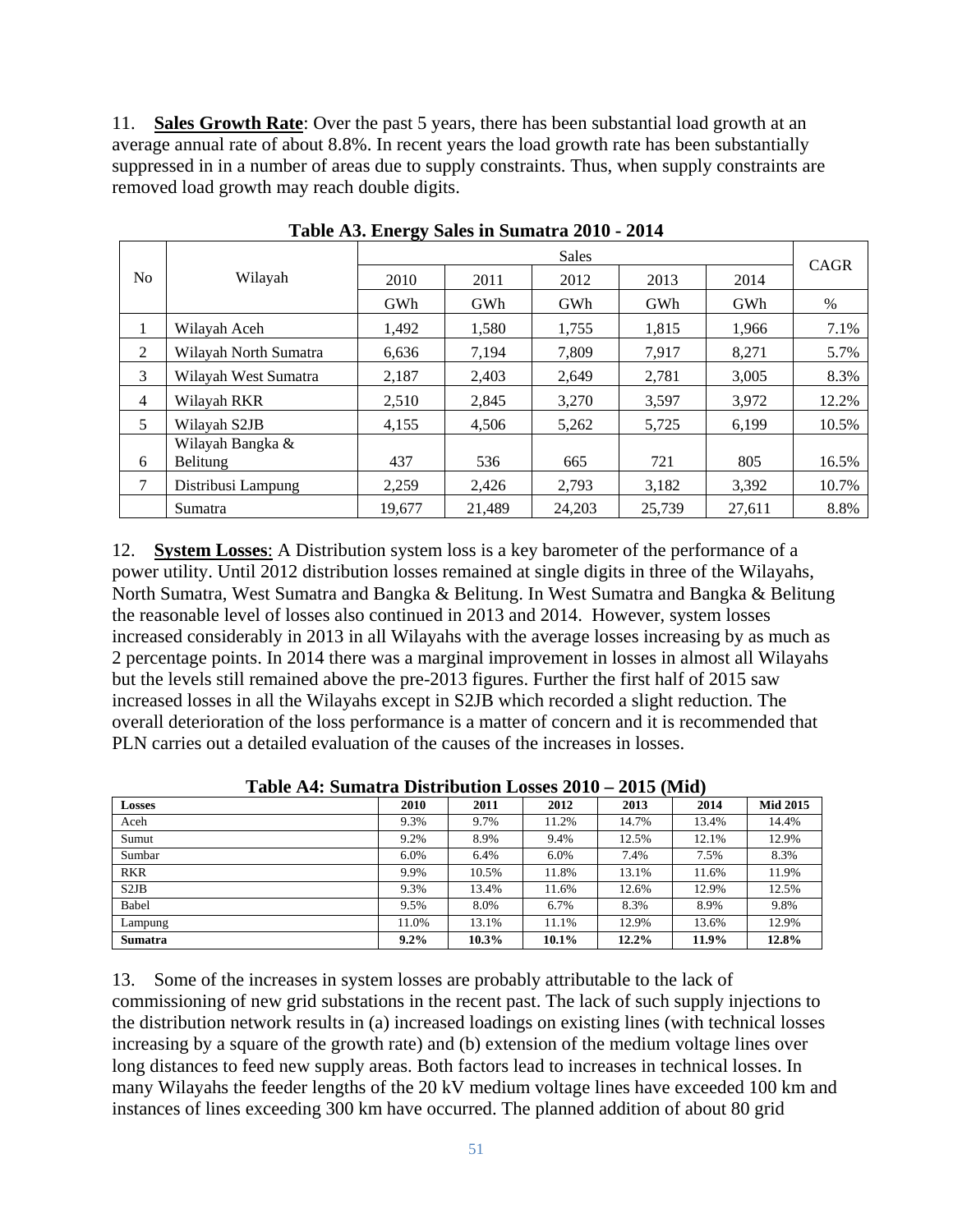11. **Sales Growth Rate**: Over the past 5 years, there has been substantial load growth at an average annual rate of about 8.8%. In recent years the load growth rate has been substantially suppressed in in a number of areas due to supply constraints. Thus, when supply constraints are removed load growth may reach double digits.

**Table A3. Energy Sales in Sumatra 2010 - 2014**

| No | Wilayah | Sales | | | | | CAGR |
|---|---|---|---|---|---|---|---|
| | | 2010 | 2011 | 2012 | 2013 | 2014 | |
| | | GWh | GWh | GWh | GWh | GWh | % |
| 1 | Wilayah Aceh | 1,492 | 1,580 | 1,755 | 1,815 | 1,966 | 7.1% |
| 2 | Wilayah North Sumatra | 6,636 | 7,194 | 7,809 | 7,917 | 8,271 | 5.7% |
| 3 | Wilayah West Sumatra | 2,187 | 2,403 | 2,649 | 2,781 | 3,005 | 8.3% |
| 4 | Wilayah RKR | 2,510 | 2,845 | 3,270 | 3,597 | 3,972 | 12.2% |
| 5 | Wilayah S2JB | 4,155 | 4,506 | 5,262 | 5,725 | 6,199 | 10.5% |
| 6 | Wilayah Bangka & Belitung | 437 | 536 | 665 | 721 | 805 | 16.5% |
| 7 | Distribusi Lampung | 2,259 | 2,426 | 2,793 | 3,182 | 3,392 | 10.7% |
| | Sumatra | 19,677 | 21,489 | 24,203 | 25,739 | 27,611 | 8.8% |

12. **System Losses**: A Distribution system loss is a key barometer of the performance of a power utility. Until 2012 distribution losses remained at single digits in three of the Wilayahs, North Sumatra, West Sumatra and Bangka & Belitung. In West Sumatra and Bangka & Belitung the reasonable level of losses also continued in 2013 and 2014. However, system losses increased considerably in 2013 in all Wilayahs with the average losses increasing by as much as 2 percentage points. In 2014 there was a marginal improvement in losses in almost all Wilayahs but the levels still remained above the pre-2013 figures. Further the first half of 2015 saw increased losses in all the Wilayahs except in S2JB which recorded a slight reduction. The overall deterioration of the loss performance is a matter of concern and it is recommended that PLN carries out a detailed evaluation of the causes of the increases in losses.

**Table A4: Sumatra Distribution Losses 2010 – 2015 (Mid)**

| **Losses** | **2010** | **2011** | **2012** | **2013** | **2014** | **Mid 2015** |
|---|---|---|---|---|---|---|
| Aceh | 9.3% | 9.7% | 11.2% | 14.7% | 13.4% | 14.4% |
| Sumut | 9.2% | 8.9% | 9.4% | 12.5% | 12.1% | 12.9% |
| Sumbar | 6.0% | 6.4% | 6.0% | 7.4% | 7.5% | 8.3% |
| RKR | 9.9% | 10.5% | 11.8% | 13.1% | 11.6% | 11.9% |
| S2JB | 9.3% | 13.4% | 11.6% | 12.6% | 12.9% | 12.5% |
| Babel | 9.5% | 8.0% | 6.7% | 8.3% | 8.9% | 9.8% |
| Lampung | 11.0% | 13.1% | 11.1% | 12.9% | 13.6% | 12.9% |
| **Sumatra** | **9.2%** | **10.3%** | **10.1%** | **12.2%** | **11.9%** | **12.8%** |

13. Some of the increases in system losses are probably attributable to the lack of commissioning of new grid substations in the recent past. The lack of such supply injections to the distribution network results in (a) increased loadings on existing lines (with technical losses increasing by a square of the growth rate) and (b) extension of the medium voltage lines over long distances to feed new supply areas. Both factors lead to increases in technical losses. In many Wilayahs the feeder lengths of the 20 kV medium voltage lines have exceeded 100 km and instances of lines exceeding 300 km have occurred. The planned addition of about 80 grid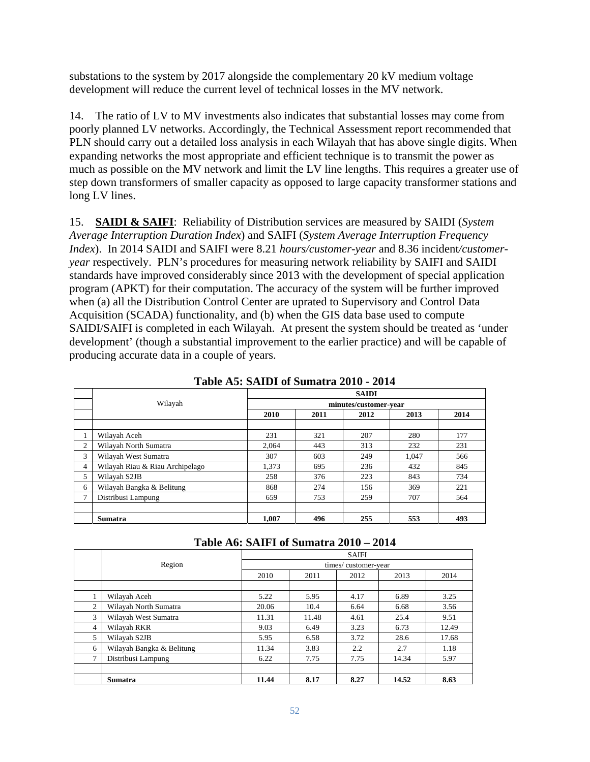substations to the system by 2017 alongside the complementary 20 kV medium voltage development will reduce the current level of technical losses in the MV network.

14. The ratio of LV to MV investments also indicates that substantial losses may come from poorly planned LV networks. Accordingly, the Technical Assessment report recommended that PLN should carry out a detailed loss analysis in each Wilayah that has above single digits. When expanding networks the most appropriate and efficient technique is to transmit the power as much as possible on the MV network and limit the LV line lengths. This requires a greater use of step down transformers of smaller capacity as opposed to large capacity transformer stations and long LV lines.

15. **SAIDI & SAIFI**: Reliability of Distribution services are measured by SAIDI (*System Average Interruption Duration Index*) and SAIFI (*System Average Interruption Frequency Index*). In 2014 SAIDI and SAIFI were 8.21 *hours/customer-year* and 8.36 incident*/customer-year* respectively. PLN's procedures for measuring network reliability by SAIFI and SAIDI standards have improved considerably since 2013 with the development of special application program (APKT) for their computation. The accuracy of the system will be further improved when (a) all the Distribution Control Center are uprated to Supervisory and Control Data Acquisition (SCADA) functionality, and (b) when the GIS data base used to compute SAIDI/SAIFI is completed in each Wilayah. At present the system should be treated as 'under development' (though a substantial improvement to the earlier practice) and will be capable of producing accurate data in a couple of years.

**Table A5: SAIDI of Sumatra 2010 - 2014**

| | Wilayah | SAIDI minutes/customer-year | | | | |
|---|---|---|---|---|---|---|
| | | **2010** | **2011** | **2012** | **2013** | **2014** |
| 1 | Wilayah Aceh | 231 | 321 | 207 | 280 | 177 |
| 2 | Wilayah North Sumatra | 2,064 | 443 | 313 | 232 | 231 |
| 3 | Wilayah West Sumatra | 307 | 603 | 249 | 1,047 | 566 |
| 4 | Wilayah Riau & Riau Archipelago | 1,373 | 695 | 236 | 432 | 845 |
| 5 | Wilayah S2JB | 258 | 376 | 223 | 843 | 734 |
| 6 | Wilayah Bangka & Belitung | 868 | 274 | 156 | 369 | 221 |
| 7 | Distribusi Lampung | 659 | 753 | 259 | 707 | 564 |
| | **Sumatra** | **1,007** | **496** | **255** | **553** | **493** |

**Table A6: SAIFI of Sumatra 2010 – 2014**

| | Region | SAIFI times/ customer-year | | | | |
|---|---|---|---|---|---|---|
| | | 2010 | 2011 | 2012 | 2013 | 2014 |
| 1 | Wilayah Aceh | 5.22 | 5.95 | 4.17 | 6.89 | 3.25 |
| 2 | Wilayah North Sumatra | 20.06 | 10.4 | 6.64 | 6.68 | 3.56 |
| 3 | Wilayah West Sumatra | 11.31 | 11.48 | 4.61 | 25.4 | 9.51 |
| 4 | Wilayah RKR | 9.03 | 6.49 | 3.23 | 6.73 | 12.49 |
| 5 | Wilayah S2JB | 5.95 | 6.58 | 3.72 | 28.6 | 17.68 |
| 6 | Wilayah Bangka & Belitung | 11.34 | 3.83 | 2.2 | 2.7 | 1.18 |
| 7 | Distribusi Lampung | 6.22 | 7.75 | 7.75 | 14.34 | 5.97 |
| | **Sumatra** | **11.44** | **8.17** | **8.27** | **14.52** | **8.63** |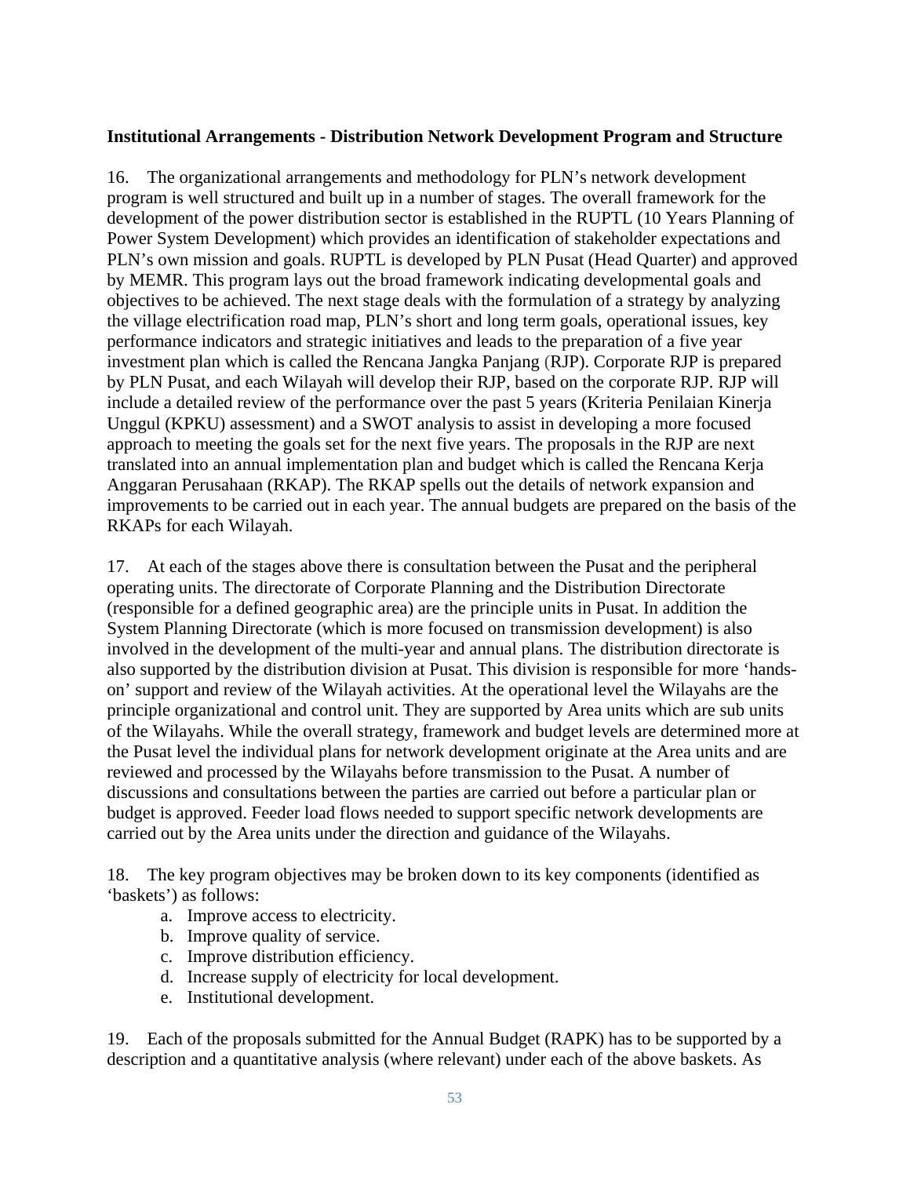**Institutional Arrangements - Distribution Network Development Program and Structure**

16. The organizational arrangements and methodology for PLN's network development program is well structured and built up in a number of stages. The overall framework for the development of the power distribution sector is established in the RUPTL (10 Years Planning of Power System Development) which provides an identification of stakeholder expectations and PLN's own mission and goals. RUPTL is developed by PLN Pusat (Head Quarter) and approved by MEMR. This program lays out the broad framework indicating developmental goals and objectives to be achieved. The next stage deals with the formulation of a strategy by analyzing the village electrification road map, PLN's short and long term goals, operational issues, key performance indicators and strategic initiatives and leads to the preparation of a five year investment plan which is called the Rencana Jangka Panjang (RJP). Corporate RJP is prepared by PLN Pusat, and each Wilayah will develop their RJP, based on the corporate RJP. RJP will include a detailed review of the performance over the past 5 years (Kriteria Penilaian Kinerja Unggul (KPKU) assessment) and a SWOT analysis to assist in developing a more focused approach to meeting the goals set for the next five years. The proposals in the RJP are next translated into an annual implementation plan and budget which is called the Rencana Kerja Anggaran Perusahaan (RKAP). The RKAP spells out the details of network expansion and improvements to be carried out in each year. The annual budgets are prepared on the basis of the RKAPs for each Wilayah.

17. At each of the stages above there is consultation between the Pusat and the peripheral operating units. The directorate of Corporate Planning and the Distribution Directorate (responsible for a defined geographic area) are the principle units in Pusat. In addition the System Planning Directorate (which is more focused on transmission development) is also involved in the development of the multi-year and annual plans. The distribution directorate is also supported by the distribution division at Pusat. This division is responsible for more 'hands-on' support and review of the Wilayah activities. At the operational level the Wilayahs are the principle organizational and control unit. They are supported by Area units which are sub units of the Wilayahs. While the overall strategy, framework and budget levels are determined more at the Pusat level the individual plans for network development originate at the Area units and are reviewed and processed by the Wilayahs before transmission to the Pusat. A number of discussions and consultations between the parties are carried out before a particular plan or budget is approved. Feeder load flows needed to support specific network developments are carried out by the Area units under the direction and guidance of the Wilayahs.

18. The key program objectives may be broken down to its key components (identified as 'baskets') as follows:

a. Improve access to electricity.
b. Improve quality of service.
c. Improve distribution efficiency.
d. Increase supply of electricity for local development.
e. Institutional development.

19. Each of the proposals submitted for the Annual Budget (RAPK) has to be supported by a description and a quantitative analysis (where relevant) under each of the above baskets. As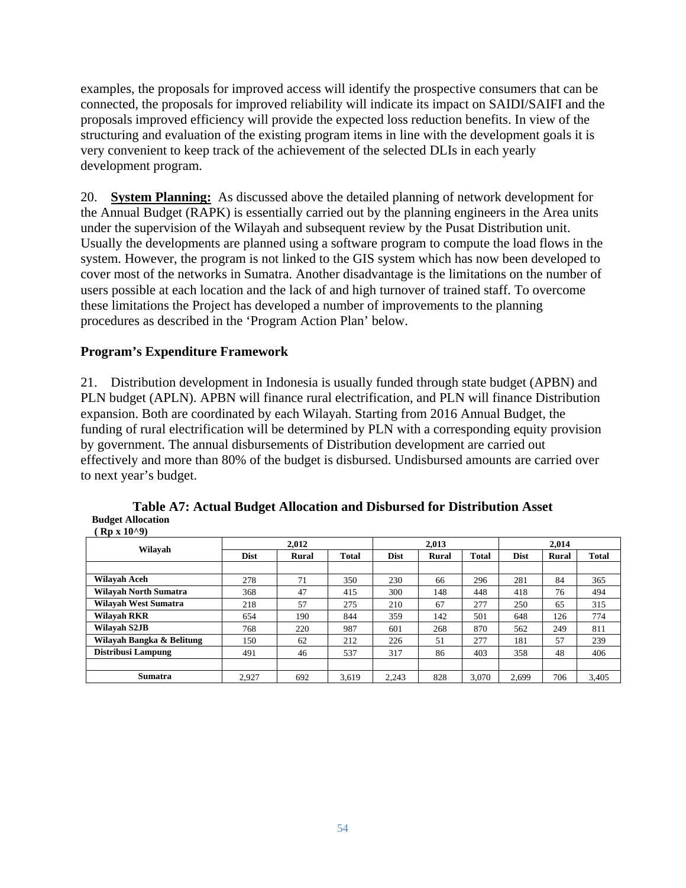examples, the proposals for improved access will identify the prospective consumers that can be connected, the proposals for improved reliability will indicate its impact on SAIDI/SAIFI and the proposals improved efficiency will provide the expected loss reduction benefits. In view of the structuring and evaluation of the existing program items in line with the development goals it is very convenient to keep track of the achievement of the selected DLIs in each yearly development program.

20. **System Planning:** As discussed above the detailed planning of network development for the Annual Budget (RAPK) is essentially carried out by the planning engineers in the Area units under the supervision of the Wilayah and subsequent review by the Pusat Distribution unit. Usually the developments are planned using a software program to compute the load flows in the system. However, the program is not linked to the GIS system which has now been developed to cover most of the networks in Sumatra. Another disadvantage is the limitations on the number of users possible at each location and the lack of and high turnover of trained staff. To overcome these limitations the Project has developed a number of improvements to the planning procedures as described in the 'Program Action Plan' below.

### Program's Expenditure Framework

21. Distribution development in Indonesia is usually funded through state budget (APBN) and PLN budget (APLN). APBN will finance rural electrification, and PLN will finance Distribution expansion. Both are coordinated by each Wilayah. Starting from 2016 Annual Budget, the funding of rural electrification will be determined by PLN with a corresponding equity provision by government. The annual disbursements of Distribution development are carried out effectively and more than 80% of the budget is disbursed. Undisbursed amounts are carried over to next year's budget.

**Table A7: Actual Budget Allocation and Disbursed for Distribution Asset**

**Budget Allocation**
**( Rp x 10^9)**

| Wilayah | 2,012 | | | 2,013 | | | 2,014 | | |
|---|---|---|---|---|---|---|---|---|---|
| | Dist | Rural | Total | Dist | Rural | Total | Dist | Rural | Total |
| Wilayah Aceh | 278 | 71 | 350 | 230 | 66 | 296 | 281 | 84 | 365 |
| Wilayah North Sumatra | 368 | 47 | 415 | 300 | 148 | 448 | 418 | 76 | 494 |
| Wilayah West Sumatra | 218 | 57 | 275 | 210 | 67 | 277 | 250 | 65 | 315 |
| Wilayah RKR | 654 | 190 | 844 | 359 | 142 | 501 | 648 | 126 | 774 |
| Wilayah S2JB | 768 | 220 | 987 | 601 | 268 | 870 | 562 | 249 | 811 |
| Wilayah Bangka & Belitung | 150 | 62 | 212 | 226 | 51 | 277 | 181 | 57 | 239 |
| Distribusi Lampung | 491 | 46 | 537 | 317 | 86 | 403 | 358 | 48 | 406 |
| Sumatra | 2,927 | 692 | 3,619 | 2,243 | 828 | 3,070 | 2,699 | 706 | 3,405 |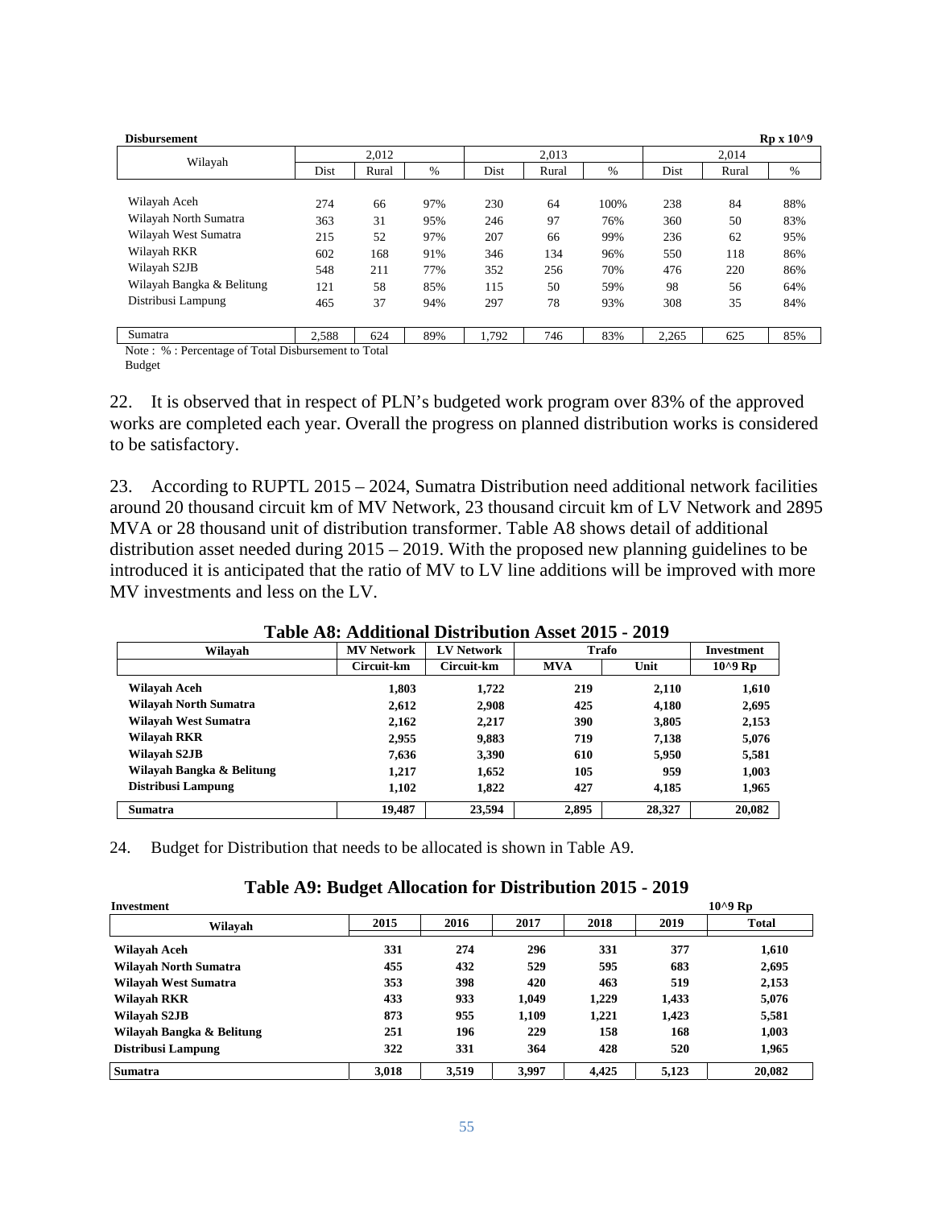**Disbursement** **Rp x 10^9**

| Wilayah | 2,012 | | | 2,013 | | | 2,014 | | |
|---|---|---|---|---|---|---|---|---|---|
| | Dist | Rural | % | Dist | Rural | % | Dist | Rural | % |
| Wilayah Aceh | 274 | 66 | 97% | 230 | 64 | 100% | 238 | 84 | 88% |
| Wilayah North Sumatra | 363 | 31 | 95% | 246 | 97 | 76% | 360 | 50 | 83% |
| Wilayah West Sumatra | 215 | 52 | 97% | 207 | 66 | 99% | 236 | 62 | 95% |
| Wilayah RKR | 602 | 168 | 91% | 346 | 134 | 96% | 550 | 118 | 86% |
| Wilayah S2JB | 548 | 211 | 77% | 352 | 256 | 70% | 476 | 220 | 86% |
| Wilayah Bangka & Belitung | 121 | 58 | 85% | 115 | 50 | 59% | 98 | 56 | 64% |
| Distribusi Lampung | 465 | 37 | 94% | 297 | 78 | 93% | 308 | 35 | 84% |
| Sumatra | 2,588 | 624 | 89% | 1,792 | 746 | 83% | 2,265 | 625 | 85% |

Note : % : Percentage of Total Disbursement to Total Budget

22. It is observed that in respect of PLN's budgeted work program over 83% of the approved works are completed each year. Overall the progress on planned distribution works is considered to be satisfactory.

23. According to RUPTL 2015 – 2024, Sumatra Distribution need additional network facilities around 20 thousand circuit km of MV Network, 23 thousand circuit km of LV Network and 2895 MVA or 28 thousand unit of distribution transformer. Table A8 shows detail of additional distribution asset needed during 2015 – 2019. With the proposed new planning guidelines to be introduced it is anticipated that the ratio of MV to LV line additions will be improved with more MV investments and less on the LV.

**Table A8: Additional Distribution Asset 2015 - 2019**

| Wilayah | MV Network | LV Network | Trafo | | Investment |
|---|---|---|---|---|---|
| | Circuit-km | Circuit-km | MVA | Unit | 10^9 Rp |
| **Wilayah Aceh** | **1,803** | **1,722** | **219** | **2,110** | **1,610** |
| **Wilayah North Sumatra** | **2,612** | **2,908** | **425** | **4,180** | **2,695** |
| **Wilayah West Sumatra** | **2,162** | **2,217** | **390** | **3,805** | **2,153** |
| **Wilayah RKR** | **2,955** | **9,883** | **719** | **7,138** | **5,076** |
| **Wilayah S2JB** | **7,636** | **3,390** | **610** | **5,950** | **5,581** |
| **Wilayah Bangka & Belitung** | **1,217** | **1,652** | **105** | **959** | **1,003** |
| **Distribusi Lampung** | **1,102** | **1,822** | **427** | **4,185** | **1,965** |
| **Sumatra** | **19,487** | **23,594** | **2,895** | **28,327** | **20,082** |

24. Budget for Distribution that needs to be allocated is shown in Table A9.

**Table A9: Budget Allocation for Distribution 2015 - 2019**

**Investment** **10^9 Rp**

| Wilayah | 2015 | 2016 | 2017 | 2018 | 2019 | Total |
|---|---|---|---|---|---|---|
| **Wilayah Aceh** | **331** | **274** | **296** | **331** | **377** | **1,610** |
| **Wilayah North Sumatra** | **455** | **432** | **529** | **595** | **683** | **2,695** |
| **Wilayah West Sumatra** | **353** | **398** | **420** | **463** | **519** | **2,153** |
| **Wilayah RKR** | **433** | **933** | **1,049** | **1,229** | **1,433** | **5,076** |
| **Wilayah S2JB** | **873** | **955** | **1,109** | **1,221** | **1,423** | **5,581** |
| **Wilayah Bangka & Belitung** | **251** | **196** | **229** | **158** | **168** | **1,003** |
| **Distribusi Lampung** | **322** | **331** | **364** | **428** | **520** | **1,965** |
| **Sumatra** | **3,018** | **3,519** | **3,997** | **4,425** | **5,123** | **20,082** |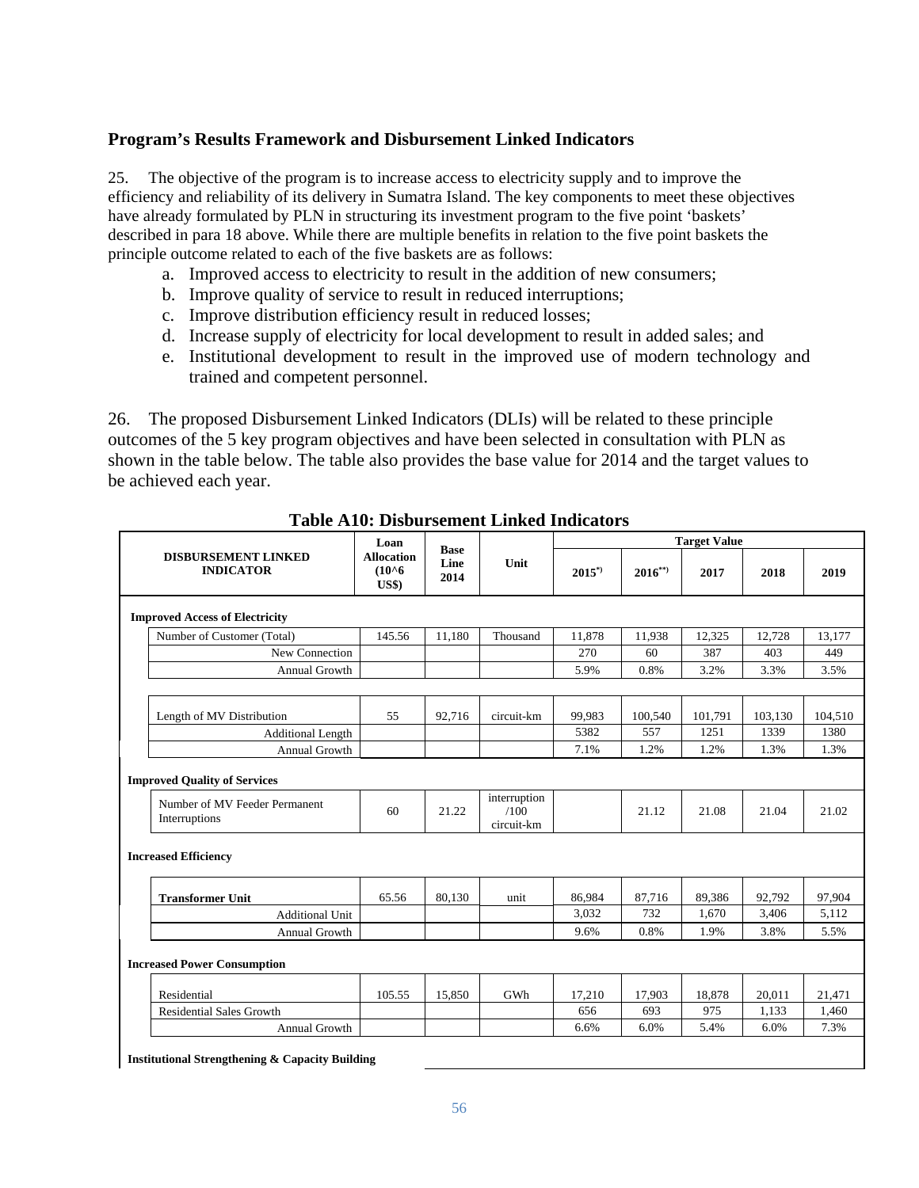## Program's Results Framework and Disbursement Linked Indicators

25. The objective of the program is to increase access to electricity supply and to improve the efficiency and reliability of its delivery in Sumatra Island. The key components to meet these objectives have already formulated by PLN in structuring its investment program to the five point 'baskets' described in para 18 above. While there are multiple benefits in relation to the five point baskets the principle outcome related to each of the five baskets are as follows:

a. Improved access to electricity to result in the addition of new consumers;
b. Improve quality of service to result in reduced interruptions;
c. Improve distribution efficiency result in reduced losses;
d. Increase supply of electricity for local development to result in added sales; and
e. Institutional development to result in the improved use of modern technology and trained and competent personnel.

26. The proposed Disbursement Linked Indicators (DLIs) will be related to these principle outcomes of the 5 key program objectives and have been selected in consultation with PLN as shown in the table below. The table also provides the base value for 2014 and the target values to be achieved each year.

**Table A10: Disbursement Linked Indicators**

| DISBURSEMENT LINKED INDICATOR | Loan Allocation (10^6 US$) | Base Line 2014 | Unit | Target Value | | | | |
|---|---|---|---|---|---|---|---|---|
| | | | | 2015*) | 2016**) | 2017 | 2018 | 2019 |
| **Improved Access of Electricity** | | | | | | | | |
| Number of Customer (Total) | 145.56 | 11,180 | Thousand | 11,878 | 11,938 | 12,325 | 12,728 | 13,177 |
| New Connection | | | | 270 | 60 | 387 | 403 | 449 |
| Annual Growth | | | | 5.9% | 0.8% | 3.2% | 3.3% | 3.5% |
| Length of MV Distribution | 55 | 92,716 | circuit-km | 99,983 | 100,540 | 101,791 | 103,130 | 104,510 |
| Additional Length | | | | 5382 | 557 | 1251 | 1339 | 1380 |
| Annual Growth | | | | 7.1% | 1.2% | 1.2% | 1.3% | 1.3% |
| **Improved Quality of Services** | | | | | | | | |
| Number of MV Feeder Permanent Interruptions | 60 | 21.22 | interruption /100 circuit-km | | 21.12 | 21.08 | 21.04 | 21.02 |
| **Increased Efficiency** | | | | | | | | |
| **Transformer Unit** | 65.56 | 80,130 | unit | 86,984 | 87,716 | 89,386 | 92,792 | 97,904 |
| Additional Unit | | | | 3,032 | 732 | 1,670 | 3,406 | 5,112 |
| Annual Growth | | | | 9.6% | 0.8% | 1.9% | 3.8% | 5.5% |
| **Increased Power Consumption** | | | | | | | | |
| Residential | 105.55 | 15,850 | GWh | 17,210 | 17,903 | 18,878 | 20,011 | 21,471 |
| Residential Sales Growth | | | | 656 | 693 | 975 | 1,133 | 1,460 |
| Annual Growth | | | | 6.6% | 6.0% | 5.4% | 6.0% | 7.3% |
| **Institutional Strengthening & Capacity Building** | | | | | | | | |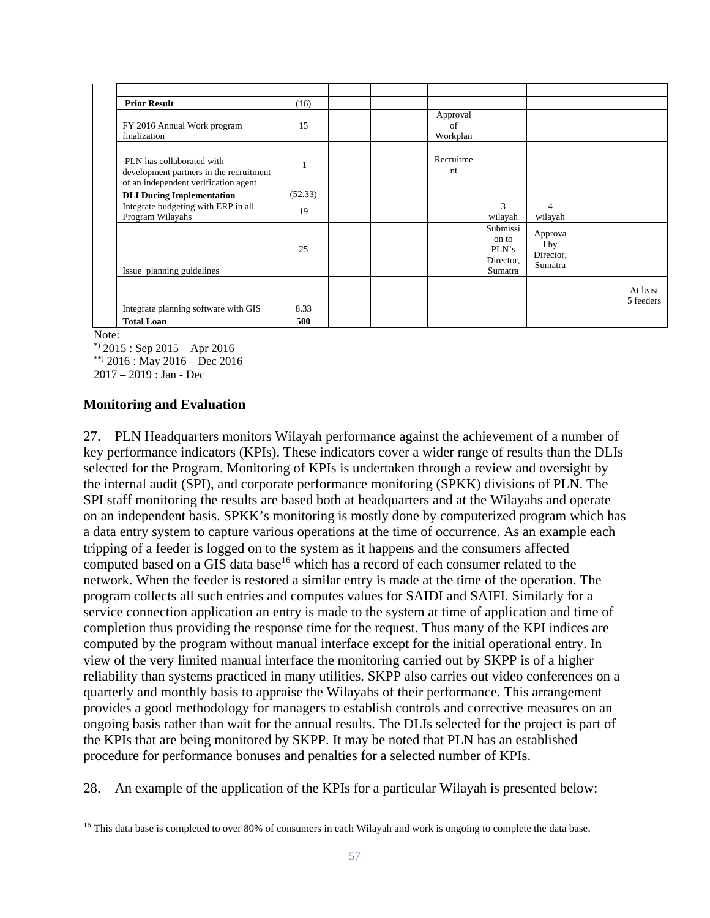| | | | | | | | | |
|---|---|---|---|---|---|---|---|---|
| **Prior Result** | (16) | | | | | | | |
| FY 2016 Annual Work program finalization | 15 | | | Approval of Workplan | | | | |
| PLN has collaborated with development partners in the recruitment of an independent verification agent | 1 | | | Recruitment | | | | |
| **DLI During Implementation** | (52.33) | | | | | | | |
| Integrate budgeting with ERP in all Program Wilayahs | 19 | | | | 3 wilayah | 4 wilayah | | |
| Issue planning guidelines | 25 | | | | Submission to PLN's Director, Sumatra | Approval by Director, Sumatra | | |
| Integrate planning software with GIS | 8.33 | | | | | | | At least 5 feeders |
| **Total Loan** | **500** | | | | | | | |

Note:
*) 2015 : Sep 2015 – Apr 2016
**) 2016 : May 2016 – Dec 2016
2017 – 2019 : Jan - Dec

## Monitoring and Evaluation

27. PLN Headquarters monitors Wilayah performance against the achievement of a number of key performance indicators (KPIs). These indicators cover a wider range of results than the DLIs selected for the Program. Monitoring of KPIs is undertaken through a review and oversight by the internal audit (SPI), and corporate performance monitoring (SPKK) divisions of PLN. The SPI staff monitoring the results are based both at headquarters and at the Wilayahs and operate on an independent basis. SPKK's monitoring is mostly done by computerized program which has a data entry system to capture various operations at the time of occurrence. As an example each tripping of a feeder is logged on to the system as it happens and the consumers affected computed based on a GIS data base[16] which has a record of each consumer related to the network. When the feeder is restored a similar entry is made at the time of the operation. The program collects all such entries and computes values for SAIDI and SAIFI. Similarly for a service connection application an entry is made to the system at time of application and time of completion thus providing the response time for the request. Thus many of the KPI indices are computed by the program without manual interface except for the initial operational entry. In view of the very limited manual interface the monitoring carried out by SKPP is of a higher reliability than systems practiced in many utilities. SKPP also carries out video conferences on a quarterly and monthly basis to appraise the Wilayahs of their performance. This arrangement provides a good methodology for managers to establish controls and corrective measures on an ongoing basis rather than wait for the annual results. The DLIs selected for the project is part of the KPIs that are being monitored by SKPP. It may be noted that PLN has an established procedure for performance bonuses and penalties for a selected number of KPIs.

28. An example of the application of the KPIs for a particular Wilayah is presented below:

[16] This data base is completed to over 80% of consumers in each Wilayah and work is ongoing to complete the data base.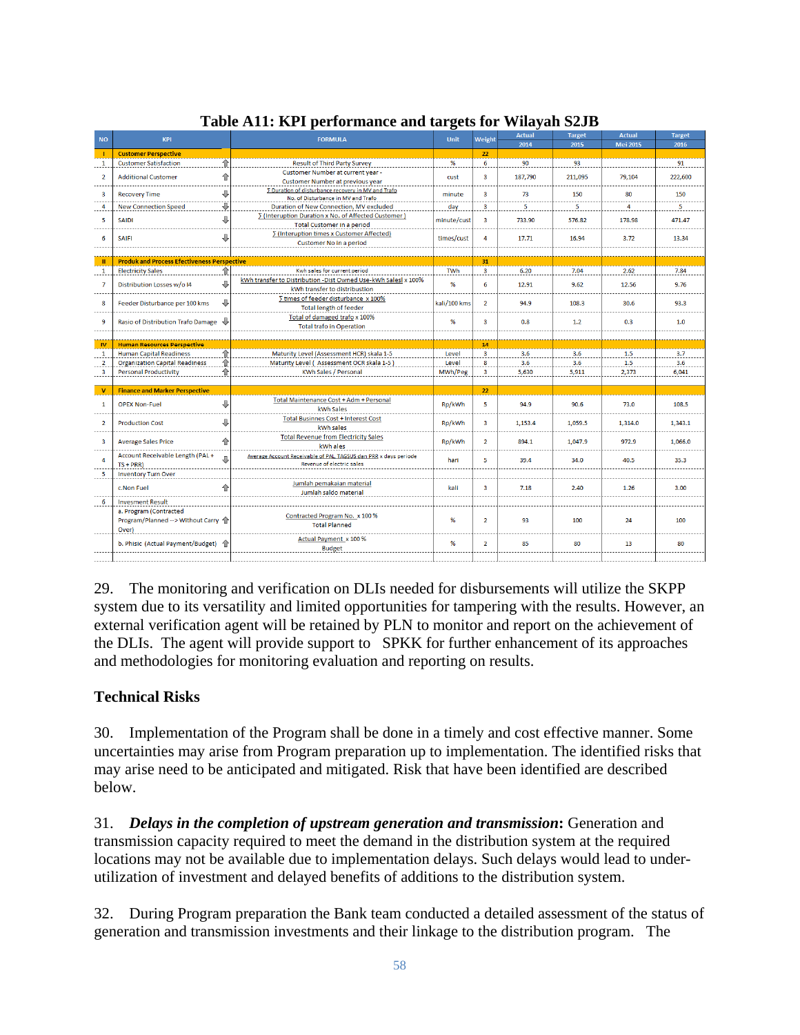**Table A11: KPI performance and targets for Wilayah S2JB**

| NO | KPI | | FORMULA | Unit | Weight | Actual 2014 | Target 2015 | Actual Mei 2015 | Target 2016 |
|---|---|---|---|---|---|---|---|---|---|
| I | Customer Perspective | | | | 22 | | | | |
| 1 | Customer Satisfaction | ⇧ | Result of Third Party Survey | % | 6 | 90 | 93 | | 91 |
| 2 | Additional Customer | ⇧ | Customer Number at current year - Customer Number at previous year | cust | 3 | 187,790 | 211,095 | 79,104 | 222,600 |
| 3 | Recovery Time | ⇩ | ∑ Duration of disturbance recovery in MV and Trafo / No. of Disturbance in MV and Trafo | minute | 3 | 73 | 150 | 80 | 150 |
| 4 | New Connection Speed | ⇩ | Duration of New Connection, MV excluded | day | 3 | 5 | 5 | 4 | 5 |
| 5 | SAIDI | ⇩ | ∑ (Interuption Duration x No. of Affected Customer) / Total Customer in a period | minute/cust | 3 | 733.90 | 576.82 | 178.98 | 471.47 |
| 6 | SAIFI | ⇩ | ∑ (Interuption times x Customer Affected) / Customer No in a period | times/cust | 4 | 17.71 | 16.94 | 3.72 | 13.34 |
| II | Produk and Process Efectiveness Perspective | | | | 31 | | | | |
| 1 | Electricity Sales | ⇧ | Kwh sales for current period | TWh | 3 | 6.20 | 7.04 | 2.62 | 7.84 |
| 7 | Distribution Losses w/o I4 | ⇩ | (kWh transfer to Distribution -Dist Owned Use-kWh Sales) x 100% / kWh transfer to distribution | % | 6 | 12.91 | 9.62 | 12.56 | 9.76 |
| 8 | Feeder Disturbance per 100 kms | ⇩ | ∑ times of feeder disturbance x 100% / Total length of feeder | kali/100 kms | 2 | 94.9 | 108.3 | 30.6 | 93.3 |
| 9 | Rasio of Distribution Trafo Damage | ⇩ | Total of damaged trafo x 100% / Total trafo in Operation | % | 3 | 0.8 | 1.2 | 0.3 | 1.0 |
| IV | Human Resources Perspective | | | | 14 | | | | |
| 1 | Human Capital Readiness | ⇧ | Maturity Level (Assessment HCR) skala 1-5 | Level | 3 | 3.6 | 3.6 | 1.5 | 3.7 |
| 2 | Organization Capital Readiness | ⇧ | Maturity Level ( Assessment OCR skala 1-5 ) | Level | 8 | 3.6 | 3.6 | 1.5 | 3.6 |
| 3 | Personal Productivity | ⇧ | KWh Sales / Personal | MWh/Peg | 3 | 5,630 | 5,911 | 2,373 | 6,041 |
| V | Finance and Marker Perspective | | | | 22 | | | | |
| 1 | OPEX Non-Fuel | ⇩ | Total Maintenance Cost + Adm + Personal / kWh Sales | Rp/kWh | 5 | 94.9 | 90.6 | 73.0 | 108.5 |
| 2 | Production Cost | ⇩ | Total Businnes Cost + Interest Cost / kWh sales | Rp/kWh | 3 | 1,153.4 | 1,059.5 | 1,314.0 | 1,343.1 |
| 3 | Average Sales Price | ⇧ | Total Revenue from Electricity Sales / KWh ales | Rp/kWh | 2 | 894.1 | 1,047.9 | 972.9 | 1,066.0 |
| 4 | Account Receivable Length (PAL + TS + PRR) | ⇩ | Average Account Receivable of PAL, TAGSUS dan PRR x days periode / Revenue of electric sales | hari | 5 | 39.4 | 34.0 | 40.5 | 35.3 |
| 5 | Inventory Turn Over | | | | | | | | |
| | c.Non Fuel | ⇧ | Jumlah pemakaian material / Jumlah saldo material | kali | 3 | 7.18 | 2.40 | 1.26 | 3.00 |
| 6 | Invesment Result | | | | | | | | |
| | a. Program (Contracted Program/Planned --> Without Carry Over) | ⇧ | Contracted Program No. x 100 % / Total Planned | % | 2 | 93 | 100 | 24 | 100 |
| | b. Phisic (Actual Payment/Budget) | ⇧ | Actual Payment x 100 % / Budget | % | 2 | 85 | 80 | 13 | 80 |

29. The monitoring and verification on DLIs needed for disbursements will utilize the SKPP system due to its versatility and limited opportunities for tampering with the results. However, an external verification agent will be retained by PLN to monitor and report on the achievement of the DLIs. The agent will provide support to SPKK for further enhancement of its approaches and methodologies for monitoring evaluation and reporting on results.

## Technical Risks

30. Implementation of the Program shall be done in a timely and cost effective manner. Some uncertainties may arise from Program preparation up to implementation. The identified risks that may arise need to be anticipated and mitigated. Risk that have been identified are described below.

31. ***Delays in the completion of upstream generation and transmission*:** Generation and transmission capacity required to meet the demand in the distribution system at the required locations may not be available due to implementation delays. Such delays would lead to under-utilization of investment and delayed benefits of additions to the distribution system.

32. During Program preparation the Bank team conducted a detailed assessment of the status of generation and transmission investments and their linkage to the distribution program. The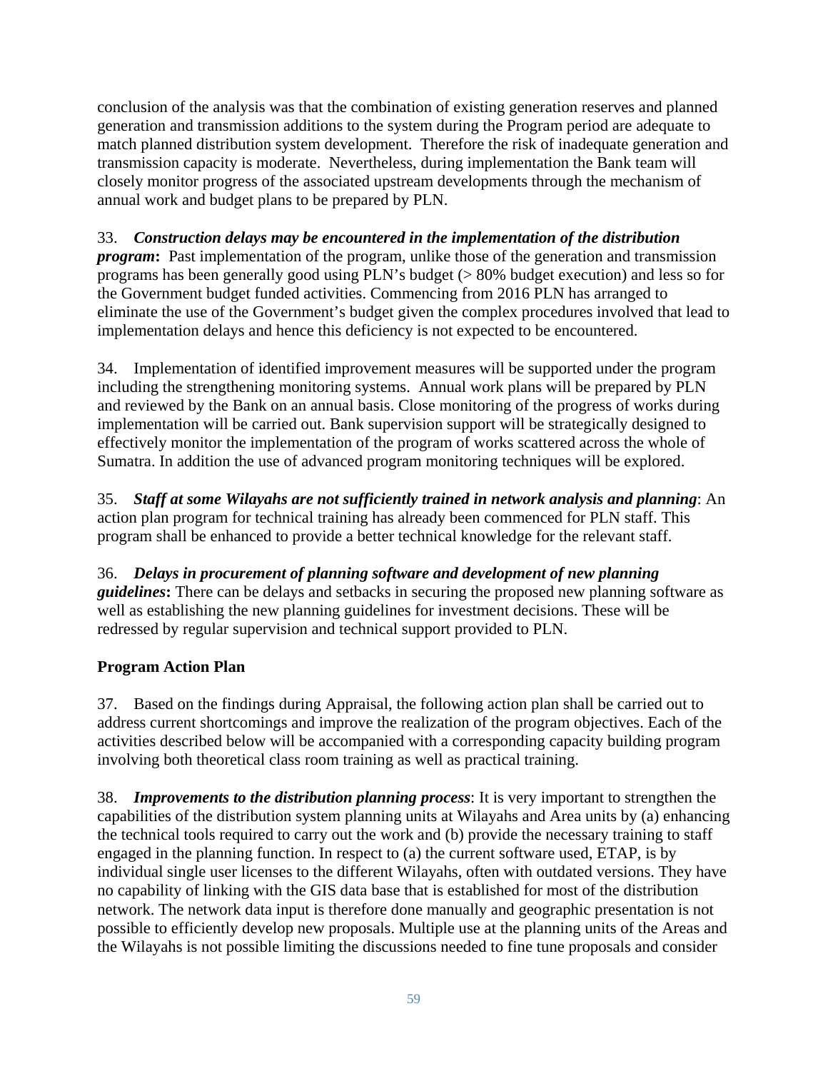conclusion of the analysis was that the combination of existing generation reserves and planned generation and transmission additions to the system during the Program period are adequate to match planned distribution system development. Therefore the risk of inadequate generation and transmission capacity is moderate. Nevertheless, during implementation the Bank team will closely monitor progress of the associated upstream developments through the mechanism of annual work and budget plans to be prepared by PLN.

33. ***Construction delays may be encountered in the implementation of the distribution program*****:** Past implementation of the program, unlike those of the generation and transmission programs has been generally good using PLN's budget (> 80% budget execution) and less so for the Government budget funded activities. Commencing from 2016 PLN has arranged to eliminate the use of the Government's budget given the complex procedures involved that lead to implementation delays and hence this deficiency is not expected to be encountered.

34. Implementation of identified improvement measures will be supported under the program including the strengthening monitoring systems. Annual work plans will be prepared by PLN and reviewed by the Bank on an annual basis. Close monitoring of the progress of works during implementation will be carried out. Bank supervision support will be strategically designed to effectively monitor the implementation of the program of works scattered across the whole of Sumatra. In addition the use of advanced program monitoring techniques will be explored.

35. ***Staff at some Wilayahs are not sufficiently trained in network analysis and planning***: An action plan program for technical training has already been commenced for PLN staff. This program shall be enhanced to provide a better technical knowledge for the relevant staff.

36. ***Delays in procurement of planning software and development of new planning guidelines*****:** There can be delays and setbacks in securing the proposed new planning software as well as establishing the new planning guidelines for investment decisions. These will be redressed by regular supervision and technical support provided to PLN.

**Program Action Plan**

37. Based on the findings during Appraisal, the following action plan shall be carried out to address current shortcomings and improve the realization of the program objectives. Each of the activities described below will be accompanied with a corresponding capacity building program involving both theoretical class room training as well as practical training.

38. ***Improvements to the distribution planning process***: It is very important to strengthen the capabilities of the distribution system planning units at Wilayahs and Area units by (a) enhancing the technical tools required to carry out the work and (b) provide the necessary training to staff engaged in the planning function. In respect to (a) the current software used, ETAP, is by individual single user licenses to the different Wilayahs, often with outdated versions. They have no capability of linking with the GIS data base that is established for most of the distribution network. The network data input is therefore done manually and geographic presentation is not possible to efficiently develop new proposals. Multiple use at the planning units of the Areas and the Wilayahs is not possible limiting the discussions needed to fine tune proposals and consider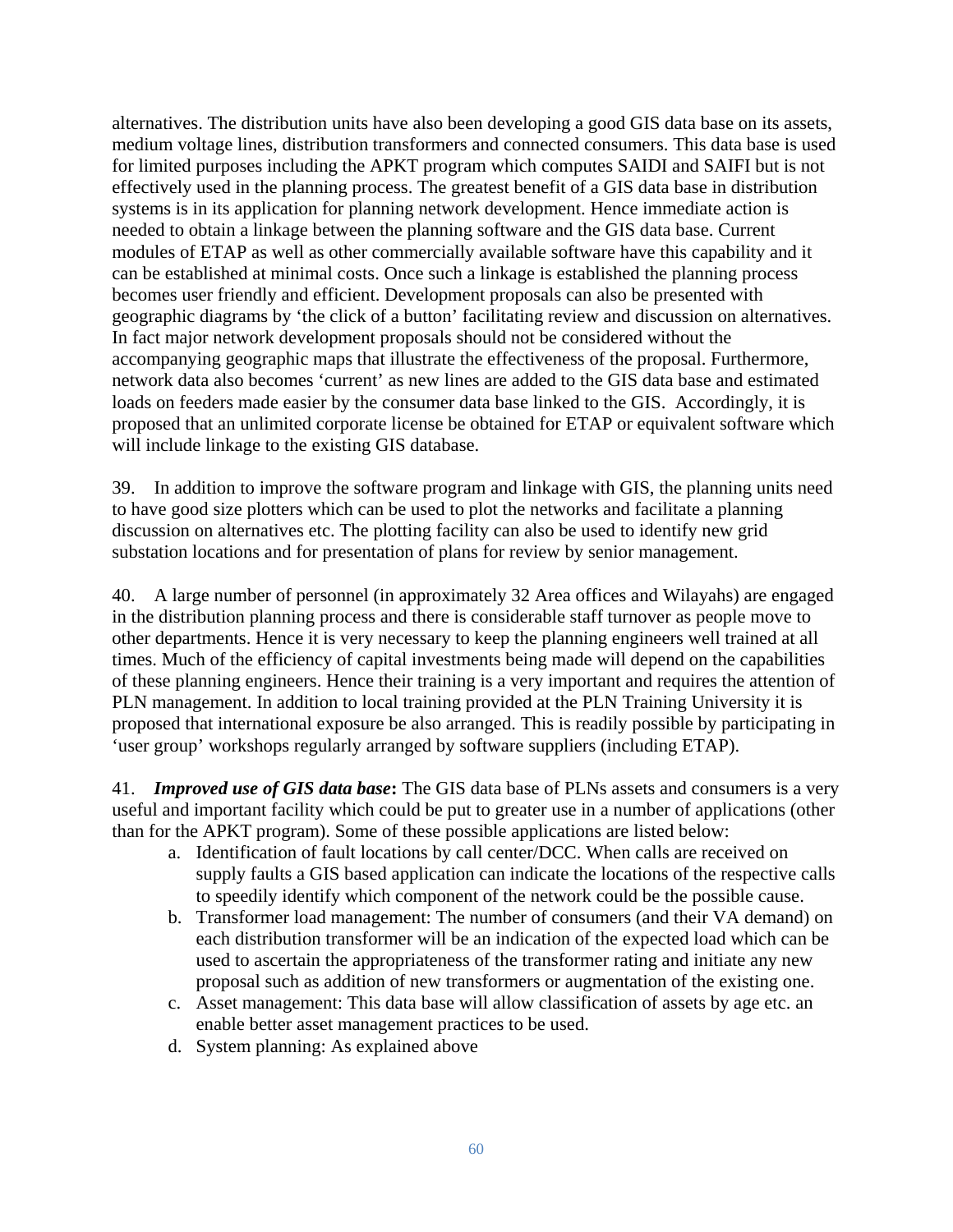alternatives. The distribution units have also been developing a good GIS data base on its assets, medium voltage lines, distribution transformers and connected consumers. This data base is used for limited purposes including the APKT program which computes SAIDI and SAIFI but is not effectively used in the planning process. The greatest benefit of a GIS data base in distribution systems is in its application for planning network development. Hence immediate action is needed to obtain a linkage between the planning software and the GIS data base. Current modules of ETAP as well as other commercially available software have this capability and it can be established at minimal costs. Once such a linkage is established the planning process becomes user friendly and efficient. Development proposals can also be presented with geographic diagrams by 'the click of a button' facilitating review and discussion on alternatives. In fact major network development proposals should not be considered without the accompanying geographic maps that illustrate the effectiveness of the proposal. Furthermore, network data also becomes 'current' as new lines are added to the GIS data base and estimated loads on feeders made easier by the consumer data base linked to the GIS. Accordingly, it is proposed that an unlimited corporate license be obtained for ETAP or equivalent software which will include linkage to the existing GIS database.

39. In addition to improve the software program and linkage with GIS, the planning units need to have good size plotters which can be used to plot the networks and facilitate a planning discussion on alternatives etc. The plotting facility can also be used to identify new grid substation locations and for presentation of plans for review by senior management.

40. A large number of personnel (in approximately 32 Area offices and Wilayahs) are engaged in the distribution planning process and there is considerable staff turnover as people move to other departments. Hence it is very necessary to keep the planning engineers well trained at all times. Much of the efficiency of capital investments being made will depend on the capabilities of these planning engineers. Hence their training is a very important and requires the attention of PLN management. In addition to local training provided at the PLN Training University it is proposed that international exposure be also arranged. This is readily possible by participating in 'user group' workshops regularly arranged by software suppliers (including ETAP).

41. ***Improved use of GIS data base*:** The GIS data base of PLNs assets and consumers is a very useful and important facility which could be put to greater use in a number of applications (other than for the APKT program). Some of these possible applications are listed below:

a. Identification of fault locations by call center/DCC. When calls are received on supply faults a GIS based application can indicate the locations of the respective calls to speedily identify which component of the network could be the possible cause.
b. Transformer load management: The number of consumers (and their VA demand) on each distribution transformer will be an indication of the expected load which can be used to ascertain the appropriateness of the transformer rating and initiate any new proposal such as addition of new transformers or augmentation of the existing one.
c. Asset management: This data base will allow classification of assets by age etc. an enable better asset management practices to be used.
d. System planning: As explained above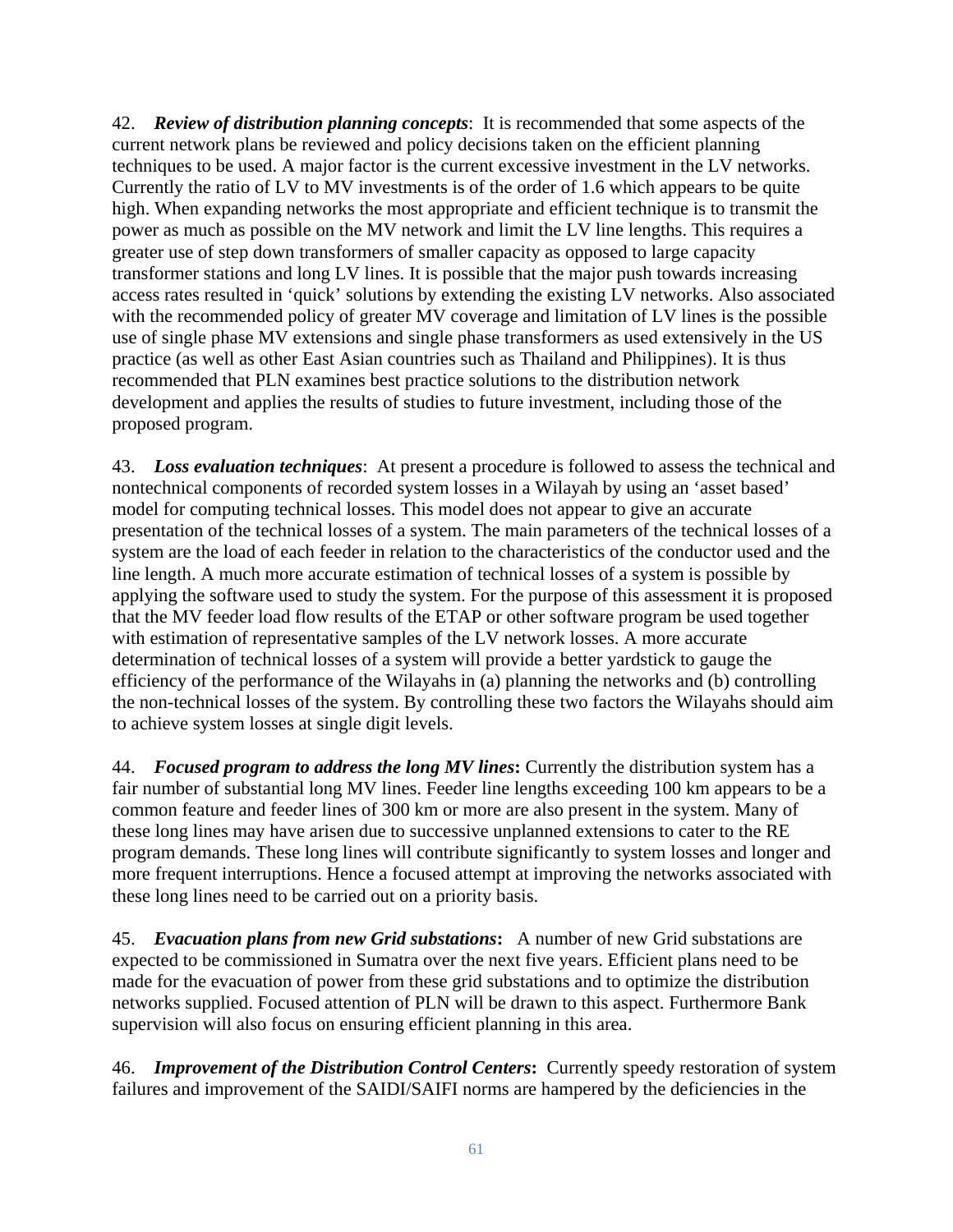42. ***Review of distribution planning concepts***: It is recommended that some aspects of the current network plans be reviewed and policy decisions taken on the efficient planning techniques to be used. A major factor is the current excessive investment in the LV networks. Currently the ratio of LV to MV investments is of the order of 1.6 which appears to be quite high. When expanding networks the most appropriate and efficient technique is to transmit the power as much as possible on the MV network and limit the LV line lengths. This requires a greater use of step down transformers of smaller capacity as opposed to large capacity transformer stations and long LV lines. It is possible that the major push towards increasing access rates resulted in 'quick' solutions by extending the existing LV networks. Also associated with the recommended policy of greater MV coverage and limitation of LV lines is the possible use of single phase MV extensions and single phase transformers as used extensively in the US practice (as well as other East Asian countries such as Thailand and Philippines). It is thus recommended that PLN examines best practice solutions to the distribution network development and applies the results of studies to future investment, including those of the proposed program.

43. ***Loss evaluation techniques***: At present a procedure is followed to assess the technical and nontechnical components of recorded system losses in a Wilayah by using an 'asset based' model for computing technical losses. This model does not appear to give an accurate presentation of the technical losses of a system. The main parameters of the technical losses of a system are the load of each feeder in relation to the characteristics of the conductor used and the line length. A much more accurate estimation of technical losses of a system is possible by applying the software used to study the system. For the purpose of this assessment it is proposed that the MV feeder load flow results of the ETAP or other software program be used together with estimation of representative samples of the LV network losses. A more accurate determination of technical losses of a system will provide a better yardstick to gauge the efficiency of the performance of the Wilayahs in (a) planning the networks and (b) controlling the non-technical losses of the system. By controlling these two factors the Wilayahs should aim to achieve system losses at single digit levels.

44. ***Focused program to address the long MV lines*:** Currently the distribution system has a fair number of substantial long MV lines. Feeder line lengths exceeding 100 km appears to be a common feature and feeder lines of 300 km or more are also present in the system. Many of these long lines may have arisen due to successive unplanned extensions to cater to the RE program demands. These long lines will contribute significantly to system losses and longer and more frequent interruptions. Hence a focused attempt at improving the networks associated with these long lines need to be carried out on a priority basis.

45. ***Evacuation plans from new Grid substations*:** A number of new Grid substations are expected to be commissioned in Sumatra over the next five years. Efficient plans need to be made for the evacuation of power from these grid substations and to optimize the distribution networks supplied. Focused attention of PLN will be drawn to this aspect. Furthermore Bank supervision will also focus on ensuring efficient planning in this area.

46. ***Improvement of the Distribution Control Centers*:** Currently speedy restoration of system failures and improvement of the SAIDI/SAIFI norms are hampered by the deficiencies in the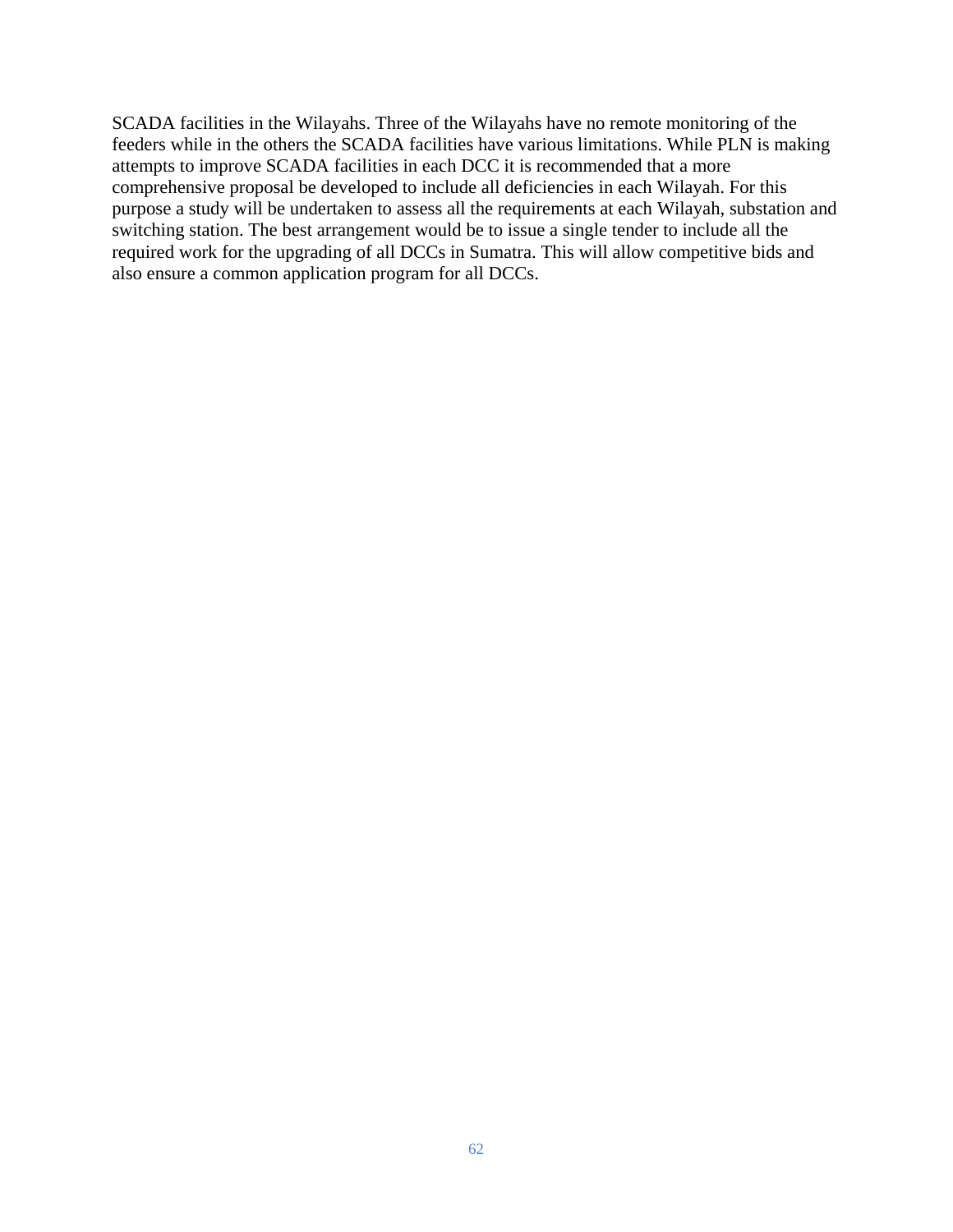SCADA facilities in the Wilayahs. Three of the Wilayahs have no remote monitoring of the feeders while in the others the SCADA facilities have various limitations. While PLN is making attempts to improve SCADA facilities in each DCC it is recommended that a more comprehensive proposal be developed to include all deficiencies in each Wilayah. For this purpose a study will be undertaken to assess all the requirements at each Wilayah, substation and switching station. The best arrangement would be to issue a single tender to include all the required work for the upgrading of all DCCs in Sumatra. This will allow competitive bids and also ensure a common application program for all DCCs.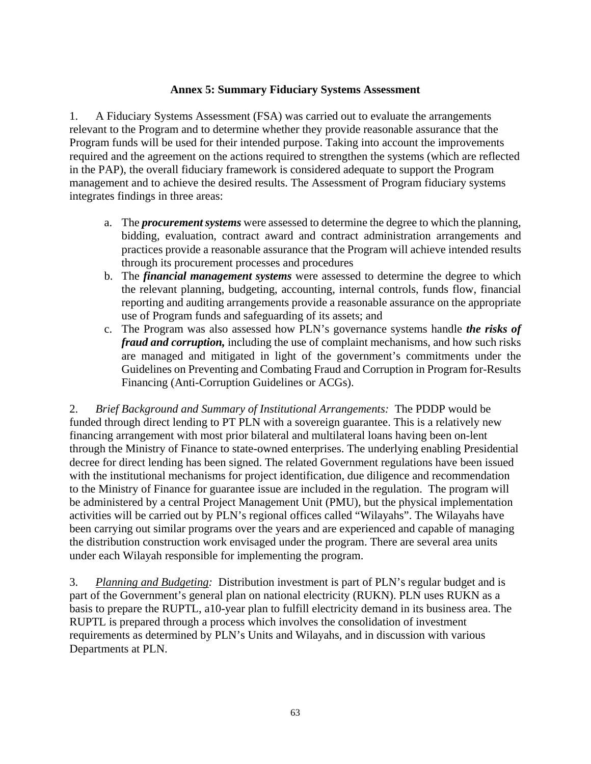# Annex 5: Summary Fiduciary Systems Assessment

1. A Fiduciary Systems Assessment (FSA) was carried out to evaluate the arrangements relevant to the Program and to determine whether they provide reasonable assurance that the Program funds will be used for their intended purpose. Taking into account the improvements required and the agreement on the actions required to strengthen the systems (which are reflected in the PAP), the overall fiduciary framework is considered adequate to support the Program management and to achieve the desired results. The Assessment of Program fiduciary systems integrates findings in three areas:

   a. The ***procurement systems*** were assessed to determine the degree to which the planning, bidding, evaluation, contract award and contract administration arrangements and practices provide a reasonable assurance that the Program will achieve intended results through its procurement processes and procedures
   b. The ***financial management systems*** were assessed to determine the degree to which the relevant planning, budgeting, accounting, internal controls, funds flow, financial reporting and auditing arrangements provide a reasonable assurance on the appropriate use of Program funds and safeguarding of its assets; and
   c. The Program was also assessed how PLN's governance systems handle ***the risks of fraud and corruption,*** including the use of complaint mechanisms, and how such risks are managed and mitigated in light of the government's commitments under the Guidelines on Preventing and Combating Fraud and Corruption in Program for-Results Financing (Anti-Corruption Guidelines or ACGs).

2. *Brief Background and Summary of Institutional Arrangements:* The PDDP would be funded through direct lending to PT PLN with a sovereign guarantee. This is a relatively new financing arrangement with most prior bilateral and multilateral loans having been on-lent through the Ministry of Finance to state-owned enterprises. The underlying enabling Presidential decree for direct lending has been signed. The related Government regulations have been issued with the institutional mechanisms for project identification, due diligence and recommendation to the Ministry of Finance for guarantee issue are included in the regulation. The program will be administered by a central Project Management Unit (PMU), but the physical implementation activities will be carried out by PLN's regional offices called "Wilayahs". The Wilayahs have been carrying out similar programs over the years and are experienced and capable of managing the distribution construction work envisaged under the program. There are several area units under each Wilayah responsible for implementing the program.

3. *Planning and Budgeting:* Distribution investment is part of PLN's regular budget and is part of the Government's general plan on national electricity (RUKN). PLN uses RUKN as a basis to prepare the RUPTL, a10-year plan to fulfill electricity demand in its business area. The RUPTL is prepared through a process which involves the consolidation of investment requirements as determined by PLN's Units and Wilayahs, and in discussion with various Departments at PLN.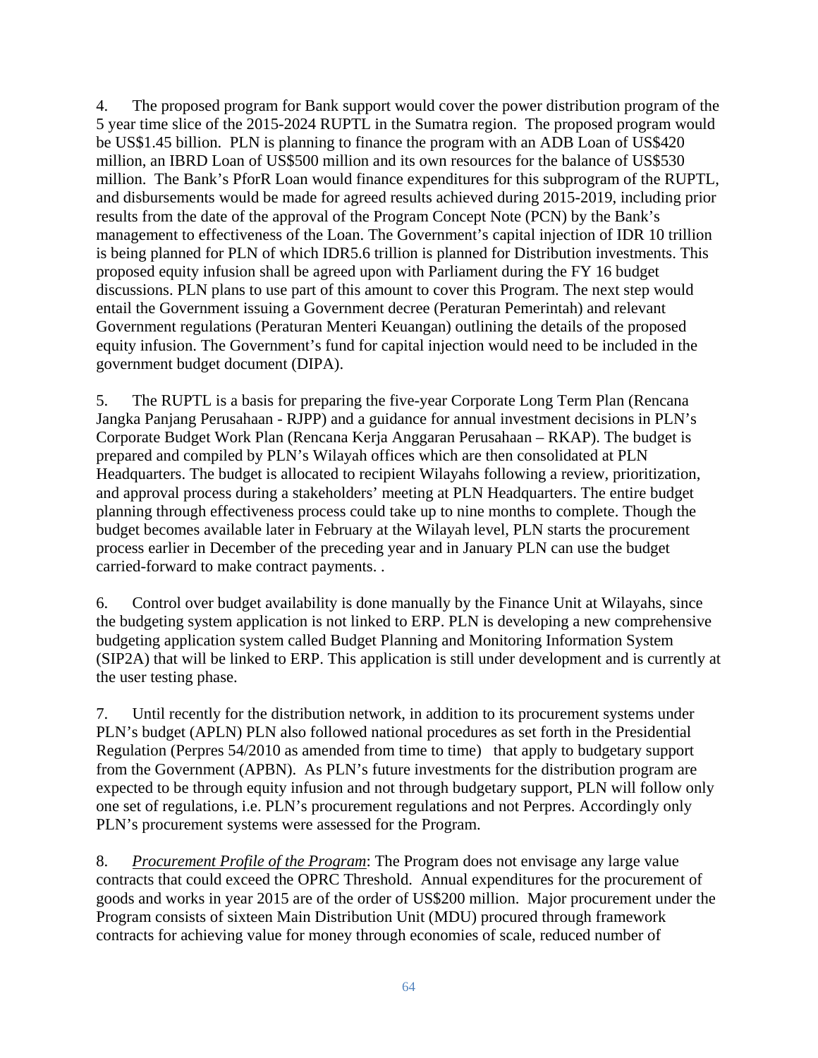4. The proposed program for Bank support would cover the power distribution program of the 5 year time slice of the 2015-2024 RUPTL in the Sumatra region. The proposed program would be US$1.45 billion. PLN is planning to finance the program with an ADB Loan of US$420 million, an IBRD Loan of US$500 million and its own resources for the balance of US$530 million. The Bank's PforR Loan would finance expenditures for this subprogram of the RUPTL, and disbursements would be made for agreed results achieved during 2015-2019, including prior results from the date of the approval of the Program Concept Note (PCN) by the Bank's management to effectiveness of the Loan. The Government's capital injection of IDR 10 trillion is being planned for PLN of which IDR5.6 trillion is planned for Distribution investments. This proposed equity infusion shall be agreed upon with Parliament during the FY 16 budget discussions. PLN plans to use part of this amount to cover this Program. The next step would entail the Government issuing a Government decree (Peraturan Pemerintah) and relevant Government regulations (Peraturan Menteri Keuangan) outlining the details of the proposed equity infusion. The Government's fund for capital injection would need to be included in the government budget document (DIPA).

5. The RUPTL is a basis for preparing the five-year Corporate Long Term Plan (Rencana Jangka Panjang Perusahaan - RJPP) and a guidance for annual investment decisions in PLN's Corporate Budget Work Plan (Rencana Kerja Anggaran Perusahaan – RKAP). The budget is prepared and compiled by PLN's Wilayah offices which are then consolidated at PLN Headquarters. The budget is allocated to recipient Wilayahs following a review, prioritization, and approval process during a stakeholders' meeting at PLN Headquarters. The entire budget planning through effectiveness process could take up to nine months to complete. Though the budget becomes available later in February at the Wilayah level, PLN starts the procurement process earlier in December of the preceding year and in January PLN can use the budget carried-forward to make contract payments. .

6. Control over budget availability is done manually by the Finance Unit at Wilayahs, since the budgeting system application is not linked to ERP. PLN is developing a new comprehensive budgeting application system called Budget Planning and Monitoring Information System (SIP2A) that will be linked to ERP. This application is still under development and is currently at the user testing phase.

7. Until recently for the distribution network, in addition to its procurement systems under PLN's budget (APLN) PLN also followed national procedures as set forth in the Presidential Regulation (Perpres 54/2010 as amended from time to time) that apply to budgetary support from the Government (APBN). As PLN's future investments for the distribution program are expected to be through equity infusion and not through budgetary support, PLN will follow only one set of regulations, i.e. PLN's procurement regulations and not Perpres. Accordingly only PLN's procurement systems were assessed for the Program.

8. *Procurement Profile of the Program*: The Program does not envisage any large value contracts that could exceed the OPRC Threshold. Annual expenditures for the procurement of goods and works in year 2015 are of the order of US$200 million. Major procurement under the Program consists of sixteen Main Distribution Unit (MDU) procured through framework contracts for achieving value for money through economies of scale, reduced number of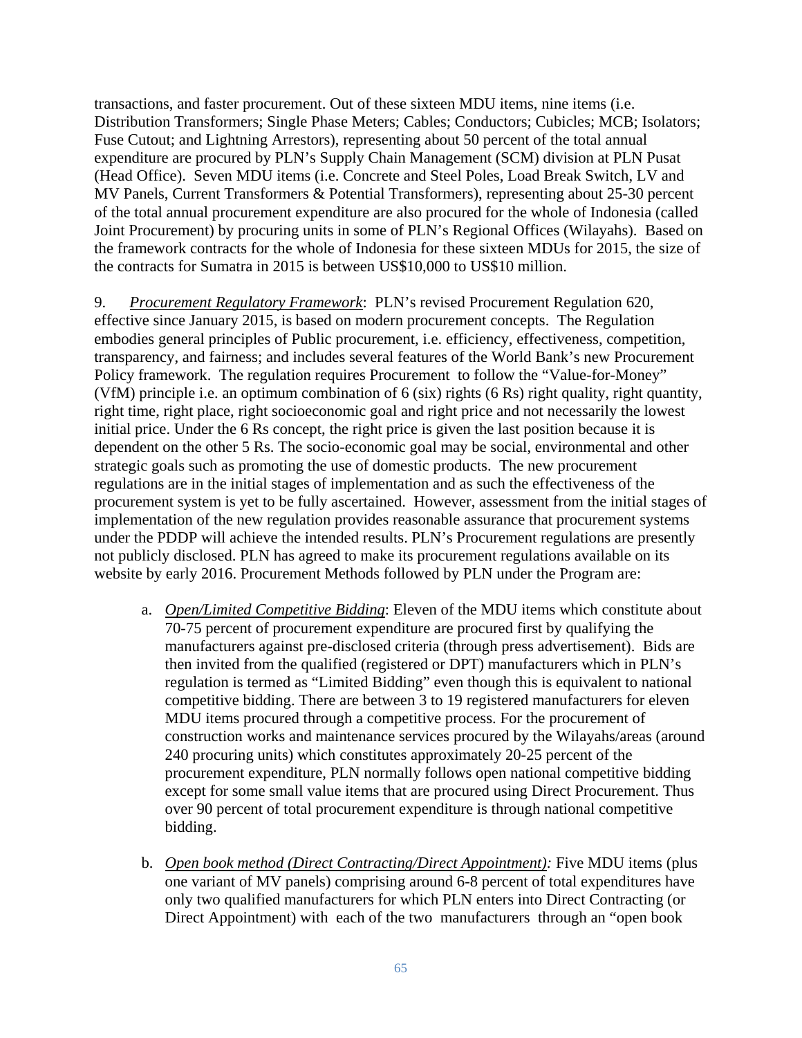transactions, and faster procurement. Out of these sixteen MDU items, nine items (i.e. Distribution Transformers; Single Phase Meters; Cables; Conductors; Cubicles; MCB; Isolators; Fuse Cutout; and Lightning Arrestors), representing about 50 percent of the total annual expenditure are procured by PLN's Supply Chain Management (SCM) division at PLN Pusat (Head Office). Seven MDU items (i.e. Concrete and Steel Poles, Load Break Switch, LV and MV Panels, Current Transformers & Potential Transformers), representing about 25-30 percent of the total annual procurement expenditure are also procured for the whole of Indonesia (called Joint Procurement) by procuring units in some of PLN's Regional Offices (Wilayahs). Based on the framework contracts for the whole of Indonesia for these sixteen MDUs for 2015, the size of the contracts for Sumatra in 2015 is between US$10,000 to US$10 million.

9. *Procurement Regulatory Framework*: PLN's revised Procurement Regulation 620, effective since January 2015, is based on modern procurement concepts. The Regulation embodies general principles of Public procurement, i.e. efficiency, effectiveness, competition, transparency, and fairness; and includes several features of the World Bank's new Procurement Policy framework. The regulation requires Procurement to follow the "Value-for-Money" (VfM) principle i.e. an optimum combination of 6 (six) rights (6 Rs) right quality, right quantity, right time, right place, right socioeconomic goal and right price and not necessarily the lowest initial price. Under the 6 Rs concept, the right price is given the last position because it is dependent on the other 5 Rs. The socio-economic goal may be social, environmental and other strategic goals such as promoting the use of domestic products. The new procurement regulations are in the initial stages of implementation and as such the effectiveness of the procurement system is yet to be fully ascertained. However, assessment from the initial stages of implementation of the new regulation provides reasonable assurance that procurement systems under the PDDP will achieve the intended results. PLN's Procurement regulations are presently not publicly disclosed. PLN has agreed to make its procurement regulations available on its website by early 2016. Procurement Methods followed by PLN under the Program are:

a. *Open/Limited Competitive Bidding*: Eleven of the MDU items which constitute about 70-75 percent of procurement expenditure are procured first by qualifying the manufacturers against pre-disclosed criteria (through press advertisement). Bids are then invited from the qualified (registered or DPT) manufacturers which in PLN's regulation is termed as "Limited Bidding" even though this is equivalent to national competitive bidding. There are between 3 to 19 registered manufacturers for eleven MDU items procured through a competitive process. For the procurement of construction works and maintenance services procured by the Wilayahs/areas (around 240 procuring units) which constitutes approximately 20-25 percent of the procurement expenditure, PLN normally follows open national competitive bidding except for some small value items that are procured using Direct Procurement. Thus over 90 percent of total procurement expenditure is through national competitive bidding.

b. *Open book method (Direct Contracting/Direct Appointment)*: Five MDU items (plus one variant of MV panels) comprising around 6-8 percent of total expenditures have only two qualified manufacturers for which PLN enters into Direct Contracting (or Direct Appointment) with each of the two manufacturers through an "open book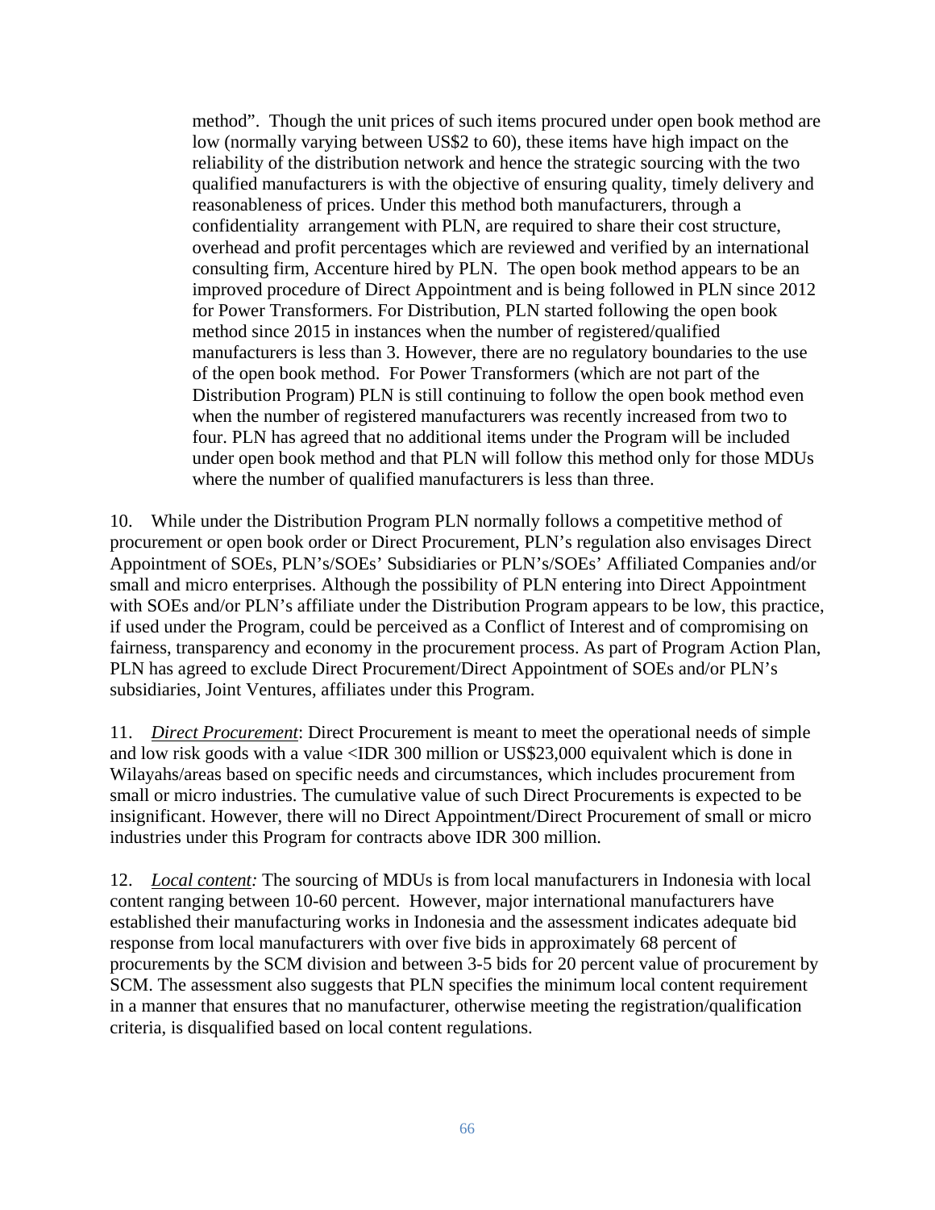method". Though the unit prices of such items procured under open book method are low (normally varying between US$2 to 60), these items have high impact on the reliability of the distribution network and hence the strategic sourcing with the two qualified manufacturers is with the objective of ensuring quality, timely delivery and reasonableness of prices. Under this method both manufacturers, through a confidentiality arrangement with PLN, are required to share their cost structure, overhead and profit percentages which are reviewed and verified by an international consulting firm, Accenture hired by PLN. The open book method appears to be an improved procedure of Direct Appointment and is being followed in PLN since 2012 for Power Transformers. For Distribution, PLN started following the open book method since 2015 in instances when the number of registered/qualified manufacturers is less than 3. However, there are no regulatory boundaries to the use of the open book method. For Power Transformers (which are not part of the Distribution Program) PLN is still continuing to follow the open book method even when the number of registered manufacturers was recently increased from two to four. PLN has agreed that no additional items under the Program will be included under open book method and that PLN will follow this method only for those MDUs where the number of qualified manufacturers is less than three.

10. While under the Distribution Program PLN normally follows a competitive method of procurement or open book order or Direct Procurement, PLN's regulation also envisages Direct Appointment of SOEs, PLN's/SOEs' Subsidiaries or PLN's/SOEs' Affiliated Companies and/or small and micro enterprises. Although the possibility of PLN entering into Direct Appointment with SOEs and/or PLN's affiliate under the Distribution Program appears to be low, this practice, if used under the Program, could be perceived as a Conflict of Interest and of compromising on fairness, transparency and economy in the procurement process. As part of Program Action Plan, PLN has agreed to exclude Direct Procurement/Direct Appointment of SOEs and/or PLN's subsidiaries, Joint Ventures, affiliates under this Program.

11. *Direct Procurement*: Direct Procurement is meant to meet the operational needs of simple and low risk goods with a value <IDR 300 million or US$23,000 equivalent which is done in Wilayahs/areas based on specific needs and circumstances, which includes procurement from small or micro industries. The cumulative value of such Direct Procurements is expected to be insignificant. However, there will no Direct Appointment/Direct Procurement of small or micro industries under this Program for contracts above IDR 300 million.

12. *Local content:* The sourcing of MDUs is from local manufacturers in Indonesia with local content ranging between 10-60 percent. However, major international manufacturers have established their manufacturing works in Indonesia and the assessment indicates adequate bid response from local manufacturers with over five bids in approximately 68 percent of procurements by the SCM division and between 3-5 bids for 20 percent value of procurement by SCM. The assessment also suggests that PLN specifies the minimum local content requirement in a manner that ensures that no manufacturer, otherwise meeting the registration/qualification criteria, is disqualified based on local content regulations.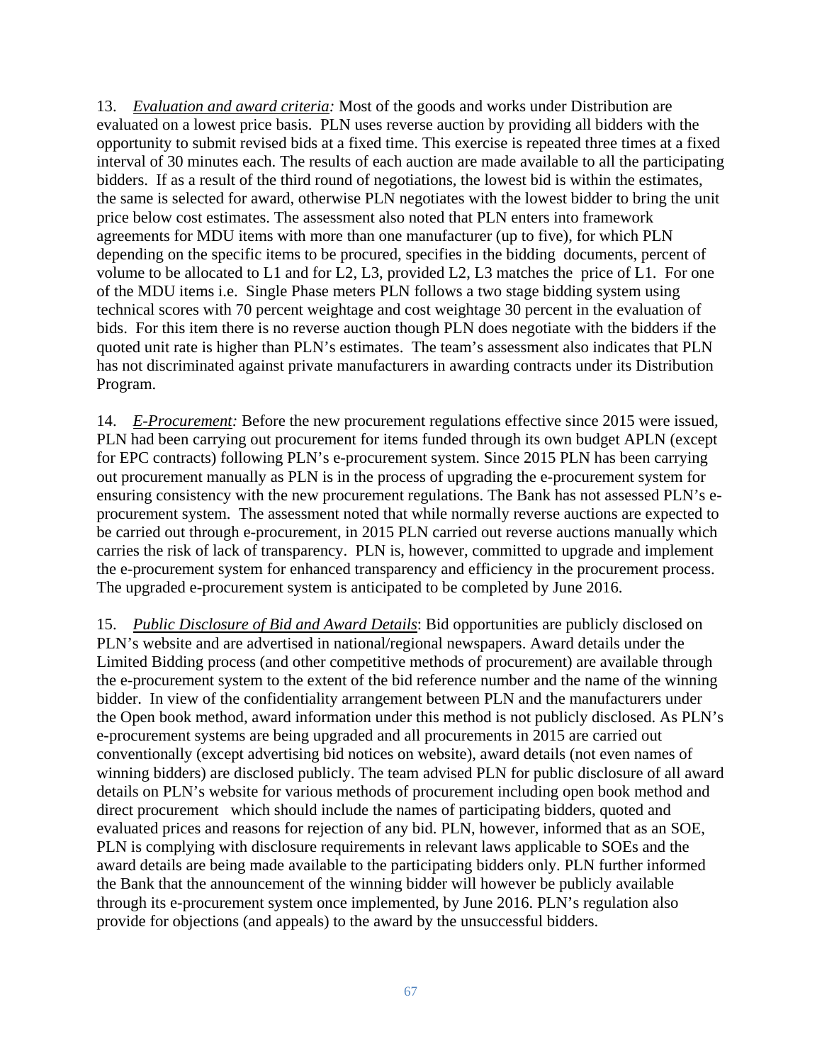13. *Evaluation and award criteria:* Most of the goods and works under Distribution are evaluated on a lowest price basis. PLN uses reverse auction by providing all bidders with the opportunity to submit revised bids at a fixed time. This exercise is repeated three times at a fixed interval of 30 minutes each. The results of each auction are made available to all the participating bidders. If as a result of the third round of negotiations, the lowest bid is within the estimates, the same is selected for award, otherwise PLN negotiates with the lowest bidder to bring the unit price below cost estimates. The assessment also noted that PLN enters into framework agreements for MDU items with more than one manufacturer (up to five), for which PLN depending on the specific items to be procured, specifies in the bidding documents, percent of volume to be allocated to L1 and for L2, L3, provided L2, L3 matches the price of L1. For one of the MDU items i.e. Single Phase meters PLN follows a two stage bidding system using technical scores with 70 percent weightage and cost weightage 30 percent in the evaluation of bids. For this item there is no reverse auction though PLN does negotiate with the bidders if the quoted unit rate is higher than PLN's estimates. The team's assessment also indicates that PLN has not discriminated against private manufacturers in awarding contracts under its Distribution Program.

14. *E-Procurement:* Before the new procurement regulations effective since 2015 were issued, PLN had been carrying out procurement for items funded through its own budget APLN (except for EPC contracts) following PLN's e-procurement system. Since 2015 PLN has been carrying out procurement manually as PLN is in the process of upgrading the e-procurement system for ensuring consistency with the new procurement regulations. The Bank has not assessed PLN's e-procurement system. The assessment noted that while normally reverse auctions are expected to be carried out through e-procurement, in 2015 PLN carried out reverse auctions manually which carries the risk of lack of transparency. PLN is, however, committed to upgrade and implement the e-procurement system for enhanced transparency and efficiency in the procurement process. The upgraded e-procurement system is anticipated to be completed by June 2016.

15. *Public Disclosure of Bid and Award Details*: Bid opportunities are publicly disclosed on PLN's website and are advertised in national/regional newspapers. Award details under the Limited Bidding process (and other competitive methods of procurement) are available through the e-procurement system to the extent of the bid reference number and the name of the winning bidder. In view of the confidentiality arrangement between PLN and the manufacturers under the Open book method, award information under this method is not publicly disclosed. As PLN's e-procurement systems are being upgraded and all procurements in 2015 are carried out conventionally (except advertising bid notices on website), award details (not even names of winning bidders) are disclosed publicly. The team advised PLN for public disclosure of all award details on PLN's website for various methods of procurement including open book method and direct procurement which should include the names of participating bidders, quoted and evaluated prices and reasons for rejection of any bid. PLN, however, informed that as an SOE, PLN is complying with disclosure requirements in relevant laws applicable to SOEs and the award details are being made available to the participating bidders only. PLN further informed the Bank that the announcement of the winning bidder will however be publicly available through its e-procurement system once implemented, by June 2016. PLN's regulation also provide for objections (and appeals) to the award by the unsuccessful bidders.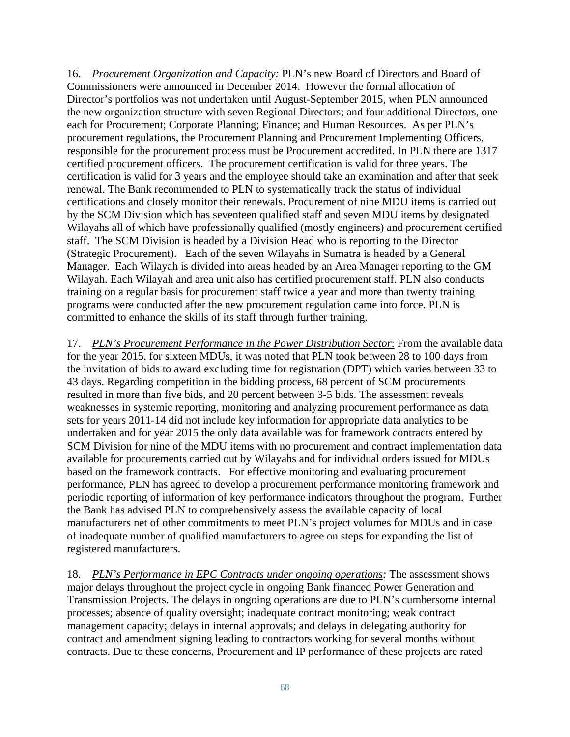16. *Procurement Organization and Capacity:* PLN's new Board of Directors and Board of Commissioners were announced in December 2014. However the formal allocation of Director's portfolios was not undertaken until August-September 2015, when PLN announced the new organization structure with seven Regional Directors; and four additional Directors, one each for Procurement; Corporate Planning; Finance; and Human Resources. As per PLN's procurement regulations, the Procurement Planning and Procurement Implementing Officers, responsible for the procurement process must be Procurement accredited. In PLN there are 1317 certified procurement officers. The procurement certification is valid for three years. The certification is valid for 3 years and the employee should take an examination and after that seek renewal. The Bank recommended to PLN to systematically track the status of individual certifications and closely monitor their renewals. Procurement of nine MDU items is carried out by the SCM Division which has seventeen qualified staff and seven MDU items by designated Wilayahs all of which have professionally qualified (mostly engineers) and procurement certified staff. The SCM Division is headed by a Division Head who is reporting to the Director (Strategic Procurement). Each of the seven Wilayahs in Sumatra is headed by a General Manager. Each Wilayah is divided into areas headed by an Area Manager reporting to the GM Wilayah. Each Wilayah and area unit also has certified procurement staff. PLN also conducts training on a regular basis for procurement staff twice a year and more than twenty training programs were conducted after the new procurement regulation came into force. PLN is committed to enhance the skills of its staff through further training.

17. *PLN's Procurement Performance in the Power Distribution Sector*: From the available data for the year 2015, for sixteen MDUs, it was noted that PLN took between 28 to 100 days from the invitation of bids to award excluding time for registration (DPT) which varies between 33 to 43 days. Regarding competition in the bidding process, 68 percent of SCM procurements resulted in more than five bids, and 20 percent between 3-5 bids. The assessment reveals weaknesses in systemic reporting, monitoring and analyzing procurement performance as data sets for years 2011-14 did not include key information for appropriate data analytics to be undertaken and for year 2015 the only data available was for framework contracts entered by SCM Division for nine of the MDU items with no procurement and contract implementation data available for procurements carried out by Wilayahs and for individual orders issued for MDUs based on the framework contracts. For effective monitoring and evaluating procurement performance, PLN has agreed to develop a procurement performance monitoring framework and periodic reporting of information of key performance indicators throughout the program. Further the Bank has advised PLN to comprehensively assess the available capacity of local manufacturers net of other commitments to meet PLN's project volumes for MDUs and in case of inadequate number of qualified manufacturers to agree on steps for expanding the list of registered manufacturers.

18. *PLN's Performance in EPC Contracts under ongoing operations:* The assessment shows major delays throughout the project cycle in ongoing Bank financed Power Generation and Transmission Projects. The delays in ongoing operations are due to PLN's cumbersome internal processes; absence of quality oversight; inadequate contract monitoring; weak contract management capacity; delays in internal approvals; and delays in delegating authority for contract and amendment signing leading to contractors working for several months without contracts. Due to these concerns, Procurement and IP performance of these projects are rated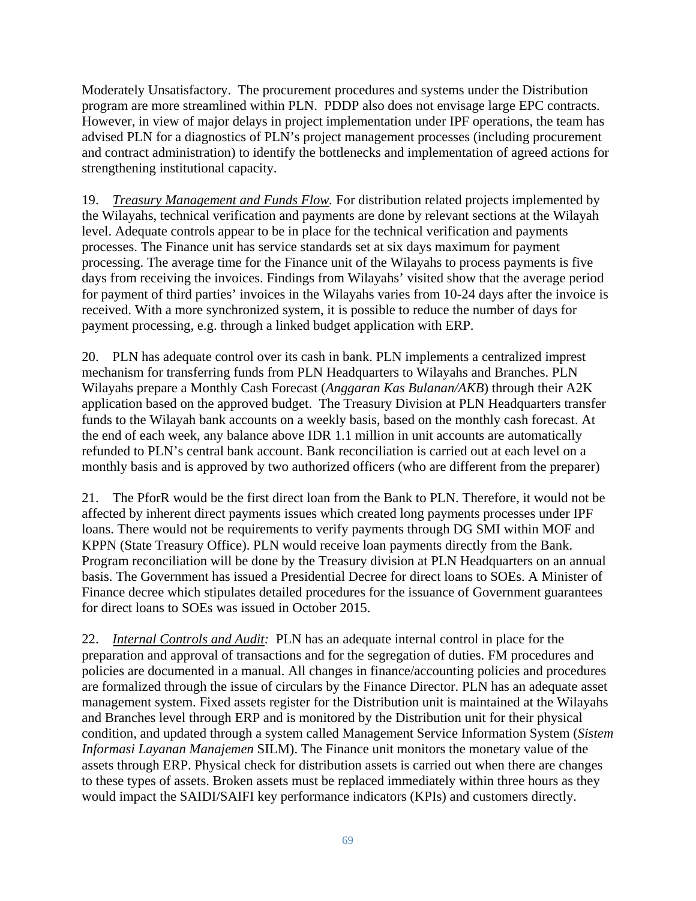Moderately Unsatisfactory. The procurement procedures and systems under the Distribution program are more streamlined within PLN. PDDP also does not envisage large EPC contracts. However, in view of major delays in project implementation under IPF operations, the team has advised PLN for a diagnostics of PLN's project management processes (including procurement and contract administration) to identify the bottlenecks and implementation of agreed actions for strengthening institutional capacity.

19. *Treasury Management and Funds Flow.* For distribution related projects implemented by the Wilayahs, technical verification and payments are done by relevant sections at the Wilayah level. Adequate controls appear to be in place for the technical verification and payments processes. The Finance unit has service standards set at six days maximum for payment processing. The average time for the Finance unit of the Wilayahs to process payments is five days from receiving the invoices. Findings from Wilayahs' visited show that the average period for payment of third parties' invoices in the Wilayahs varies from 10-24 days after the invoice is received. With a more synchronized system, it is possible to reduce the number of days for payment processing, e.g. through a linked budget application with ERP.

20. PLN has adequate control over its cash in bank. PLN implements a centralized imprest mechanism for transferring funds from PLN Headquarters to Wilayahs and Branches. PLN Wilayahs prepare a Monthly Cash Forecast (*Anggaran Kas Bulanan/AKB*) through their A2K application based on the approved budget. The Treasury Division at PLN Headquarters transfer funds to the Wilayah bank accounts on a weekly basis, based on the monthly cash forecast. At the end of each week, any balance above IDR 1.1 million in unit accounts are automatically refunded to PLN's central bank account. Bank reconciliation is carried out at each level on a monthly basis and is approved by two authorized officers (who are different from the preparer)

21. The PforR would be the first direct loan from the Bank to PLN. Therefore, it would not be affected by inherent direct payments issues which created long payments processes under IPF loans. There would not be requirements to verify payments through DG SMI within MOF and KPPN (State Treasury Office). PLN would receive loan payments directly from the Bank. Program reconciliation will be done by the Treasury division at PLN Headquarters on an annual basis. The Government has issued a Presidential Decree for direct loans to SOEs. A Minister of Finance decree which stipulates detailed procedures for the issuance of Government guarantees for direct loans to SOEs was issued in October 2015.

22. *Internal Controls and Audit:* PLN has an adequate internal control in place for the preparation and approval of transactions and for the segregation of duties. FM procedures and policies are documented in a manual. All changes in finance/accounting policies and procedures are formalized through the issue of circulars by the Finance Director. PLN has an adequate asset management system. Fixed assets register for the Distribution unit is maintained at the Wilayahs and Branches level through ERP and is monitored by the Distribution unit for their physical condition, and updated through a system called Management Service Information System (*Sistem Informasi Layanan Manajemen* SILM). The Finance unit monitors the monetary value of the assets through ERP. Physical check for distribution assets is carried out when there are changes to these types of assets. Broken assets must be replaced immediately within three hours as they would impact the SAIDI/SAIFI key performance indicators (KPIs) and customers directly.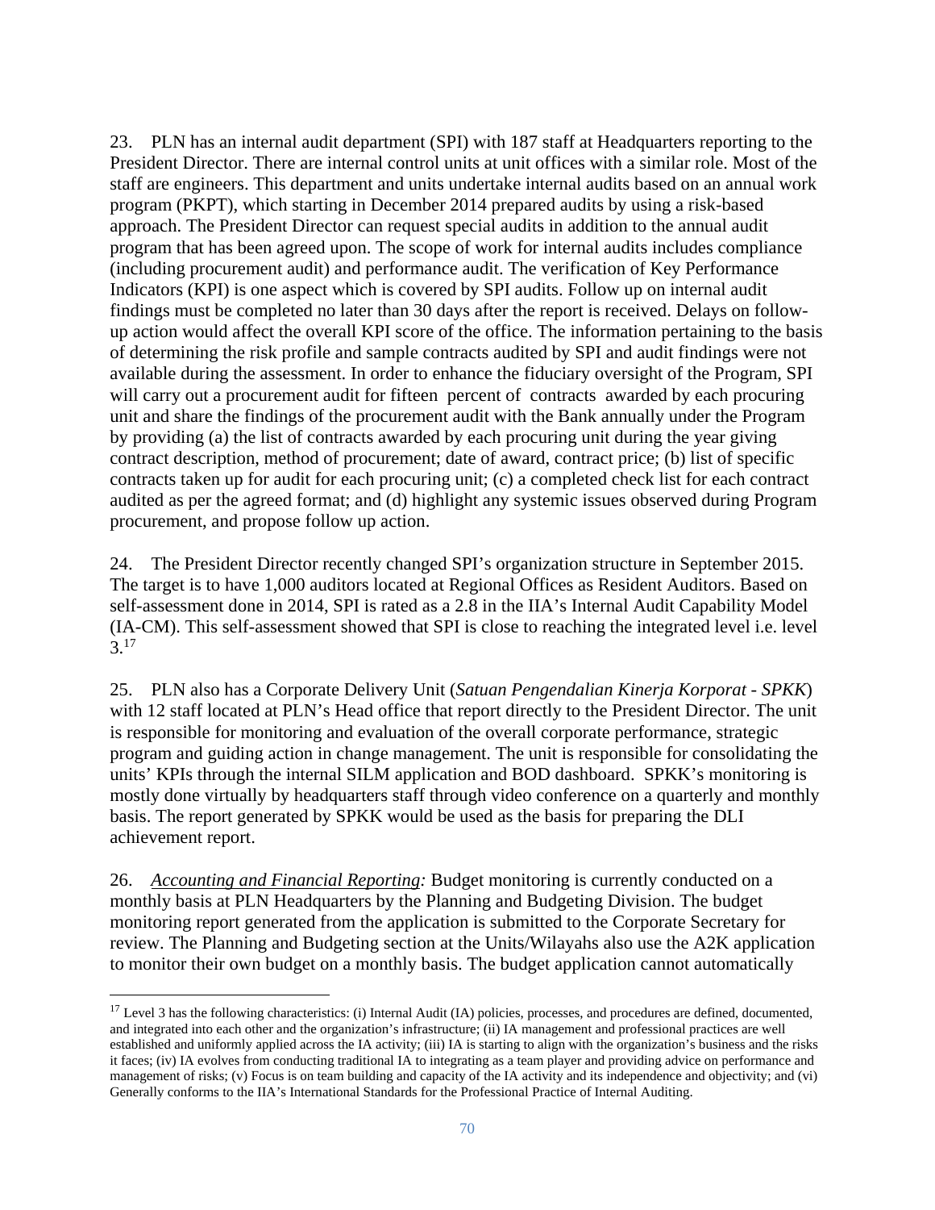23. PLN has an internal audit department (SPI) with 187 staff at Headquarters reporting to the President Director. There are internal control units at unit offices with a similar role. Most of the staff are engineers. This department and units undertake internal audits based on an annual work program (PKPT), which starting in December 2014 prepared audits by using a risk-based approach. The President Director can request special audits in addition to the annual audit program that has been agreed upon. The scope of work for internal audits includes compliance (including procurement audit) and performance audit. The verification of Key Performance Indicators (KPI) is one aspect which is covered by SPI audits. Follow up on internal audit findings must be completed no later than 30 days after the report is received. Delays on follow-up action would affect the overall KPI score of the office. The information pertaining to the basis of determining the risk profile and sample contracts audited by SPI and audit findings were not available during the assessment. In order to enhance the fiduciary oversight of the Program, SPI will carry out a procurement audit for fifteen percent of contracts awarded by each procuring unit and share the findings of the procurement audit with the Bank annually under the Program by providing (a) the list of contracts awarded by each procuring unit during the year giving contract description, method of procurement; date of award, contract price; (b) list of specific contracts taken up for audit for each procuring unit; (c) a completed check list for each contract audited as per the agreed format; and (d) highlight any systemic issues observed during Program procurement, and propose follow up action.

24. The President Director recently changed SPI's organization structure in September 2015. The target is to have 1,000 auditors located at Regional Offices as Resident Auditors. Based on self-assessment done in 2014, SPI is rated as a 2.8 in the IIA's Internal Audit Capability Model (IA-CM). This self-assessment showed that SPI is close to reaching the integrated level i.e. level 3.[17]

25. PLN also has a Corporate Delivery Unit (*Satuan Pengendalian Kinerja Korporat - SPKK*) with 12 staff located at PLN's Head office that report directly to the President Director. The unit is responsible for monitoring and evaluation of the overall corporate performance, strategic program and guiding action in change management. The unit is responsible for consolidating the units' KPIs through the internal SILM application and BOD dashboard. SPKK's monitoring is mostly done virtually by headquarters staff through video conference on a quarterly and monthly basis. The report generated by SPKK would be used as the basis for preparing the DLI achievement report.

26. *Accounting and Financial Reporting:* Budget monitoring is currently conducted on a monthly basis at PLN Headquarters by the Planning and Budgeting Division. The budget monitoring report generated from the application is submitted to the Corporate Secretary for review. The Planning and Budgeting section at the Units/Wilayahs also use the A2K application to monitor their own budget on a monthly basis. The budget application cannot automatically

[17] Level 3 has the following characteristics: (i) Internal Audit (IA) policies, processes, and procedures are defined, documented, and integrated into each other and the organization's infrastructure; (ii) IA management and professional practices are well established and uniformly applied across the IA activity; (iii) IA is starting to align with the organization's business and the risks it faces; (iv) IA evolves from conducting traditional IA to integrating as a team player and providing advice on performance and management of risks; (v) Focus is on team building and capacity of the IA activity and its independence and objectivity; and (vi) Generally conforms to the IIA's International Standards for the Professional Practice of Internal Auditing.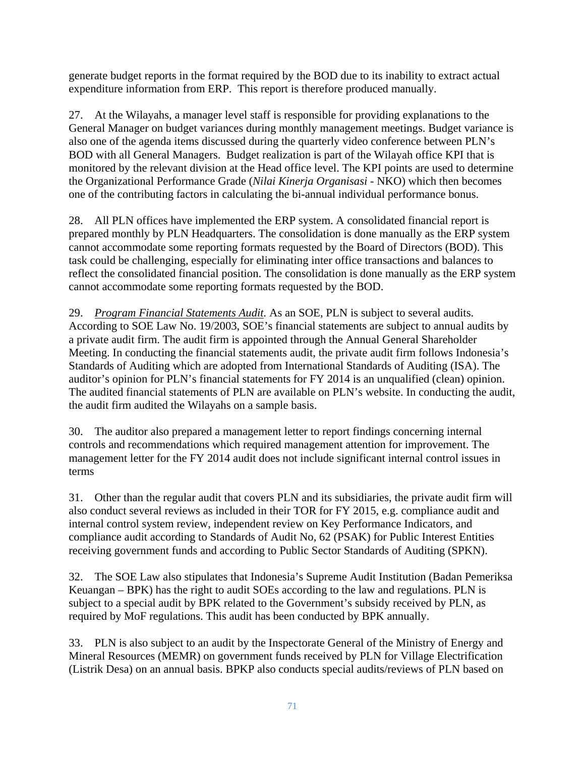generate budget reports in the format required by the BOD due to its inability to extract actual expenditure information from ERP. This report is therefore produced manually.

27. At the Wilayahs, a manager level staff is responsible for providing explanations to the General Manager on budget variances during monthly management meetings. Budget variance is also one of the agenda items discussed during the quarterly video conference between PLN's BOD with all General Managers. Budget realization is part of the Wilayah office KPI that is monitored by the relevant division at the Head office level. The KPI points are used to determine the Organizational Performance Grade (*Nilai Kinerja Organisasi* - NKO) which then becomes one of the contributing factors in calculating the bi-annual individual performance bonus.

28. All PLN offices have implemented the ERP system. A consolidated financial report is prepared monthly by PLN Headquarters. The consolidation is done manually as the ERP system cannot accommodate some reporting formats requested by the Board of Directors (BOD). This task could be challenging, especially for eliminating inter office transactions and balances to reflect the consolidated financial position. The consolidation is done manually as the ERP system cannot accommodate some reporting formats requested by the BOD.

29. *Program Financial Statements Audit.* As an SOE, PLN is subject to several audits. According to SOE Law No. 19/2003, SOE's financial statements are subject to annual audits by a private audit firm. The audit firm is appointed through the Annual General Shareholder Meeting. In conducting the financial statements audit, the private audit firm follows Indonesia's Standards of Auditing which are adopted from International Standards of Auditing (ISA). The auditor's opinion for PLN's financial statements for FY 2014 is an unqualified (clean) opinion. The audited financial statements of PLN are available on PLN's website. In conducting the audit, the audit firm audited the Wilayahs on a sample basis.

30. The auditor also prepared a management letter to report findings concerning internal controls and recommendations which required management attention for improvement. The management letter for the FY 2014 audit does not include significant internal control issues in terms

31. Other than the regular audit that covers PLN and its subsidiaries, the private audit firm will also conduct several reviews as included in their TOR for FY 2015, e.g. compliance audit and internal control system review, independent review on Key Performance Indicators, and compliance audit according to Standards of Audit No, 62 (PSAK) for Public Interest Entities receiving government funds and according to Public Sector Standards of Auditing (SPKN).

32. The SOE Law also stipulates that Indonesia's Supreme Audit Institution (Badan Pemeriksa Keuangan – BPK) has the right to audit SOEs according to the law and regulations. PLN is subject to a special audit by BPK related to the Government's subsidy received by PLN, as required by MoF regulations. This audit has been conducted by BPK annually.

33. PLN is also subject to an audit by the Inspectorate General of the Ministry of Energy and Mineral Resources (MEMR) on government funds received by PLN for Village Electrification (Listrik Desa) on an annual basis. BPKP also conducts special audits/reviews of PLN based on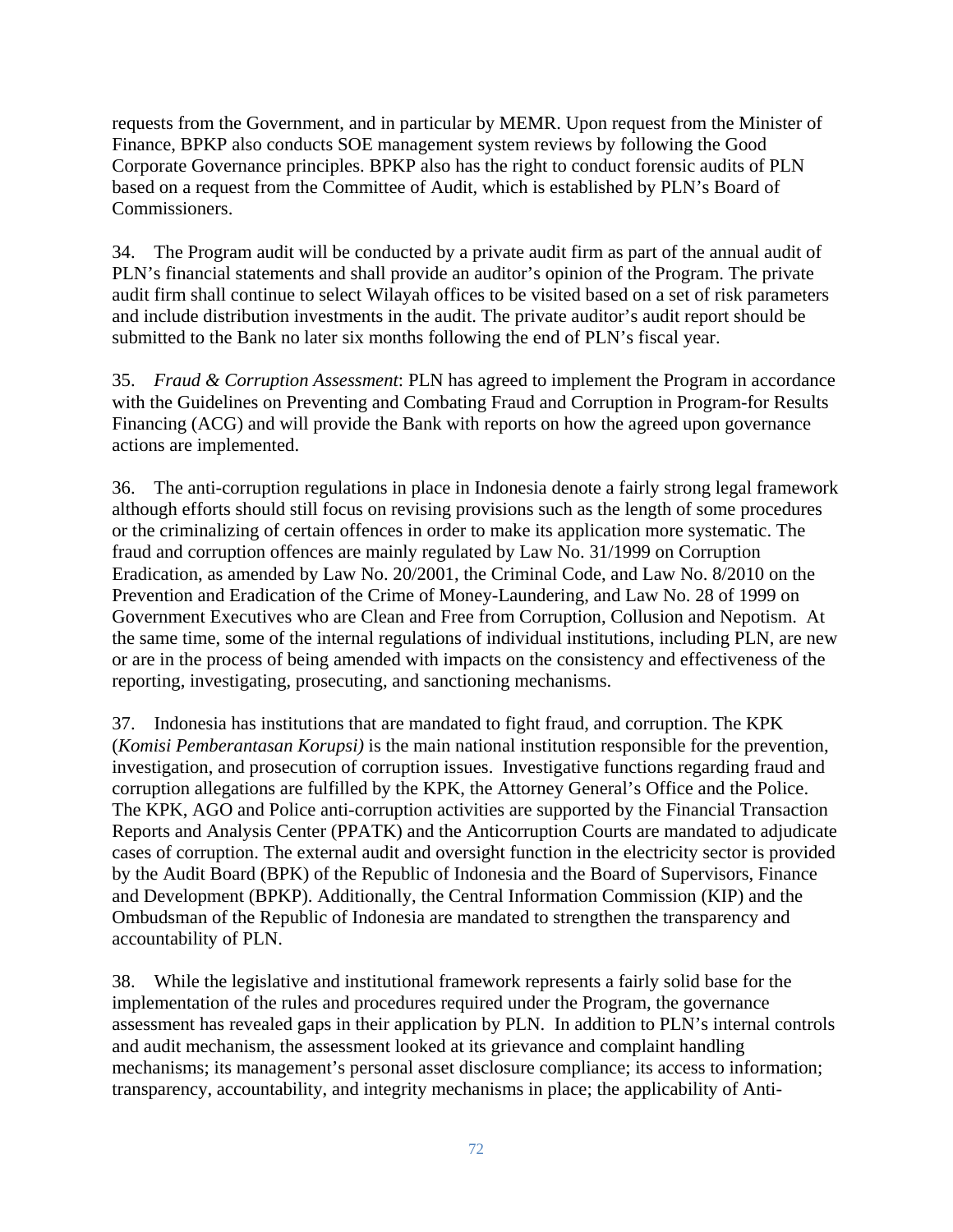requests from the Government, and in particular by MEMR. Upon request from the Minister of Finance, BPKP also conducts SOE management system reviews by following the Good Corporate Governance principles. BPKP also has the right to conduct forensic audits of PLN based on a request from the Committee of Audit, which is established by PLN's Board of Commissioners.

34. The Program audit will be conducted by a private audit firm as part of the annual audit of PLN's financial statements and shall provide an auditor's opinion of the Program. The private audit firm shall continue to select Wilayah offices to be visited based on a set of risk parameters and include distribution investments in the audit. The private auditor's audit report should be submitted to the Bank no later six months following the end of PLN's fiscal year.

35. *Fraud & Corruption Assessment*: PLN has agreed to implement the Program in accordance with the Guidelines on Preventing and Combating Fraud and Corruption in Program-for Results Financing (ACG) and will provide the Bank with reports on how the agreed upon governance actions are implemented.

36. The anti-corruption regulations in place in Indonesia denote a fairly strong legal framework although efforts should still focus on revising provisions such as the length of some procedures or the criminalizing of certain offences in order to make its application more systematic. The fraud and corruption offences are mainly regulated by Law No. 31/1999 on Corruption Eradication, as amended by Law No. 20/2001, the Criminal Code, and Law No. 8/2010 on the Prevention and Eradication of the Crime of Money-Laundering, and Law No. 28 of 1999 on Government Executives who are Clean and Free from Corruption, Collusion and Nepotism. At the same time, some of the internal regulations of individual institutions, including PLN, are new or are in the process of being amended with impacts on the consistency and effectiveness of the reporting, investigating, prosecuting, and sanctioning mechanisms.

37. Indonesia has institutions that are mandated to fight fraud, and corruption. The KPK (*Komisi Pemberantasan Korupsi)* is the main national institution responsible for the prevention, investigation, and prosecution of corruption issues. Investigative functions regarding fraud and corruption allegations are fulfilled by the KPK, the Attorney General's Office and the Police. The KPK, AGO and Police anti-corruption activities are supported by the Financial Transaction Reports and Analysis Center (PPATK) and the Anticorruption Courts are mandated to adjudicate cases of corruption. The external audit and oversight function in the electricity sector is provided by the Audit Board (BPK) of the Republic of Indonesia and the Board of Supervisors, Finance and Development (BPKP). Additionally, the Central Information Commission (KIP) and the Ombudsman of the Republic of Indonesia are mandated to strengthen the transparency and accountability of PLN.

38. While the legislative and institutional framework represents a fairly solid base for the implementation of the rules and procedures required under the Program, the governance assessment has revealed gaps in their application by PLN. In addition to PLN's internal controls and audit mechanism, the assessment looked at its grievance and complaint handling mechanisms; its management's personal asset disclosure compliance; its access to information; transparency, accountability, and integrity mechanisms in place; the applicability of Anti-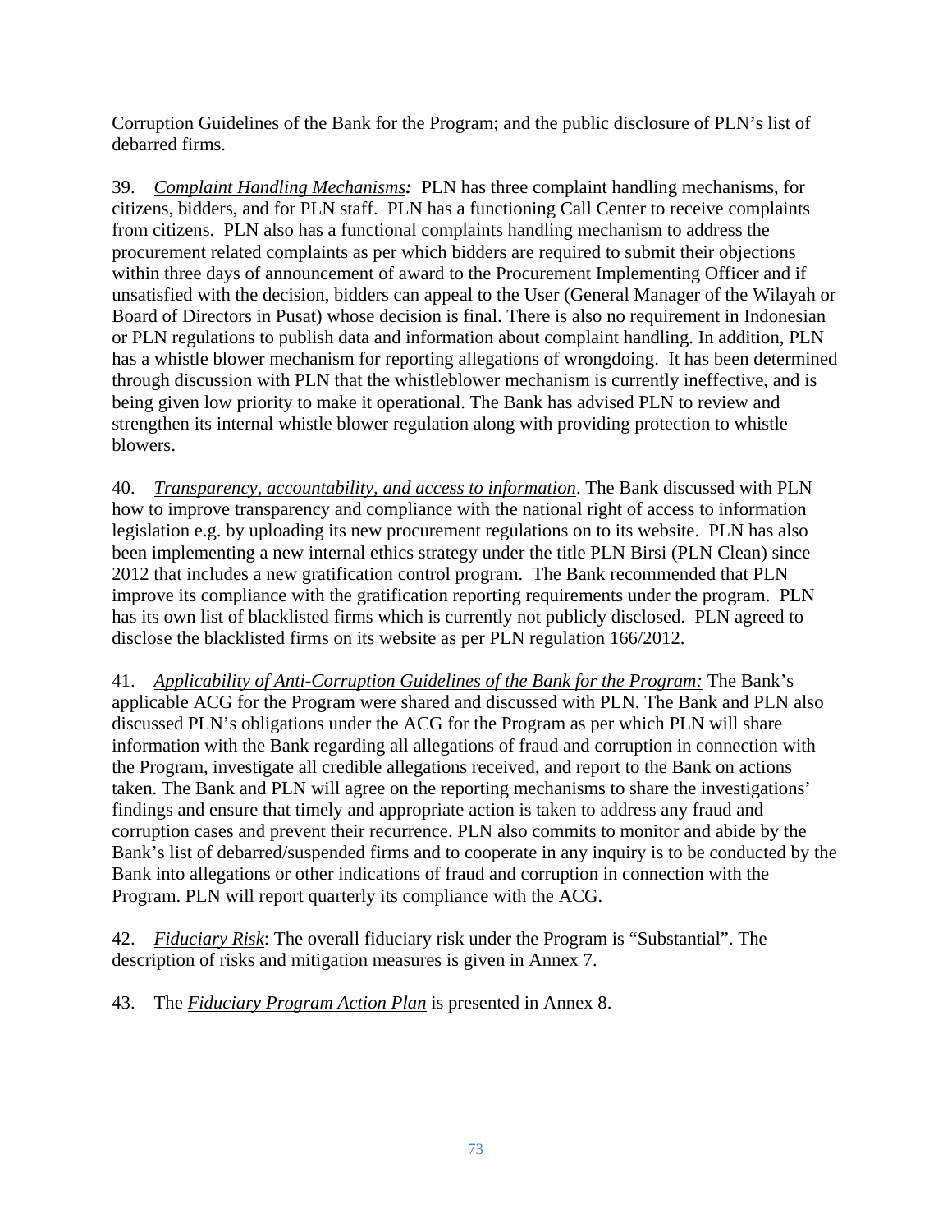Corruption Guidelines of the Bank for the Program; and the public disclosure of PLN's list of debarred firms.

39. *Complaint Handling Mechanisms:* PLN has three complaint handling mechanisms, for citizens, bidders, and for PLN staff. PLN has a functioning Call Center to receive complaints from citizens. PLN also has a functional complaints handling mechanism to address the procurement related complaints as per which bidders are required to submit their objections within three days of announcement of award to the Procurement Implementing Officer and if unsatisfied with the decision, bidders can appeal to the User (General Manager of the Wilayah or Board of Directors in Pusat) whose decision is final. There is also no requirement in Indonesian or PLN regulations to publish data and information about complaint handling. In addition, PLN has a whistle blower mechanism for reporting allegations of wrongdoing. It has been determined through discussion with PLN that the whistleblower mechanism is currently ineffective, and is being given low priority to make it operational. The Bank has advised PLN to review and strengthen its internal whistle blower regulation along with providing protection to whistle blowers.

40. *Transparency, accountability, and access to information*. The Bank discussed with PLN how to improve transparency and compliance with the national right of access to information legislation e.g. by uploading its new procurement regulations on to its website. PLN has also been implementing a new internal ethics strategy under the title PLN Birsi (PLN Clean) since 2012 that includes a new gratification control program. The Bank recommended that PLN improve its compliance with the gratification reporting requirements under the program. PLN has its own list of blacklisted firms which is currently not publicly disclosed. PLN agreed to disclose the blacklisted firms on its website as per PLN regulation 166/2012.

41. *Applicability of Anti-Corruption Guidelines of the Bank for the Program:* The Bank's applicable ACG for the Program were shared and discussed with PLN. The Bank and PLN also discussed PLN's obligations under the ACG for the Program as per which PLN will share information with the Bank regarding all allegations of fraud and corruption in connection with the Program, investigate all credible allegations received, and report to the Bank on actions taken. The Bank and PLN will agree on the reporting mechanisms to share the investigations' findings and ensure that timely and appropriate action is taken to address any fraud and corruption cases and prevent their recurrence. PLN also commits to monitor and abide by the Bank's list of debarred/suspended firms and to cooperate in any inquiry is to be conducted by the Bank into allegations or other indications of fraud and corruption in connection with the Program. PLN will report quarterly its compliance with the ACG.

42. *Fiduciary Risk*: The overall fiduciary risk under the Program is "Substantial". The description of risks and mitigation measures is given in Annex 7.

43. The ***Fiduciary Program Action Plan*** is presented in Annex 8.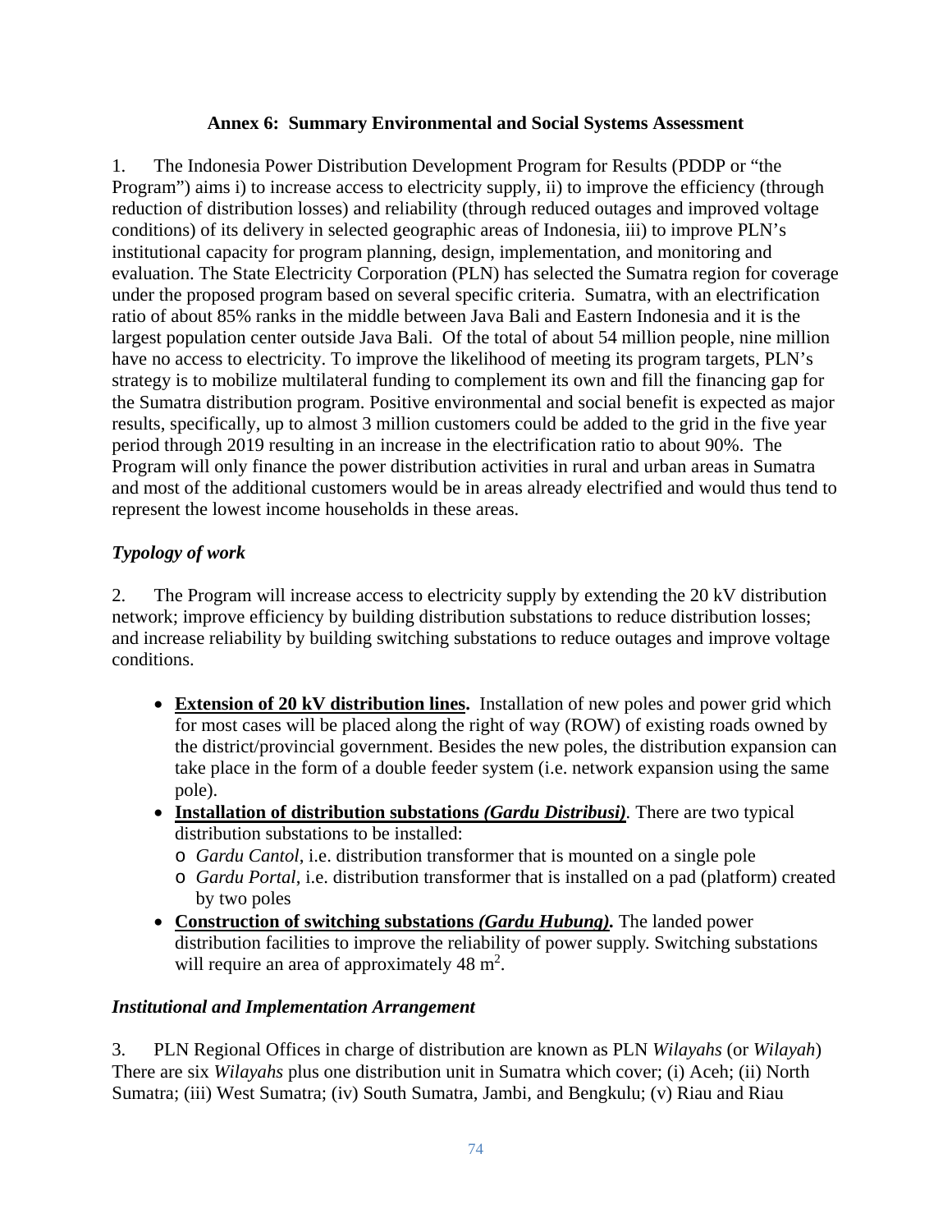## Annex 6: Summary Environmental and Social Systems Assessment

1. The Indonesia Power Distribution Development Program for Results (PDDP or "the Program") aims i) to increase access to electricity supply, ii) to improve the efficiency (through reduction of distribution losses) and reliability (through reduced outages and improved voltage conditions) of its delivery in selected geographic areas of Indonesia, iii) to improve PLN's institutional capacity for program planning, design, implementation, and monitoring and evaluation. The State Electricity Corporation (PLN) has selected the Sumatra region for coverage under the proposed program based on several specific criteria. Sumatra, with an electrification ratio of about 85% ranks in the middle between Java Bali and Eastern Indonesia and it is the largest population center outside Java Bali. Of the total of about 54 million people, nine million have no access to electricity. To improve the likelihood of meeting its program targets, PLN's strategy is to mobilize multilateral funding to complement its own and fill the financing gap for the Sumatra distribution program. Positive environmental and social benefit is expected as major results, specifically, up to almost 3 million customers could be added to the grid in the five year period through 2019 resulting in an increase in the electrification ratio to about 90%. The Program will only finance the power distribution activities in rural and urban areas in Sumatra and most of the additional customers would be in areas already electrified and would thus tend to represent the lowest income households in these areas.

### *Typology of work*

2. The Program will increase access to electricity supply by extending the 20 kV distribution network; improve efficiency by building distribution substations to reduce distribution losses; and increase reliability by building switching substations to reduce outages and improve voltage conditions.

- **Extension of 20 kV distribution lines.** Installation of new poles and power grid which for most cases will be placed along the right of way (ROW) of existing roads owned by the district/provincial government. Besides the new poles, the distribution expansion can take place in the form of a double feeder system (i.e. network expansion using the same pole).
- **Installation of distribution substations *(Gardu Distribusi)*.** There are two typical distribution substations to be installed:
  - *Gardu Cantol*, i.e. distribution transformer that is mounted on a single pole
  - *Gardu Portal*, i.e. distribution transformer that is installed on a pad (platform) created by two poles
- **Construction of switching substations *(Gardu Hubung)*.** The landed power distribution facilities to improve the reliability of power supply. Switching substations will require an area of approximately 48 $m^2$.

### *Institutional and Implementation Arrangement*

3. PLN Regional Offices in charge of distribution are known as PLN *Wilayahs* (or *Wilayah*) There are six *Wilayahs* plus one distribution unit in Sumatra which cover; (i) Aceh; (ii) North Sumatra; (iii) West Sumatra; (iv) South Sumatra, Jambi, and Bengkulu; (v) Riau and Riau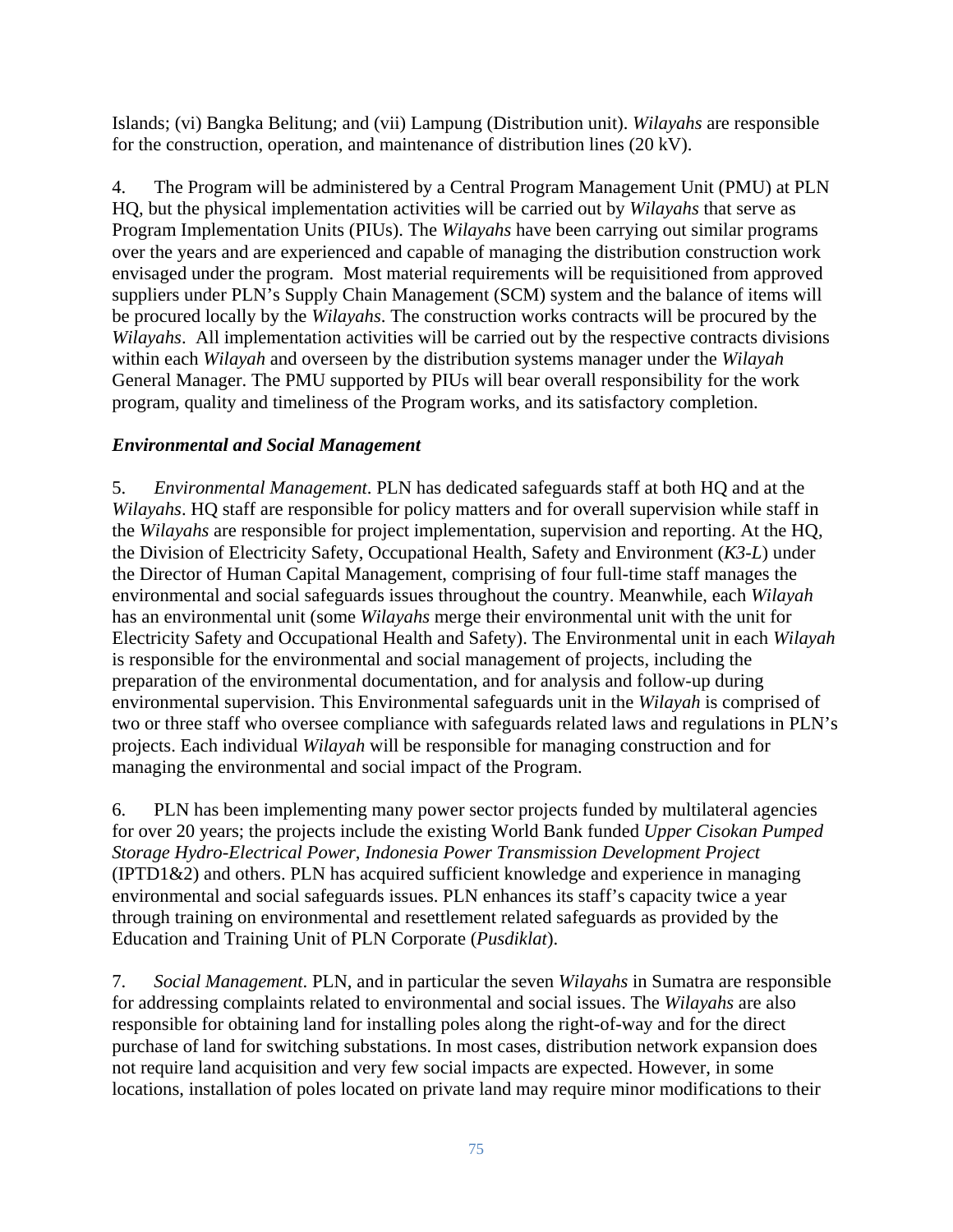Islands; (vi) Bangka Belitung; and (vii) Lampung (Distribution unit). *Wilayahs* are responsible for the construction, operation, and maintenance of distribution lines (20 kV).

4. The Program will be administered by a Central Program Management Unit (PMU) at PLN HQ, but the physical implementation activities will be carried out by *Wilayahs* that serve as Program Implementation Units (PIUs). The *Wilayahs* have been carrying out similar programs over the years and are experienced and capable of managing the distribution construction work envisaged under the program. Most material requirements will be requisitioned from approved suppliers under PLN's Supply Chain Management (SCM) system and the balance of items will be procured locally by the *Wilayahs*. The construction works contracts will be procured by the *Wilayahs*. All implementation activities will be carried out by the respective contracts divisions within each *Wilayah* and overseen by the distribution systems manager under the *Wilayah* General Manager. The PMU supported by PIUs will bear overall responsibility for the work program, quality and timeliness of the Program works, and its satisfactory completion.

***Environmental and Social Management***

5. *Environmental Management*. PLN has dedicated safeguards staff at both HQ and at the *Wilayahs*. HQ staff are responsible for policy matters and for overall supervision while staff in the *Wilayahs* are responsible for project implementation, supervision and reporting. At the HQ, the Division of Electricity Safety, Occupational Health, Safety and Environment (*K3-L*) under the Director of Human Capital Management, comprising of four full-time staff manages the environmental and social safeguards issues throughout the country. Meanwhile, each *Wilayah* has an environmental unit (some *Wilayahs* merge their environmental unit with the unit for Electricity Safety and Occupational Health and Safety). The Environmental unit in each *Wilayah* is responsible for the environmental and social management of projects, including the preparation of the environmental documentation, and for analysis and follow-up during environmental supervision. This Environmental safeguards unit in the *Wilayah* is comprised of two or three staff who oversee compliance with safeguards related laws and regulations in PLN's projects. Each individual *Wilayah* will be responsible for managing construction and for managing the environmental and social impact of the Program.

6. PLN has been implementing many power sector projects funded by multilateral agencies for over 20 years; the projects include the existing World Bank funded *Upper Cisokan Pumped Storage Hydro-Electrical Power, Indonesia Power Transmission Development Project* (IPTD1&2) and others. PLN has acquired sufficient knowledge and experience in managing environmental and social safeguards issues. PLN enhances its staff's capacity twice a year through training on environmental and resettlement related safeguards as provided by the Education and Training Unit of PLN Corporate (*Pusdiklat*).

7. *Social Management*. PLN, and in particular the seven *Wilayahs* in Sumatra are responsible for addressing complaints related to environmental and social issues. The *Wilayahs* are also responsible for obtaining land for installing poles along the right-of-way and for the direct purchase of land for switching substations. In most cases, distribution network expansion does not require land acquisition and very few social impacts are expected. However, in some locations, installation of poles located on private land may require minor modifications to their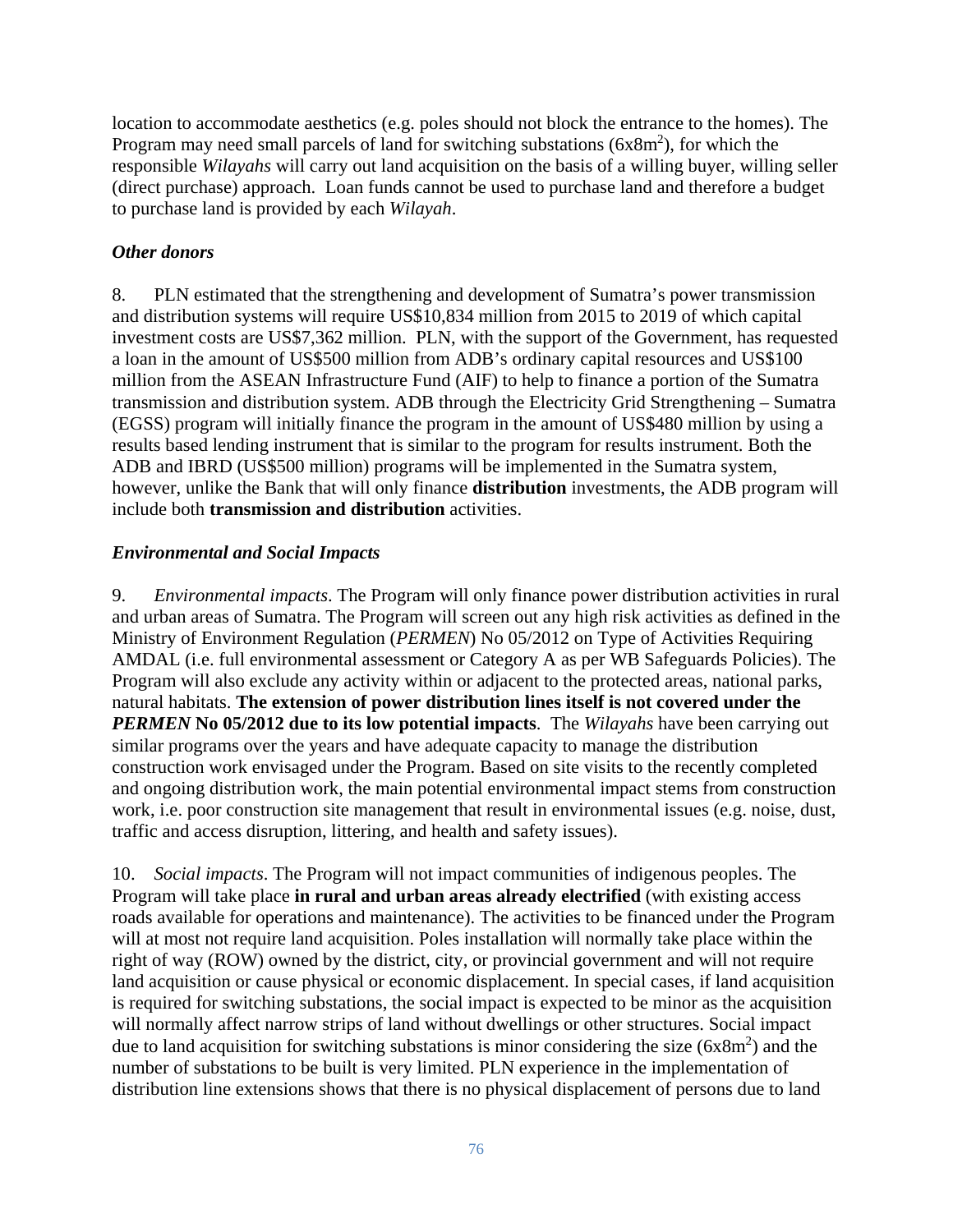location to accommodate aesthetics (e.g. poles should not block the entrance to the homes). The Program may need small parcels of land for switching substations ($6x8m^2$), for which the responsible *Wilayahs* will carry out land acquisition on the basis of a willing buyer, willing seller (direct purchase) approach. Loan funds cannot be used to purchase land and therefore a budget to purchase land is provided by each *Wilayah*.

***Other donors***

8. PLN estimated that the strengthening and development of Sumatra's power transmission and distribution systems will require US$10,834 million from 2015 to 2019 of which capital investment costs are US$7,362 million. PLN, with the support of the Government, has requested a loan in the amount of US$500 million from ADB's ordinary capital resources and US$100 million from the ASEAN Infrastructure Fund (AIF) to help to finance a portion of the Sumatra transmission and distribution system. ADB through the Electricity Grid Strengthening – Sumatra (EGSS) program will initially finance the program in the amount of US$480 million by using a results based lending instrument that is similar to the program for results instrument. Both the ADB and IBRD (US$500 million) programs will be implemented in the Sumatra system, however, unlike the Bank that will only finance **distribution** investments, the ADB program will include both **transmission and distribution** activities.

***Environmental and Social Impacts***

9. *Environmental impacts*. The Program will only finance power distribution activities in rural and urban areas of Sumatra. The Program will screen out any high risk activities as defined in the Ministry of Environment Regulation (*PERMEN*) No 05/2012 on Type of Activities Requiring AMDAL (i.e. full environmental assessment or Category A as per WB Safeguards Policies). The Program will also exclude any activity within or adjacent to the protected areas, national parks, natural habitats. **The extension of power distribution lines itself is not covered under the *PERMEN* No 05/2012 due to its low potential impacts**. The *Wilayahs* have been carrying out similar programs over the years and have adequate capacity to manage the distribution construction work envisaged under the Program. Based on site visits to the recently completed and ongoing distribution work, the main potential environmental impact stems from construction work, i.e. poor construction site management that result in environmental issues (e.g. noise, dust, traffic and access disruption, littering, and health and safety issues).

10. *Social impacts*. The Program will not impact communities of indigenous peoples. The Program will take place **in rural and urban areas already electrified** (with existing access roads available for operations and maintenance). The activities to be financed under the Program will at most not require land acquisition. Poles installation will normally take place within the right of way (ROW) owned by the district, city, or provincial government and will not require land acquisition or cause physical or economic displacement. In special cases, if land acquisition is required for switching substations, the social impact is expected to be minor as the acquisition will normally affect narrow strips of land without dwellings or other structures. Social impact due to land acquisition for switching substations is minor considering the size ($6x8m^2$) and the number of substations to be built is very limited. PLN experience in the implementation of distribution line extensions shows that there is no physical displacement of persons due to land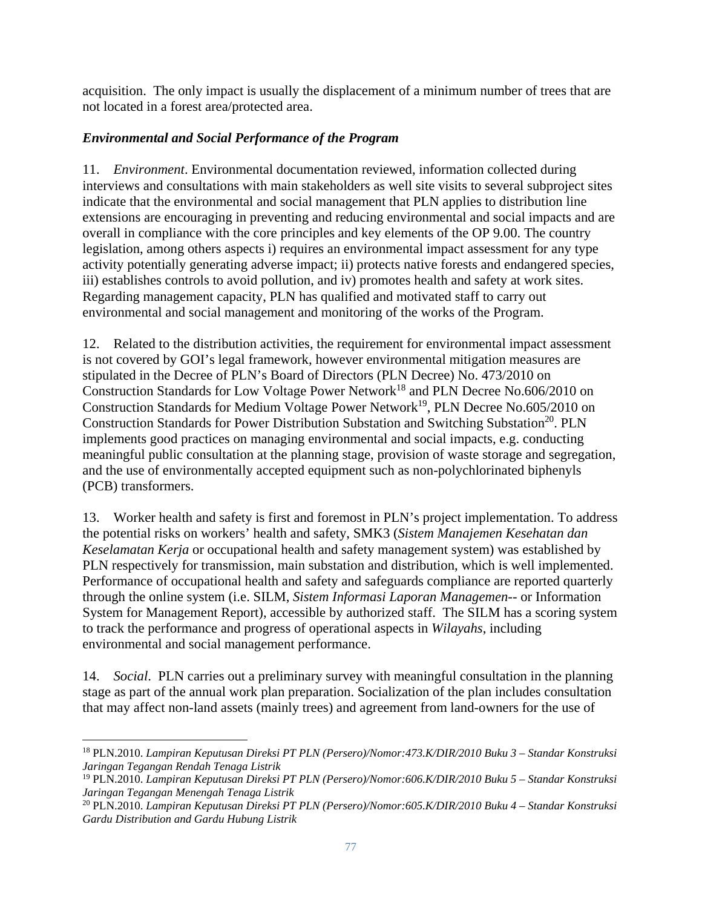acquisition. The only impact is usually the displacement of a minimum number of trees that are not located in a forest area/protected area.

### *Environmental and Social Performance of the Program*

11. *Environment*. Environmental documentation reviewed, information collected during interviews and consultations with main stakeholders as well site visits to several subproject sites indicate that the environmental and social management that PLN applies to distribution line extensions are encouraging in preventing and reducing environmental and social impacts and are overall in compliance with the core principles and key elements of the OP 9.00. The country legislation, among others aspects i) requires an environmental impact assessment for any type activity potentially generating adverse impact; ii) protects native forests and endangered species, iii) establishes controls to avoid pollution, and iv) promotes health and safety at work sites. Regarding management capacity, PLN has qualified and motivated staff to carry out environmental and social management and monitoring of the works of the Program.

12. Related to the distribution activities, the requirement for environmental impact assessment is not covered by GOI's legal framework, however environmental mitigation measures are stipulated in the Decree of PLN's Board of Directors (PLN Decree) No. 473/2010 on Construction Standards for Low Voltage Power Network[18] and PLN Decree No.606/2010 on Construction Standards for Medium Voltage Power Network[19], PLN Decree No.605/2010 on Construction Standards for Power Distribution Substation and Switching Substation[20]. PLN implements good practices on managing environmental and social impacts, e.g. conducting meaningful public consultation at the planning stage, provision of waste storage and segregation, and the use of environmentally accepted equipment such as non-polychlorinated biphenyls (PCB) transformers.

13. Worker health and safety is first and foremost in PLN's project implementation. To address the potential risks on workers' health and safety, SMK3 (*Sistem Manajemen Kesehatan dan Keselamatan Kerja* or occupational health and safety management system) was established by PLN respectively for transmission, main substation and distribution, which is well implemented. Performance of occupational health and safety and safeguards compliance are reported quarterly through the online system (i.e. SILM, *Sistem Informasi Laporan Managemen*-- or Information System for Management Report), accessible by authorized staff. The SILM has a scoring system to track the performance and progress of operational aspects in *Wilayahs*, including environmental and social management performance.

14. *Social*. PLN carries out a preliminary survey with meaningful consultation in the planning stage as part of the annual work plan preparation. Socialization of the plan includes consultation that may affect non-land assets (mainly trees) and agreement from land-owners for the use of

---

[18] PLN.2010. *Lampiran Keputusan Direksi PT PLN (Persero)/Nomor:473.K/DIR/2010 Buku 3 – Standar Konstruksi Jaringan Tegangan Rendah Tenaga Listrik*

[19] PLN.2010. *Lampiran Keputusan Direksi PT PLN (Persero)/Nomor:606.K/DIR/2010 Buku 5 – Standar Konstruksi Jaringan Tegangan Menengah Tenaga Listrik*

[20] PLN.2010. *Lampiran Keputusan Direksi PT PLN (Persero)/Nomor:605.K/DIR/2010 Buku 4 – Standar Konstruksi Gardu Distribution and Gardu Hubung Listrik*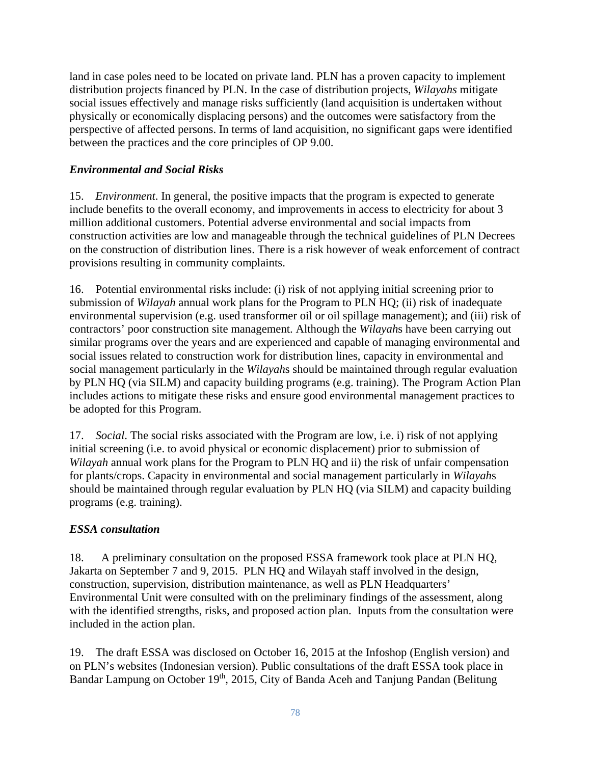land in case poles need to be located on private land. PLN has a proven capacity to implement distribution projects financed by PLN. In the case of distribution projects, *Wilayahs* mitigate social issues effectively and manage risks sufficiently (land acquisition is undertaken without physically or economically displacing persons) and the outcomes were satisfactory from the perspective of affected persons. In terms of land acquisition, no significant gaps were identified between the practices and the core principles of OP 9.00.

***Environmental and Social Risks***

15. *Environment*. In general, the positive impacts that the program is expected to generate include benefits to the overall economy, and improvements in access to electricity for about 3 million additional customers. Potential adverse environmental and social impacts from construction activities are low and manageable through the technical guidelines of PLN Decrees on the construction of distribution lines. There is a risk however of weak enforcement of contract provisions resulting in community complaints.

16. Potential environmental risks include: (i) risk of not applying initial screening prior to submission of *Wilayah* annual work plans for the Program to PLN HQ; (ii) risk of inadequate environmental supervision (e.g. used transformer oil or oil spillage management); and (iii) risk of contractors' poor construction site management. Although the *Wilayah*s have been carrying out similar programs over the years and are experienced and capable of managing environmental and social issues related to construction work for distribution lines, capacity in environmental and social management particularly in the *Wilayah*s should be maintained through regular evaluation by PLN HQ (via SILM) and capacity building programs (e.g. training). The Program Action Plan includes actions to mitigate these risks and ensure good environmental management practices to be adopted for this Program.

17. *Social*. The social risks associated with the Program are low, i.e. i) risk of not applying initial screening (i.e. to avoid physical or economic displacement) prior to submission of *Wilayah* annual work plans for the Program to PLN HQ and ii) the risk of unfair compensation for plants/crops. Capacity in environmental and social management particularly in *Wilayah*s should be maintained through regular evaluation by PLN HQ (via SILM) and capacity building programs (e.g. training).

***ESSA consultation***

18. A preliminary consultation on the proposed ESSA framework took place at PLN HQ, Jakarta on September 7 and 9, 2015. PLN HQ and Wilayah staff involved in the design, construction, supervision, distribution maintenance, as well as PLN Headquarters' Environmental Unit were consulted with on the preliminary findings of the assessment, along with the identified strengths, risks, and proposed action plan. Inputs from the consultation were included in the action plan.

19. The draft ESSA was disclosed on October 16, 2015 at the Infoshop (English version) and on PLN's websites (Indonesian version). Public consultations of the draft ESSA took place in Bandar Lampung on October 19th, 2015, City of Banda Aceh and Tanjung Pandan (Belitung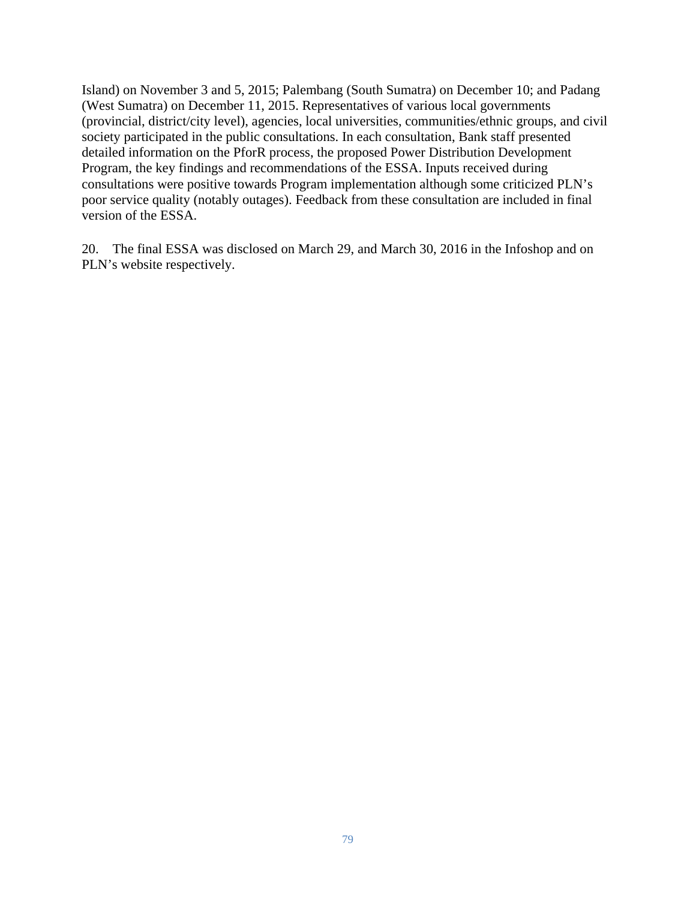Island) on November 3 and 5, 2015; Palembang (South Sumatra) on December 10; and Padang (West Sumatra) on December 11, 2015. Representatives of various local governments (provincial, district/city level), agencies, local universities, communities/ethnic groups, and civil society participated in the public consultations. In each consultation, Bank staff presented detailed information on the PforR process, the proposed Power Distribution Development Program, the key findings and recommendations of the ESSA. Inputs received during consultations were positive towards Program implementation although some criticized PLN's poor service quality (notably outages). Feedback from these consultation are included in final version of the ESSA.

20. The final ESSA was disclosed on March 29, and March 30, 2016 in the Infoshop and on PLN's website respectively.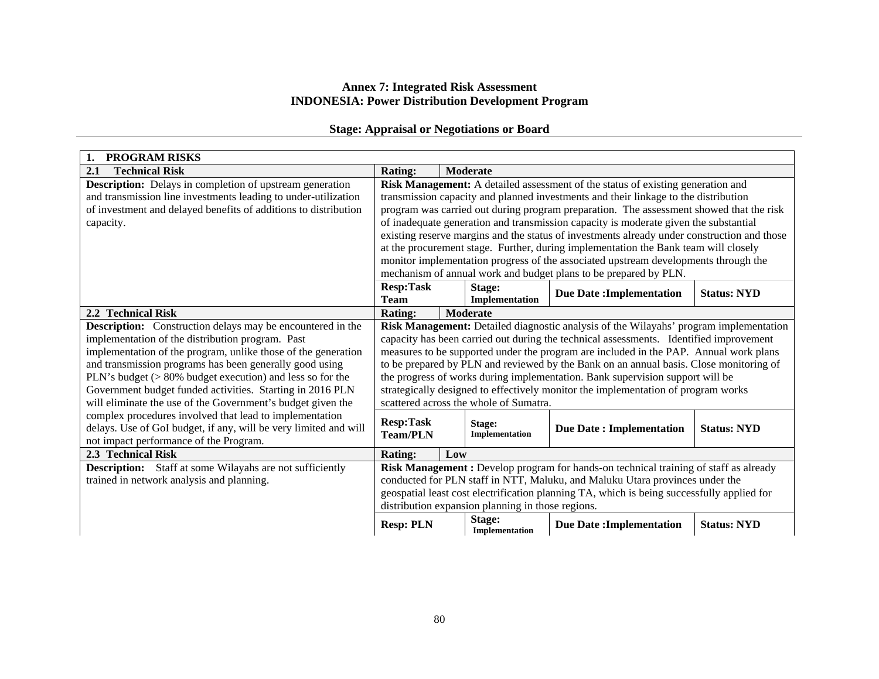# Annex 7: Integrated Risk Assessment
# INDONESIA: Power Distribution Development Program

## Stage: Appraisal or Negotiations or Board

| **1. PROGRAM RISKS** | | | | | |
|---|---|---|---|---|---|
| **2.1 Technical Risk** | **Rating:** | **Moderate** | | | |
| **Description:** Delays in completion of upstream generation and transmission line investments leading to under-utilization of investment and delayed benefits of additions to distribution capacity. | **Risk Management:** A detailed assessment of the status of existing generation and transmission capacity and planned investments and their linkage to the distribution program was carried out during program preparation. The assessment showed that the risk of inadequate generation and transmission capacity is moderate given the substantial existing reserve margins and the status of investments already under construction and those at the procurement stage. Further, during implementation the Bank team will closely monitor implementation progress of the associated upstream developments through the mechanism of annual work and budget plans to be prepared by PLN. | | | | |
| | **Resp:Task Team** | | **Stage: Implementation** | **Due Date :Implementation** | **Status: NYD** |
| **2.2 Technical Risk** | **Rating:** | **Moderate** | | | |
| **Description:** Construction delays may be encountered in the implementation of the distribution program. Past implementation of the program, unlike those of the generation and transmission programs has been generally good using PLN's budget (> 80% budget execution) and less so for the Government budget funded activities. Starting in 2016 PLN will eliminate the use of the Government's budget given the complex procedures involved that lead to implementation delays. Use of GoI budget, if any, will be very limited and will not impact performance of the Program. | **Risk Management:** Detailed diagnostic analysis of the Wilayahs' program implementation capacity has been carried out during the technical assessments. Identified improvement measures to be supported under the program are included in the PAP. Annual work plans to be prepared by PLN and reviewed by the Bank on an annual basis. Close monitoring of the progress of works during implementation. Bank supervision support will be strategically designed to effectively monitor the implementation of program works scattered across the whole of Sumatra. | | | | |
| | **Resp:Task Team/PLN** | | **Stage: Implementation** | **Due Date : Implementation** | **Status: NYD** |
| **2.3 Technical Risk** | **Rating:** | **Low** | | | |
| **Description:** Staff at some Wilayahs are not sufficiently trained in network analysis and planning. | **Risk Management :** Develop program for hands-on technical training of staff as already conducted for PLN staff in NTT, Maluku, and Maluku Utara provinces under the geospatial least cost electrification planning TA, which is being successfully applied for distribution expansion planning in those regions. | | | | |
| | **Resp: PLN** | | **Stage: Implementation** | **Due Date :Implementation** | **Status: NYD** |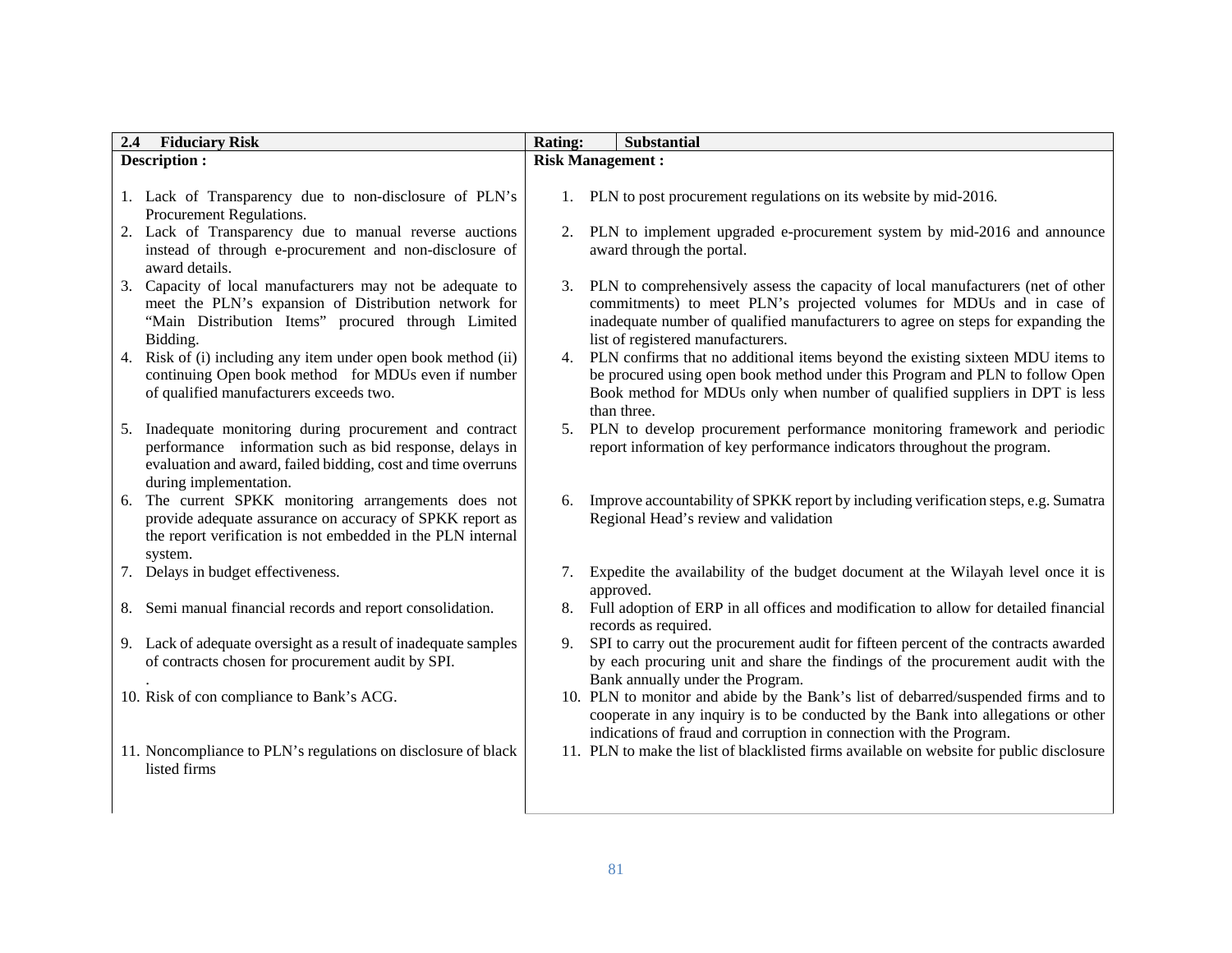| 2.4 Fiduciary Risk | Rating: Substantial |
|---|---|
| **Description :** | **Risk Management :** |
| 1. Lack of Transparency due to non-disclosure of PLN's Procurement Regulations. | 1. PLN to post procurement regulations on its website by mid-2016. |
| 2. Lack of Transparency due to manual reverse auctions instead of through e-procurement and non-disclosure of award details. | 2. PLN to implement upgraded e-procurement system by mid-2016 and announce award through the portal. |
| 3. Capacity of local manufacturers may not be adequate to meet the PLN's expansion of Distribution network for "Main Distribution Items" procured through Limited Bidding. | 3. PLN to comprehensively assess the capacity of local manufacturers (net of other commitments) to meet PLN's projected volumes for MDUs and in case of inadequate number of qualified manufacturers to agree on steps for expanding the list of registered manufacturers. |
| 4. Risk of (i) including any item under open book method (ii) continuing Open book method for MDUs even if number of qualified manufacturers exceeds two. | 4. PLN confirms that no additional items beyond the existing sixteen MDU items to be procured using open book method under this Program and PLN to follow Open Book method for MDUs only when number of qualified suppliers in DPT is less than three. |
| 5. Inadequate monitoring during procurement and contract performance information such as bid response, delays in evaluation and award, failed bidding, cost and time overruns during implementation. | 5. PLN to develop procurement performance monitoring framework and periodic report information of key performance indicators throughout the program. |
| 6. The current SPKK monitoring arrangements does not provide adequate assurance on accuracy of SPKK report as the report verification is not embedded in the PLN internal system. | 6. Improve accountability of SPKK report by including verification steps, e.g. Sumatra Regional Head's review and validation |
| 7. Delays in budget effectiveness. | 7. Expedite the availability of the budget document at the Wilayah level once it is approved. |
| 8. Semi manual financial records and report consolidation. | 8. Full adoption of ERP in all offices and modification to allow for detailed financial records as required. |
| 9. Lack of adequate oversight as a result of inadequate samples of contracts chosen for procurement audit by SPI. | 9. SPI to carry out the procurement audit for fifteen percent of the contracts awarded by each procuring unit and share the findings of the procurement audit with the Bank annually under the Program. |
| 10. Risk of con compliance to Bank's ACG. | 10. PLN to monitor and abide by the Bank's list of debarred/suspended firms and to cooperate in any inquiry is to be conducted by the Bank into allegations or other indications of fraud and corruption in connection with the Program. |
| 11. Noncompliance to PLN's regulations on disclosure of black listed firms | 11. PLN to make the list of blacklisted firms available on website for public disclosure |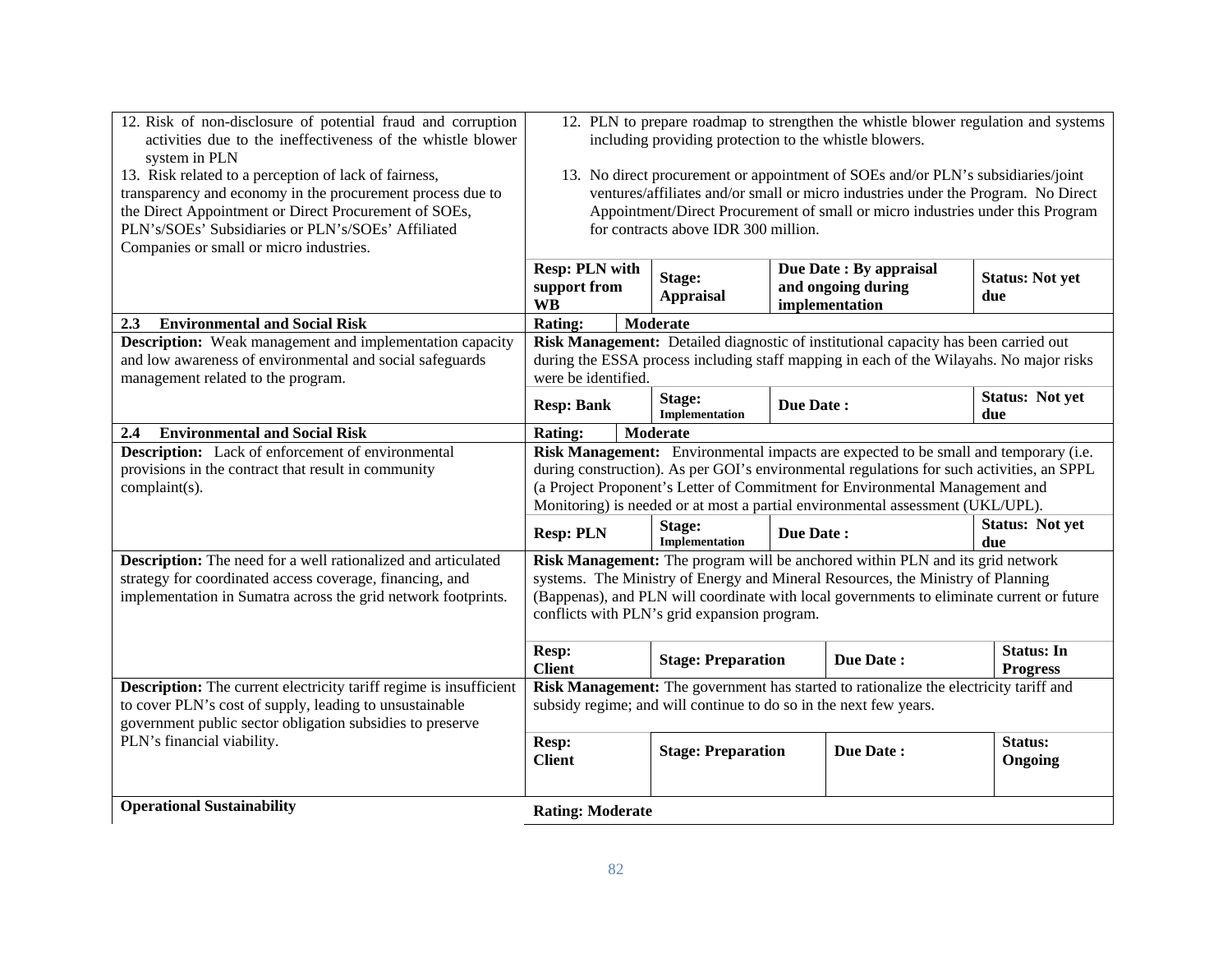| Risk | | | | | |
|---|---|---|---|---|---|
| 12. Risk of non-disclosure of potential fraud and corruption activities due to the ineffectiveness of the whistle blower system in PLN<br>13. Risk related to a perception of lack of fairness, transparency and economy in the procurement process due to the Direct Appointment or Direct Procurement of SOEs, PLN's/SOEs' Subsidiaries or PLN's/SOEs' Affiliated Companies or small or micro industries. | 12. PLN to prepare roadmap to strengthen the whistle blower regulation and systems including providing protection to the whistle blowers.<br>13. No direct procurement or appointment of SOEs and/or PLN's subsidiaries/joint ventures/affiliates and/or small or micro industries under the Program. No Direct Appointment/Direct Procurement of small or micro industries under this Program for contracts above IDR 300 million. | | | | |
| | **Resp: PLN with support from WB** | **Stage: Appraisal** | **Due Date : By appraisal and ongoing during implementation** | | **Status: Not yet due** |
| **2.3 Environmental and Social Risk** | **Rating:** | **Moderate** | | | |
| **Description:** Weak management and implementation capacity and low awareness of environmental and social safeguards management related to the program. | **Risk Management:** Detailed diagnostic of institutional capacity has been carried out during the ESSA process including staff mapping in each of the Wilayahs. No major risks were be identified. | | | | |
| | **Resp: Bank** | **Stage: Implementation** | **Due Date :** | | **Status: Not yet due** |
| **2.4 Environmental and Social Risk** | **Rating:** | **Moderate** | | | |
| **Description:** Lack of enforcement of environmental provisions in the contract that result in community complaint(s). | **Risk Management:** Environmental impacts are expected to be small and temporary (i.e. during construction). As per GOI's environmental regulations for such activities, an SPPL (a Project Proponent's Letter of Commitment for Environmental Management and Monitoring) is needed or at most a partial environmental assessment (UKL/UPL). | | | | |
| | **Resp: PLN** | **Stage: Implementation** | **Due Date :** | | **Status: Not yet due** |
| **Description:** The need for a well rationalized and articulated strategy for coordinated access coverage, financing, and implementation in Sumatra across the grid network footprints. | **Risk Management:** The program will be anchored within PLN and its grid network systems. The Ministry of Energy and Mineral Resources, the Ministry of Planning (Bappenas), and PLN will coordinate with local governments to eliminate current or future conflicts with PLN's grid expansion program. | | | | |
| | **Resp: Client** | **Stage: Preparation** | | **Due Date :** | **Status: In Progress** |
| **Description:** The current electricity tariff regime is insufficient to cover PLN's cost of supply, leading to unsustainable government public sector obligation subsidies to preserve PLN's financial viability. | **Risk Management:** The government has started to rationalize the electricity tariff and subsidy regime; and will continue to do so in the next few years. | | | | |
| | **Resp: Client** | **Stage: Preparation** | | **Due Date :** | **Status: Ongoing** |
| **Operational Sustainability** | **Rating: Moderate** | | | | |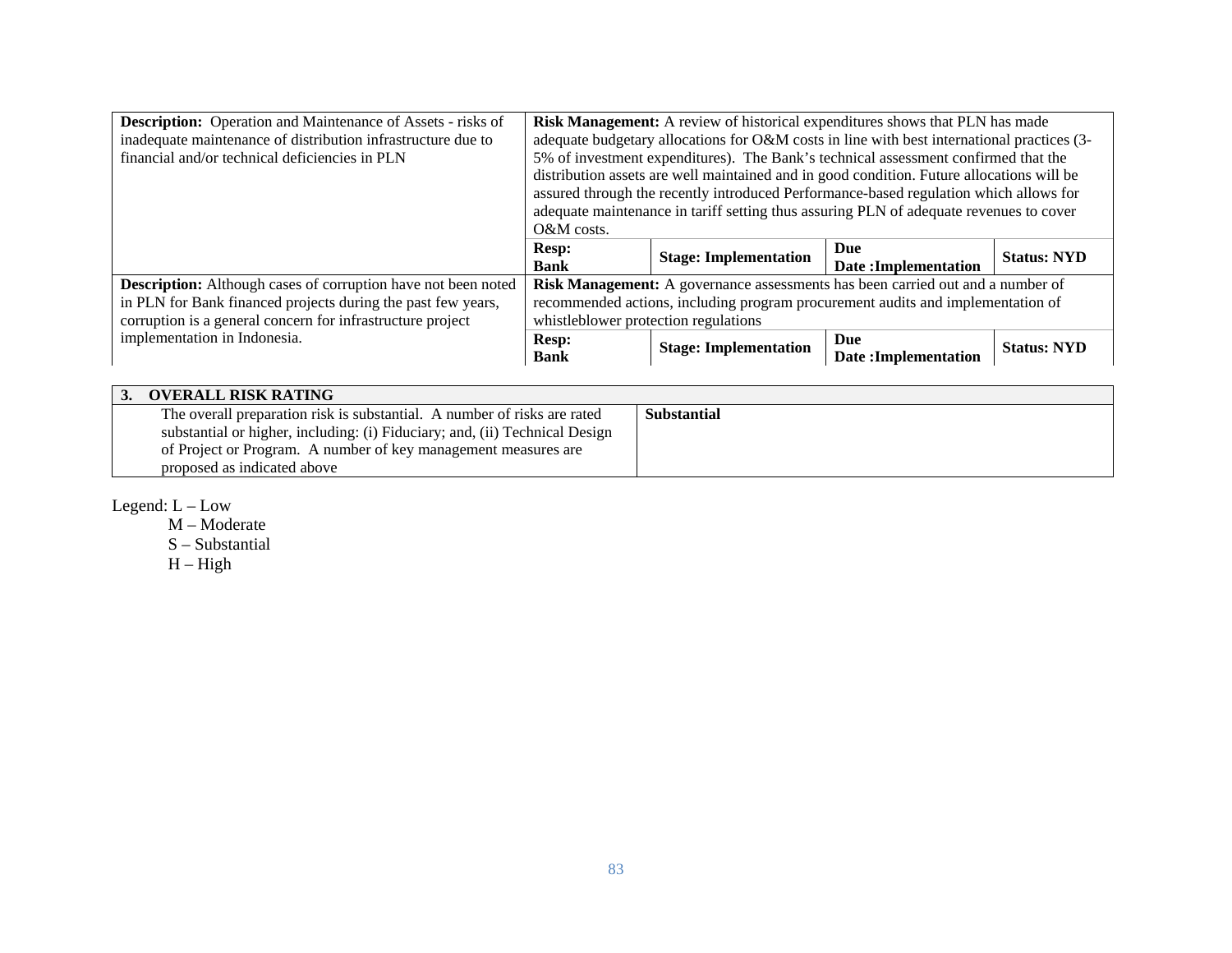| Description | Risk Management | | | |
|---|---|---|---|---|
| **Description:** Operation and Maintenance of Assets - risks of inadequate maintenance of distribution infrastructure due to financial and/or technical deficiencies in PLN | **Risk Management:** A review of historical expenditures shows that PLN has made adequate budgetary allocations for O&M costs in line with best international practices (3-5% of investment expenditures). The Bank's technical assessment confirmed that the distribution assets are well maintained and in good condition. Future allocations will be assured through the recently introduced Performance-based regulation which allows for adequate maintenance in tariff setting thus assuring PLN of adequate revenues to cover O&M costs. | | | |
| | **Resp: Bank** | **Stage: Implementation** | **Due Date :Implementation** | **Status: NYD** |
| **Description:** Although cases of corruption have not been noted in PLN for Bank financed projects during the past few years, corruption is a general concern for infrastructure project implementation in Indonesia. | **Risk Management:** A governance assessments has been carried out and a number of recommended actions, including program procurement audits and implementation of whistleblower protection regulations | | | |
| | **Resp: Bank** | **Stage: Implementation** | **Due Date :Implementation** | **Status: NYD** |

| **3. OVERALL RISK RATING** | |
|---|---|
| The overall preparation risk is substantial. A number of risks are rated substantial or higher, including: (i) Fiduciary; and, (ii) Technical Design of Project or Program. A number of key management measures are proposed as indicated above | **Substantial** |

Legend: L – Low
M – Moderate
S – Substantial
H – High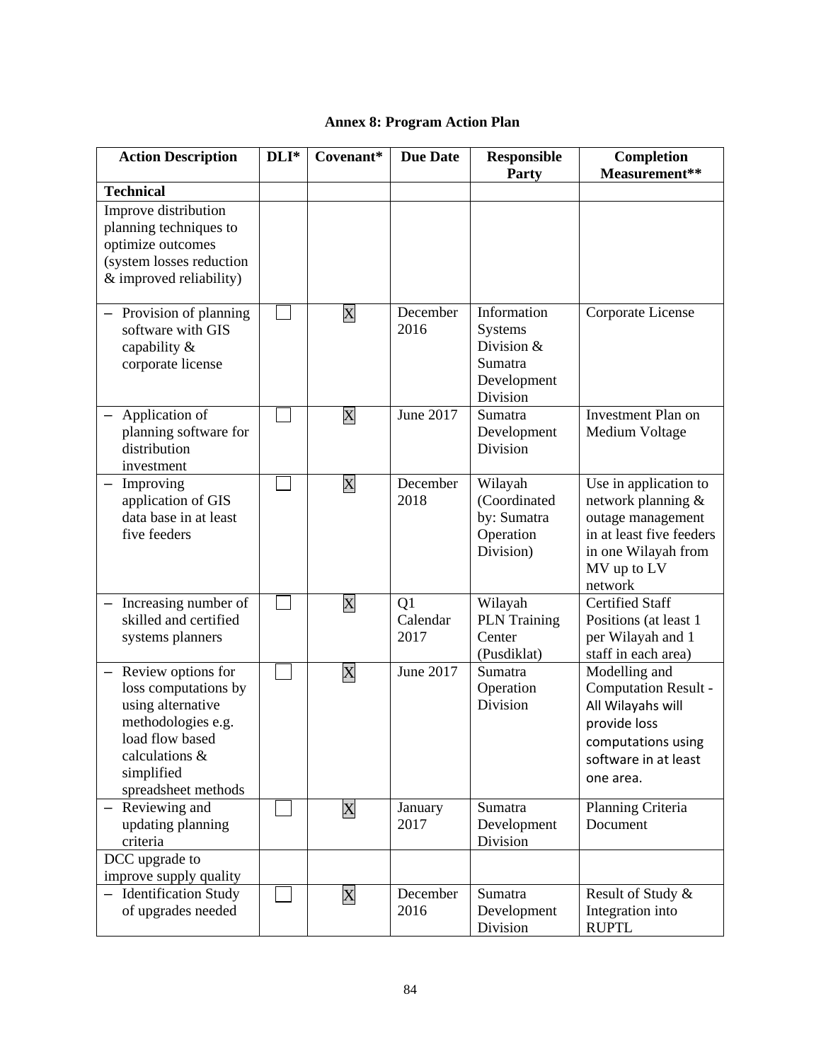## Annex 8: Program Action Plan

| Action Description | DLI* | Covenant* | Due Date | Responsible Party | Completion Measurement** |
|---|---|---|---|---|---|
| **Technical** | | | | | |
| Improve distribution planning techniques to optimize outcomes (system losses reduction & improved reliability) | | | | | |
| – Provision of planning software with GIS capability & corporate license | ☐ | X | December 2016 | Information Systems Division & Sumatra Development Division | Corporate License |
| – Application of planning software for distribution investment | ☐ | X | June 2017 | Sumatra Development Division | Investment Plan on Medium Voltage |
| – Improving application of GIS data base in at least five feeders | ☐ | X | December 2018 | Wilayah (Coordinated by: Sumatra Operation Division) | Use in application to network planning & outage management in at least five feeders in one Wilayah from MV up to LV network |
| – Increasing number of skilled and certified systems planners | ☐ | X | Q1 Calendar 2017 | Wilayah PLN Training Center (Pusdiklat) | Certified Staff Positions (at least 1 per Wilayah and 1 staff in each area) |
| – Review options for loss computations by using alternative methodologies e.g. load flow based calculations & simplified spreadsheet methods | ☐ | X | June 2017 | Sumatra Operation Division | Modelling and Computation Result - All Wilayahs will provide loss computations using software in at least one area. |
| – Reviewing and updating planning criteria | ☐ | X | January 2017 | Sumatra Development Division | Planning Criteria Document |
| DCC upgrade to improve supply quality | | | | | |
| – Identification Study of upgrades needed | ☐ | X | December 2016 | Sumatra Development Division | Result of Study & Integration into RUPTL |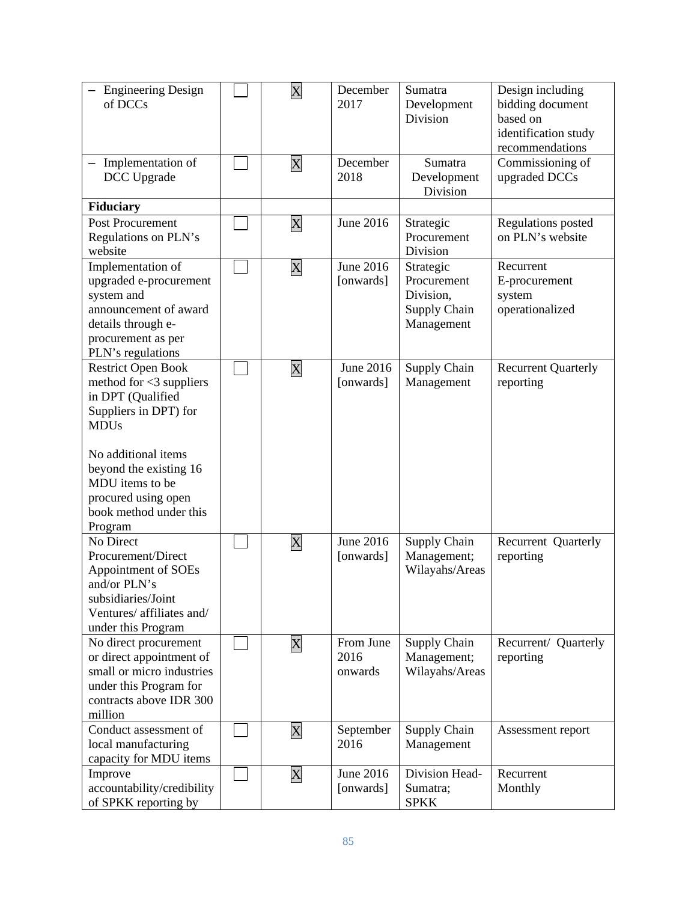| | | | | | |
|---|---|---|---|---|---|
| – Engineering Design of DCCs | ☐ | X | December 2017 | Sumatra Development Division | Design including bidding document based on identification study recommendations |
| – Implementation of DCC Upgrade | ☐ | X | December 2018 | Sumatra Development Division | Commissioning of upgraded DCCs |
| **Fiduciary** | | | | | |
| Post Procurement Regulations on PLN's website | ☐ | X | June 2016 | Strategic Procurement Division | Regulations posted on PLN's website |
| Implementation of upgraded e-procurement system and announcement of award details through e-procurement as per PLN's regulations | ☐ | X | June 2016 [onwards] | Strategic Procurement Division, Supply Chain Management | Recurrent E-procurement system operationalized |
| Restrict Open Book method for <3 suppliers in DPT (Qualified Suppliers in DPT) for MDUs<br><br>No additional items beyond the existing 16 MDU items to be procured using open book method under this Program | ☐ | X | June 2016 [onwards] | Supply Chain Management | Recurrent Quarterly reporting |
| No Direct Procurement/Direct Appointment of SOEs and/or PLN's subsidiaries/Joint Ventures/ affiliates and/ under this Program | ☐ | X | June 2016 [onwards] | Supply Chain Management; Wilayahs/Areas | Recurrent Quarterly reporting |
| No direct procurement or direct appointment of small or micro industries under this Program for contracts above IDR 300 million | ☐ | X | From June 2016 onwards | Supply Chain Management; Wilayahs/Areas | Recurrent/ Quarterly reporting |
| Conduct assessment of local manufacturing capacity for MDU items | ☐ | X | September 2016 | Supply Chain Management | Assessment report |
| Improve accountability/credibility of SPKK reporting by | ☐ | X | June 2016 [onwards] | Division Head-Sumatra; SPKK | Recurrent Monthly |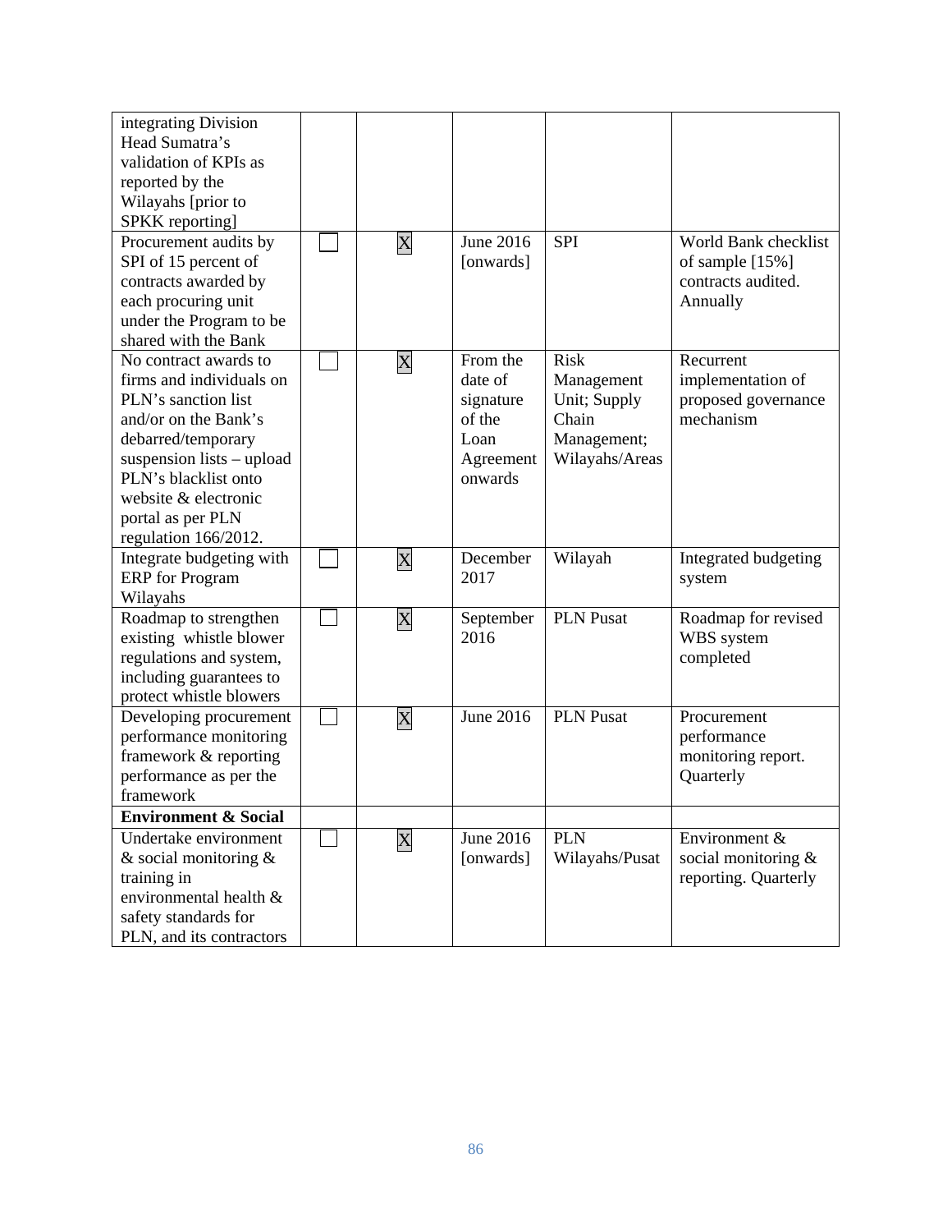| | | | | | |
|---|---|---|---|---|---|
| integrating Division Head Sumatra's validation of KPIs as reported by the Wilayahs [prior to SPKK reporting] | | | | | |
| Procurement audits by SPI of 15 percent of contracts awarded by each procuring unit under the Program to be shared with the Bank | ☐ | X | June 2016 [onwards] | SPI | World Bank checklist of sample [15%] contracts audited. Annually |
| No contract awards to firms and individuals on PLN's sanction list and/or on the Bank's debarred/temporary suspension lists – upload PLN's blacklist onto website & electronic portal as per PLN regulation 166/2012. | ☐ | X | From the date of signature of the Loan Agreement onwards | Risk Management Unit; Supply Chain Management; Wilayahs/Areas | Recurrent implementation of proposed governance mechanism |
| Integrate budgeting with ERP for Program Wilayahs | ☐ | X | December 2017 | Wilayah | Integrated budgeting system |
| Roadmap to strengthen existing whistle blower regulations and system, including guarantees to protect whistle blowers | ☐ | X | September 2016 | PLN Pusat | Roadmap for revised WBS system completed |
| Developing procurement performance monitoring framework & reporting performance as per the framework | ☐ | X | June 2016 | PLN Pusat | Procurement performance monitoring report. Quarterly |
| **Environment & Social** | | | | | |
| Undertake environment & social monitoring & training in environmental health & safety standards for PLN, and its contractors | ☐ | X | June 2016 [onwards] | PLN Wilayahs/Pusat | Environment & social monitoring & reporting. Quarterly |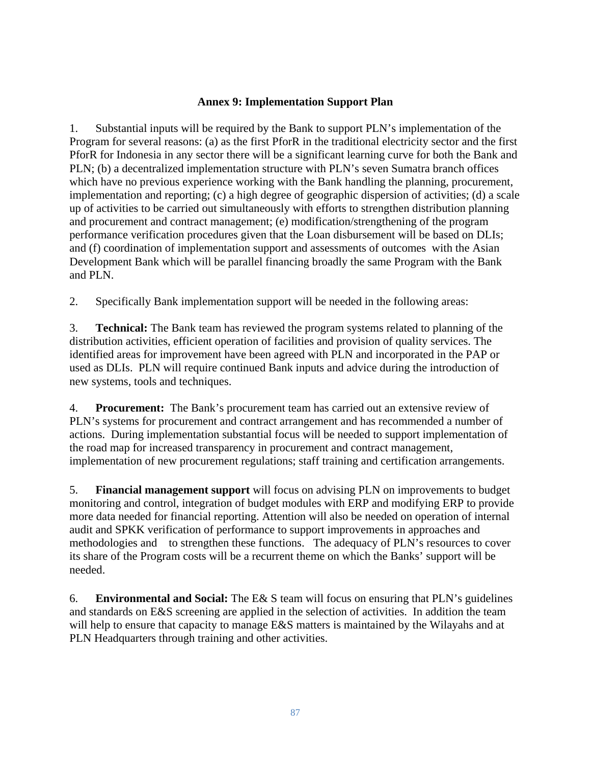# Annex 9: Implementation Support Plan

1. Substantial inputs will be required by the Bank to support PLN's implementation of the Program for several reasons: (a) as the first PforR in the traditional electricity sector and the first PforR for Indonesia in any sector there will be a significant learning curve for both the Bank and PLN; (b) a decentralized implementation structure with PLN's seven Sumatra branch offices which have no previous experience working with the Bank handling the planning, procurement, implementation and reporting; (c) a high degree of geographic dispersion of activities; (d) a scale up of activities to be carried out simultaneously with efforts to strengthen distribution planning and procurement and contract management; (e) modification/strengthening of the program performance verification procedures given that the Loan disbursement will be based on DLIs; and (f) coordination of implementation support and assessments of outcomes with the Asian Development Bank which will be parallel financing broadly the same Program with the Bank and PLN.

2. Specifically Bank implementation support will be needed in the following areas:

3. **Technical:** The Bank team has reviewed the program systems related to planning of the distribution activities, efficient operation of facilities and provision of quality services. The identified areas for improvement have been agreed with PLN and incorporated in the PAP or used as DLIs. PLN will require continued Bank inputs and advice during the introduction of new systems, tools and techniques.

4. **Procurement:** The Bank's procurement team has carried out an extensive review of PLN's systems for procurement and contract arrangement and has recommended a number of actions. During implementation substantial focus will be needed to support implementation of the road map for increased transparency in procurement and contract management, implementation of new procurement regulations; staff training and certification arrangements.

5. **Financial management support** will focus on advising PLN on improvements to budget monitoring and control, integration of budget modules with ERP and modifying ERP to provide more data needed for financial reporting. Attention will also be needed on operation of internal audit and SPKK verification of performance to support improvements in approaches and methodologies and to strengthen these functions. The adequacy of PLN's resources to cover its share of the Program costs will be a recurrent theme on which the Banks' support will be needed.

6. **Environmental and Social:** The E& S team will focus on ensuring that PLN's guidelines and standards on E&S screening are applied in the selection of activities. In addition the team will help to ensure that capacity to manage E&S matters is maintained by the Wilayahs and at PLN Headquarters through training and other activities.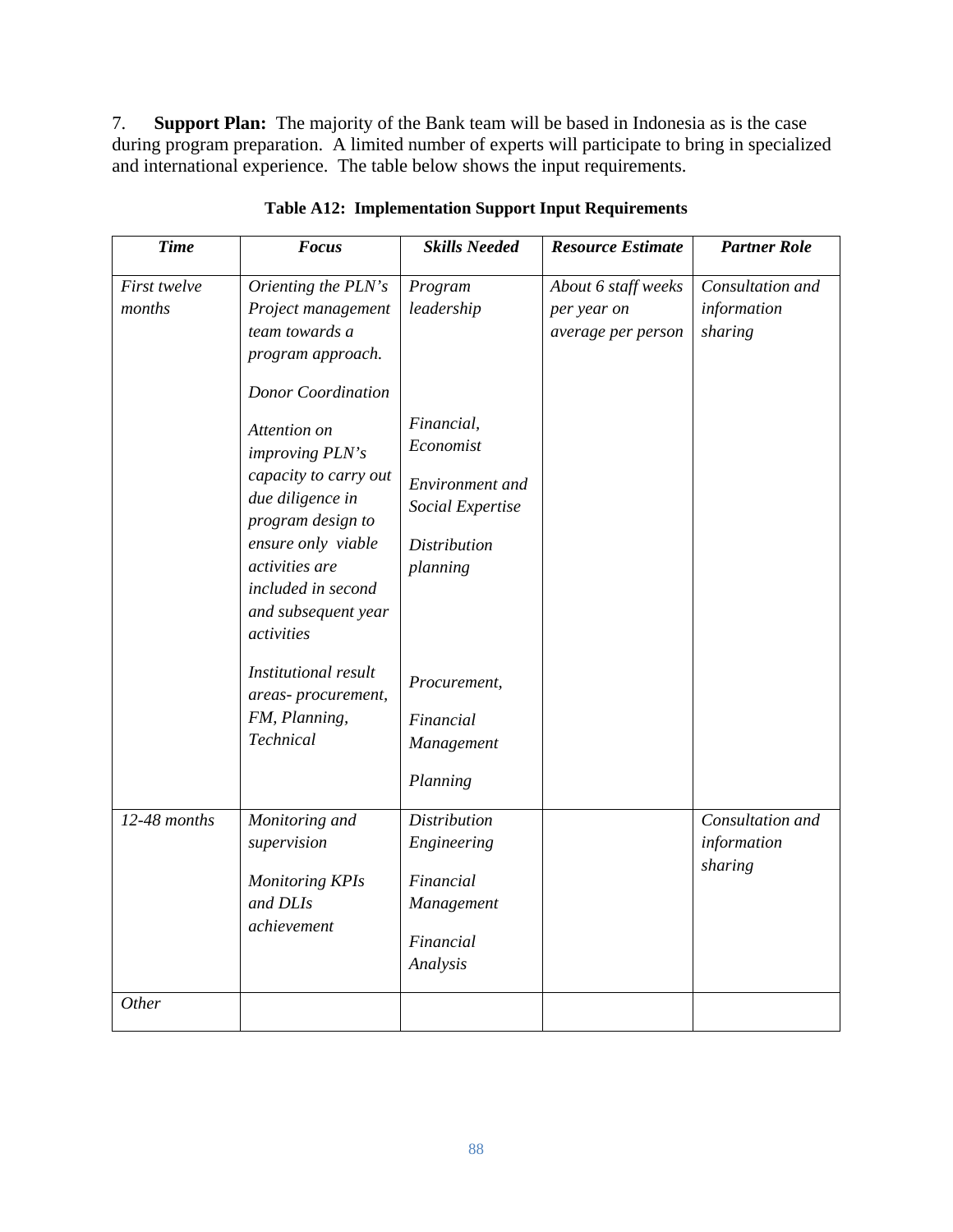7. **Support Plan:** The majority of the Bank team will be based in Indonesia as is the case during program preparation. A limited number of experts will participate to bring in specialized and international experience. The table below shows the input requirements.

**Table A12: Implementation Support Input Requirements**

| ***Time*** | ***Focus*** | ***Skills Needed*** | ***Resource Estimate*** | ***Partner Role*** |
|---|---|---|---|---|
| *First twelve months* | *Orienting the PLN's Project management team towards a program approach.*<br><br>*Donor Coordination*<br><br>*Attention on improving PLN's capacity to carry out due diligence in program design to ensure only viable activities are included in second and subsequent year activities*<br><br>*Institutional result areas- procurement, FM, Planning, Technical* | *Program leadership*<br><br>*Financial, Economist*<br><br>*Environment and Social Expertise*<br><br>*Distribution planning*<br><br>*Procurement,*<br><br>*Financial Management*<br><br>*Planning* | *About 6 staff weeks per year on average per person* | *Consultation and information sharing* |
| *12-48 months* | *Monitoring and supervision*<br><br>*Monitoring KPIs and DLIs achievement* | *Distribution Engineering*<br><br>*Financial Management*<br><br>*Financial Analysis* | | *Consultation and information sharing* |
| *Other* | | | | |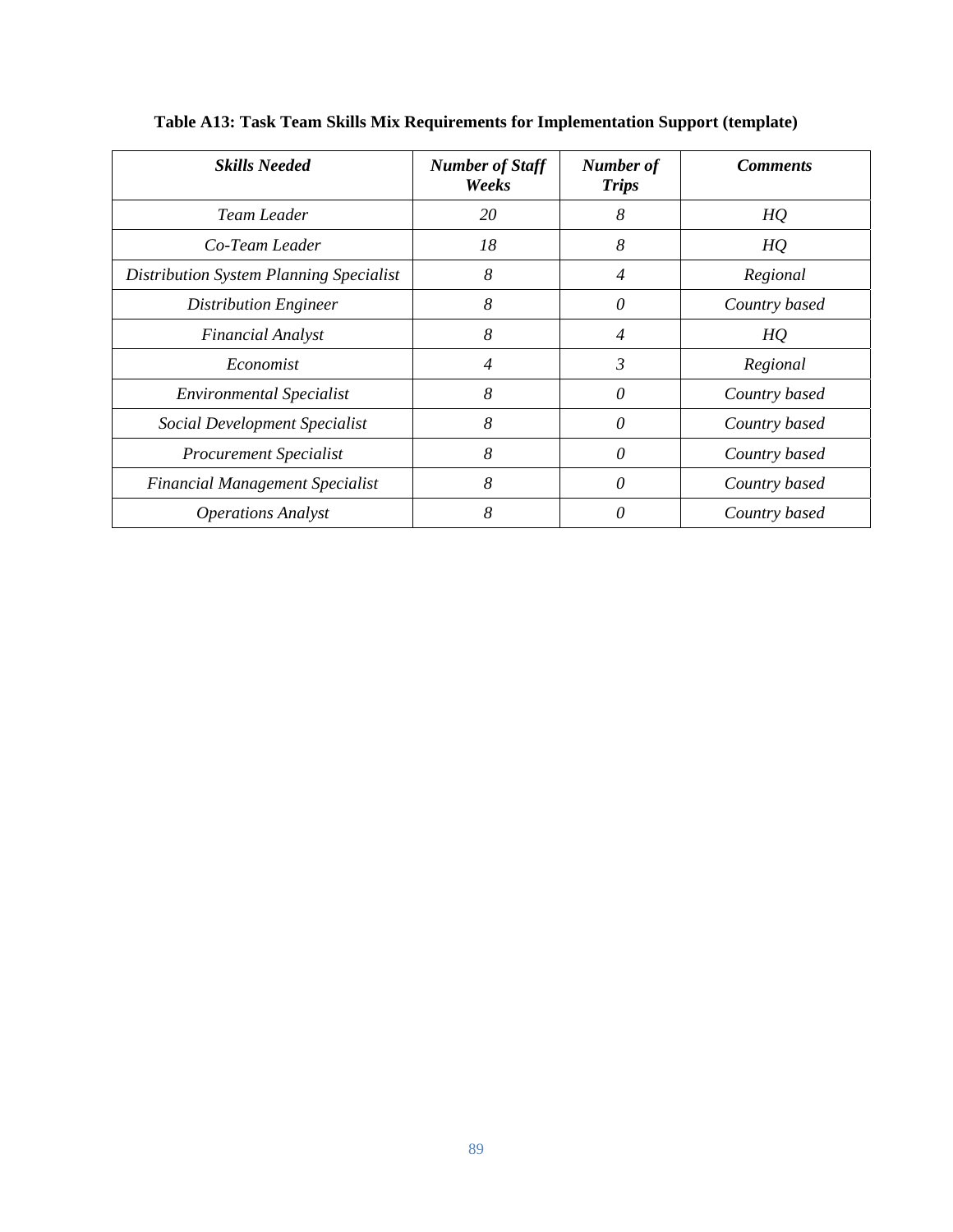**Table A13: Task Team Skills Mix Requirements for Implementation Support (template)**

| ***Skills Needed*** | ***Number of Staff Weeks*** | ***Number of Trips*** | ***Comments*** |
|---|---|---|---|
| *Team Leader* | *20* | *8* | *HQ* |
| *Co-Team Leader* | *18* | *8* | *HQ* |
| *Distribution System Planning Specialist* | *8* | *4* | *Regional* |
| *Distribution Engineer* | *8* | *0* | *Country based* |
| *Financial Analyst* | *8* | *4* | *HQ* |
| *Economist* | *4* | *3* | *Regional* |
| *Environmental Specialist* | *8* | *0* | *Country based* |
| *Social Development Specialist* | *8* | *0* | *Country based* |
| *Procurement Specialist* | *8* | *0* | *Country based* |
| *Financial Management Specialist* | *8* | *0* | *Country based* |
| *Operations Analyst* | *8* | *0* | *Country based* |